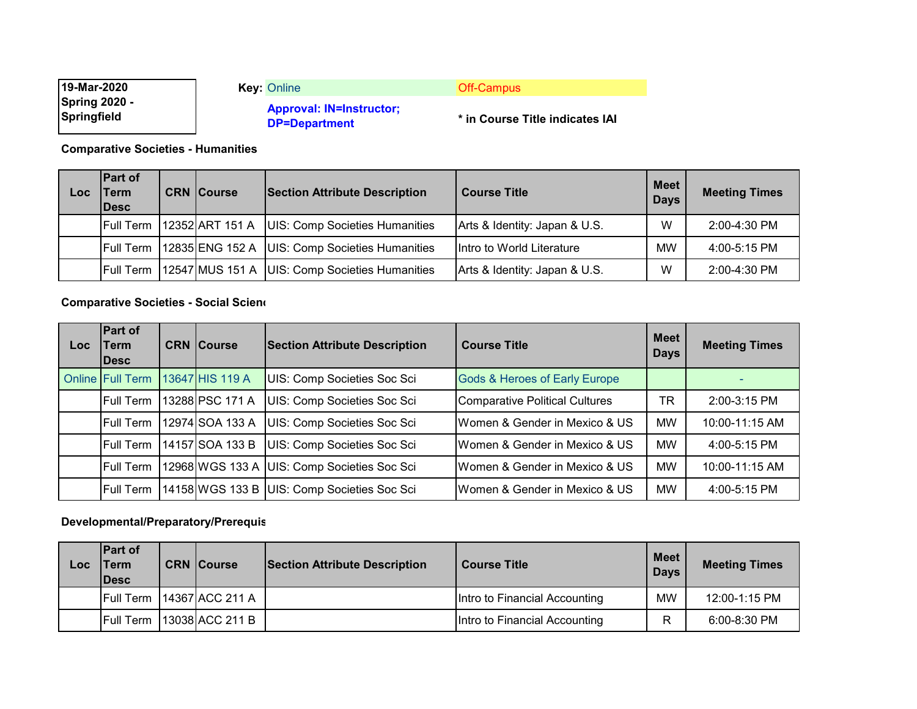**19-Mar-2020**
**Spring 2020 - Springfield**

**Key:** Online | Off-Campus

**Approval: IN=Instructor; DP=Department**

**\* in Course Title indicates IAI**

### Comparative Societies - Humanities

| Loc | Part of Term Desc | CRN | Course | Section Attribute Description | Course Title | Meet Days | Meeting Times |
|---|---|---|---|---|---|---|---|
| | Full Term | 12352 | ART 151 A | UIS: Comp Societies Humanities | Arts & Identity: Japan & U.S. | W | 2:00-4:30 PM |
| | Full Term | 12835 | ENG 152 A | UIS: Comp Societies Humanities | Intro to World Literature | MW | 4:00-5:15 PM |
| | Full Term | 12547 | MUS 151 A | UIS: Comp Societies Humanities | Arts & Identity: Japan & U.S. | W | 2:00-4:30 PM |

### Comparative Societies - Social Scien

| Loc | Part of Term Desc | CRN | Course | Section Attribute Description | Course Title | Meet Days | Meeting Times |
|---|---|---|---|---|---|---|---|
| Online | Full Term | 13647 | HIS 119 A | UIS: Comp Societies Soc Sci | Gods & Heroes of Early Europe | | - |
| | Full Term | 13288 | PSC 171 A | UIS: Comp Societies Soc Sci | Comparative Political Cultures | TR | 2:00-3:15 PM |
| | Full Term | 12974 | SOA 133 A | UIS: Comp Societies Soc Sci | Women & Gender in Mexico & US | MW | 10:00-11:15 AM |
| | Full Term | 14157 | SOA 133 B | UIS: Comp Societies Soc Sci | Women & Gender in Mexico & US | MW | 4:00-5:15 PM |
| | Full Term | 12968 | WGS 133 A | UIS: Comp Societies Soc Sci | Women & Gender in Mexico & US | MW | 10:00-11:15 AM |
| | Full Term | 14158 | WGS 133 B | UIS: Comp Societies Soc Sci | Women & Gender in Mexico & US | MW | 4:00-5:15 PM |

### Developmental/Preparatory/Prerequis

| Loc | Part of Term Desc | CRN | Course | Section Attribute Description | Course Title | Meet Days | Meeting Times |
|---|---|---|---|---|---|---|---|
| | Full Term | 14367 | ACC 211 A | | Intro to Financial Accounting | MW | 12:00-1:15 PM |
| | Full Term | 13038 | ACC 211 B | | Intro to Financial Accounting | R | 6:00-8:30 PM |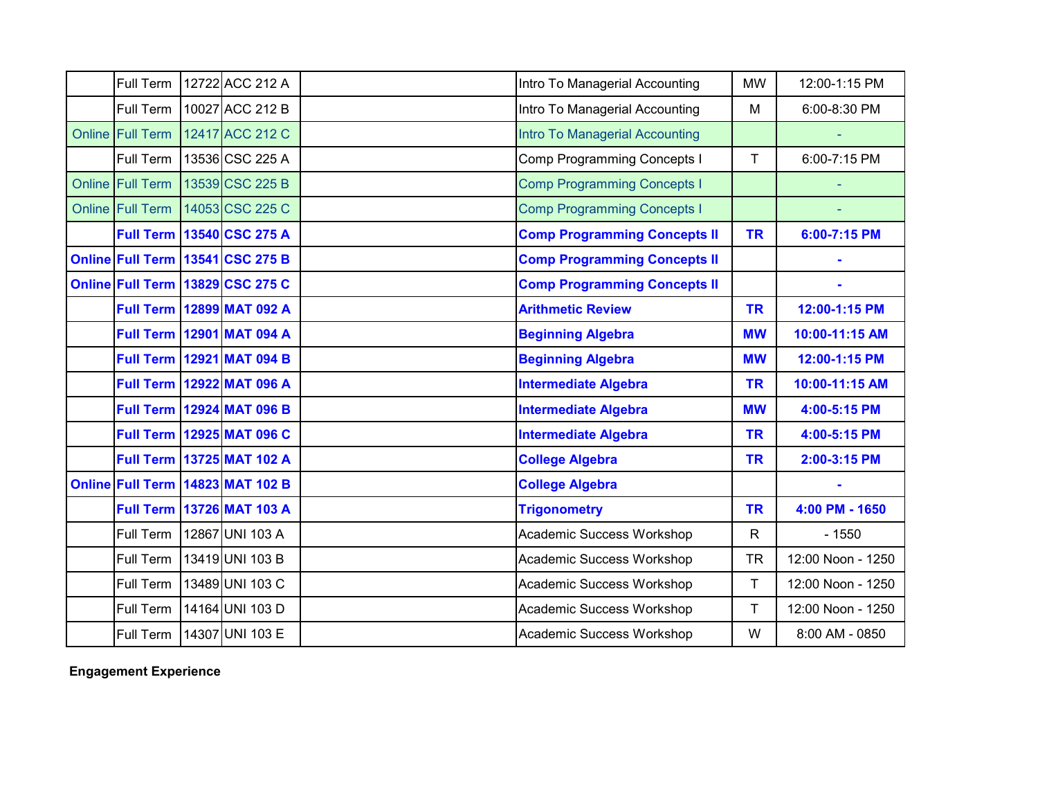|  |  |  |  |  |  |  |
|---|---|---|---|---|---|---|
|  | Full Term | 12722 ACC 212 A |  | Intro To Managerial Accounting | MW | 12:00-1:15 PM |
|  | Full Term | 10027 ACC 212 B |  | Intro To Managerial Accounting | M | 6:00-8:30 PM |
| Online | Full Term | 12417 ACC 212 C |  | Intro To Managerial Accounting |  | - |
|  | Full Term | 13536 CSC 225 A |  | Comp Programming Concepts I | T | 6:00-7:15 PM |
| Online | Full Term | 13539 CSC 225 B |  | Comp Programming Concepts I |  | - |
| Online | Full Term | 14053 CSC 225 C |  | Comp Programming Concepts I |  | - |
|  | **Full Term** | **13540 CSC 275 A** |  | **Comp Programming Concepts II** | **TR** | **6:00-7:15 PM** |
| **Online** | **Full Term** | **13541 CSC 275 B** |  | **Comp Programming Concepts II** |  | **-** |
| **Online** | **Full Term** | **13829 CSC 275 C** |  | **Comp Programming Concepts II** |  | **-** |
|  | **Full Term** | **12899 MAT 092 A** |  | **Arithmetic Review** | **TR** | **12:00-1:15 PM** |
|  | **Full Term** | **12901 MAT 094 A** |  | **Beginning Algebra** | **MW** | **10:00-11:15 AM** |
|  | **Full Term** | **12921 MAT 094 B** |  | **Beginning Algebra** | **MW** | **12:00-1:15 PM** |
|  | **Full Term** | **12922 MAT 096 A** |  | **Intermediate Algebra** | **TR** | **10:00-11:15 AM** |
|  | **Full Term** | **12924 MAT 096 B** |  | **Intermediate Algebra** | **MW** | **4:00-5:15 PM** |
|  | **Full Term** | **12925 MAT 096 C** |  | **Intermediate Algebra** | **TR** | **4:00-5:15 PM** |
|  | **Full Term** | **13725 MAT 102 A** |  | **College Algebra** | **TR** | **2:00-3:15 PM** |
| **Online** | **Full Term** | **14823 MAT 102 B** |  | **College Algebra** |  | **-** |
|  | **Full Term** | **13726 MAT 103 A** |  | **Trigonometry** | **TR** | **4:00 PM - 1650** |
|  | Full Term | 12867 UNI 103 A |  | Academic Success Workshop | R | - 1550 |
|  | Full Term | 13419 UNI 103 B |  | Academic Success Workshop | TR | 12:00 Noon - 1250 |
|  | Full Term | 13489 UNI 103 C |  | Academic Success Workshop | T | 12:00 Noon - 1250 |
|  | Full Term | 14164 UNI 103 D |  | Academic Success Workshop | T | 12:00 Noon - 1250 |
|  | Full Term | 14307 UNI 103 E |  | Academic Success Workshop | W | 8:00 AM - 0850 |

**Engagement Experience**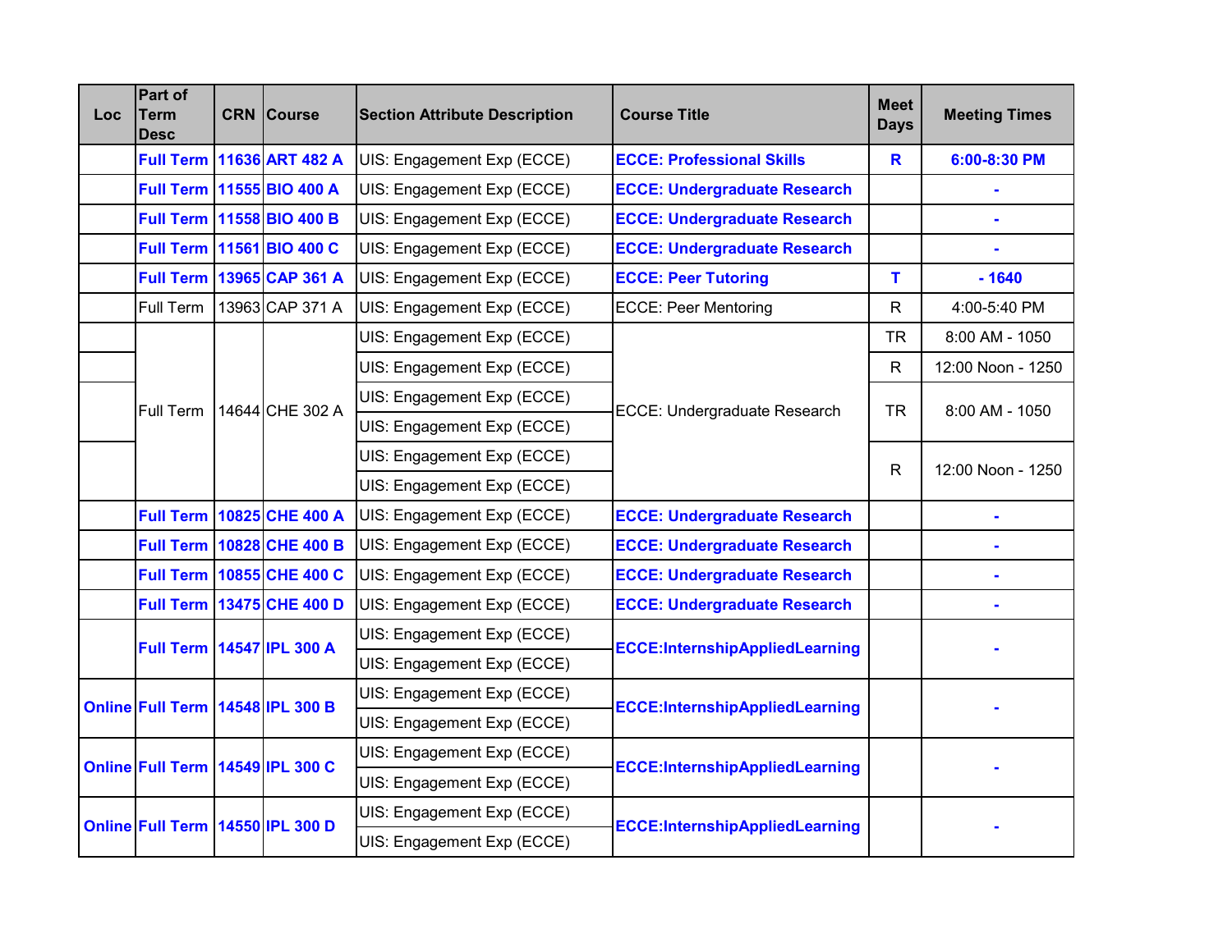| Loc | Part of Term Desc | CRN | Course | Section Attribute Description | Course Title | Meet Days | Meeting Times |
|---|---|---|---|---|---|---|---|
| | Full Term | 11636 | ART 482 A | UIS: Engagement Exp (ECCE) | ECCE: Professional Skills | R | 6:00-8:30 PM |
| | Full Term | 11555 | BIO 400 A | UIS: Engagement Exp (ECCE) | ECCE: Undergraduate Research | | - |
| | Full Term | 11558 | BIO 400 B | UIS: Engagement Exp (ECCE) | ECCE: Undergraduate Research | | - |
| | Full Term | 11561 | BIO 400 C | UIS: Engagement Exp (ECCE) | ECCE: Undergraduate Research | | - |
| | Full Term | 13965 | CAP 361 A | UIS: Engagement Exp (ECCE) | ECCE: Peer Tutoring | T | - 1640 |
| | Full Term | 13963 | CAP 371 A | UIS: Engagement Exp (ECCE) | ECCE: Peer Mentoring | R | 4:00-5:40 PM |
| | Full Term | 14644 | CHE 302 A | UIS: Engagement Exp (ECCE) | ECCE: Undergraduate Research | TR | 8:00 AM - 1050 |
| | | | | UIS: Engagement Exp (ECCE) | | R | 12:00 Noon - 1250 |
| | | | | UIS: Engagement Exp (ECCE) | | TR | 8:00 AM - 1050 |
| | | | | UIS: Engagement Exp (ECCE) | | | |
| | | | | UIS: Engagement Exp (ECCE) | | R | 12:00 Noon - 1250 |
| | | | | UIS: Engagement Exp (ECCE) | | | |
| | Full Term | 10825 | CHE 400 A | UIS: Engagement Exp (ECCE) | ECCE: Undergraduate Research | | - |
| | Full Term | 10828 | CHE 400 B | UIS: Engagement Exp (ECCE) | ECCE: Undergraduate Research | | - |
| | Full Term | 10855 | CHE 400 C | UIS: Engagement Exp (ECCE) | ECCE: Undergraduate Research | | - |
| | Full Term | 13475 | CHE 400 D | UIS: Engagement Exp (ECCE) | ECCE: Undergraduate Research | | - |
| | Full Term | 14547 | IPL 300 A | UIS: Engagement Exp (ECCE) | ECCE:InternshipAppliedLearning | | - |
| | | | | UIS: Engagement Exp (ECCE) | | | |
| Online | Full Term | 14548 | IPL 300 B | UIS: Engagement Exp (ECCE) | ECCE:InternshipAppliedLearning | | - |
| | | | | UIS: Engagement Exp (ECCE) | | | |
| Online | Full Term | 14549 | IPL 300 C | UIS: Engagement Exp (ECCE) | ECCE:InternshipAppliedLearning | | - |
| | | | | UIS: Engagement Exp (ECCE) | | | |
| Online | Full Term | 14550 | IPL 300 D | UIS: Engagement Exp (ECCE) | ECCE:InternshipAppliedLearning | | - |
| | | | | UIS: Engagement Exp (ECCE) | | | |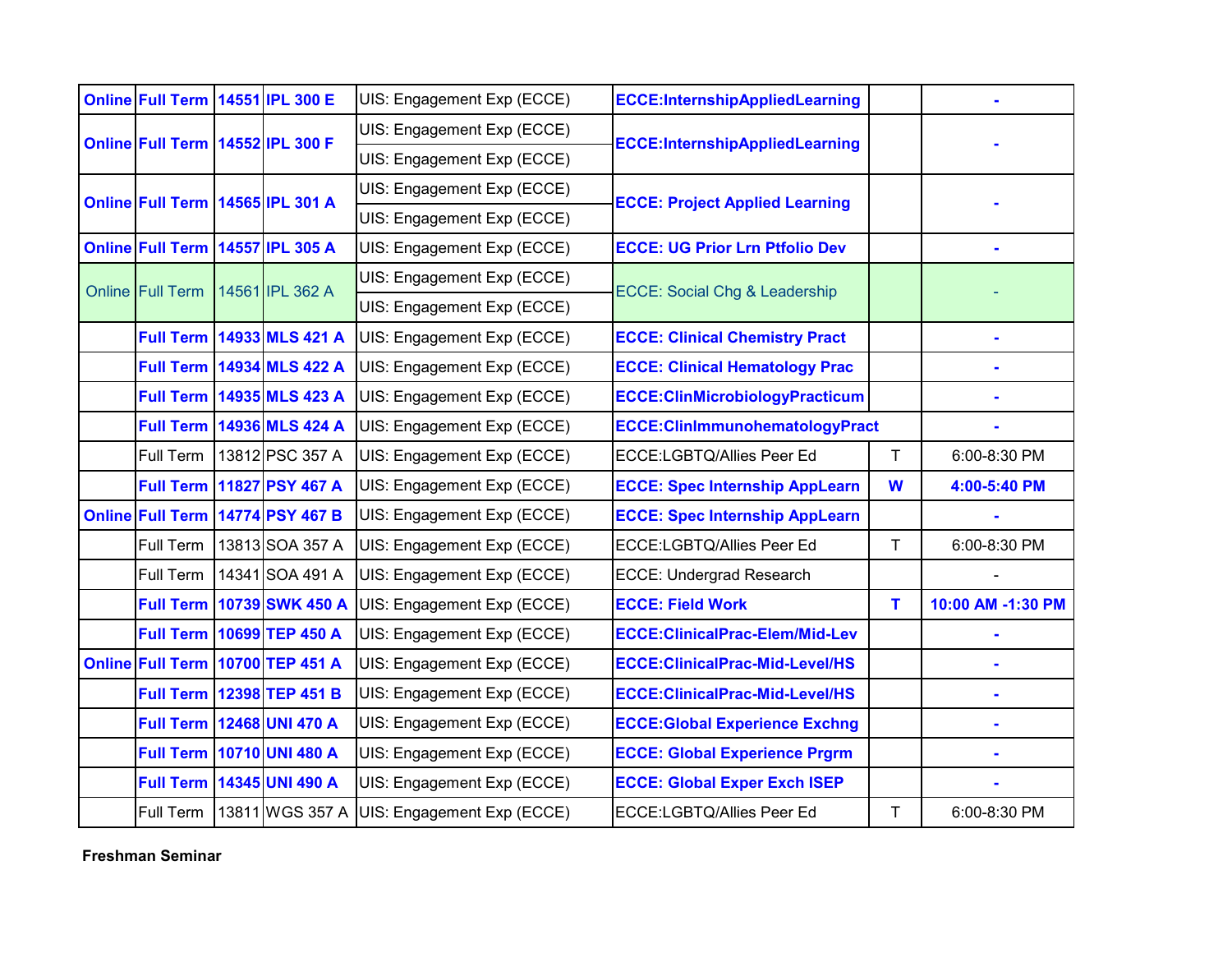| | | | | | | | |
|---|---|---|---|---|---|---|---|
| Online | Full Term | 14551 | IPL 300 E | UIS: Engagement Exp (ECCE) | ECCE:InternshipAppliedLearning | | - |
| Online | Full Term | 14552 | IPL 300 F | UIS: Engagement Exp (ECCE)<br>UIS: Engagement Exp (ECCE) | ECCE:InternshipAppliedLearning | | - |
| Online | Full Term | 14565 | IPL 301 A | UIS: Engagement Exp (ECCE)<br>UIS: Engagement Exp (ECCE) | ECCE: Project Applied Learning | | - |
| Online | Full Term | 14557 | IPL 305 A | UIS: Engagement Exp (ECCE) | ECCE: UG Prior Lrn Ptfolio Dev | | - |
| Online | Full Term | 14561 | IPL 362 A | UIS: Engagement Exp (ECCE)<br>UIS: Engagement Exp (ECCE) | ECCE: Social Chg & Leadership | | - |
| | Full Term | 14933 | MLS 421 A | UIS: Engagement Exp (ECCE) | ECCE: Clinical Chemistry Pract | | - |
| | Full Term | 14934 | MLS 422 A | UIS: Engagement Exp (ECCE) | ECCE: Clinical Hematology Prac | | - |
| | Full Term | 14935 | MLS 423 A | UIS: Engagement Exp (ECCE) | ECCE:ClinMicrobiologyPracticum | | - |
| | Full Term | 14936 | MLS 424 A | UIS: Engagement Exp (ECCE) | ECCE:ClinImmunohematologyPract | | - |
| | Full Term | 13812 | PSC 357 A | UIS: Engagement Exp (ECCE) | ECCE:LGBTQ/Allies Peer Ed | T | 6:00-8:30 PM |
| | Full Term | 11827 | PSY 467 A | UIS: Engagement Exp (ECCE) | ECCE: Spec Internship AppLearn | W | 4:00-5:40 PM |
| Online | Full Term | 14774 | PSY 467 B | UIS: Engagement Exp (ECCE) | ECCE: Spec Internship AppLearn | | - |
| | Full Term | 13813 | SOA 357 A | UIS: Engagement Exp (ECCE) | ECCE:LGBTQ/Allies Peer Ed | T | 6:00-8:30 PM |
| | Full Term | 14341 | SOA 491 A | UIS: Engagement Exp (ECCE) | ECCE: Undergrad Research | | - |
| | Full Term | 10739 | SWK 450 A | UIS: Engagement Exp (ECCE) | ECCE: Field Work | T | 10:00 AM -1:30 PM |
| | Full Term | 10699 | TEP 450 A | UIS: Engagement Exp (ECCE) | ECCE:ClinicalPrac-Elem/Mid-Lev | | - |
| Online | Full Term | 10700 | TEP 451 A | UIS: Engagement Exp (ECCE) | ECCE:ClinicalPrac-Mid-Level/HS | | - |
| | Full Term | 12398 | TEP 451 B | UIS: Engagement Exp (ECCE) | ECCE:ClinicalPrac-Mid-Level/HS | | - |
| | Full Term | 12468 | UNI 470 A | UIS: Engagement Exp (ECCE) | ECCE:Global Experience Exchng | | - |
| | Full Term | 10710 | UNI 480 A | UIS: Engagement Exp (ECCE) | ECCE: Global Experience Prgrm | | - |
| | Full Term | 14345 | UNI 490 A | UIS: Engagement Exp (ECCE) | ECCE: Global Exper Exch ISEP | | - |
| | Full Term | 13811 | WGS 357 A | UIS: Engagement Exp (ECCE) | ECCE:LGBTQ/Allies Peer Ed | T | 6:00-8:30 PM |

**Freshman Seminar**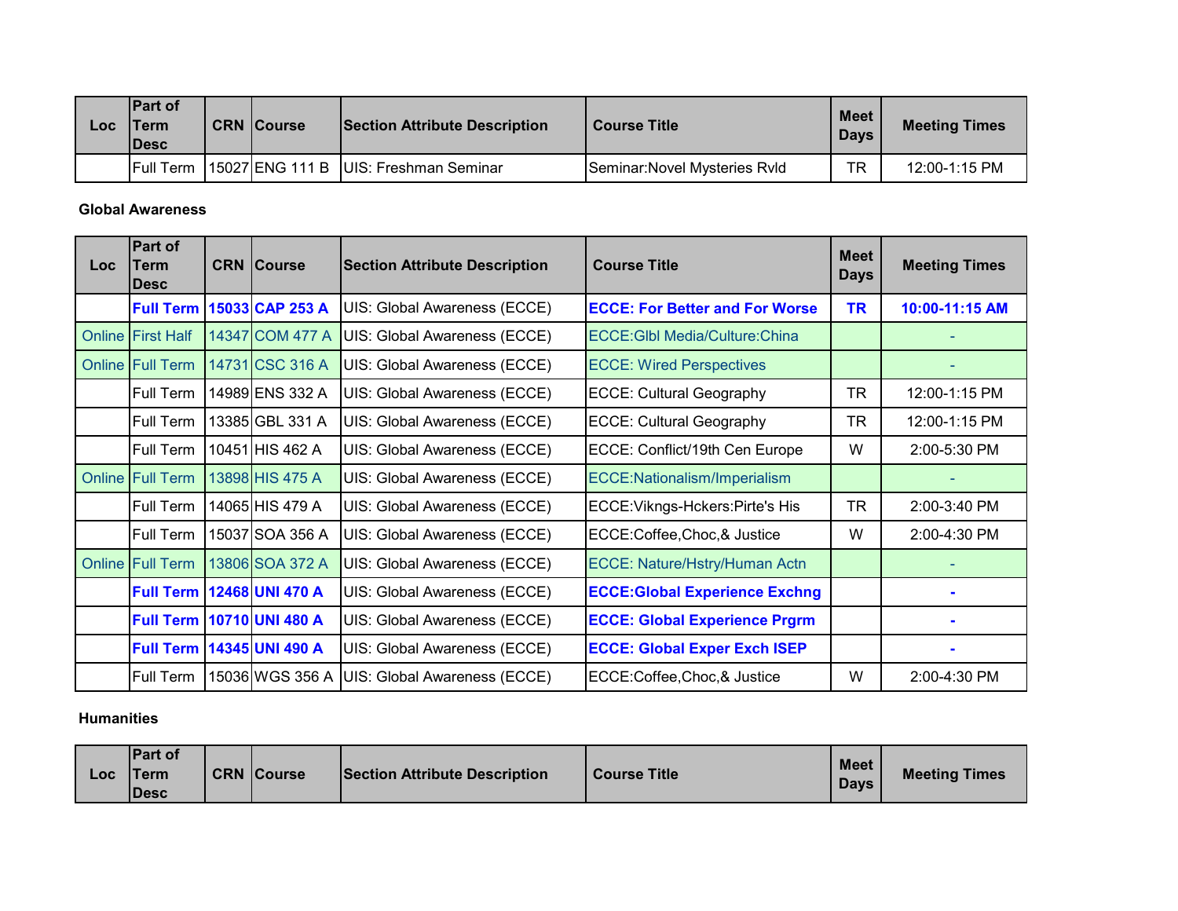| Loc | Part of Term Desc | CRN | Course | Section Attribute Description | Course Title | Meet Days | Meeting Times |
|---|---|---|---|---|---|---|---|
| | Full Term | 15027 | ENG 111 B | UIS: Freshman Seminar | Seminar:Novel Mysteries Rvld | TR | 12:00-1:15 PM |

**Global Awareness**

| Loc | Part of Term Desc | CRN | Course | Section Attribute Description | Course Title | Meet Days | Meeting Times |
|---|---|---|---|---|---|---|---|
| | **Full Term** | **15033** | **CAP 253 A** | UIS: Global Awareness (ECCE) | **ECCE: For Better and For Worse** | **TR** | **10:00-11:15 AM** |
| Online | First Half | 14347 | COM 477 A | UIS: Global Awareness (ECCE) | ECCE:Glbl Media/Culture:China | | - |
| Online | Full Term | 14731 | CSC 316 A | UIS: Global Awareness (ECCE) | ECCE: Wired Perspectives | | - |
| | Full Term | 14989 | ENS 332 A | UIS: Global Awareness (ECCE) | ECCE: Cultural Geography | TR | 12:00-1:15 PM |
| | Full Term | 13385 | GBL 331 A | UIS: Global Awareness (ECCE) | ECCE: Cultural Geography | TR | 12:00-1:15 PM |
| | Full Term | 10451 | HIS 462 A | UIS: Global Awareness (ECCE) | ECCE: Conflict/19th Cen Europe | W | 2:00-5:30 PM |
| Online | Full Term | 13898 | HIS 475 A | UIS: Global Awareness (ECCE) | ECCE:Nationalism/Imperialism | | - |
| | Full Term | 14065 | HIS 479 A | UIS: Global Awareness (ECCE) | ECCE:Vikngs-Hckers:Pirte's His | TR | 2:00-3:40 PM |
| | Full Term | 15037 | SOA 356 A | UIS: Global Awareness (ECCE) | ECCE:Coffee,Choc,& Justice | W | 2:00-4:30 PM |
| Online | Full Term | 13806 | SOA 372 A | UIS: Global Awareness (ECCE) | ECCE: Nature/Hstry/Human Actn | | - |
| | **Full Term** | **12468** | **UNI 470 A** | UIS: Global Awareness (ECCE) | **ECCE:Global Experience Exchng** | | **-** |
| | **Full Term** | **10710** | **UNI 480 A** | UIS: Global Awareness (ECCE) | **ECCE: Global Experience Prgrm** | | **-** |
| | **Full Term** | **14345** | **UNI 490 A** | UIS: Global Awareness (ECCE) | **ECCE: Global Exper Exch ISEP** | | **-** |
| | Full Term | 15036 | WGS 356 A | UIS: Global Awareness (ECCE) | ECCE:Coffee,Choc,& Justice | W | 2:00-4:30 PM |

**Humanities**

| Loc | Part of Term Desc | CRN | Course | Section Attribute Description | Course Title | Meet Days | Meeting Times |
|---|---|---|---|---|---|---|---|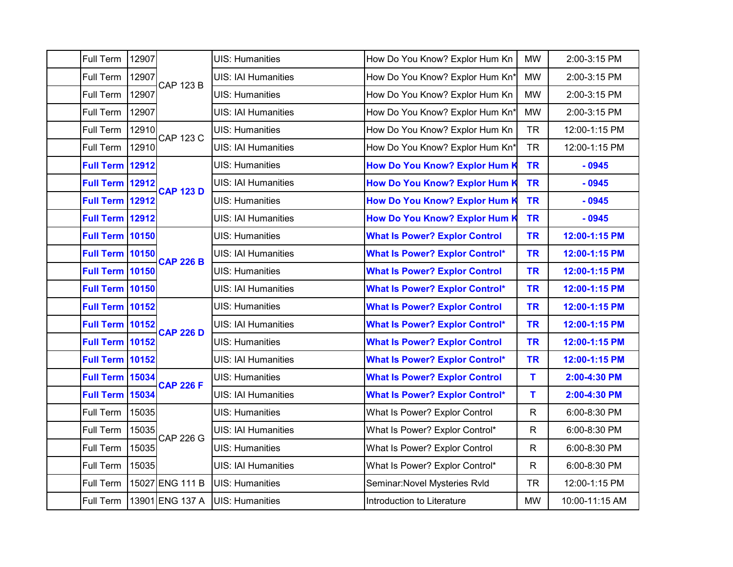| | | | | | | | |
|---|---|---|---|---|---|---|---|
| | Full Term | 12907 | CAP 123 B | UIS: Humanities | How Do You Know? Explor Hum Kn | MW | 2:00-3:15 PM |
| | Full Term | 12907 | | UIS: IAI Humanities | How Do You Know? Explor Hum Kn* | MW | 2:00-3:15 PM |
| | Full Term | 12907 | | UIS: Humanities | How Do You Know? Explor Hum Kn | MW | 2:00-3:15 PM |
| | Full Term | 12907 | | UIS: IAI Humanities | How Do You Know? Explor Hum Kn* | MW | 2:00-3:15 PM |
| | Full Term | 12910 | CAP 123 C | UIS: Humanities | How Do You Know? Explor Hum Kn | TR | 12:00-1:15 PM |
| | Full Term | 12910 | | UIS: IAI Humanities | How Do You Know? Explor Hum Kn* | TR | 12:00-1:15 PM |
| | **Full Term** | **12912** | **CAP 123 D** | UIS: Humanities | **How Do You Know? Explor Hum K** | **TR** | **- 0945** |
| | **Full Term** | **12912** | | UIS: IAI Humanities | **How Do You Know? Explor Hum K** | **TR** | **- 0945** |
| | **Full Term** | **12912** | | UIS: Humanities | **How Do You Know? Explor Hum K** | **TR** | **- 0945** |
| | **Full Term** | **12912** | | UIS: IAI Humanities | **How Do You Know? Explor Hum K** | **TR** | **- 0945** |
| | **Full Term** | **10150** | **CAP 226 B** | UIS: Humanities | **What Is Power? Explor Control** | **TR** | **12:00-1:15 PM** |
| | **Full Term** | **10150** | | UIS: IAI Humanities | **What Is Power? Explor Control*** | **TR** | **12:00-1:15 PM** |
| | **Full Term** | **10150** | | UIS: Humanities | **What Is Power? Explor Control** | **TR** | **12:00-1:15 PM** |
| | **Full Term** | **10150** | | UIS: IAI Humanities | **What Is Power? Explor Control*** | **TR** | **12:00-1:15 PM** |
| | **Full Term** | **10152** | **CAP 226 D** | UIS: Humanities | **What Is Power? Explor Control** | **TR** | **12:00-1:15 PM** |
| | **Full Term** | **10152** | | UIS: IAI Humanities | **What Is Power? Explor Control*** | **TR** | **12:00-1:15 PM** |
| | **Full Term** | **10152** | | UIS: Humanities | **What Is Power? Explor Control** | **TR** | **12:00-1:15 PM** |
| | **Full Term** | **10152** | | UIS: IAI Humanities | **What Is Power? Explor Control*** | **TR** | **12:00-1:15 PM** |
| | **Full Term** | **15034** | **CAP 226 F** | UIS: Humanities | **What Is Power? Explor Control** | **T** | **2:00-4:30 PM** |
| | **Full Term** | **15034** | | UIS: IAI Humanities | **What Is Power? Explor Control*** | **T** | **2:00-4:30 PM** |
| | Full Term | 15035 | CAP 226 G | UIS: Humanities | What Is Power? Explor Control | R | 6:00-8:30 PM |
| | Full Term | 15035 | | UIS: IAI Humanities | What Is Power? Explor Control* | R | 6:00-8:30 PM |
| | Full Term | 15035 | | UIS: Humanities | What Is Power? Explor Control | R | 6:00-8:30 PM |
| | Full Term | 15035 | | UIS: IAI Humanities | What Is Power? Explor Control* | R | 6:00-8:30 PM |
| | Full Term | 15027 | ENG 111 B | UIS: Humanities | Seminar:Novel Mysteries Rvld | TR | 12:00-1:15 PM |
| | Full Term | 13901 | ENG 137 A | UIS: Humanities | Introduction to Literature | MW | 10:00-11:15 AM |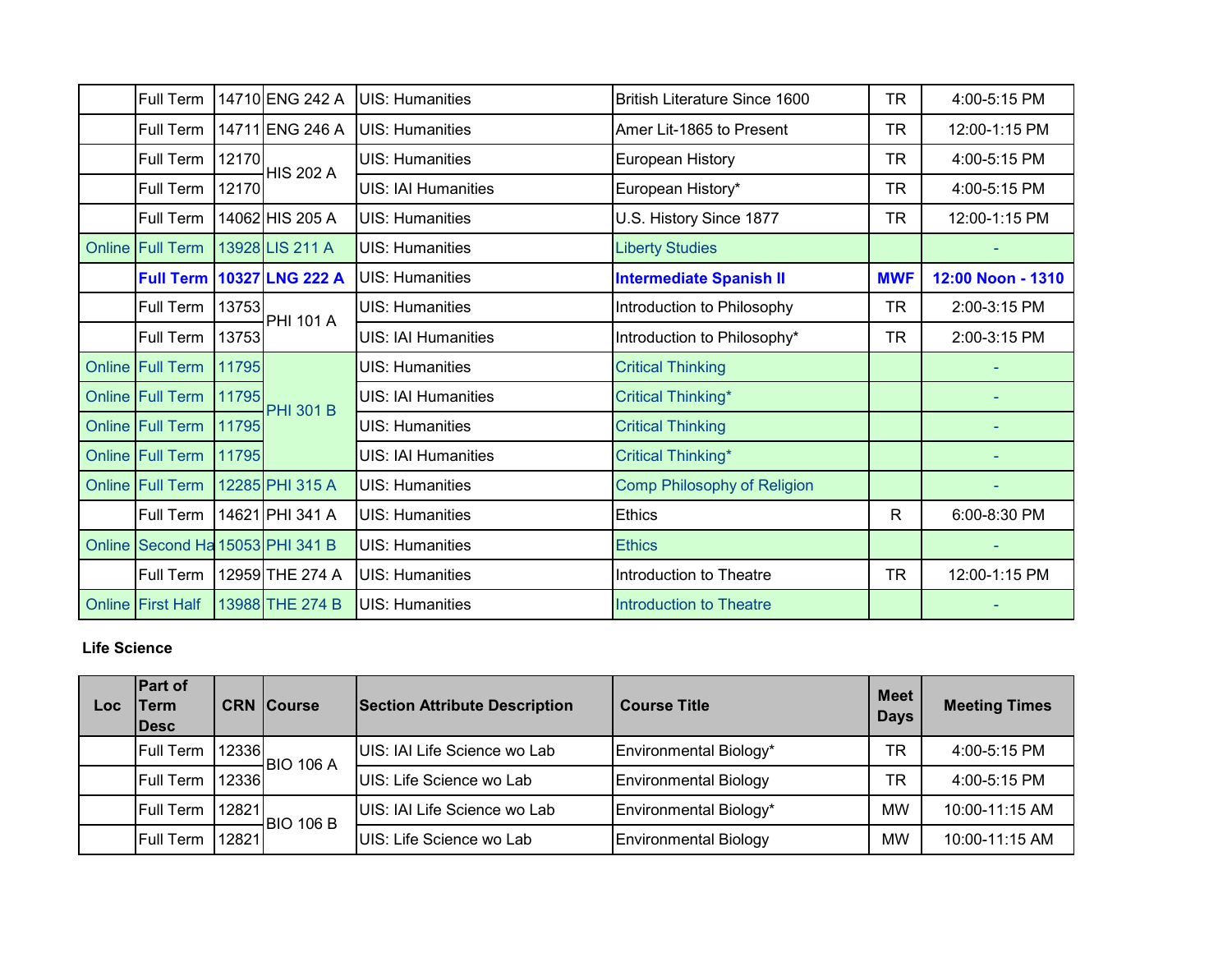| | Full Term | 14710 | ENG 242 A | UIS: Humanities | British Literature Since 1600 | TR | 4:00-5:15 PM |
|---|---|---|---|---|---|---|---|
| | Full Term | 14711 | ENG 246 A | UIS: Humanities | Amer Lit-1865 to Present | TR | 12:00-1:15 PM |
| | Full Term | 12170 | HIS 202 A | UIS: Humanities | European History | TR | 4:00-5:15 PM |
| | Full Term | 12170 | | UIS: IAI Humanities | European History* | TR | 4:00-5:15 PM |
| | Full Term | 14062 | HIS 205 A | UIS: Humanities | U.S. History Since 1877 | TR | 12:00-1:15 PM |
| Online | Full Term | 13928 | LIS 211 A | UIS: Humanities | Liberty Studies | | - |
| | **Full Term** | **10327** | **LNG 222 A** | UIS: Humanities | **Intermediate Spanish II** | **MWF** | **12:00 Noon - 1310** |
| | Full Term | 13753 | PHI 101 A | UIS: Humanities | Introduction to Philosophy | TR | 2:00-3:15 PM |
| | Full Term | 13753 | | UIS: IAI Humanities | Introduction to Philosophy* | TR | 2:00-3:15 PM |
| Online | Full Term | 11795 | PHI 301 B | UIS: Humanities | Critical Thinking | | - |
| Online | Full Term | 11795 | | UIS: IAI Humanities | Critical Thinking* | | - |
| Online | Full Term | 11795 | | UIS: Humanities | Critical Thinking | | - |
| Online | Full Term | 11795 | | UIS: IAI Humanities | Critical Thinking* | | - |
| Online | Full Term | 12285 | PHI 315 A | UIS: Humanities | Comp Philosophy of Religion | | - |
| | Full Term | 14621 | PHI 341 A | UIS: Humanities | Ethics | R | 6:00-8:30 PM |
| Online | Second Ha | 15053 | PHI 341 B | UIS: Humanities | Ethics | | - |
| | Full Term | 12959 | THE 274 A | UIS: Humanities | Introduction to Theatre | TR | 12:00-1:15 PM |
| Online | First Half | 13988 | THE 274 B | UIS: Humanities | Introduction to Theatre | | - |

**Life Science**

| Loc | Part of Term Desc | CRN | Course | Section Attribute Description | Course Title | Meet Days | Meeting Times |
|---|---|---|---|---|---|---|---|
| | Full Term | 12336 | BIO 106 A | UIS: IAI Life Science wo Lab | Environmental Biology* | TR | 4:00-5:15 PM |
| | Full Term | 12336 | | UIS: Life Science wo Lab | Environmental Biology | TR | 4:00-5:15 PM |
| | Full Term | 12821 | BIO 106 B | UIS: IAI Life Science wo Lab | Environmental Biology* | MW | 10:00-11:15 AM |
| | Full Term | 12821 | | UIS: Life Science wo Lab | Environmental Biology | MW | 10:00-11:15 AM |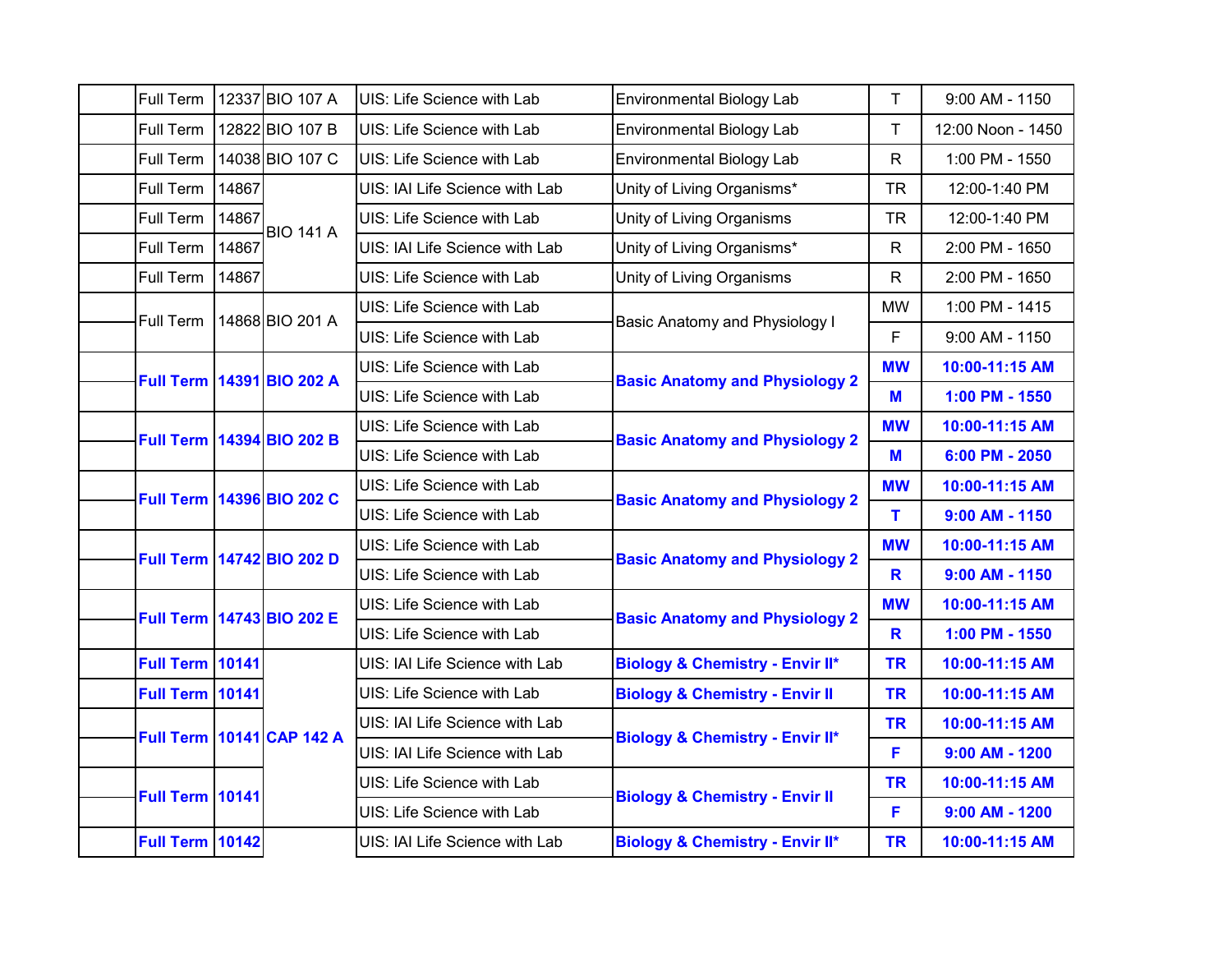| | | | | | | | |
|---|---|---|---|---|---|---|---|
| | Full Term | 12337 | BIO 107 A | UIS: Life Science with Lab | Environmental Biology Lab | T | 9:00 AM - 1150 |
| | Full Term | 12822 | BIO 107 B | UIS: Life Science with Lab | Environmental Biology Lab | T | 12:00 Noon - 1450 |
| | Full Term | 14038 | BIO 107 C | UIS: Life Science with Lab | Environmental Biology Lab | R | 1:00 PM - 1550 |
| | Full Term | 14867 | BIO 141 A | UIS: IAI Life Science with Lab | Unity of Living Organisms* | TR | 12:00-1:40 PM |
| | Full Term | 14867 | | UIS: Life Science with Lab | Unity of Living Organisms | TR | 12:00-1:40 PM |
| | Full Term | 14867 | | UIS: IAI Life Science with Lab | Unity of Living Organisms* | R | 2:00 PM - 1650 |
| | Full Term | 14867 | | UIS: Life Science with Lab | Unity of Living Organisms | R | 2:00 PM - 1650 |
| | Full Term | 14868 | BIO 201 A | UIS: Life Science with Lab | Basic Anatomy and Physiology I | MW | 1:00 PM - 1415 |
| | | | | UIS: Life Science with Lab | | F | 9:00 AM - 1150 |
| | **Full Term** | **14391** | **BIO 202 A** | UIS: Life Science with Lab | **Basic Anatomy and Physiology 2** | **MW** | **10:00-11:15 AM** |
| | | | | UIS: Life Science with Lab | | **M** | **1:00 PM - 1550** |
| | **Full Term** | **14394** | **BIO 202 B** | UIS: Life Science with Lab | **Basic Anatomy and Physiology 2** | **MW** | **10:00-11:15 AM** |
| | | | | UIS: Life Science with Lab | | **M** | **6:00 PM - 2050** |
| | **Full Term** | **14396** | **BIO 202 C** | UIS: Life Science with Lab | **Basic Anatomy and Physiology 2** | **MW** | **10:00-11:15 AM** |
| | | | | UIS: Life Science with Lab | | **T** | **9:00 AM - 1150** |
| | **Full Term** | **14742** | **BIO 202 D** | UIS: Life Science with Lab | **Basic Anatomy and Physiology 2** | **MW** | **10:00-11:15 AM** |
| | | | | UIS: Life Science with Lab | | **R** | **9:00 AM - 1150** |
| | **Full Term** | **14743** | **BIO 202 E** | UIS: Life Science with Lab | **Basic Anatomy and Physiology 2** | **MW** | **10:00-11:15 AM** |
| | | | | UIS: Life Science with Lab | | **R** | **1:00 PM - 1550** |
| | **Full Term** | **10141** | **CAP 142 A** | UIS: IAI Life Science with Lab | **Biology & Chemistry - Envir II*** | **TR** | **10:00-11:15 AM** |
| | **Full Term** | **10141** | | UIS: Life Science with Lab | **Biology & Chemistry - Envir II** | **TR** | **10:00-11:15 AM** |
| | **Full Term** | **10141** | | UIS: IAI Life Science with Lab | **Biology & Chemistry - Envir II*** | **TR** | **10:00-11:15 AM** |
| | | | | UIS: IAI Life Science with Lab | | **F** | **9:00 AM - 1200** |
| | **Full Term** | **10141** | | UIS: Life Science with Lab | **Biology & Chemistry - Envir II** | **TR** | **10:00-11:15 AM** |
| | | | | UIS: Life Science with Lab | | **F** | **9:00 AM - 1200** |
| | **Full Term** | **10142** | | UIS: IAI Life Science with Lab | **Biology & Chemistry - Envir II*** | **TR** | **10:00-11:15 AM** |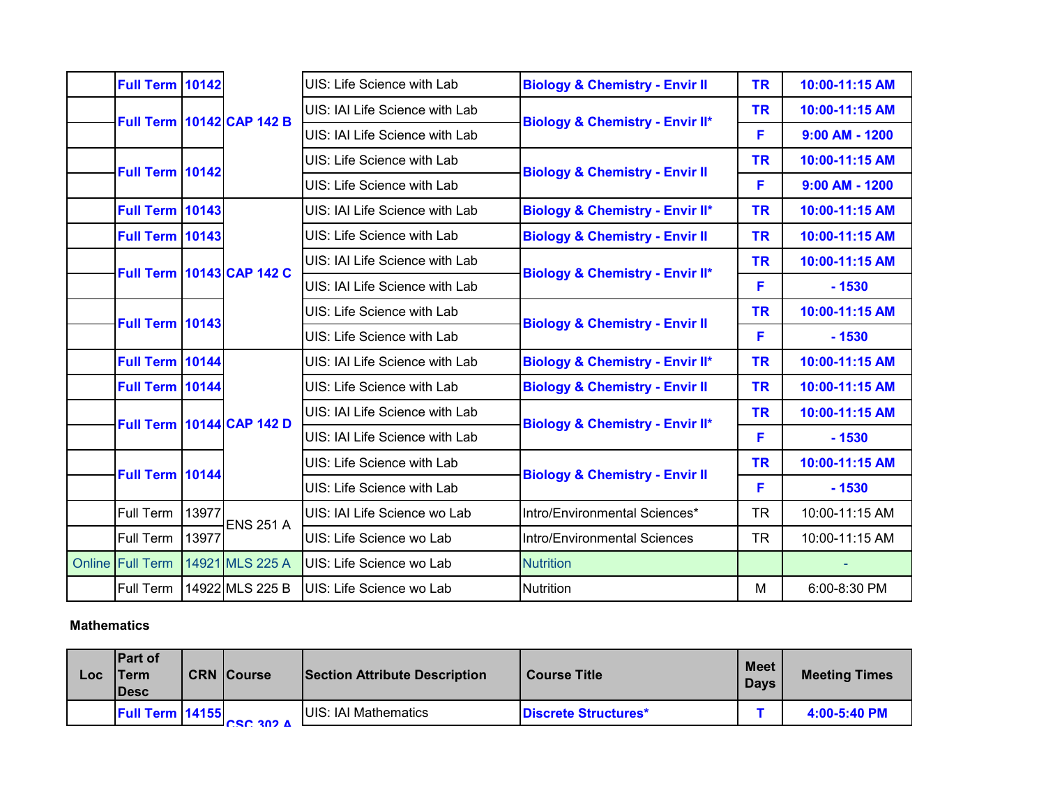| Loc | Part of Term Desc | CRN | Course | Section Attribute Description | Course Title | Meet Days | Meeting Times |
|---|---|---|---|---|---|---|---|
| | **Full Term** | **10142** | | UIS: Life Science with Lab | **Biology & Chemistry - Envir II** | **TR** | **10:00-11:15 AM** |
| | **Full Term** | **10142** | **CAP 142 B** | UIS: IAI Life Science with Lab | **Biology & Chemistry - Envir II*** | **TR** | **10:00-11:15 AM** |
| | | | | UIS: IAI Life Science with Lab | | **F** | **9:00 AM - 1200** |
| | **Full Term** | **10142** | | UIS: Life Science with Lab | **Biology & Chemistry - Envir II** | **TR** | **10:00-11:15 AM** |
| | | | | UIS: Life Science with Lab | | **F** | **9:00 AM - 1200** |
| | **Full Term** | **10143** | | UIS: IAI Life Science with Lab | **Biology & Chemistry - Envir II*** | **TR** | **10:00-11:15 AM** |
| | **Full Term** | **10143** | | UIS: Life Science with Lab | **Biology & Chemistry - Envir II** | **TR** | **10:00-11:15 AM** |
| | **Full Term** | **10143** | **CAP 142 C** | UIS: IAI Life Science with Lab | **Biology & Chemistry - Envir II*** | **TR** | **10:00-11:15 AM** |
| | | | | UIS: IAI Life Science with Lab | | **F** | **- 1530** |
| | **Full Term** | **10143** | | UIS: Life Science with Lab | **Biology & Chemistry - Envir II** | **TR** | **10:00-11:15 AM** |
| | | | | UIS: Life Science with Lab | | **F** | **- 1530** |
| | **Full Term** | **10144** | | UIS: IAI Life Science with Lab | **Biology & Chemistry - Envir II*** | **TR** | **10:00-11:15 AM** |
| | **Full Term** | **10144** | | UIS: Life Science with Lab | **Biology & Chemistry - Envir II** | **TR** | **10:00-11:15 AM** |
| | **Full Term** | **10144** | **CAP 142 D** | UIS: IAI Life Science with Lab | **Biology & Chemistry - Envir II*** | **TR** | **10:00-11:15 AM** |
| | | | | UIS: IAI Life Science with Lab | | **F** | **- 1530** |
| | **Full Term** | **10144** | | UIS: Life Science with Lab | **Biology & Chemistry - Envir II** | **TR** | **10:00-11:15 AM** |
| | | | | UIS: Life Science with Lab | | **F** | **- 1530** |
| | Full Term | 13977 | ENS 251 A | UIS: IAI Life Science wo Lab | Intro/Environmental Sciences* | TR | 10:00-11:15 AM |
| | Full Term | 13977 | | UIS: Life Science wo Lab | Intro/Environmental Sciences | TR | 10:00-11:15 AM |
| Online | Full Term | 14921 | MLS 225 A | UIS: Life Science wo Lab | Nutrition | | - |
| | Full Term | 14922 | MLS 225 B | UIS: Life Science wo Lab | Nutrition | M | 6:00-8:30 PM |

**Mathematics**

| Loc | Part of Term Desc | CRN | Course | Section Attribute Description | Course Title | Meet Days | Meeting Times |
|---|---|---|---|---|---|---|---|
| | **Full Term** | **14155** | **CSC 302 A** | UIS: IAI Mathematics | **Discrete Structures*** | **T** | **4:00-5:40 PM** |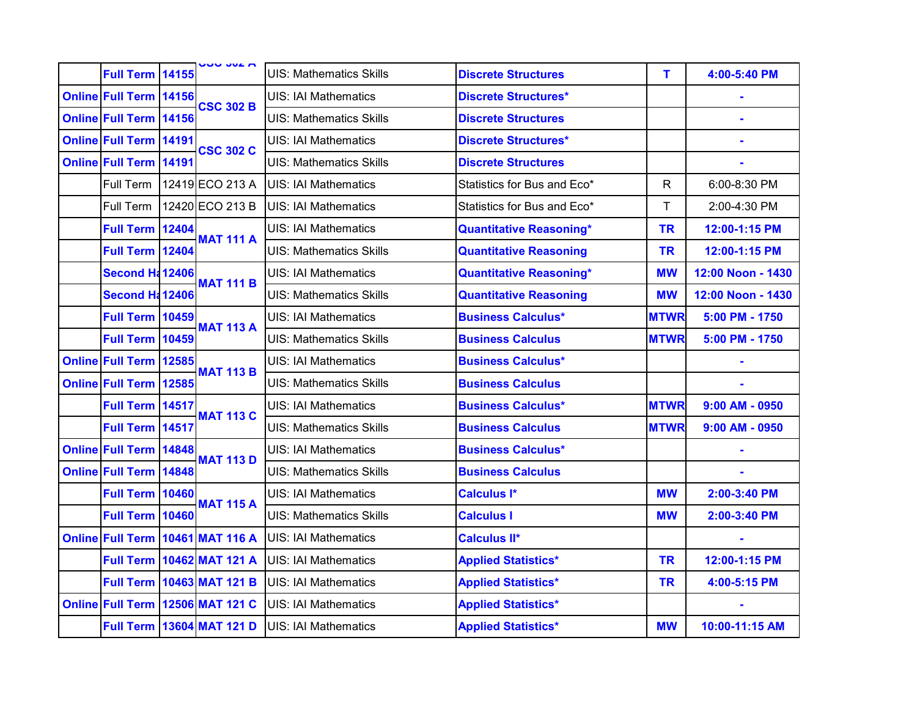|  |  |  |  |  |  |  |  |
|---|---|---|---|---|---|---|---|
|  | **Full Term** | **14155** | **CSC 302 A** | UIS: Mathematics Skills | **Discrete Structures** | **T** | **4:00-5:40 PM** |
| **Online** | **Full Term** | **14156** | **CSC 302 B** | UIS: IAI Mathematics | **Discrete Structures*** |  | **-** |
| **Online** | **Full Term** | **14156** |  | UIS: Mathematics Skills | **Discrete Structures** |  | **-** |
| **Online** | **Full Term** | **14191** | **CSC 302 C** | UIS: IAI Mathematics | **Discrete Structures*** |  | **-** |
| **Online** | **Full Term** | **14191** |  | UIS: Mathematics Skills | **Discrete Structures** |  | **-** |
|  | Full Term | 12419 | ECO 213 A | UIS: IAI Mathematics | Statistics for Bus and Eco* | R | 6:00-8:30 PM |
|  | Full Term | 12420 | ECO 213 B | UIS: IAI Mathematics | Statistics for Bus and Eco* | T | 2:00-4:30 PM |
|  | **Full Term** | **12404** | **MAT 111 A** | UIS: IAI Mathematics | **Quantitative Reasoning*** | **TR** | **12:00-1:15 PM** |
|  | **Full Term** | **12404** |  | UIS: Mathematics Skills | **Quantitative Reasoning** | **TR** | **12:00-1:15 PM** |
|  | **Second Ha** | **12406** | **MAT 111 B** | UIS: IAI Mathematics | **Quantitative Reasoning*** | **MW** | **12:00 Noon - 1430** |
|  | **Second Ha** | **12406** |  | UIS: Mathematics Skills | **Quantitative Reasoning** | **MW** | **12:00 Noon - 1430** |
|  | **Full Term** | **10459** | **MAT 113 A** | UIS: IAI Mathematics | **Business Calculus*** | **MTWR** | **5:00 PM - 1750** |
|  | **Full Term** | **10459** |  | UIS: Mathematics Skills | **Business Calculus** | **MTWR** | **5:00 PM - 1750** |
| **Online** | **Full Term** | **12585** | **MAT 113 B** | UIS: IAI Mathematics | **Business Calculus*** |  | **-** |
| **Online** | **Full Term** | **12585** |  | UIS: Mathematics Skills | **Business Calculus** |  | **-** |
|  | **Full Term** | **14517** | **MAT 113 C** | UIS: IAI Mathematics | **Business Calculus*** | **MTWR** | **9:00 AM - 0950** |
|  | **Full Term** | **14517** |  | UIS: Mathematics Skills | **Business Calculus** | **MTWR** | **9:00 AM - 0950** |
| **Online** | **Full Term** | **14848** | **MAT 113 D** | UIS: IAI Mathematics | **Business Calculus*** |  | **-** |
| **Online** | **Full Term** | **14848** |  | UIS: Mathematics Skills | **Business Calculus** |  | **-** |
|  | **Full Term** | **10460** | **MAT 115 A** | UIS: IAI Mathematics | **Calculus I*** | **MW** | **2:00-3:40 PM** |
|  | **Full Term** | **10460** |  | UIS: Mathematics Skills | **Calculus I** | **MW** | **2:00-3:40 PM** |
| **Online** | **Full Term** | **10461** | **MAT 116 A** | UIS: IAI Mathematics | **Calculus II*** |  | **-** |
|  | **Full Term** | **10462** | **MAT 121 A** | UIS: IAI Mathematics | **Applied Statistics*** | **TR** | **12:00-1:15 PM** |
|  | **Full Term** | **10463** | **MAT 121 B** | UIS: IAI Mathematics | **Applied Statistics*** | **TR** | **4:00-5:15 PM** |
| **Online** | **Full Term** | **12506** | **MAT 121 C** | UIS: IAI Mathematics | **Applied Statistics*** |  | **-** |
|  | **Full Term** | **13604** | **MAT 121 D** | UIS: IAI Mathematics | **Applied Statistics*** | **MW** | **10:00-11:15 AM** |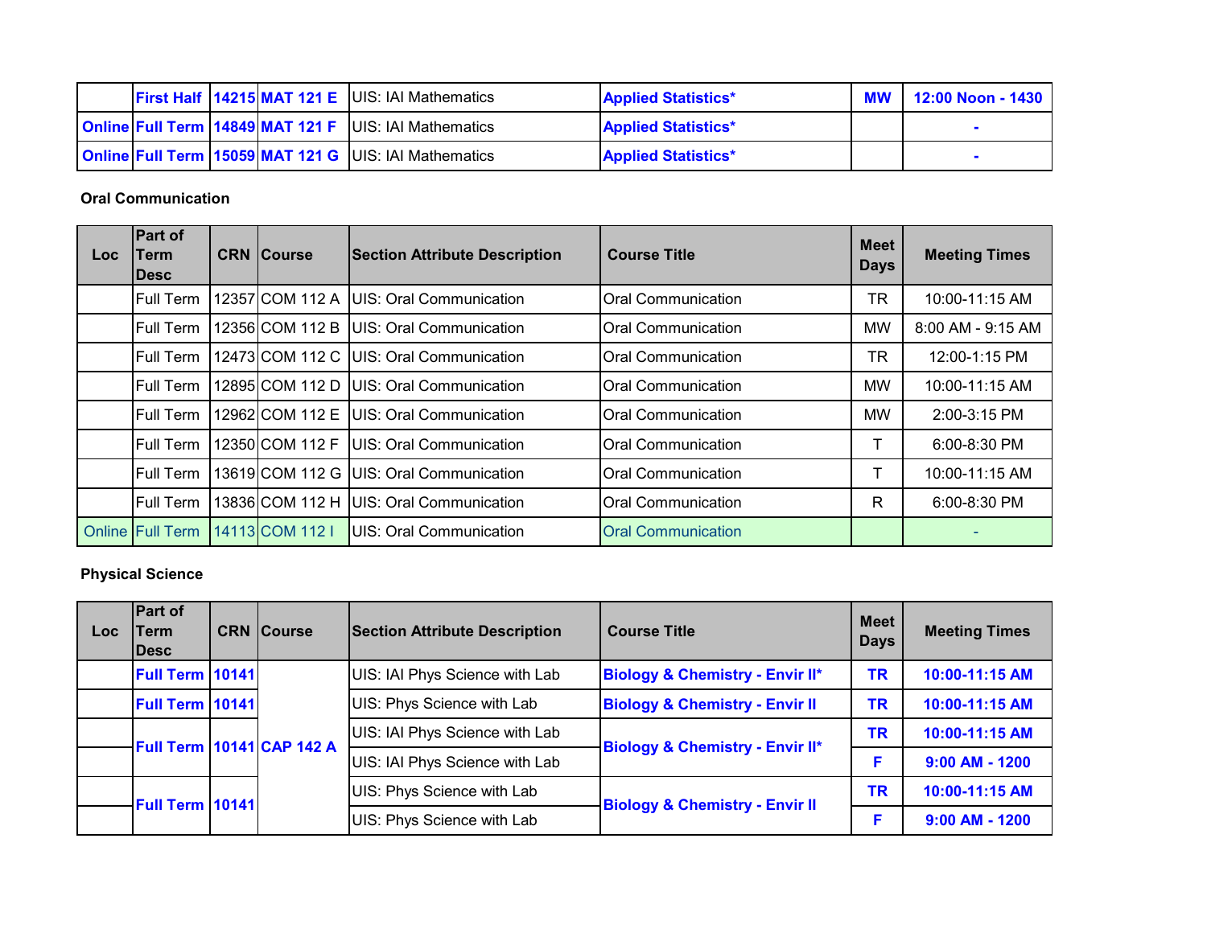| | | | | | | | |
|---|---|---|---|---|---|---|---|
| | **First Half** | **14215** | **MAT 121 E** | UIS: IAI Mathematics | **Applied Statistics*** | **MW** | **12:00 Noon - 1430** |
| **Online** | **Full Term** | **14849** | **MAT 121 F** | UIS: IAI Mathematics | **Applied Statistics*** | | **-** |
| **Online** | **Full Term** | **15059** | **MAT 121 G** | UIS: IAI Mathematics | **Applied Statistics*** | | **-** |

**Oral Communication**

| Loc | Part of Term Desc | CRN | Course | Section Attribute Description | Course Title | Meet Days | Meeting Times |
|---|---|---|---|---|---|---|---|
| | Full Term | 12357 | COM 112 A | UIS: Oral Communication | Oral Communication | TR | 10:00-11:15 AM |
| | Full Term | 12356 | COM 112 B | UIS: Oral Communication | Oral Communication | MW | 8:00 AM - 9:15 AM |
| | Full Term | 12473 | COM 112 C | UIS: Oral Communication | Oral Communication | TR | 12:00-1:15 PM |
| | Full Term | 12895 | COM 112 D | UIS: Oral Communication | Oral Communication | MW | 10:00-11:15 AM |
| | Full Term | 12962 | COM 112 E | UIS: Oral Communication | Oral Communication | MW | 2:00-3:15 PM |
| | Full Term | 12350 | COM 112 F | UIS: Oral Communication | Oral Communication | T | 6:00-8:30 PM |
| | Full Term | 13619 | COM 112 G | UIS: Oral Communication | Oral Communication | T | 10:00-11:15 AM |
| | Full Term | 13836 | COM 112 H | UIS: Oral Communication | Oral Communication | R | 6:00-8:30 PM |
| Online | Full Term | 14113 | COM 112 I | UIS: Oral Communication | Oral Communication | | - |

**Physical Science**

| Loc | Part of Term Desc | CRN | Course | Section Attribute Description | Course Title | Meet Days | Meeting Times |
|---|---|---|---|---|---|---|---|
| | **Full Term** | **10141** | **CAP 142 A** | UIS: IAI Phys Science with Lab | **Biology & Chemistry - Envir II*** | **TR** | **10:00-11:15 AM** |
| | **Full Term** | **10141** | | UIS: Phys Science with Lab | **Biology & Chemistry - Envir II** | **TR** | **10:00-11:15 AM** |
| | **Full Term** | **10141** | | UIS: IAI Phys Science with Lab | **Biology & Chemistry - Envir II*** | **TR** | **10:00-11:15 AM** |
| | | | | UIS: IAI Phys Science with Lab | | **F** | **9:00 AM - 1200** |
| | **Full Term** | **10141** | | UIS: Phys Science with Lab | **Biology & Chemistry - Envir II** | **TR** | **10:00-11:15 AM** |
| | | | | UIS: Phys Science with Lab | | **F** | **9:00 AM - 1200** |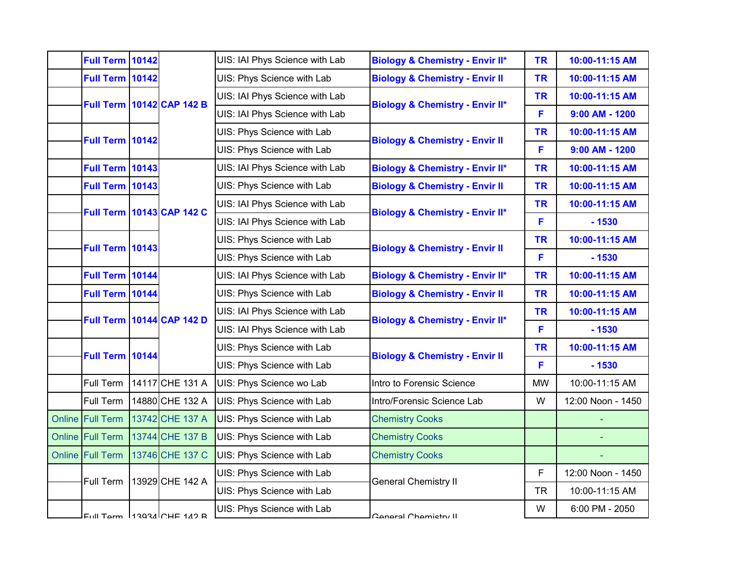|  |  |  |  |  |  |  |  |
|---|---|---|---|---|---|---|---|
|  | **Full Term** | **10142** | **CAP 142 B** | UIS: IAI Phys Science with Lab | **Biology & Chemistry - Envir II*** | **TR** | **10:00-11:15 AM** |
|  | **Full Term** | **10142** |  | UIS: Phys Science with Lab | **Biology & Chemistry - Envir II** | **TR** | **10:00-11:15 AM** |
|  | **Full Term** | **10142** |  | UIS: IAI Phys Science with Lab | **Biology & Chemistry - Envir II*** | **TR** | **10:00-11:15 AM** |
|  |  |  |  | UIS: IAI Phys Science with Lab |  | **F** | **9:00 AM - 1200** |
|  | **Full Term** | **10142** |  | UIS: Phys Science with Lab | **Biology & Chemistry - Envir II** | **TR** | **10:00-11:15 AM** |
|  |  |  |  | UIS: Phys Science with Lab |  | **F** | **9:00 AM - 1200** |
|  | **Full Term** | **10143** | **CAP 142 C** | UIS: IAI Phys Science with Lab | **Biology & Chemistry - Envir II*** | **TR** | **10:00-11:15 AM** |
|  | **Full Term** | **10143** |  | UIS: Phys Science with Lab | **Biology & Chemistry - Envir II** | **TR** | **10:00-11:15 AM** |
|  | **Full Term** | **10143** |  | UIS: IAI Phys Science with Lab | **Biology & Chemistry - Envir II*** | **TR** | **10:00-11:15 AM** |
|  |  |  |  | UIS: IAI Phys Science with Lab |  | **F** | **- 1530** |
|  | **Full Term** | **10143** |  | UIS: Phys Science with Lab | **Biology & Chemistry - Envir II** | **TR** | **10:00-11:15 AM** |
|  |  |  |  | UIS: Phys Science with Lab |  | **F** | **- 1530** |
|  | **Full Term** | **10144** | **CAP 142 D** | UIS: IAI Phys Science with Lab | **Biology & Chemistry - Envir II*** | **TR** | **10:00-11:15 AM** |
|  | **Full Term** | **10144** |  | UIS: Phys Science with Lab | **Biology & Chemistry - Envir II** | **TR** | **10:00-11:15 AM** |
|  | **Full Term** | **10144** |  | UIS: IAI Phys Science with Lab | **Biology & Chemistry - Envir II*** | **TR** | **10:00-11:15 AM** |
|  |  |  |  | UIS: IAI Phys Science with Lab |  | **F** | **- 1530** |
|  | **Full Term** | **10144** |  | UIS: Phys Science with Lab | **Biology & Chemistry - Envir II** | **TR** | **10:00-11:15 AM** |
|  |  |  |  | UIS: Phys Science with Lab |  | **F** | **- 1530** |
|  | Full Term | 14117 | CHE 131 A | UIS: Phys Science wo Lab | Intro to Forensic Science | MW | 10:00-11:15 AM |
|  | Full Term | 14880 | CHE 132 A | UIS: Phys Science with Lab | Intro/Forensic Science Lab | W | 12:00 Noon - 1450 |
| Online | Full Term | 13742 | CHE 137 A | UIS: Phys Science with Lab | Chemistry Cooks |  | - |
| Online | Full Term | 13744 | CHE 137 B | UIS: Phys Science with Lab | Chemistry Cooks |  | - |
| Online | Full Term | 13746 | CHE 137 C | UIS: Phys Science with Lab | Chemistry Cooks |  | - |
|  | Full Term | 13929 | CHE 142 A | UIS: Phys Science with Lab | General Chemistry II | F | 12:00 Noon - 1450 |
|  |  |  |  | UIS: Phys Science with Lab |  | TR | 10:00-11:15 AM |
|  | Full Term | 13934 | CHE 142 B | UIS: Phys Science with Lab | General Chemistry II | W | 6:00 PM - 2050 |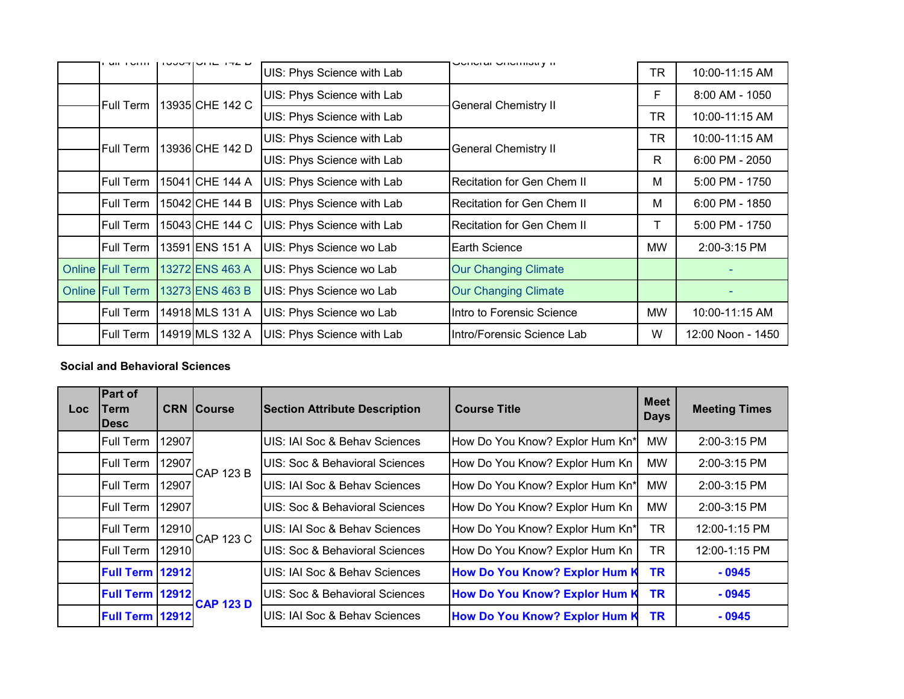| | | | | | | | |
|---|---|---|---|---|---|---|---|
| | Full Term | 13934 | CHE 142 B | UIS: Phys Science with Lab | General Chemistry II | TR | 10:00-11:15 AM |
| | Full Term | 13935 | CHE 142 C | UIS: Phys Science with Lab | General Chemistry II | F | 8:00 AM - 1050 |
| | | | | UIS: Phys Science with Lab | | TR | 10:00-11:15 AM |
| | Full Term | 13936 | CHE 142 D | UIS: Phys Science with Lab | General Chemistry II | TR | 10:00-11:15 AM |
| | | | | UIS: Phys Science with Lab | | R | 6:00 PM - 2050 |
| | Full Term | 15041 | CHE 144 A | UIS: Phys Science with Lab | Recitation for Gen Chem II | M | 5:00 PM - 1750 |
| | Full Term | 15042 | CHE 144 B | UIS: Phys Science with Lab | Recitation for Gen Chem II | M | 6:00 PM - 1850 |
| | Full Term | 15043 | CHE 144 C | UIS: Phys Science with Lab | Recitation for Gen Chem II | T | 5:00 PM - 1750 |
| | Full Term | 13591 | ENS 151 A | UIS: Phys Science wo Lab | Earth Science | MW | 2:00-3:15 PM |
| Online | Full Term | 13272 | ENS 463 A | UIS: Phys Science wo Lab | Our Changing Climate | | - |
| Online | Full Term | 13273 | ENS 463 B | UIS: Phys Science wo Lab | Our Changing Climate | | - |
| | Full Term | 14918 | MLS 131 A | UIS: Phys Science wo Lab | Intro to Forensic Science | MW | 10:00-11:15 AM |
| | Full Term | 14919 | MLS 132 A | UIS: Phys Science with Lab | Intro/Forensic Science Lab | W | 12:00 Noon - 1450 |

**Social and Behavioral Sciences**

| Loc | Part of Term Desc | CRN | Course | Section Attribute Description | Course Title | Meet Days | Meeting Times |
|---|---|---|---|---|---|---|---|
| | Full Term | 12907 | CAP 123 B | UIS: IAI Soc & Behav Sciences | How Do You Know? Explor Hum Kn* | MW | 2:00-3:15 PM |
| | Full Term | 12907 | | UIS: Soc & Behavioral Sciences | How Do You Know? Explor Hum Kn | MW | 2:00-3:15 PM |
| | Full Term | 12907 | | UIS: IAI Soc & Behav Sciences | How Do You Know? Explor Hum Kn* | MW | 2:00-3:15 PM |
| | Full Term | 12907 | | UIS: Soc & Behavioral Sciences | How Do You Know? Explor Hum Kn | MW | 2:00-3:15 PM |
| | Full Term | 12910 | CAP 123 C | UIS: IAI Soc & Behav Sciences | How Do You Know? Explor Hum Kn* | TR | 12:00-1:15 PM |
| | Full Term | 12910 | | UIS: Soc & Behavioral Sciences | How Do You Know? Explor Hum Kn | TR | 12:00-1:15 PM |
| | **Full Term** | **12912** | **CAP 123 D** | UIS: IAI Soc & Behav Sciences | **How Do You Know? Explor Hum K** | **TR** | **- 0945** |
| | **Full Term** | **12912** | | UIS: Soc & Behavioral Sciences | **How Do You Know? Explor Hum K** | **TR** | **- 0945** |
| | **Full Term** | **12912** | | UIS: IAI Soc & Behav Sciences | **How Do You Know? Explor Hum K** | **TR** | **- 0945** |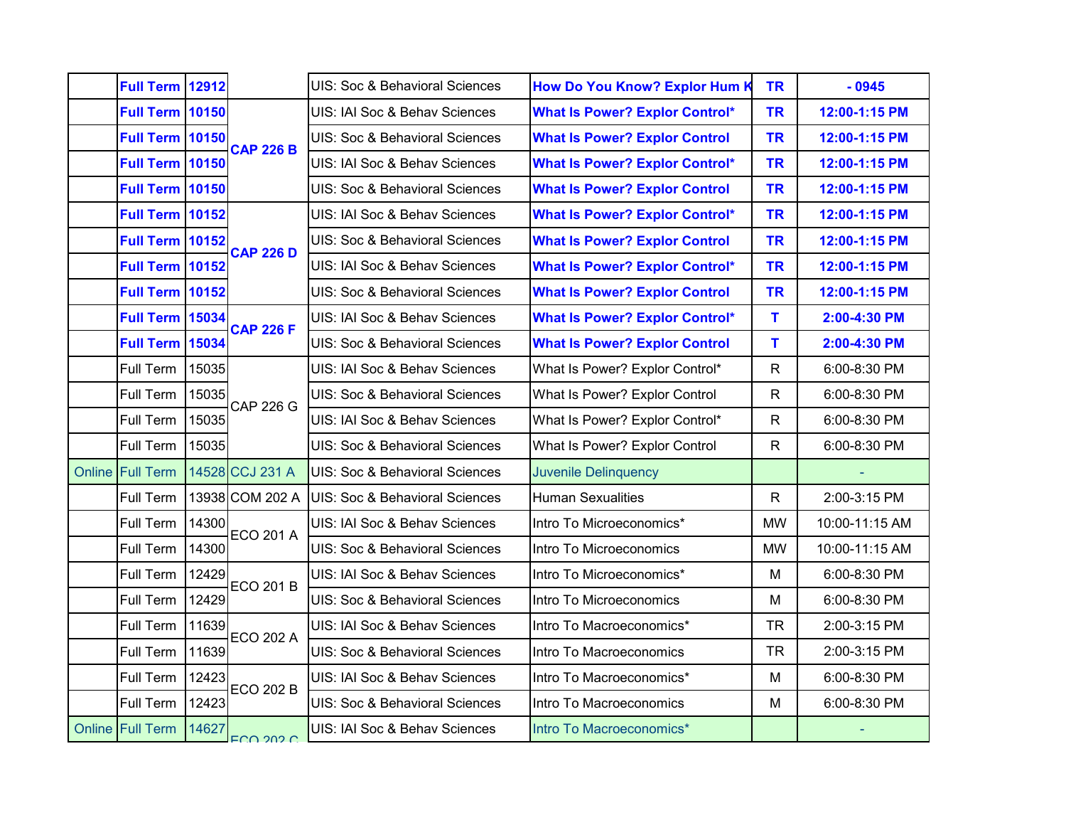| | | | | | | | |
|---|---|---|---|---|---|---|---|
| | **Full Term** | **12912** | | UIS: Soc & Behavioral Sciences | **How Do You Know? Explor Hum K** | **TR** | **- 0945** |
| | **Full Term** | **10150** | **CAP 226 B** | UIS: IAI Soc & Behav Sciences | **What Is Power? Explor Control*** | **TR** | **12:00-1:15 PM** |
| | **Full Term** | **10150** | | UIS: Soc & Behavioral Sciences | **What Is Power? Explor Control** | **TR** | **12:00-1:15 PM** |
| | **Full Term** | **10150** | | UIS: IAI Soc & Behav Sciences | **What Is Power? Explor Control*** | **TR** | **12:00-1:15 PM** |
| | **Full Term** | **10150** | | UIS: Soc & Behavioral Sciences | **What Is Power? Explor Control** | **TR** | **12:00-1:15 PM** |
| | **Full Term** | **10152** | **CAP 226 D** | UIS: IAI Soc & Behav Sciences | **What Is Power? Explor Control*** | **TR** | **12:00-1:15 PM** |
| | **Full Term** | **10152** | | UIS: Soc & Behavioral Sciences | **What Is Power? Explor Control** | **TR** | **12:00-1:15 PM** |
| | **Full Term** | **10152** | | UIS: IAI Soc & Behav Sciences | **What Is Power? Explor Control*** | **TR** | **12:00-1:15 PM** |
| | **Full Term** | **10152** | | UIS: Soc & Behavioral Sciences | **What Is Power? Explor Control** | **TR** | **12:00-1:15 PM** |
| | **Full Term** | **15034** | **CAP 226 F** | UIS: IAI Soc & Behav Sciences | **What Is Power? Explor Control*** | **T** | **2:00-4:30 PM** |
| | **Full Term** | **15034** | | UIS: Soc & Behavioral Sciences | **What Is Power? Explor Control** | **T** | **2:00-4:30 PM** |
| | Full Term | 15035 | CAP 226 G | UIS: IAI Soc & Behav Sciences | What Is Power? Explor Control* | R | 6:00-8:30 PM |
| | Full Term | 15035 | | UIS: Soc & Behavioral Sciences | What Is Power? Explor Control | R | 6:00-8:30 PM |
| | Full Term | 15035 | | UIS: IAI Soc & Behav Sciences | What Is Power? Explor Control* | R | 6:00-8:30 PM |
| | Full Term | 15035 | | UIS: Soc & Behavioral Sciences | What Is Power? Explor Control | R | 6:00-8:30 PM |
| Online | Full Term | 14528 | CCJ 231 A | UIS: Soc & Behavioral Sciences | Juvenile Delinquency | | - |
| | Full Term | 13938 | COM 202 A | UIS: Soc & Behavioral Sciences | Human Sexualities | R | 2:00-3:15 PM |
| | Full Term | 14300 | ECO 201 A | UIS: IAI Soc & Behav Sciences | Intro To Microeconomics* | MW | 10:00-11:15 AM |
| | Full Term | 14300 | | UIS: Soc & Behavioral Sciences | Intro To Microeconomics | MW | 10:00-11:15 AM |
| | Full Term | 12429 | ECO 201 B | UIS: IAI Soc & Behav Sciences | Intro To Microeconomics* | M | 6:00-8:30 PM |
| | Full Term | 12429 | | UIS: Soc & Behavioral Sciences | Intro To Microeconomics | M | 6:00-8:30 PM |
| | Full Term | 11639 | ECO 202 A | UIS: IAI Soc & Behav Sciences | Intro To Macroeconomics* | TR | 2:00-3:15 PM |
| | Full Term | 11639 | | UIS: Soc & Behavioral Sciences | Intro To Macroeconomics | TR | 2:00-3:15 PM |
| | Full Term | 12423 | ECO 202 B | UIS: IAI Soc & Behav Sciences | Intro To Macroeconomics* | M | 6:00-8:30 PM |
| | Full Term | 12423 | | UIS: Soc & Behavioral Sciences | Intro To Macroeconomics | M | 6:00-8:30 PM |
| Online | Full Term | 14627 | ECO 202 C | UIS: IAI Soc & Behav Sciences | Intro To Macroeconomics* | | - |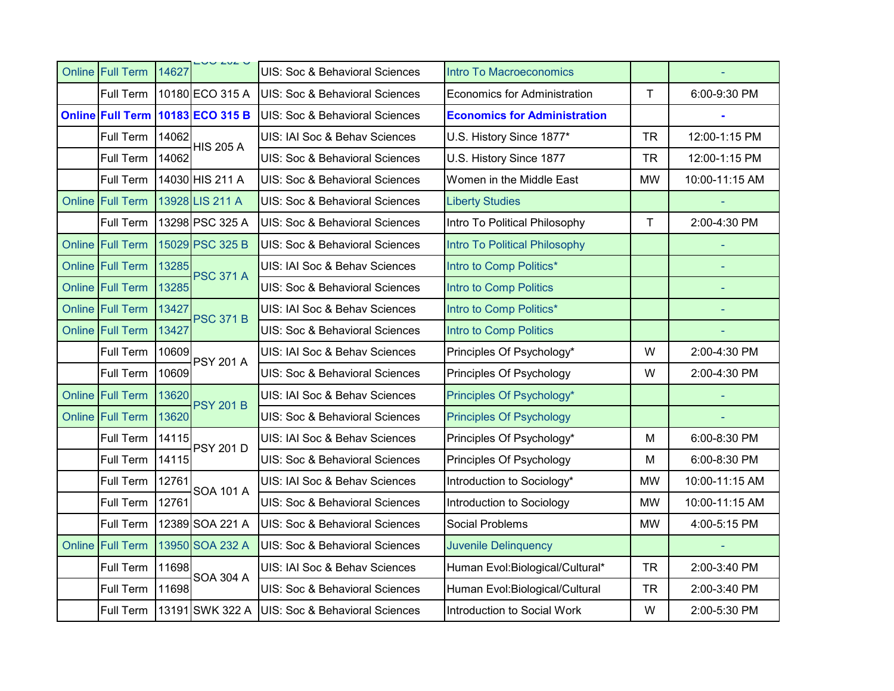| | | | | | | | |
|---|---|---|---|---|---|---|---|
| Online | Full Term | 14627 | ECO 202 C | UIS: Soc & Behavioral Sciences | Intro To Macroeconomics | | - |
| | Full Term | 10180 | ECO 315 A | UIS: Soc & Behavioral Sciences | Economics for Administration | T | 6:00-9:30 PM |
| **Online** | **Full Term** | **10183** | **ECO 315 B** | **UIS: Soc & Behavioral Sciences** | **Economics for Administration** | | **-** |
| | Full Term | 14062 | HIS 205 A | UIS: IAI Soc & Behav Sciences | U.S. History Since 1877* | TR | 12:00-1:15 PM |
| | Full Term | 14062 | | UIS: Soc & Behavioral Sciences | U.S. History Since 1877 | TR | 12:00-1:15 PM |
| | Full Term | 14030 | HIS 211 A | UIS: Soc & Behavioral Sciences | Women in the Middle East | MW | 10:00-11:15 AM |
| Online | Full Term | 13928 | LIS 211 A | UIS: Soc & Behavioral Sciences | Liberty Studies | | - |
| | Full Term | 13298 | PSC 325 A | UIS: Soc & Behavioral Sciences | Intro To Political Philosophy | T | 2:00-4:30 PM |
| Online | Full Term | 15029 | PSC 325 B | UIS: Soc & Behavioral Sciences | Intro To Political Philosophy | | - |
| Online | Full Term | 13285 | PSC 371 A | UIS: IAI Soc & Behav Sciences | Intro to Comp Politics* | | - |
| Online | Full Term | 13285 | | UIS: Soc & Behavioral Sciences | Intro to Comp Politics | | - |
| Online | Full Term | 13427 | PSC 371 B | UIS: IAI Soc & Behav Sciences | Intro to Comp Politics* | | - |
| Online | Full Term | 13427 | | UIS: Soc & Behavioral Sciences | Intro to Comp Politics | | - |
| | Full Term | 10609 | PSY 201 A | UIS: IAI Soc & Behav Sciences | Principles Of Psychology* | W | 2:00-4:30 PM |
| | Full Term | 10609 | | UIS: Soc & Behavioral Sciences | Principles Of Psychology | W | 2:00-4:30 PM |
| Online | Full Term | 13620 | PSY 201 B | UIS: IAI Soc & Behav Sciences | Principles Of Psychology* | | - |
| Online | Full Term | 13620 | | UIS: Soc & Behavioral Sciences | Principles Of Psychology | | - |
| | Full Term | 14115 | PSY 201 D | UIS: IAI Soc & Behav Sciences | Principles Of Psychology* | M | 6:00-8:30 PM |
| | Full Term | 14115 | | UIS: Soc & Behavioral Sciences | Principles Of Psychology | M | 6:00-8:30 PM |
| | Full Term | 12761 | SOA 101 A | UIS: IAI Soc & Behav Sciences | Introduction to Sociology* | MW | 10:00-11:15 AM |
| | Full Term | 12761 | | UIS: Soc & Behavioral Sciences | Introduction to Sociology | MW | 10:00-11:15 AM |
| | Full Term | 12389 | SOA 221 A | UIS: Soc & Behavioral Sciences | Social Problems | MW | 4:00-5:15 PM |
| Online | Full Term | 13950 | SOA 232 A | UIS: Soc & Behavioral Sciences | Juvenile Delinquency | | - |
| | Full Term | 11698 | SOA 304 A | UIS: IAI Soc & Behav Sciences | Human Evol:Biological/Cultural* | TR | 2:00-3:40 PM |
| | Full Term | 11698 | | UIS: Soc & Behavioral Sciences | Human Evol:Biological/Cultural | TR | 2:00-3:40 PM |
| | Full Term | 13191 | SWK 322 A | UIS: Soc & Behavioral Sciences | Introduction to Social Work | W | 2:00-5:30 PM |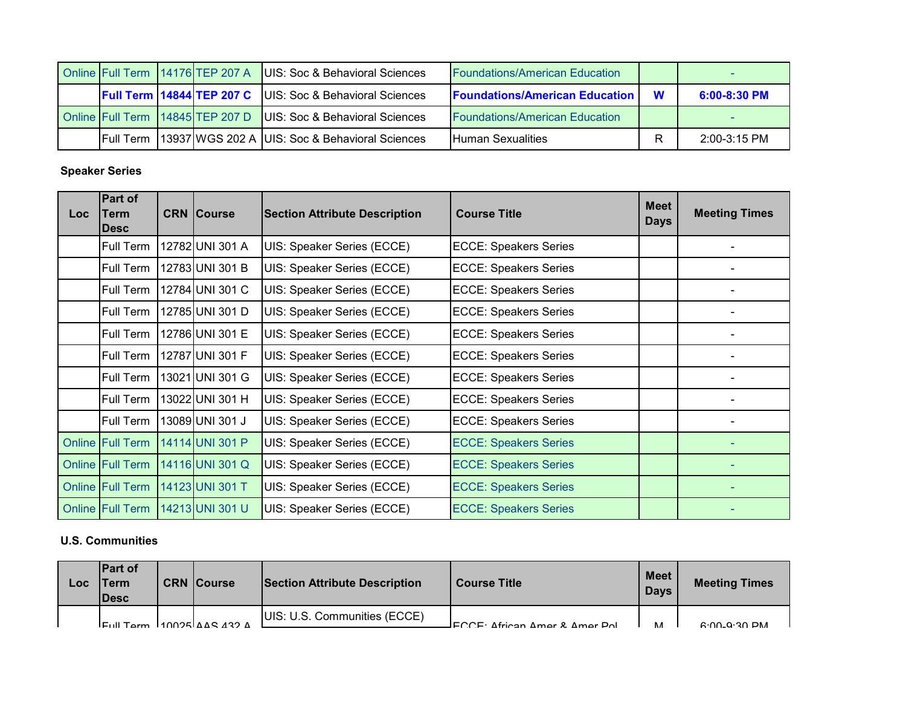| Online | Full Term | 14176 | TEP 207 A | UIS: Soc & Behavioral Sciences | Foundations/American Education | | - |
|---|---|---|---|---|---|---|---|
| | **Full Term** | **14844** | **TEP 207 C** | UIS: Soc & Behavioral Sciences | **Foundations/American Education** | **W** | **6:00-8:30 PM** |
| Online | Full Term | 14845 | TEP 207 D | UIS: Soc & Behavioral Sciences | Foundations/American Education | | - |
| | Full Term | 13937 | WGS 202 A | UIS: Soc & Behavioral Sciences | Human Sexualities | R | 2:00-3:15 PM |

**Speaker Series**

| Loc | Part of Term Desc | CRN | Course | Section Attribute Description | Course Title | Meet Days | Meeting Times |
|---|---|---|---|---|---|---|---|
| | Full Term | 12782 | UNI 301 A | UIS: Speaker Series (ECCE) | ECCE: Speakers Series | | - |
| | Full Term | 12783 | UNI 301 B | UIS: Speaker Series (ECCE) | ECCE: Speakers Series | | - |
| | Full Term | 12784 | UNI 301 C | UIS: Speaker Series (ECCE) | ECCE: Speakers Series | | - |
| | Full Term | 12785 | UNI 301 D | UIS: Speaker Series (ECCE) | ECCE: Speakers Series | | - |
| | Full Term | 12786 | UNI 301 E | UIS: Speaker Series (ECCE) | ECCE: Speakers Series | | - |
| | Full Term | 12787 | UNI 301 F | UIS: Speaker Series (ECCE) | ECCE: Speakers Series | | - |
| | Full Term | 13021 | UNI 301 G | UIS: Speaker Series (ECCE) | ECCE: Speakers Series | | - |
| | Full Term | 13022 | UNI 301 H | UIS: Speaker Series (ECCE) | ECCE: Speakers Series | | - |
| | Full Term | 13089 | UNI 301 J | UIS: Speaker Series (ECCE) | ECCE: Speakers Series | | - |
| Online | Full Term | 14114 | UNI 301 P | UIS: Speaker Series (ECCE) | ECCE: Speakers Series | | - |
| Online | Full Term | 14116 | UNI 301 Q | UIS: Speaker Series (ECCE) | ECCE: Speakers Series | | - |
| Online | Full Term | 14123 | UNI 301 T | UIS: Speaker Series (ECCE) | ECCE: Speakers Series | | - |
| Online | Full Term | 14213 | UNI 301 U | UIS: Speaker Series (ECCE) | ECCE: Speakers Series | | - |

**U.S. Communities**

| Loc | Part of Term Desc | CRN | Course | Section Attribute Description | Course Title | Meet Days | Meeting Times |
|---|---|---|---|---|---|---|---|
| | Full Term | 10025 | AAS 432 A | UIS: U.S. Communities (ECCE) | ECCE: African Amer & Amer Pol | M | 6:00-9:30 PM |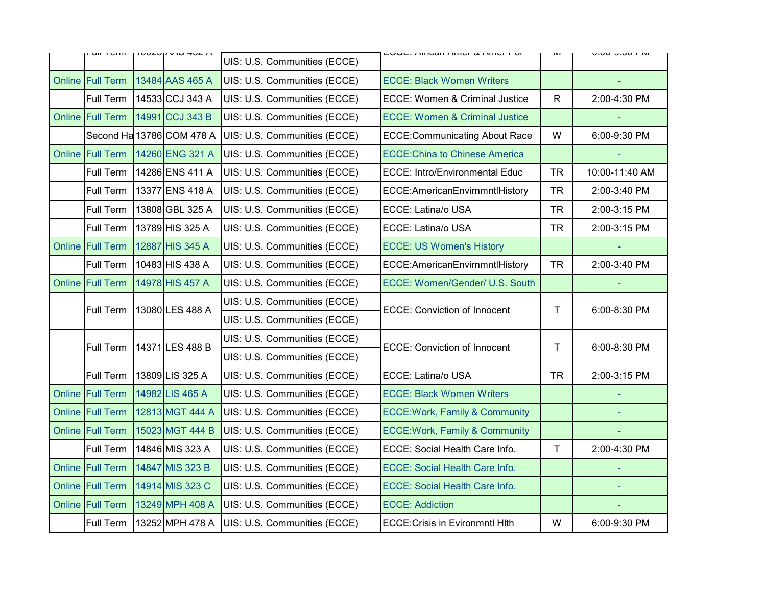| | | | | | | | |
|---|---|---|---|---|---|---|---|
| | Full Term | 13025 | AAS 432 A | UIS: U.S. Communities (ECCE) | ECCE: African Amer & Amer Pol | M | 6:00-9:30 PM |
| Online | Full Term | 13484 | AAS 465 A | UIS: U.S. Communities (ECCE) | ECCE: Black Women Writers | | - |
| | Full Term | 14533 | CCJ 343 A | UIS: U.S. Communities (ECCE) | ECCE: Women & Criminal Justice | R | 2:00-4:30 PM |
| Online | Full Term | 14991 | CCJ 343 B | UIS: U.S. Communities (ECCE) | ECCE: Women & Criminal Justice | | - |
| | Second Ha | 13786 | COM 478 A | UIS: U.S. Communities (ECCE) | ECCE:Communicating About Race | W | 6:00-9:30 PM |
| Online | Full Term | 14260 | ENG 321 A | UIS: U.S. Communities (ECCE) | ECCE:China to Chinese America | | - |
| | Full Term | 14286 | ENS 411 A | UIS: U.S. Communities (ECCE) | ECCE: Intro/Environmental Educ | TR | 10:00-11:40 AM |
| | Full Term | 13377 | ENS 418 A | UIS: U.S. Communities (ECCE) | ECCE:AmericanEnvirnmntlHistory | TR | 2:00-3:40 PM |
| | Full Term | 13808 | GBL 325 A | UIS: U.S. Communities (ECCE) | ECCE: Latina/o USA | TR | 2:00-3:15 PM |
| | Full Term | 13789 | HIS 325 A | UIS: U.S. Communities (ECCE) | ECCE: Latina/o USA | TR | 2:00-3:15 PM |
| Online | Full Term | 12887 | HIS 345 A | UIS: U.S. Communities (ECCE) | ECCE: US Women's History | | - |
| | Full Term | 10483 | HIS 438 A | UIS: U.S. Communities (ECCE) | ECCE:AmericanEnvirnmntlHistory | TR | 2:00-3:40 PM |
| Online | Full Term | 14978 | HIS 457 A | UIS: U.S. Communities (ECCE) | ECCE: Women/Gender/ U.S. South | | - |
| | Full Term | 13080 | LES 488 A | UIS: U.S. Communities (ECCE)<br>UIS: U.S. Communities (ECCE) | ECCE: Conviction of Innocent | T | 6:00-8:30 PM |
| | Full Term | 14371 | LES 488 B | UIS: U.S. Communities (ECCE)<br>UIS: U.S. Communities (ECCE) | ECCE: Conviction of Innocent | T | 6:00-8:30 PM |
| | Full Term | 13809 | LIS 325 A | UIS: U.S. Communities (ECCE) | ECCE: Latina/o USA | TR | 2:00-3:15 PM |
| Online | Full Term | 14982 | LIS 465 A | UIS: U.S. Communities (ECCE) | ECCE: Black Women Writers | | - |
| Online | Full Term | 12813 | MGT 444 A | UIS: U.S. Communities (ECCE) | ECCE:Work, Family & Community | | - |
| Online | Full Term | 15023 | MGT 444 B | UIS: U.S. Communities (ECCE) | ECCE:Work, Family & Community | | - |
| | Full Term | 14846 | MIS 323 A | UIS: U.S. Communities (ECCE) | ECCE: Social Health Care Info. | T | 2:00-4:30 PM |
| Online | Full Term | 14847 | MIS 323 B | UIS: U.S. Communities (ECCE) | ECCE: Social Health Care Info. | | - |
| Online | Full Term | 14914 | MIS 323 C | UIS: U.S. Communities (ECCE) | ECCE: Social Health Care Info. | | - |
| Online | Full Term | 13249 | MPH 408 A | UIS: U.S. Communities (ECCE) | ECCE: Addiction | | - |
| | Full Term | 13252 | MPH 478 A | UIS: U.S. Communities (ECCE) | ECCE:Crisis in Evironmntl Hlth | W | 6:00-9:30 PM |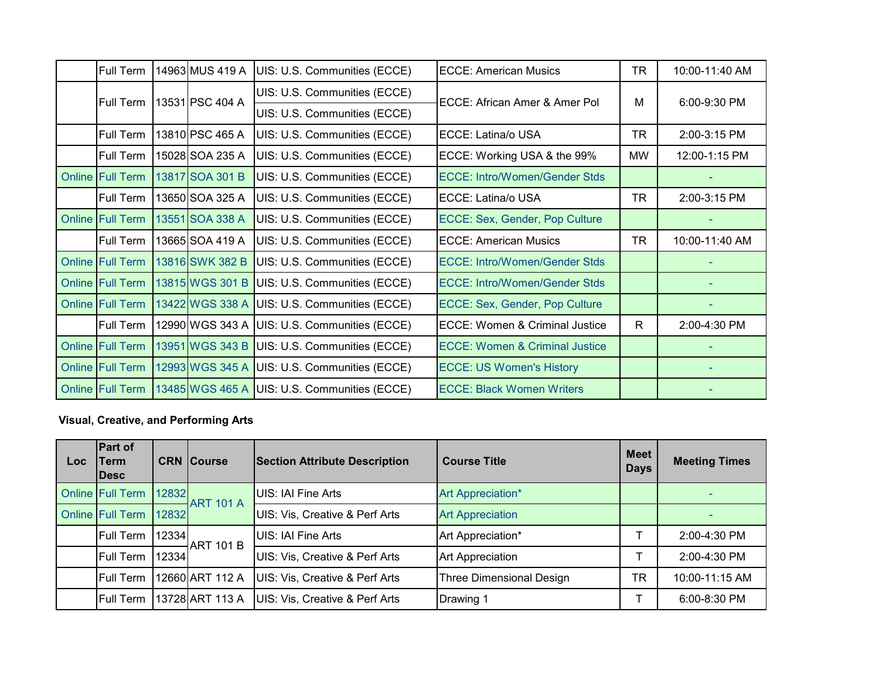| Loc | Part of Term Desc | CRN | Course | Section Attribute Description | Course Title | Meet Days | Meeting Times |
|---|---|---|---|---|---|---|---|
| | Full Term | 14963 | MUS 419 A | UIS: U.S. Communities (ECCE) | ECCE: American Musics | TR | 10:00-11:40 AM |
| | Full Term | 13531 | PSC 404 A | UIS: U.S. Communities (ECCE) | ECCE: African Amer & Amer Pol | M | 6:00-9:30 PM |
| | | | | UIS: U.S. Communities (ECCE) | | | |
| | Full Term | 13810 | PSC 465 A | UIS: U.S. Communities (ECCE) | ECCE: Latina/o USA | TR | 2:00-3:15 PM |
| | Full Term | 15028 | SOA 235 A | UIS: U.S. Communities (ECCE) | ECCE: Working USA & the 99% | MW | 12:00-1:15 PM |
| Online | Full Term | 13817 | SOA 301 B | UIS: U.S. Communities (ECCE) | ECCE: Intro/Women/Gender Stds | | - |
| | Full Term | 13650 | SOA 325 A | UIS: U.S. Communities (ECCE) | ECCE: Latina/o USA | TR | 2:00-3:15 PM |
| Online | Full Term | 13551 | SOA 338 A | UIS: U.S. Communities (ECCE) | ECCE: Sex, Gender, Pop Culture | | - |
| | Full Term | 13665 | SOA 419 A | UIS: U.S. Communities (ECCE) | ECCE: American Musics | TR | 10:00-11:40 AM |
| Online | Full Term | 13816 | SWK 382 B | UIS: U.S. Communities (ECCE) | ECCE: Intro/Women/Gender Stds | | - |
| Online | Full Term | 13815 | WGS 301 B | UIS: U.S. Communities (ECCE) | ECCE: Intro/Women/Gender Stds | | - |
| Online | Full Term | 13422 | WGS 338 A | UIS: U.S. Communities (ECCE) | ECCE: Sex, Gender, Pop Culture | | - |
| | Full Term | 12990 | WGS 343 A | UIS: U.S. Communities (ECCE) | ECCE: Women & Criminal Justice | R | 2:00-4:30 PM |
| Online | Full Term | 13951 | WGS 343 B | UIS: U.S. Communities (ECCE) | ECCE: Women & Criminal Justice | | - |
| Online | Full Term | 12993 | WGS 345 A | UIS: U.S. Communities (ECCE) | ECCE: US Women's History | | - |
| Online | Full Term | 13485 | WGS 465 A | UIS: U.S. Communities (ECCE) | ECCE: Black Women Writers | | - |

**Visual, Creative, and Performing Arts**

| Loc | Part of Term Desc | CRN | Course | Section Attribute Description | Course Title | Meet Days | Meeting Times |
|---|---|---|---|---|---|---|---|
| Online | Full Term | 12832 | ART 101 A | UIS: IAI Fine Arts | Art Appreciation* | | - |
| Online | Full Term | 12832 | | UIS: Vis, Creative & Perf Arts | Art Appreciation | | - |
| | Full Term | 12334 | ART 101 B | UIS: IAI Fine Arts | Art Appreciation* | T | 2:00-4:30 PM |
| | Full Term | 12334 | | UIS: Vis, Creative & Perf Arts | Art Appreciation | T | 2:00-4:30 PM |
| | Full Term | 12660 | ART 112 A | UIS: Vis, Creative & Perf Arts | Three Dimensional Design | TR | 10:00-11:15 AM |
| | Full Term | 13728 | ART 113 A | UIS: Vis, Creative & Perf Arts | Drawing 1 | T | 6:00-8:30 PM |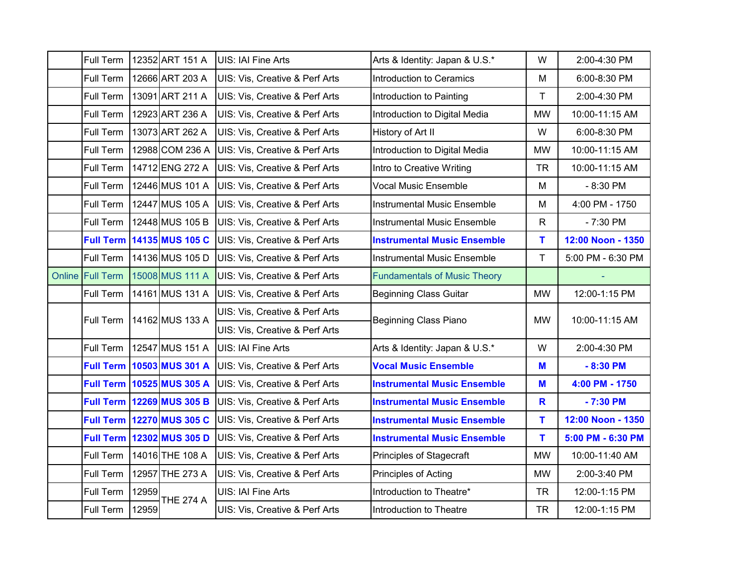| | | | | | | |
|---|---|---|---|---|---|---|
| | Full Term | 12352 ART 151 A | UIS: IAI Fine Arts | Arts & Identity: Japan & U.S.* | W | 2:00-4:30 PM |
| | Full Term | 12666 ART 203 A | UIS: Vis, Creative & Perf Arts | Introduction to Ceramics | M | 6:00-8:30 PM |
| | Full Term | 13091 ART 211 A | UIS: Vis, Creative & Perf Arts | Introduction to Painting | T | 2:00-4:30 PM |
| | Full Term | 12923 ART 236 A | UIS: Vis, Creative & Perf Arts | Introduction to Digital Media | MW | 10:00-11:15 AM |
| | Full Term | 13073 ART 262 A | UIS: Vis, Creative & Perf Arts | History of Art II | W | 6:00-8:30 PM |
| | Full Term | 12988 COM 236 A | UIS: Vis, Creative & Perf Arts | Introduction to Digital Media | MW | 10:00-11:15 AM |
| | Full Term | 14712 ENG 272 A | UIS: Vis, Creative & Perf Arts | Intro to Creative Writing | TR | 10:00-11:15 AM |
| | Full Term | 12446 MUS 101 A | UIS: Vis, Creative & Perf Arts | Vocal Music Ensemble | M | - 8:30 PM |
| | Full Term | 12447 MUS 105 A | UIS: Vis, Creative & Perf Arts | Instrumental Music Ensemble | M | 4:00 PM - 1750 |
| | Full Term | 12448 MUS 105 B | UIS: Vis, Creative & Perf Arts | Instrumental Music Ensemble | R | - 7:30 PM |
| | **Full Term** | **14135 MUS 105 C** | UIS: Vis, Creative & Perf Arts | **Instrumental Music Ensemble** | **T** | **12:00 Noon - 1350** |
| | Full Term | 14136 MUS 105 D | UIS: Vis, Creative & Perf Arts | Instrumental Music Ensemble | T | 5:00 PM - 6:30 PM |
| Online | Full Term | 15008 MUS 111 A | UIS: Vis, Creative & Perf Arts | Fundamentals of Music Theory | | - |
| | Full Term | 14161 MUS 131 A | UIS: Vis, Creative & Perf Arts | Beginning Class Guitar | MW | 12:00-1:15 PM |
| | Full Term | 14162 MUS 133 A | UIS: Vis, Creative & Perf Arts<br>UIS: Vis, Creative & Perf Arts | Beginning Class Piano | MW | 10:00-11:15 AM |
| | Full Term | 12547 MUS 151 A | UIS: IAI Fine Arts | Arts & Identity: Japan & U.S.* | W | 2:00-4:30 PM |
| | **Full Term** | **10503 MUS 301 A** | UIS: Vis, Creative & Perf Arts | **Vocal Music Ensemble** | **M** | **- 8:30 PM** |
| | **Full Term** | **10525 MUS 305 A** | UIS: Vis, Creative & Perf Arts | **Instrumental Music Ensemble** | **M** | **4:00 PM - 1750** |
| | **Full Term** | **12269 MUS 305 B** | UIS: Vis, Creative & Perf Arts | **Instrumental Music Ensemble** | **R** | **- 7:30 PM** |
| | **Full Term** | **12270 MUS 305 C** | UIS: Vis, Creative & Perf Arts | **Instrumental Music Ensemble** | **T** | **12:00 Noon - 1350** |
| | **Full Term** | **12302 MUS 305 D** | UIS: Vis, Creative & Perf Arts | **Instrumental Music Ensemble** | **T** | **5:00 PM - 6:30 PM** |
| | Full Term | 14016 THE 108 A | UIS: Vis, Creative & Perf Arts | Principles of Stagecraft | MW | 10:00-11:40 AM |
| | Full Term | 12957 THE 273 A | UIS: Vis, Creative & Perf Arts | Principles of Acting | MW | 2:00-3:40 PM |
| | Full Term | 12959 THE 274 A | UIS: IAI Fine Arts | Introduction to Theatre* | TR | 12:00-1:15 PM |
| | Full Term | 12959 THE 274 A | UIS: Vis, Creative & Perf Arts | Introduction to Theatre | TR | 12:00-1:15 PM |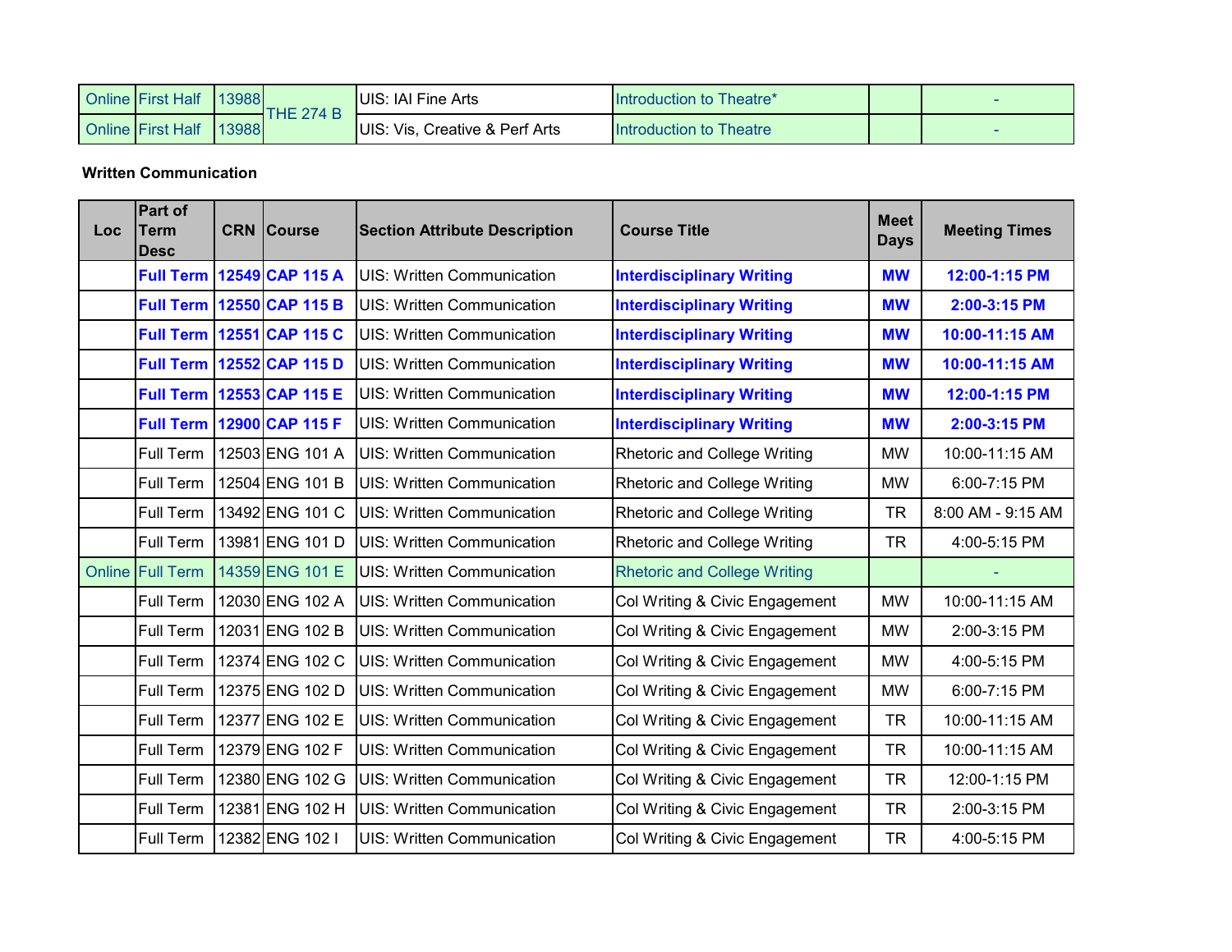| | | | | | | | |
|---|---|---|---|---|---|---|---|
| Online | First Half | 13988 | THE 274 B | UIS: IAI Fine Arts | Introduction to Theatre* | | - |
| Online | First Half | 13988 | | UIS: Vis, Creative & Perf Arts | Introduction to Theatre | | - |

**Written Communication**

| Loc | Part of Term Desc | CRN | Course | Section Attribute Description | Course Title | Meet Days | Meeting Times |
|---|---|---|---|---|---|---|---|
| | **Full Term** | **12549** | **CAP 115 A** | UIS: Written Communication | **Interdisciplinary Writing** | **MW** | **12:00-1:15 PM** |
| | **Full Term** | **12550** | **CAP 115 B** | UIS: Written Communication | **Interdisciplinary Writing** | **MW** | **2:00-3:15 PM** |
| | **Full Term** | **12551** | **CAP 115 C** | UIS: Written Communication | **Interdisciplinary Writing** | **MW** | **10:00-11:15 AM** |
| | **Full Term** | **12552** | **CAP 115 D** | UIS: Written Communication | **Interdisciplinary Writing** | **MW** | **10:00-11:15 AM** |
| | **Full Term** | **12553** | **CAP 115 E** | UIS: Written Communication | **Interdisciplinary Writing** | **MW** | **12:00-1:15 PM** |
| | **Full Term** | **12900** | **CAP 115 F** | UIS: Written Communication | **Interdisciplinary Writing** | **MW** | **2:00-3:15 PM** |
| | Full Term | 12503 | ENG 101 A | UIS: Written Communication | Rhetoric and College Writing | MW | 10:00-11:15 AM |
| | Full Term | 12504 | ENG 101 B | UIS: Written Communication | Rhetoric and College Writing | MW | 6:00-7:15 PM |
| | Full Term | 13492 | ENG 101 C | UIS: Written Communication | Rhetoric and College Writing | TR | 8:00 AM - 9:15 AM |
| | Full Term | 13981 | ENG 101 D | UIS: Written Communication | Rhetoric and College Writing | TR | 4:00-5:15 PM |
| Online | Full Term | 14359 | ENG 101 E | UIS: Written Communication | Rhetoric and College Writing | | - |
| | Full Term | 12030 | ENG 102 A | UIS: Written Communication | Col Writing & Civic Engagement | MW | 10:00-11:15 AM |
| | Full Term | 12031 | ENG 102 B | UIS: Written Communication | Col Writing & Civic Engagement | MW | 2:00-3:15 PM |
| | Full Term | 12374 | ENG 102 C | UIS: Written Communication | Col Writing & Civic Engagement | MW | 4:00-5:15 PM |
| | Full Term | 12375 | ENG 102 D | UIS: Written Communication | Col Writing & Civic Engagement | MW | 6:00-7:15 PM |
| | Full Term | 12377 | ENG 102 E | UIS: Written Communication | Col Writing & Civic Engagement | TR | 10:00-11:15 AM |
| | Full Term | 12379 | ENG 102 F | UIS: Written Communication | Col Writing & Civic Engagement | TR | 10:00-11:15 AM |
| | Full Term | 12380 | ENG 102 G | UIS: Written Communication | Col Writing & Civic Engagement | TR | 12:00-1:15 PM |
| | Full Term | 12381 | ENG 102 H | UIS: Written Communication | Col Writing & Civic Engagement | TR | 2:00-3:15 PM |
| | Full Term | 12382 | ENG 102 I | UIS: Written Communication | Col Writing & Civic Engagement | TR | 4:00-5:15 PM |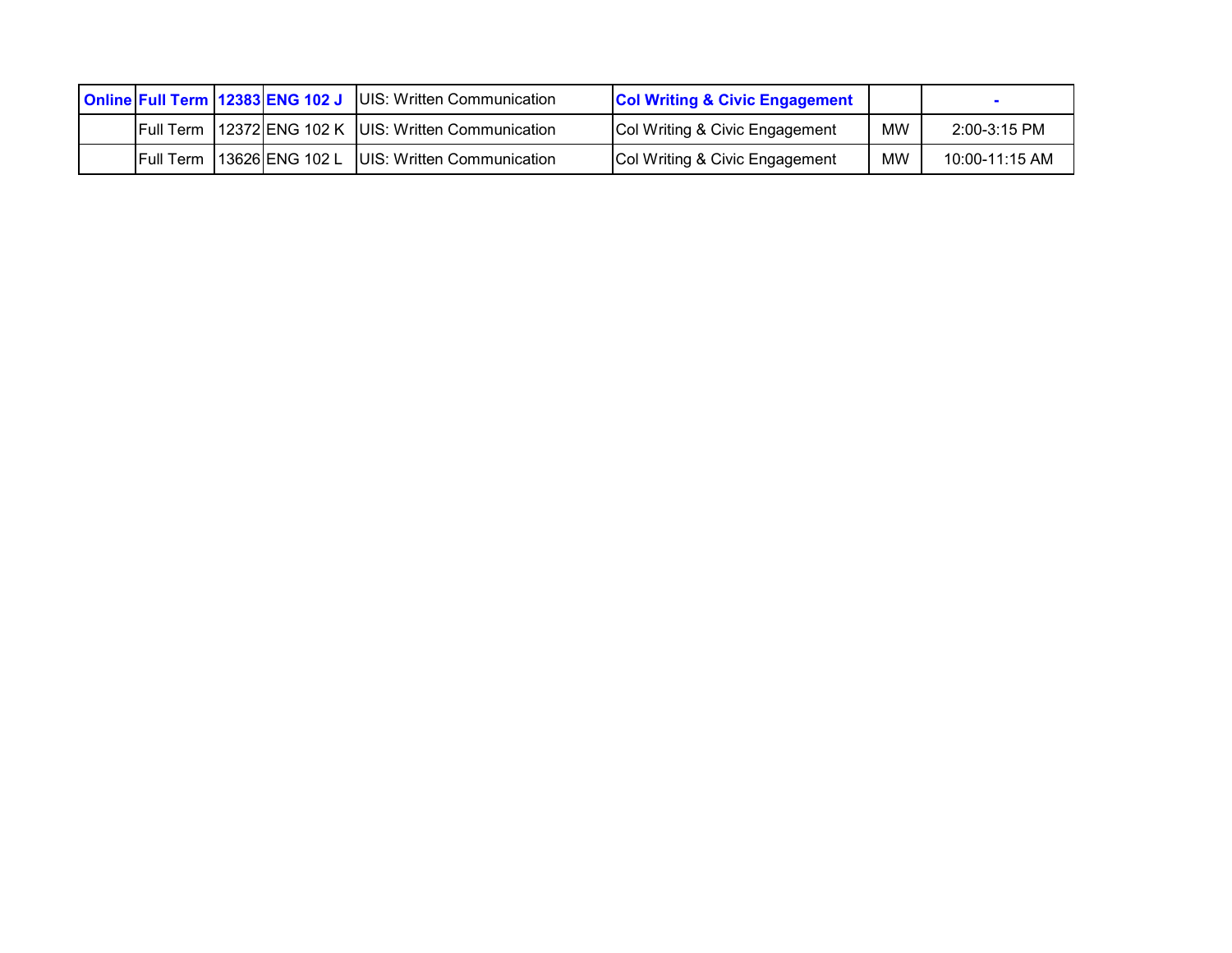| | | | | | | | |
|---|---|---|---|---|---|---|---|
| **Online** | **Full Term** | **12383** | **ENG 102 J** | UIS: Written Communication | **Col Writing & Civic Engagement** | | **-** |
| | Full Term | 12372 | ENG 102 K | UIS: Written Communication | Col Writing & Civic Engagement | MW | 2:00-3:15 PM |
| | Full Term | 13626 | ENG 102 L | UIS: Written Communication | Col Writing & Civic Engagement | MW | 10:00-11:15 AM |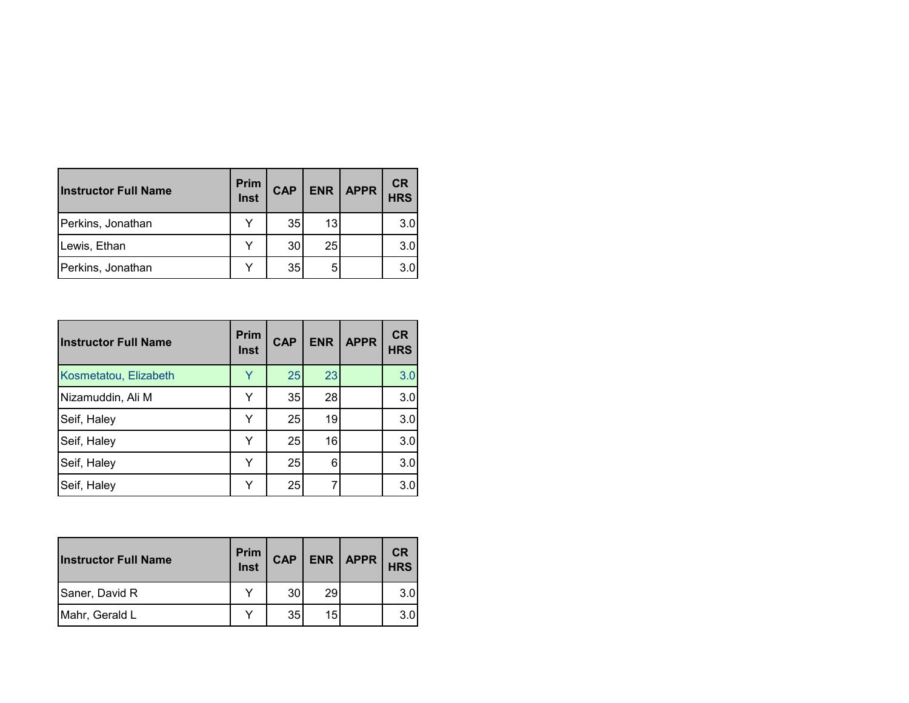| Instructor Full Name | Prim Inst | CAP | ENR | APPR | CR HRS |
|---|---|---|---|---|---|
| Perkins, Jonathan | Y | 35 | 13 | | 3.0 |
| Lewis, Ethan | Y | 30 | 25 | | 3.0 |
| Perkins, Jonathan | Y | 35 | 5 | | 3.0 |

| Instructor Full Name | Prim Inst | CAP | ENR | APPR | CR HRS |
|---|---|---|---|---|---|
| Kosmetatou, Elizabeth | Y | 25 | 23 | | 3.0 |
| Nizamuddin, Ali M | Y | 35 | 28 | | 3.0 |
| Seif, Haley | Y | 25 | 19 | | 3.0 |
| Seif, Haley | Y | 25 | 16 | | 3.0 |
| Seif, Haley | Y | 25 | 6 | | 3.0 |
| Seif, Haley | Y | 25 | 7 | | 3.0 |

| Instructor Full Name | Prim Inst | CAP | ENR | APPR | CR HRS |
|---|---|---|---|---|---|
| Saner, David R | Y | 30 | 29 | | 3.0 |
| Mahr, Gerald L | Y | 35 | 15 | | 3.0 |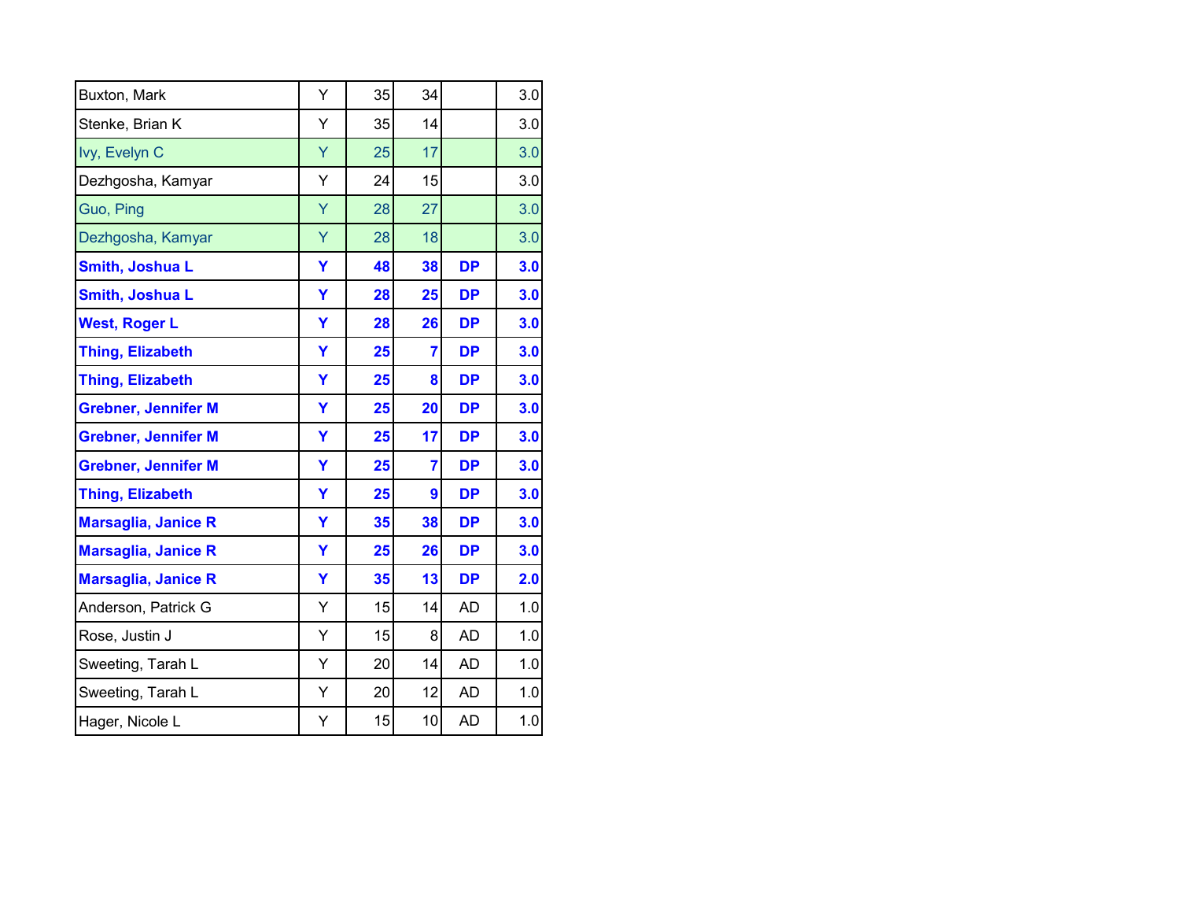| | | | | | |
|---|---|---|---|---|---|
| Buxton, Mark | Y | 35 | 34 | | 3.0 |
| Stenke, Brian K | Y | 35 | 14 | | 3.0 |
| Ivy, Evelyn C | Y | 25 | 17 | | 3.0 |
| Dezhgosha, Kamyar | Y | 24 | 15 | | 3.0 |
| Guo, Ping | Y | 28 | 27 | | 3.0 |
| Dezhgosha, Kamyar | Y | 28 | 18 | | 3.0 |
| **Smith, Joshua L** | **Y** | **48** | **38** | **DP** | **3.0** |
| **Smith, Joshua L** | **Y** | **28** | **25** | **DP** | **3.0** |
| **West, Roger L** | **Y** | **28** | **26** | **DP** | **3.0** |
| **Thing, Elizabeth** | **Y** | **25** | **7** | **DP** | **3.0** |
| **Thing, Elizabeth** | **Y** | **25** | **8** | **DP** | **3.0** |
| **Grebner, Jennifer M** | **Y** | **25** | **20** | **DP** | **3.0** |
| **Grebner, Jennifer M** | **Y** | **25** | **17** | **DP** | **3.0** |
| **Grebner, Jennifer M** | **Y** | **25** | **7** | **DP** | **3.0** |
| **Thing, Elizabeth** | **Y** | **25** | **9** | **DP** | **3.0** |
| **Marsaglia, Janice R** | **Y** | **35** | **38** | **DP** | **3.0** |
| **Marsaglia, Janice R** | **Y** | **25** | **26** | **DP** | **3.0** |
| **Marsaglia, Janice R** | **Y** | **35** | **13** | **DP** | **2.0** |
| Anderson, Patrick G | Y | 15 | 14 | AD | 1.0 |
| Rose, Justin J | Y | 15 | 8 | AD | 1.0 |
| Sweeting, Tarah L | Y | 20 | 14 | AD | 1.0 |
| Sweeting, Tarah L | Y | 20 | 12 | AD | 1.0 |
| Hager, Nicole L | Y | 15 | 10 | AD | 1.0 |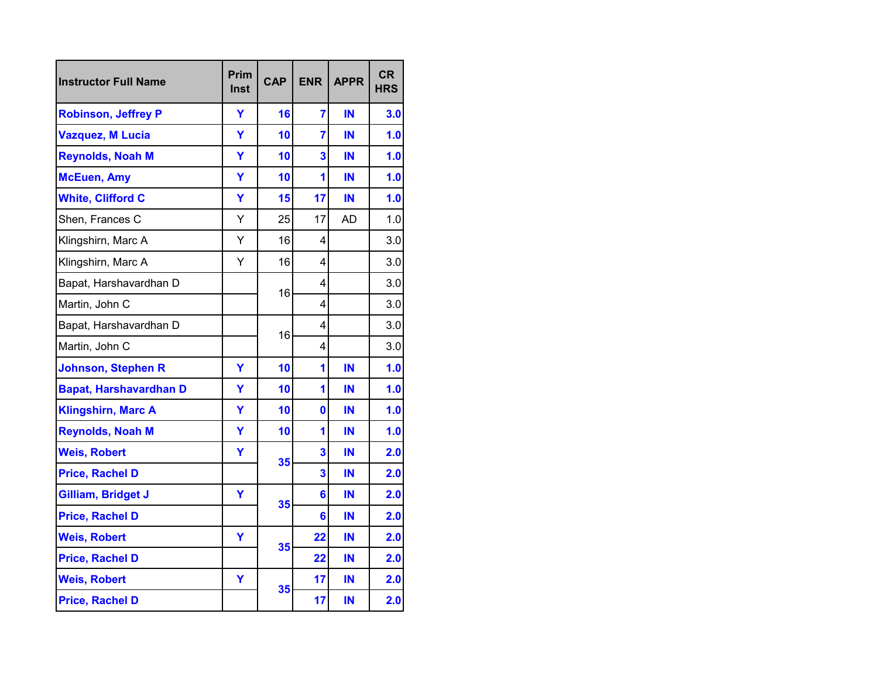| Instructor Full Name | Prim Inst | CAP | ENR | APPR | CR HRS |
|---|---|---|---|---|---|
| **Robinson, Jeffrey P** | **Y** | **16** | **7** | **IN** | **3.0** |
| **Vazquez, M Lucia** | **Y** | **10** | **7** | **IN** | **1.0** |
| **Reynolds, Noah M** | **Y** | **10** | **3** | **IN** | **1.0** |
| **McEuen, Amy** | **Y** | **10** | **1** | **IN** | **1.0** |
| **White, Clifford C** | **Y** | **15** | **17** | **IN** | **1.0** |
| Shen, Frances C | Y | 25 | 17 | AD | 1.0 |
| Klingshirn, Marc A | Y | 16 | 4 | | 3.0 |
| Klingshirn, Marc A | Y | 16 | 4 | | 3.0 |
| Bapat, Harshavardhan D | | 16 | 4 | | 3.0 |
| Martin, John C | | | 4 | | 3.0 |
| Bapat, Harshavardhan D | | 16 | 4 | | 3.0 |
| Martin, John C | | | 4 | | 3.0 |
| **Johnson, Stephen R** | **Y** | **10** | **1** | **IN** | **1.0** |
| **Bapat, Harshavardhan D** | **Y** | **10** | **1** | **IN** | **1.0** |
| **Klingshirn, Marc A** | **Y** | **10** | **0** | **IN** | **1.0** |
| **Reynolds, Noah M** | **Y** | **10** | **1** | **IN** | **1.0** |
| **Weis, Robert** | **Y** | **35** | **3** | **IN** | **2.0** |
| **Price, Rachel D** | | | **3** | **IN** | **2.0** |
| **Gilliam, Bridget J** | **Y** | **35** | **6** | **IN** | **2.0** |
| **Price, Rachel D** | | | **6** | **IN** | **2.0** |
| **Weis, Robert** | **Y** | **35** | **22** | **IN** | **2.0** |
| **Price, Rachel D** | | | **22** | **IN** | **2.0** |
| **Weis, Robert** | **Y** | **35** | **17** | **IN** | **2.0** |
| **Price, Rachel D** | | | **17** | **IN** | **2.0** |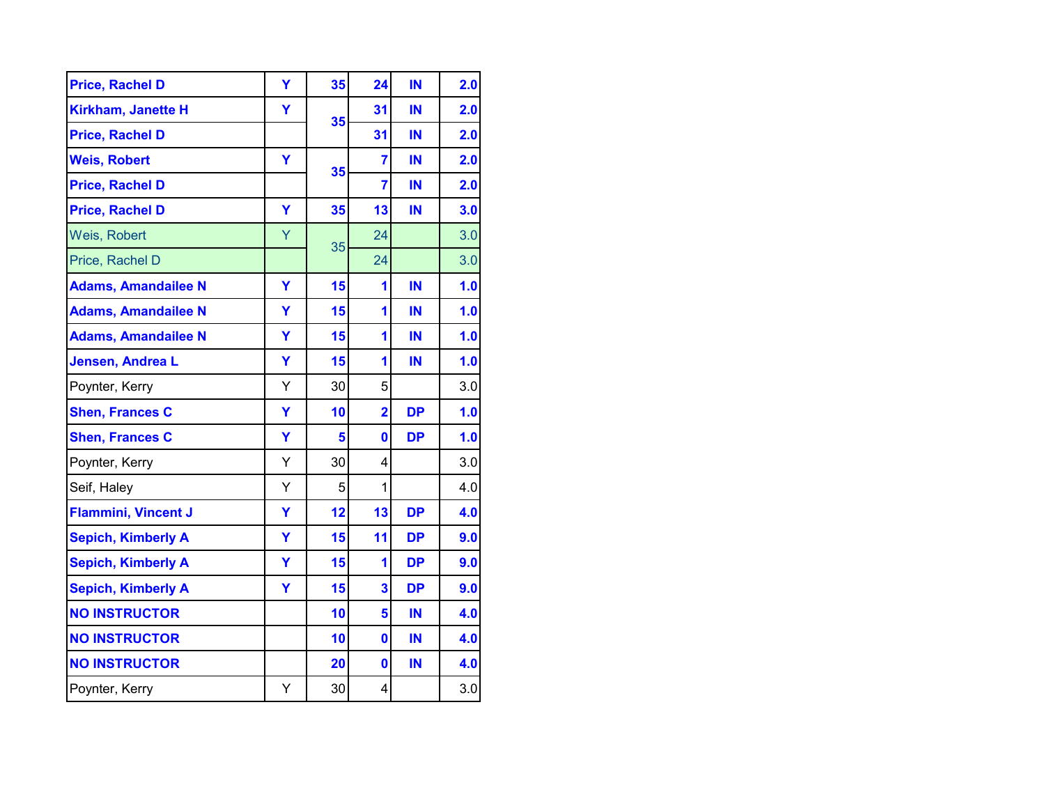| | | | | | |
|---|---|---|---|---|---|
| Price, Rachel D | Y | 35 | 24 | IN | 2.0 |
| Kirkham, Janette H | Y | 35 | 31 | IN | 2.0 |
| Price, Rachel D | | | 31 | IN | 2.0 |
| Weis, Robert | Y | 35 | 7 | IN | 2.0 |
| Price, Rachel D | | | 7 | IN | 2.0 |
| Price, Rachel D | Y | 35 | 13 | IN | 3.0 |
| Weis, Robert | Y | 35 | 24 | | 3.0 |
| Price, Rachel D | | | 24 | | 3.0 |
| Adams, Amandailee N | Y | 15 | 1 | IN | 1.0 |
| Adams, Amandailee N | Y | 15 | 1 | IN | 1.0 |
| Adams, Amandailee N | Y | 15 | 1 | IN | 1.0 |
| Jensen, Andrea L | Y | 15 | 1 | IN | 1.0 |
| Poynter, Kerry | Y | 30 | 5 | | 3.0 |
| Shen, Frances C | Y | 10 | 2 | DP | 1.0 |
| Shen, Frances C | Y | 5 | 0 | DP | 1.0 |
| Poynter, Kerry | Y | 30 | 4 | | 3.0 |
| Seif, Haley | Y | 5 | 1 | | 4.0 |
| Flammini, Vincent J | Y | 12 | 13 | DP | 4.0 |
| Sepich, Kimberly A | Y | 15 | 11 | DP | 9.0 |
| Sepich, Kimberly A | Y | 15 | 1 | DP | 9.0 |
| Sepich, Kimberly A | Y | 15 | 3 | DP | 9.0 |
| NO INSTRUCTOR | | 10 | 5 | IN | 4.0 |
| NO INSTRUCTOR | | 10 | 0 | IN | 4.0 |
| NO INSTRUCTOR | | 20 | 0 | IN | 4.0 |
| Poynter, Kerry | Y | 30 | 4 | | 3.0 |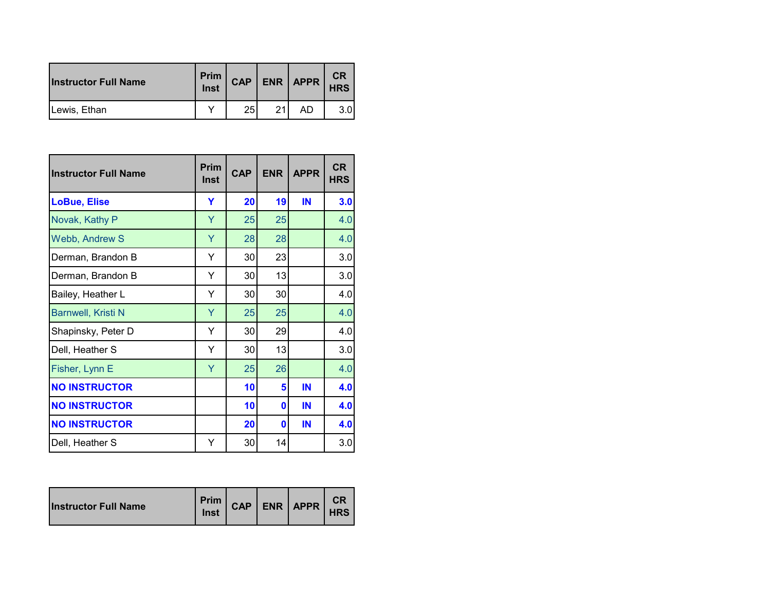| Instructor Full Name | Prim Inst | CAP | ENR | APPR | CR HRS |
|---|---|---|---|---|---|
| Lewis, Ethan | Y | 25 | 21 | AD | 3.0 |

| Instructor Full Name | Prim Inst | CAP | ENR | APPR | CR HRS |
|---|---|---|---|---|---|
| **LoBue, Elise** | **Y** | **20** | **19** | **IN** | **3.0** |
| Novak, Kathy P | Y | 25 | 25 | | 4.0 |
| Webb, Andrew S | Y | 28 | 28 | | 4.0 |
| Derman, Brandon B | Y | 30 | 23 | | 3.0 |
| Derman, Brandon B | Y | 30 | 13 | | 3.0 |
| Bailey, Heather L | Y | 30 | 30 | | 4.0 |
| Barnwell, Kristi N | Y | 25 | 25 | | 4.0 |
| Shapinsky, Peter D | Y | 30 | 29 | | 4.0 |
| Dell, Heather S | Y | 30 | 13 | | 3.0 |
| Fisher, Lynn E | Y | 25 | 26 | | 4.0 |
| **NO INSTRUCTOR** | | **10** | **5** | **IN** | **4.0** |
| **NO INSTRUCTOR** | | **10** | **0** | **IN** | **4.0** |
| **NO INSTRUCTOR** | | **20** | **0** | **IN** | **4.0** |
| Dell, Heather S | Y | 30 | 14 | | 3.0 |

| Instructor Full Name | Prim Inst | CAP | ENR | APPR | CR HRS |
|---|---|---|---|---|---|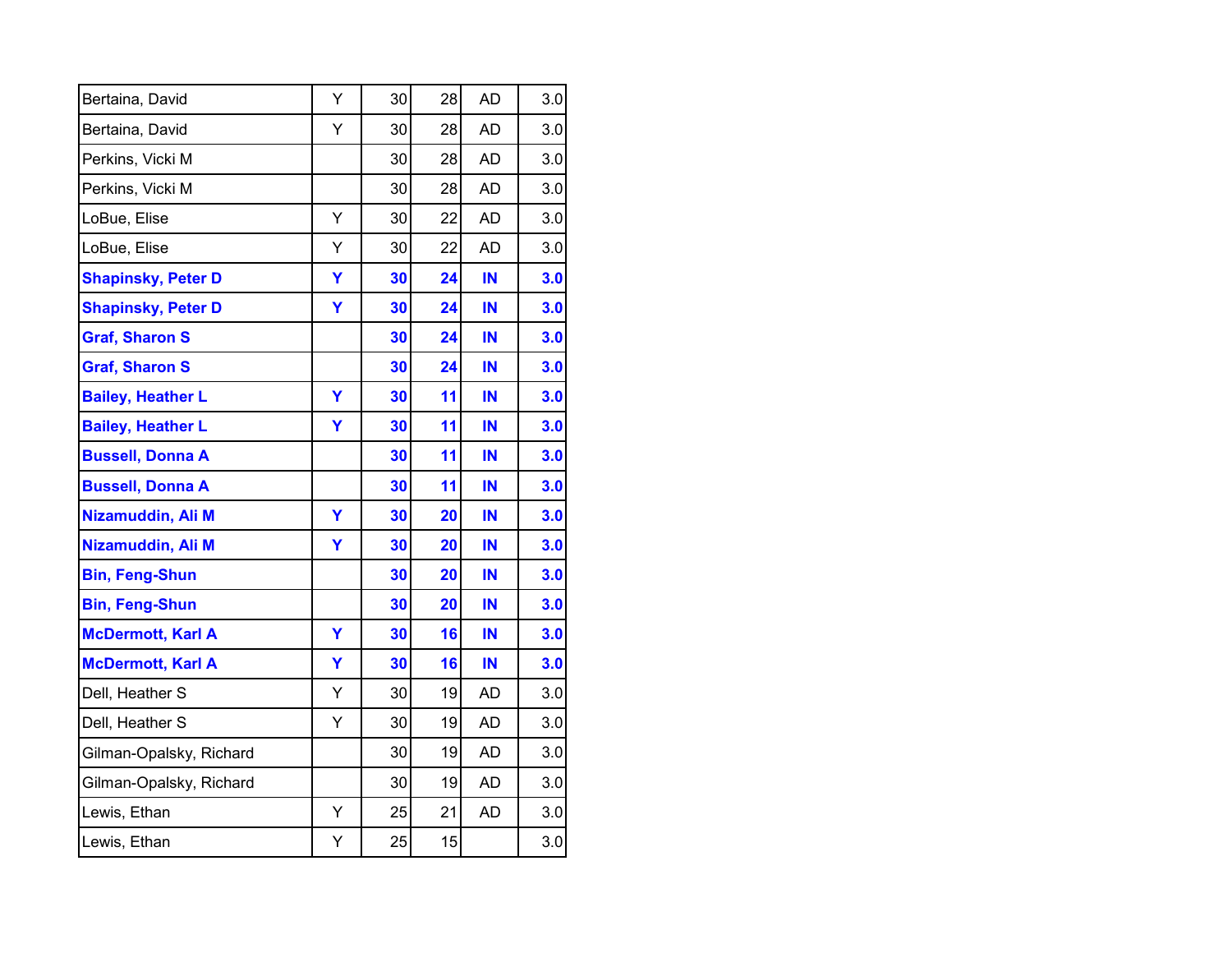| | | | | | |
|---|---|---|---|---|---|
| Bertaina, David | Y | 30 | 28 | AD | 3.0 |
| Bertaina, David | Y | 30 | 28 | AD | 3.0 |
| Perkins, Vicki M | | 30 | 28 | AD | 3.0 |
| Perkins, Vicki M | | 30 | 28 | AD | 3.0 |
| LoBue, Elise | Y | 30 | 22 | AD | 3.0 |
| LoBue, Elise | Y | 30 | 22 | AD | 3.0 |
| **Shapinsky, Peter D** | **Y** | **30** | **24** | **IN** | **3.0** |
| **Shapinsky, Peter D** | **Y** | **30** | **24** | **IN** | **3.0** |
| **Graf, Sharon S** | | **30** | **24** | **IN** | **3.0** |
| **Graf, Sharon S** | | **30** | **24** | **IN** | **3.0** |
| **Bailey, Heather L** | **Y** | **30** | **11** | **IN** | **3.0** |
| **Bailey, Heather L** | **Y** | **30** | **11** | **IN** | **3.0** |
| **Bussell, Donna A** | | **30** | **11** | **IN** | **3.0** |
| **Bussell, Donna A** | | **30** | **11** | **IN** | **3.0** |
| **Nizamuddin, Ali M** | **Y** | **30** | **20** | **IN** | **3.0** |
| **Nizamuddin, Ali M** | **Y** | **30** | **20** | **IN** | **3.0** |
| **Bin, Feng-Shun** | | **30** | **20** | **IN** | **3.0** |
| **Bin, Feng-Shun** | | **30** | **20** | **IN** | **3.0** |
| **McDermott, Karl A** | **Y** | **30** | **16** | **IN** | **3.0** |
| **McDermott, Karl A** | **Y** | **30** | **16** | **IN** | **3.0** |
| Dell, Heather S | Y | 30 | 19 | AD | 3.0 |
| Dell, Heather S | Y | 30 | 19 | AD | 3.0 |
| Gilman-Opalsky, Richard | | 30 | 19 | AD | 3.0 |
| Gilman-Opalsky, Richard | | 30 | 19 | AD | 3.0 |
| Lewis, Ethan | Y | 25 | 21 | AD | 3.0 |
| Lewis, Ethan | Y | 25 | 15 | | 3.0 |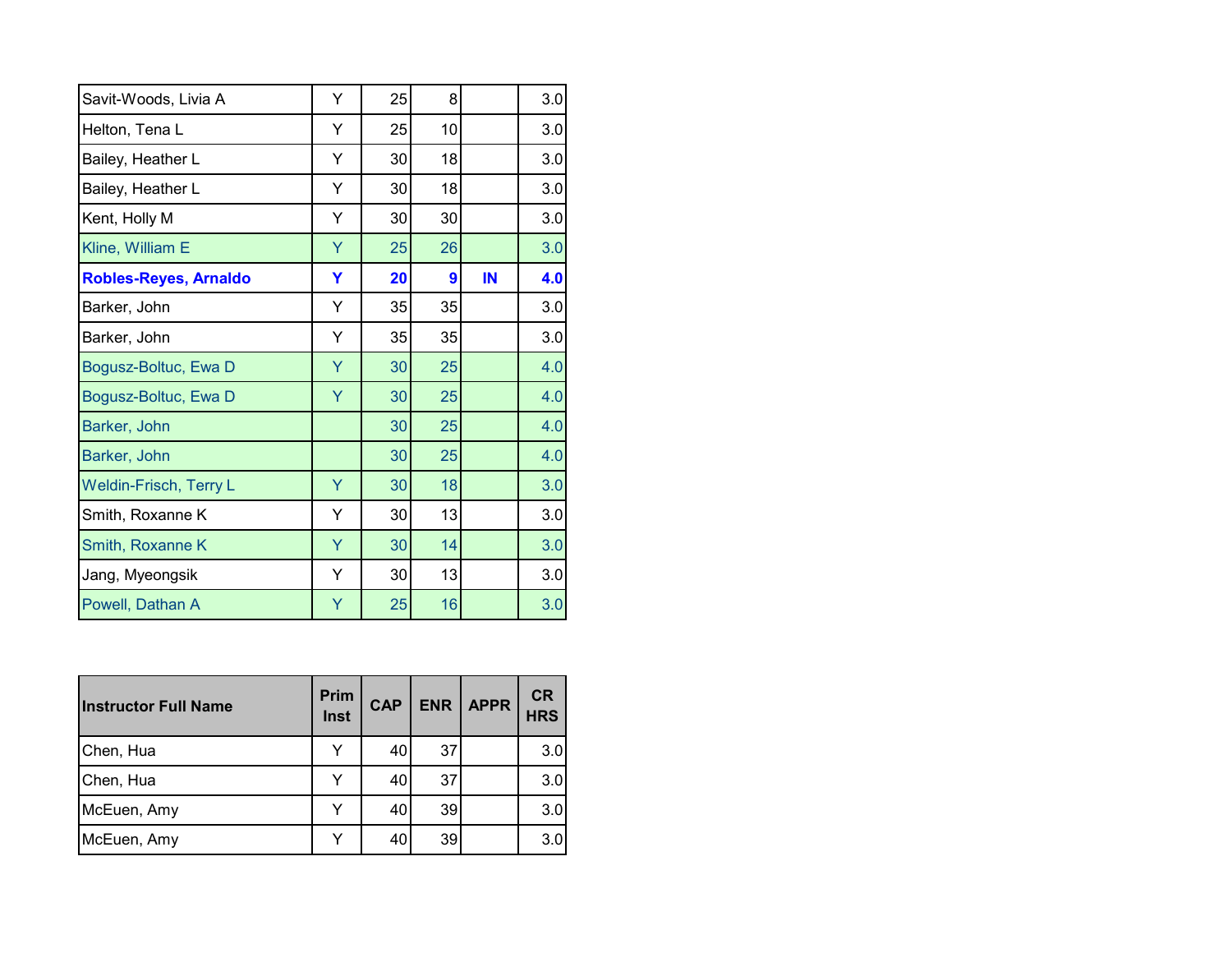| | | | | | |
|---|---|---|---|---|---|
| Savit-Woods, Livia A | Y | 25 | 8 | | 3.0 |
| Helton, Tena L | Y | 25 | 10 | | 3.0 |
| Bailey, Heather L | Y | 30 | 18 | | 3.0 |
| Bailey, Heather L | Y | 30 | 18 | | 3.0 |
| Kent, Holly M | Y | 30 | 30 | | 3.0 |
| Kline, William E | Y | 25 | 26 | | 3.0 |
| **Robles-Reyes, Arnaldo** | **Y** | **20** | **9** | **IN** | **4.0** |
| Barker, John | Y | 35 | 35 | | 3.0 |
| Barker, John | Y | 35 | 35 | | 3.0 |
| Bogusz-Boltuc, Ewa D | Y | 30 | 25 | | 4.0 |
| Bogusz-Boltuc, Ewa D | Y | 30 | 25 | | 4.0 |
| Barker, John | | 30 | 25 | | 4.0 |
| Barker, John | | 30 | 25 | | 4.0 |
| Weldin-Frisch, Terry L | Y | 30 | 18 | | 3.0 |
| Smith, Roxanne K | Y | 30 | 13 | | 3.0 |
| Smith, Roxanne K | Y | 30 | 14 | | 3.0 |
| Jang, Myeongsik | Y | 30 | 13 | | 3.0 |
| Powell, Dathan A | Y | 25 | 16 | | 3.0 |

| Instructor Full Name | Prim Inst | CAP | ENR | APPR | CR HRS |
|---|---|---|---|---|---|
| Chen, Hua | Y | 40 | 37 | | 3.0 |
| Chen, Hua | Y | 40 | 37 | | 3.0 |
| McEuen, Amy | Y | 40 | 39 | | 3.0 |
| McEuen, Amy | Y | 40 | 39 | | 3.0 |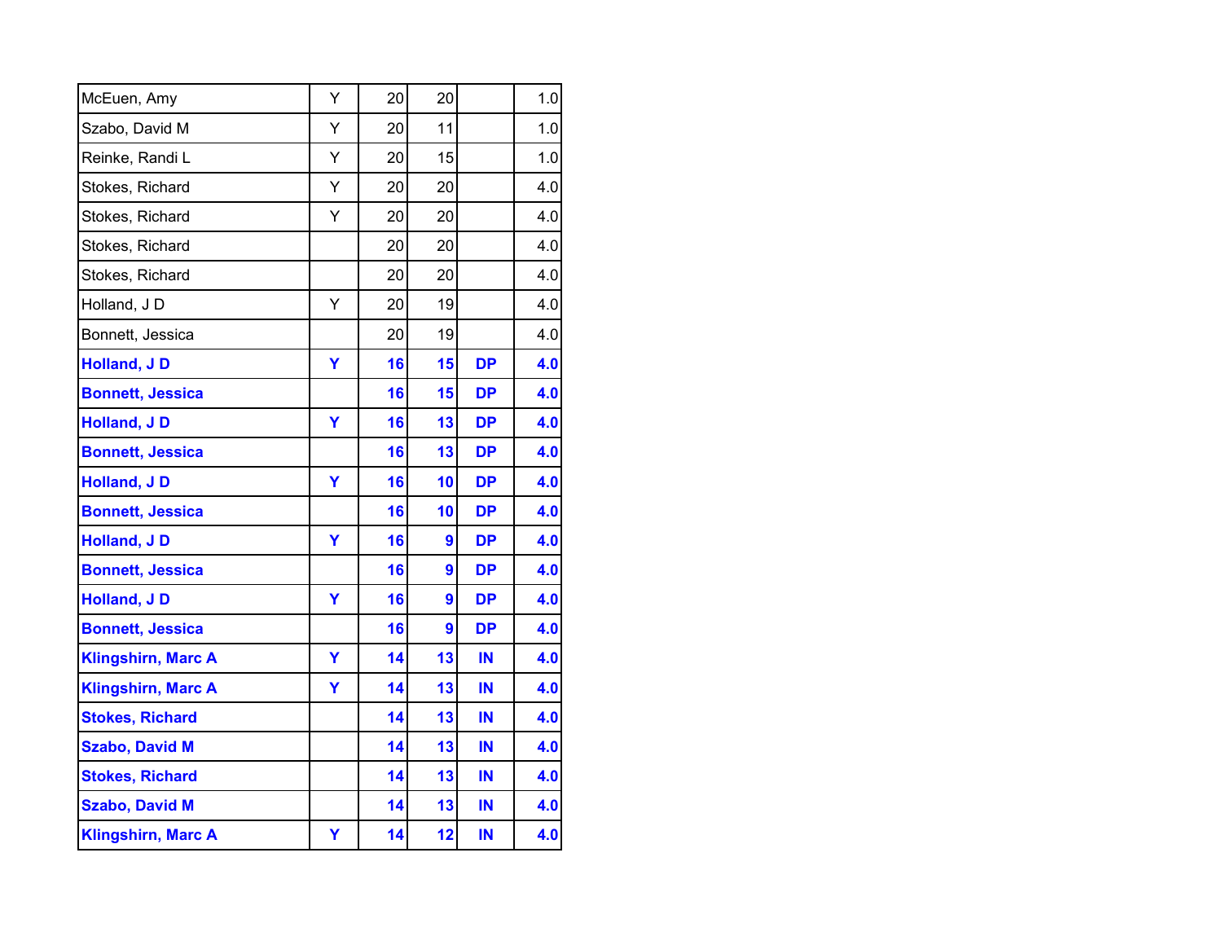| | | | | | |
|---|---|---|---|---|---|
| McEuen, Amy | Y | 20 | 20 | | 1.0 |
| Szabo, David M | Y | 20 | 11 | | 1.0 |
| Reinke, Randi L | Y | 20 | 15 | | 1.0 |
| Stokes, Richard | Y | 20 | 20 | | 4.0 |
| Stokes, Richard | Y | 20 | 20 | | 4.0 |
| Stokes, Richard | | 20 | 20 | | 4.0 |
| Stokes, Richard | | 20 | 20 | | 4.0 |
| Holland, J D | Y | 20 | 19 | | 4.0 |
| Bonnett, Jessica | | 20 | 19 | | 4.0 |
| **Holland, J D** | **Y** | **16** | **15** | **DP** | **4.0** |
| **Bonnett, Jessica** | | **16** | **15** | **DP** | **4.0** |
| **Holland, J D** | **Y** | **16** | **13** | **DP** | **4.0** |
| **Bonnett, Jessica** | | **16** | **13** | **DP** | **4.0** |
| **Holland, J D** | **Y** | **16** | **10** | **DP** | **4.0** |
| **Bonnett, Jessica** | | **16** | **10** | **DP** | **4.0** |
| **Holland, J D** | **Y** | **16** | **9** | **DP** | **4.0** |
| **Bonnett, Jessica** | | **16** | **9** | **DP** | **4.0** |
| **Holland, J D** | **Y** | **16** | **9** | **DP** | **4.0** |
| **Bonnett, Jessica** | | **16** | **9** | **DP** | **4.0** |
| **Klingshirn, Marc A** | **Y** | **14** | **13** | **IN** | **4.0** |
| **Klingshirn, Marc A** | **Y** | **14** | **13** | **IN** | **4.0** |
| **Stokes, Richard** | | **14** | **13** | **IN** | **4.0** |
| **Szabo, David M** | | **14** | **13** | **IN** | **4.0** |
| **Stokes, Richard** | | **14** | **13** | **IN** | **4.0** |
| **Szabo, David M** | | **14** | **13** | **IN** | **4.0** |
| **Klingshirn, Marc A** | **Y** | **14** | **12** | **IN** | **4.0** |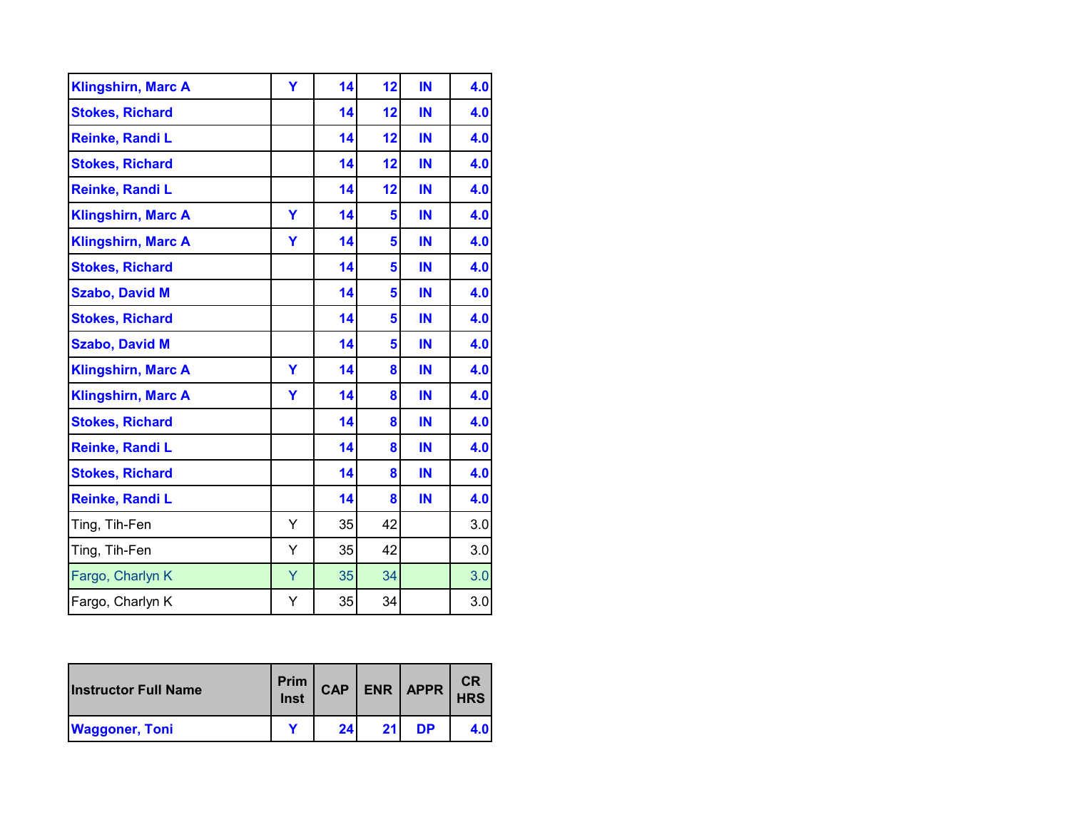| Klingshirn, Marc A | Y | 14 | 12 | IN | 4.0 |
|---|---|---|---|---|---|
| Stokes, Richard | | 14 | 12 | IN | 4.0 |
| Reinke, Randi L | | 14 | 12 | IN | 4.0 |
| Stokes, Richard | | 14 | 12 | IN | 4.0 |
| Reinke, Randi L | | 14 | 12 | IN | 4.0 |
| Klingshirn, Marc A | Y | 14 | 5 | IN | 4.0 |
| Klingshirn, Marc A | Y | 14 | 5 | IN | 4.0 |
| Stokes, Richard | | 14 | 5 | IN | 4.0 |
| Szabo, David M | | 14 | 5 | IN | 4.0 |
| Stokes, Richard | | 14 | 5 | IN | 4.0 |
| Szabo, David M | | 14 | 5 | IN | 4.0 |
| Klingshirn, Marc A | Y | 14 | 8 | IN | 4.0 |
| Klingshirn, Marc A | Y | 14 | 8 | IN | 4.0 |
| Stokes, Richard | | 14 | 8 | IN | 4.0 |
| Reinke, Randi L | | 14 | 8 | IN | 4.0 |
| Stokes, Richard | | 14 | 8 | IN | 4.0 |
| Reinke, Randi L | | 14 | 8 | IN | 4.0 |
| Ting, Tih-Fen | Y | 35 | 42 | | 3.0 |
| Ting, Tih-Fen | Y | 35 | 42 | | 3.0 |
| Fargo, Charlyn K | Y | 35 | 34 | | 3.0 |
| Fargo, Charlyn K | Y | 35 | 34 | | 3.0 |

| Instructor Full Name | Prim Inst | CAP | ENR | APPR | CR HRS |
|---|---|---|---|---|---|
| Waggoner, Toni | Y | 24 | 21 | DP | 4.0 |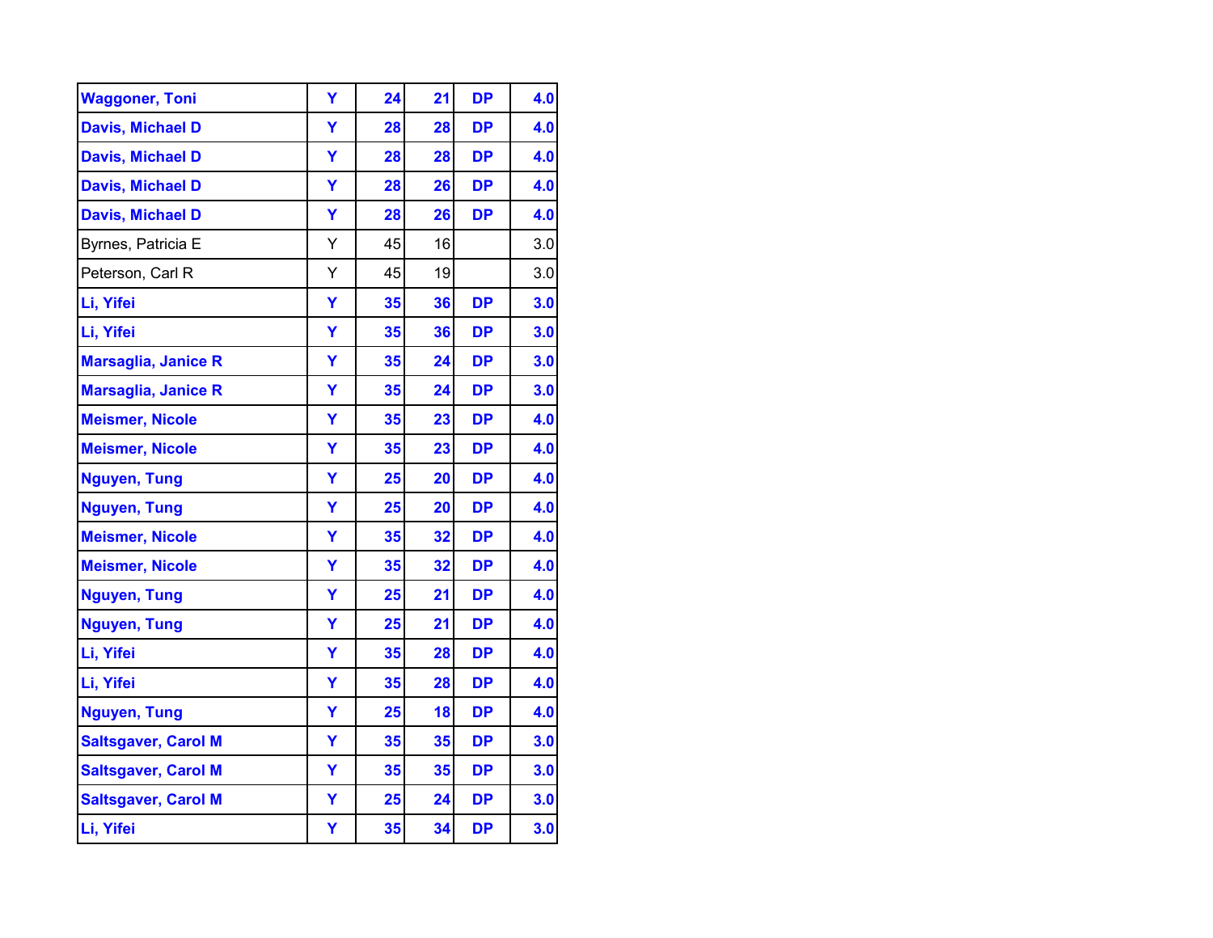| | | | | | |
|---|---|---|---|---|---|
| **Waggoner, Toni** | **Y** | **24** | **21** | **DP** | **4.0** |
| **Davis, Michael D** | **Y** | **28** | **28** | **DP** | **4.0** |
| **Davis, Michael D** | **Y** | **28** | **28** | **DP** | **4.0** |
| **Davis, Michael D** | **Y** | **28** | **26** | **DP** | **4.0** |
| **Davis, Michael D** | **Y** | **28** | **26** | **DP** | **4.0** |
| Byrnes, Patricia E | Y | 45 | 16 | | 3.0 |
| Peterson, Carl R | Y | 45 | 19 | | 3.0 |
| **Li, Yifei** | **Y** | **35** | **36** | **DP** | **3.0** |
| **Li, Yifei** | **Y** | **35** | **36** | **DP** | **3.0** |
| **Marsaglia, Janice R** | **Y** | **35** | **24** | **DP** | **3.0** |
| **Marsaglia, Janice R** | **Y** | **35** | **24** | **DP** | **3.0** |
| **Meismer, Nicole** | **Y** | **35** | **23** | **DP** | **4.0** |
| **Meismer, Nicole** | **Y** | **35** | **23** | **DP** | **4.0** |
| **Nguyen, Tung** | **Y** | **25** | **20** | **DP** | **4.0** |
| **Nguyen, Tung** | **Y** | **25** | **20** | **DP** | **4.0** |
| **Meismer, Nicole** | **Y** | **35** | **32** | **DP** | **4.0** |
| **Meismer, Nicole** | **Y** | **35** | **32** | **DP** | **4.0** |
| **Nguyen, Tung** | **Y** | **25** | **21** | **DP** | **4.0** |
| **Nguyen, Tung** | **Y** | **25** | **21** | **DP** | **4.0** |
| **Li, Yifei** | **Y** | **35** | **28** | **DP** | **4.0** |
| **Li, Yifei** | **Y** | **35** | **28** | **DP** | **4.0** |
| **Nguyen, Tung** | **Y** | **25** | **18** | **DP** | **4.0** |
| **Saltsgaver, Carol M** | **Y** | **35** | **35** | **DP** | **3.0** |
| **Saltsgaver, Carol M** | **Y** | **35** | **35** | **DP** | **3.0** |
| **Saltsgaver, Carol M** | **Y** | **25** | **24** | **DP** | **3.0** |
| **Li, Yifei** | **Y** | **35** | **34** | **DP** | **3.0** |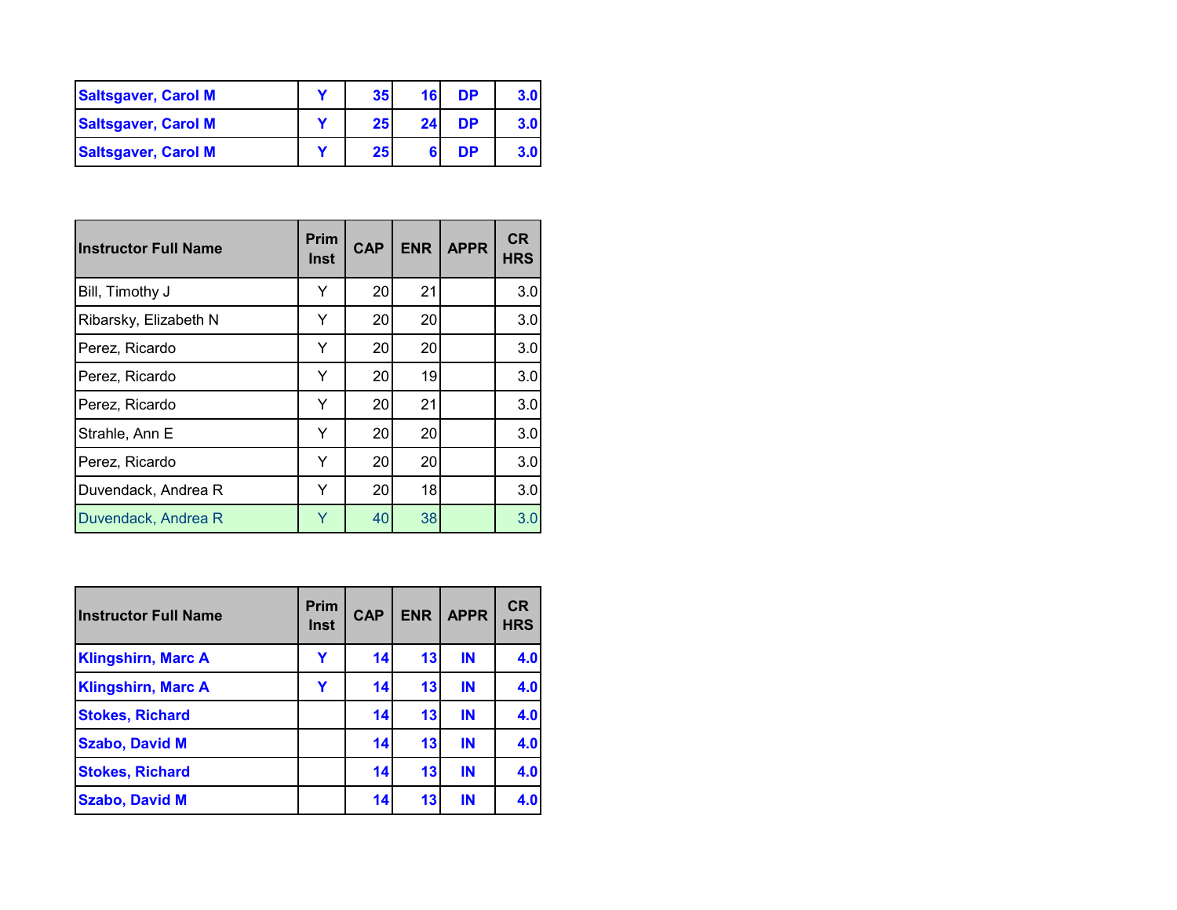| Saltsgaver, Carol M | Y | 35 | 16 | DP | 3.0 |
|---|---|---|---|---|---|
| Saltsgaver, Carol M | Y | 25 | 24 | DP | 3.0 |
| Saltsgaver, Carol M | Y | 25 | 6 | DP | 3.0 |

| Instructor Full Name | Prim Inst | CAP | ENR | APPR | CR HRS |
|---|---|---|---|---|---|
| Bill, Timothy J | Y | 20 | 21 | | 3.0 |
| Ribarsky, Elizabeth N | Y | 20 | 20 | | 3.0 |
| Perez, Ricardo | Y | 20 | 20 | | 3.0 |
| Perez, Ricardo | Y | 20 | 19 | | 3.0 |
| Perez, Ricardo | Y | 20 | 21 | | 3.0 |
| Strahle, Ann E | Y | 20 | 20 | | 3.0 |
| Perez, Ricardo | Y | 20 | 20 | | 3.0 |
| Duvendack, Andrea R | Y | 20 | 18 | | 3.0 |
| Duvendack, Andrea R | Y | 40 | 38 | | 3.0 |

| Instructor Full Name | Prim Inst | CAP | ENR | APPR | CR HRS |
|---|---|---|---|---|---|
| Klingshirn, Marc A | Y | 14 | 13 | IN | 4.0 |
| Klingshirn, Marc A | Y | 14 | 13 | IN | 4.0 |
| Stokes, Richard | | 14 | 13 | IN | 4.0 |
| Szabo, David M | | 14 | 13 | IN | 4.0 |
| Stokes, Richard | | 14 | 13 | IN | 4.0 |
| Szabo, David M | | 14 | 13 | IN | 4.0 |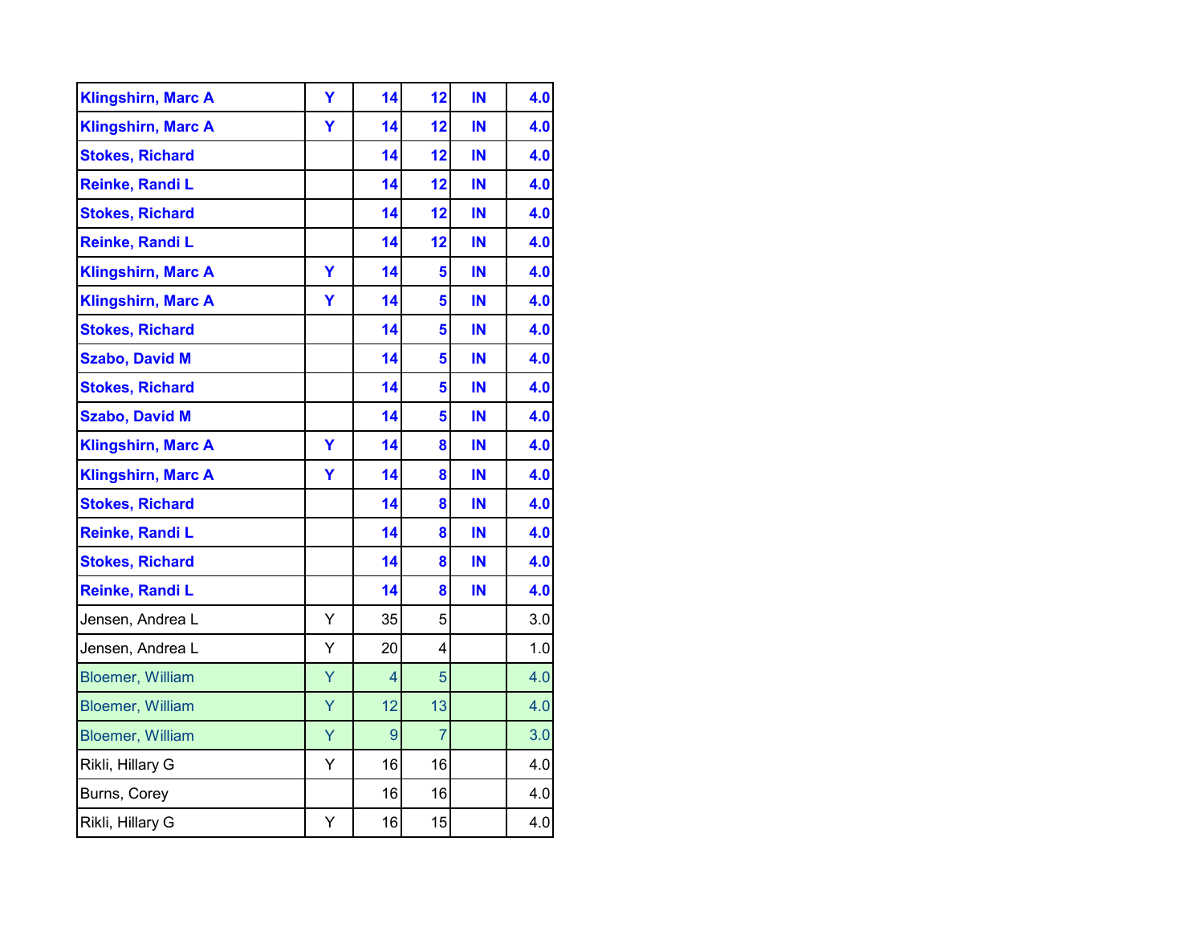| | | | | | |
|---|---|---|---|---|---|
| **Klingshirn, Marc A** | **Y** | **14** | **12** | **IN** | **4.0** |
| **Klingshirn, Marc A** | **Y** | **14** | **12** | **IN** | **4.0** |
| **Stokes, Richard** | | **14** | **12** | **IN** | **4.0** |
| **Reinke, Randi L** | | **14** | **12** | **IN** | **4.0** |
| **Stokes, Richard** | | **14** | **12** | **IN** | **4.0** |
| **Reinke, Randi L** | | **14** | **12** | **IN** | **4.0** |
| **Klingshirn, Marc A** | **Y** | **14** | **5** | **IN** | **4.0** |
| **Klingshirn, Marc A** | **Y** | **14** | **5** | **IN** | **4.0** |
| **Stokes, Richard** | | **14** | **5** | **IN** | **4.0** |
| **Szabo, David M** | | **14** | **5** | **IN** | **4.0** |
| **Stokes, Richard** | | **14** | **5** | **IN** | **4.0** |
| **Szabo, David M** | | **14** | **5** | **IN** | **4.0** |
| **Klingshirn, Marc A** | **Y** | **14** | **8** | **IN** | **4.0** |
| **Klingshirn, Marc A** | **Y** | **14** | **8** | **IN** | **4.0** |
| **Stokes, Richard** | | **14** | **8** | **IN** | **4.0** |
| **Reinke, Randi L** | | **14** | **8** | **IN** | **4.0** |
| **Stokes, Richard** | | **14** | **8** | **IN** | **4.0** |
| **Reinke, Randi L** | | **14** | **8** | **IN** | **4.0** |
| Jensen, Andrea L | Y | 35 | 5 | | 3.0 |
| Jensen, Andrea L | Y | 20 | 4 | | 1.0 |
| Bloemer, William | Y | 4 | 5 | | 4.0 |
| Bloemer, William | Y | 12 | 13 | | 4.0 |
| Bloemer, William | Y | 9 | 7 | | 3.0 |
| Rikli, Hillary G | Y | 16 | 16 | | 4.0 |
| Burns, Corey | | 16 | 16 | | 4.0 |
| Rikli, Hillary G | Y | 16 | 15 | | 4.0 |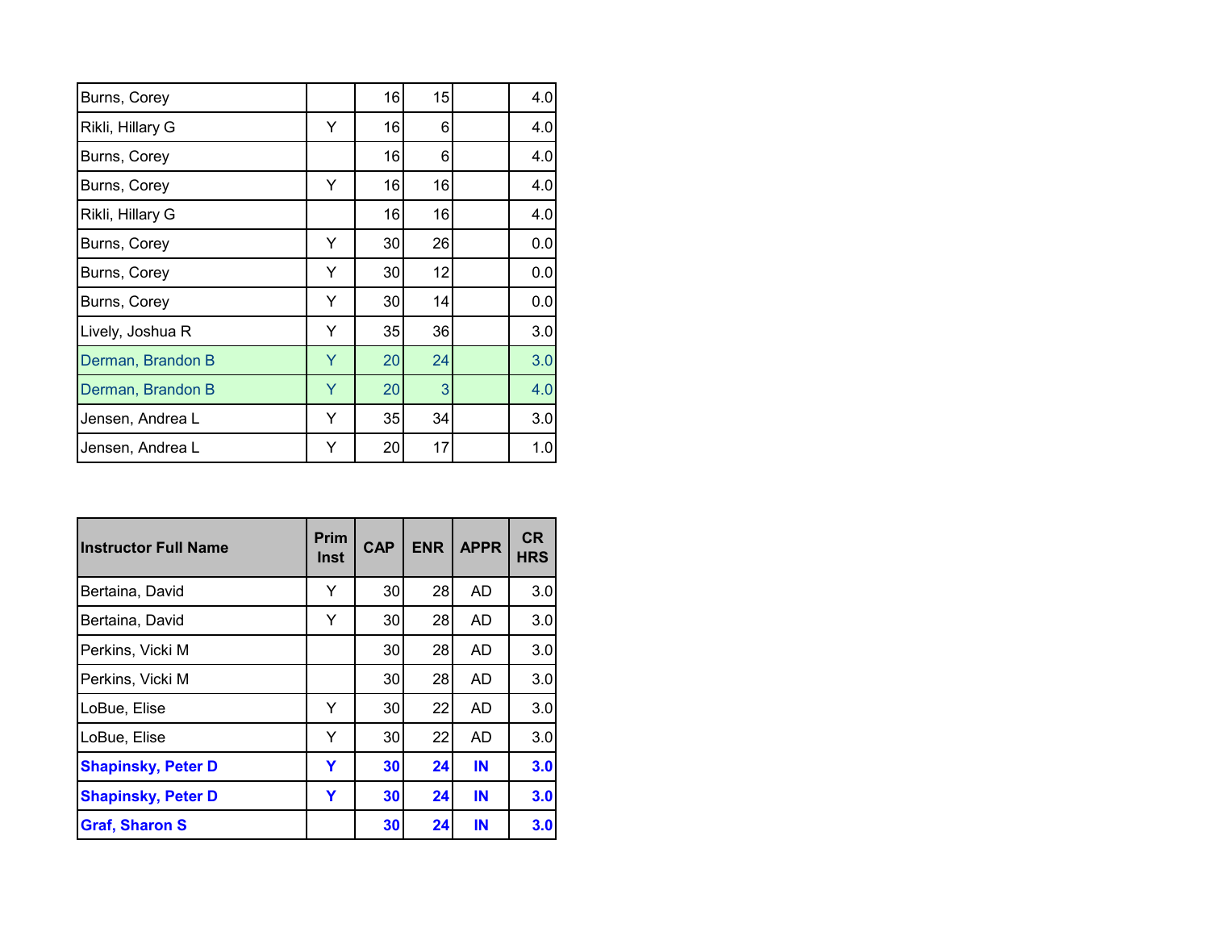| | | | | | |
|---|---|---|---|---|---|
| Burns, Corey | | 16 | 15 | | 4.0 |
| Rikli, Hillary G | Y | 16 | 6 | | 4.0 |
| Burns, Corey | | 16 | 6 | | 4.0 |
| Burns, Corey | Y | 16 | 16 | | 4.0 |
| Rikli, Hillary G | | 16 | 16 | | 4.0 |
| Burns, Corey | Y | 30 | 26 | | 0.0 |
| Burns, Corey | Y | 30 | 12 | | 0.0 |
| Burns, Corey | Y | 30 | 14 | | 0.0 |
| Lively, Joshua R | Y | 35 | 36 | | 3.0 |
| Derman, Brandon B | Y | 20 | 24 | | 3.0 |
| Derman, Brandon B | Y | 20 | 3 | | 4.0 |
| Jensen, Andrea L | Y | 35 | 34 | | 3.0 |
| Jensen, Andrea L | Y | 20 | 17 | | 1.0 |

| Instructor Full Name | Prim Inst | CAP | ENR | APPR | CR HRS |
|---|---|---|---|---|---|
| Bertaina, David | Y | 30 | 28 | AD | 3.0 |
| Bertaina, David | Y | 30 | 28 | AD | 3.0 |
| Perkins, Vicki M | | 30 | 28 | AD | 3.0 |
| Perkins, Vicki M | | 30 | 28 | AD | 3.0 |
| LoBue, Elise | Y | 30 | 22 | AD | 3.0 |
| LoBue, Elise | Y | 30 | 22 | AD | 3.0 |
| **Shapinsky, Peter D** | **Y** | **30** | **24** | **IN** | **3.0** |
| **Shapinsky, Peter D** | **Y** | **30** | **24** | **IN** | **3.0** |
| **Graf, Sharon S** | | **30** | **24** | **IN** | **3.0** |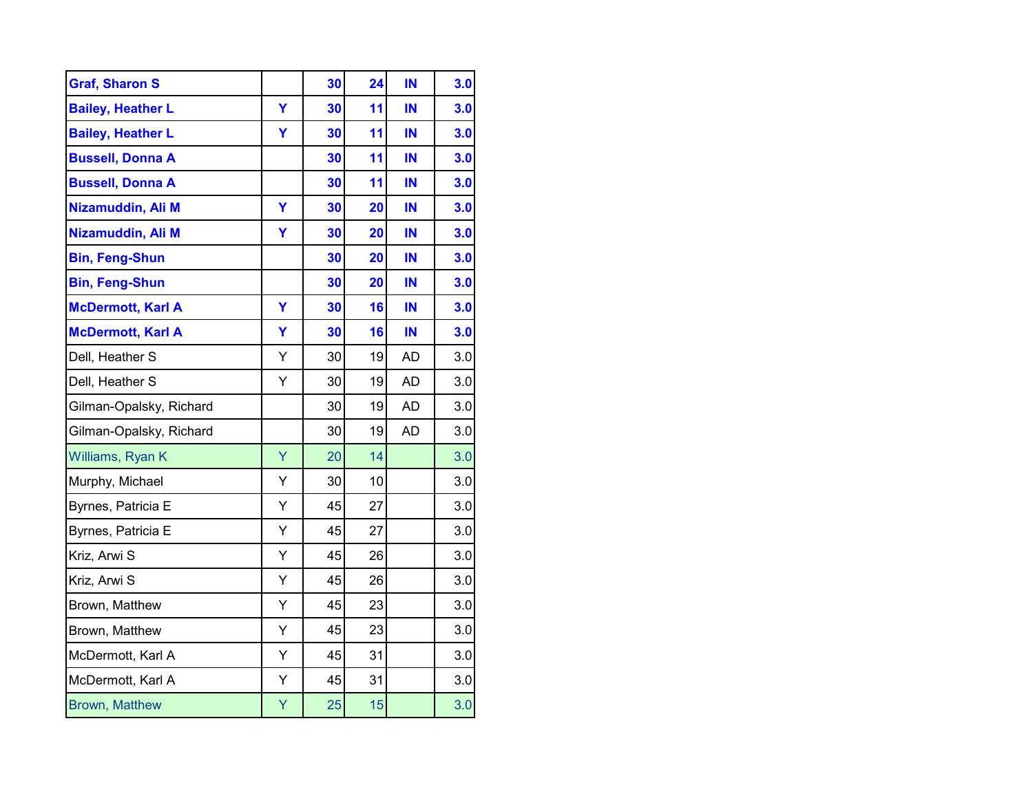| | | | | | |
|---|---|---|---|---|---|
| **Graf, Sharon S** | | **30** | **24** | **IN** | **3.0** |
| **Bailey, Heather L** | **Y** | **30** | **11** | **IN** | **3.0** |
| **Bailey, Heather L** | **Y** | **30** | **11** | **IN** | **3.0** |
| **Bussell, Donna A** | | **30** | **11** | **IN** | **3.0** |
| **Bussell, Donna A** | | **30** | **11** | **IN** | **3.0** |
| **Nizamuddin, Ali M** | **Y** | **30** | **20** | **IN** | **3.0** |
| **Nizamuddin, Ali M** | **Y** | **30** | **20** | **IN** | **3.0** |
| **Bin, Feng-Shun** | | **30** | **20** | **IN** | **3.0** |
| **Bin, Feng-Shun** | | **30** | **20** | **IN** | **3.0** |
| **McDermott, Karl A** | **Y** | **30** | **16** | **IN** | **3.0** |
| **McDermott, Karl A** | **Y** | **30** | **16** | **IN** | **3.0** |
| Dell, Heather S | Y | 30 | 19 | AD | 3.0 |
| Dell, Heather S | Y | 30 | 19 | AD | 3.0 |
| Gilman-Opalsky, Richard | | 30 | 19 | AD | 3.0 |
| Gilman-Opalsky, Richard | | 30 | 19 | AD | 3.0 |
| Williams, Ryan K | Y | 20 | 14 | | 3.0 |
| Murphy, Michael | Y | 30 | 10 | | 3.0 |
| Byrnes, Patricia E | Y | 45 | 27 | | 3.0 |
| Byrnes, Patricia E | Y | 45 | 27 | | 3.0 |
| Kriz, Arwi S | Y | 45 | 26 | | 3.0 |
| Kriz, Arwi S | Y | 45 | 26 | | 3.0 |
| Brown, Matthew | Y | 45 | 23 | | 3.0 |
| Brown, Matthew | Y | 45 | 23 | | 3.0 |
| McDermott, Karl A | Y | 45 | 31 | | 3.0 |
| McDermott, Karl A | Y | 45 | 31 | | 3.0 |
| Brown, Matthew | Y | 25 | 15 | | 3.0 |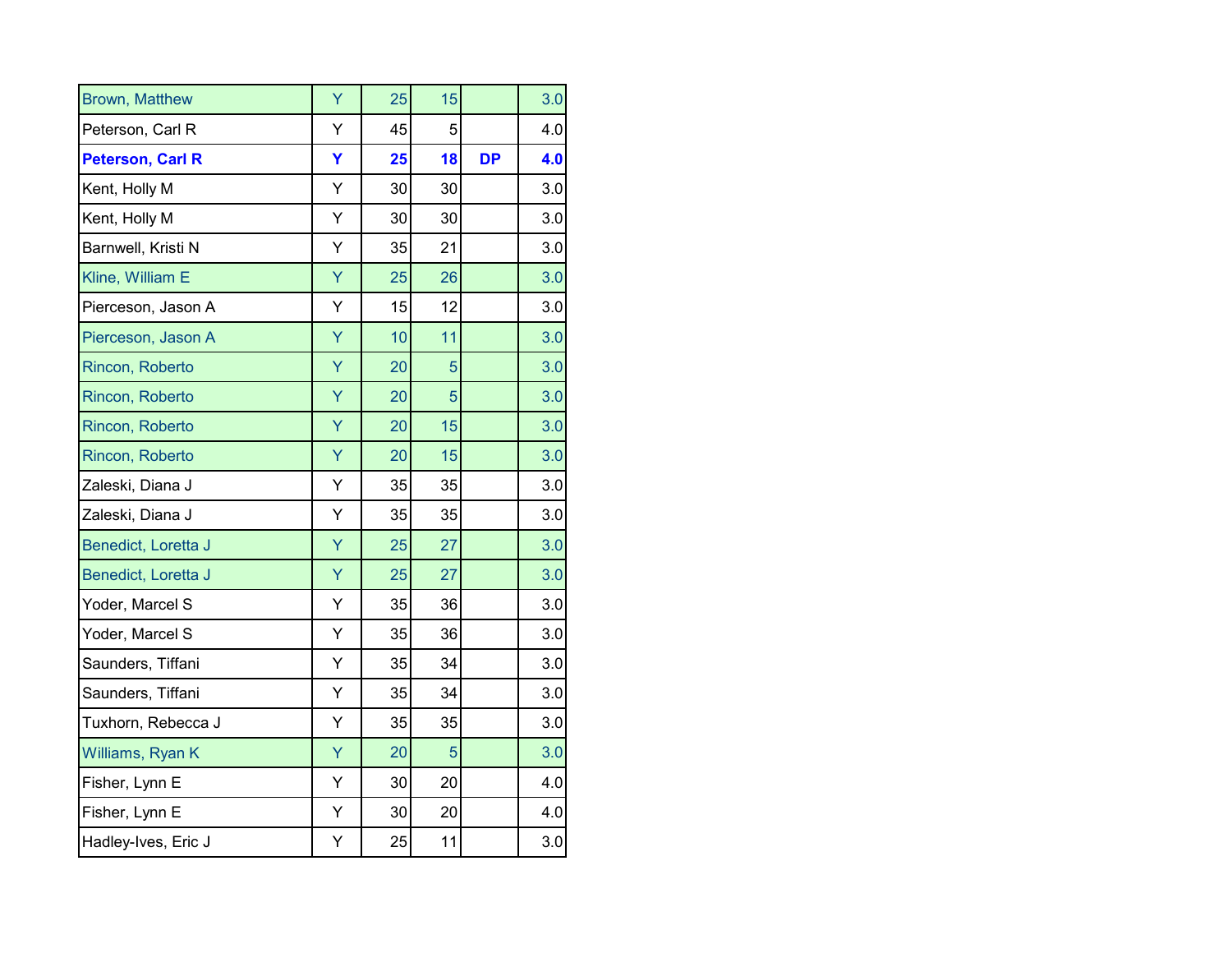| | | | | | |
|---|---|---|---|---|---|
| Brown, Matthew | Y | 25 | 15 | | 3.0 |
| Peterson, Carl R | Y | 45 | 5 | | 4.0 |
| **Peterson, Carl R** | **Y** | **25** | **18** | **DP** | **4.0** |
| Kent, Holly M | Y | 30 | 30 | | 3.0 |
| Kent, Holly M | Y | 30 | 30 | | 3.0 |
| Barnwell, Kristi N | Y | 35 | 21 | | 3.0 |
| Kline, William E | Y | 25 | 26 | | 3.0 |
| Pierceson, Jason A | Y | 15 | 12 | | 3.0 |
| Pierceson, Jason A | Y | 10 | 11 | | 3.0 |
| Rincon, Roberto | Y | 20 | 5 | | 3.0 |
| Rincon, Roberto | Y | 20 | 5 | | 3.0 |
| Rincon, Roberto | Y | 20 | 15 | | 3.0 |
| Rincon, Roberto | Y | 20 | 15 | | 3.0 |
| Zaleski, Diana J | Y | 35 | 35 | | 3.0 |
| Zaleski, Diana J | Y | 35 | 35 | | 3.0 |
| Benedict, Loretta J | Y | 25 | 27 | | 3.0 |
| Benedict, Loretta J | Y | 25 | 27 | | 3.0 |
| Yoder, Marcel S | Y | 35 | 36 | | 3.0 |
| Yoder, Marcel S | Y | 35 | 36 | | 3.0 |
| Saunders, Tiffani | Y | 35 | 34 | | 3.0 |
| Saunders, Tiffani | Y | 35 | 34 | | 3.0 |
| Tuxhorn, Rebecca J | Y | 35 | 35 | | 3.0 |
| Williams, Ryan K | Y | 20 | 5 | | 3.0 |
| Fisher, Lynn E | Y | 30 | 20 | | 4.0 |
| Fisher, Lynn E | Y | 30 | 20 | | 4.0 |
| Hadley-Ives, Eric J | Y | 25 | 11 | | 3.0 |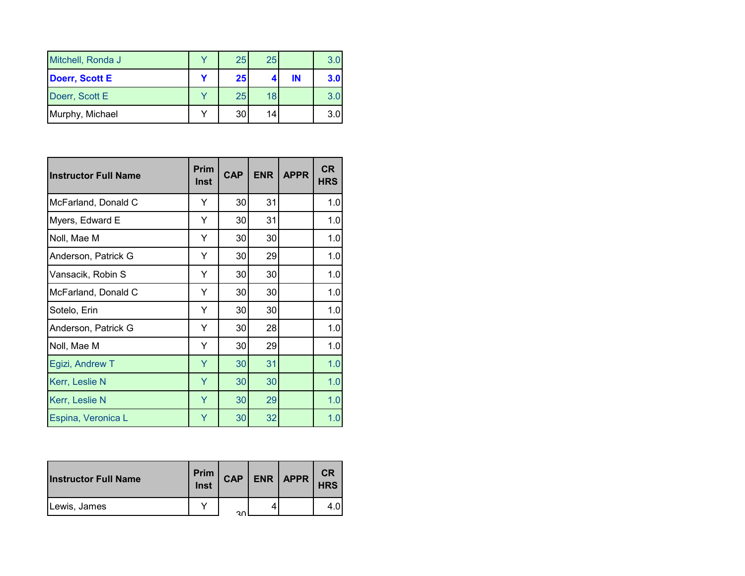| | | | | | |
|---|---|---|---|---|---|
| Mitchell, Ronda J | Y | 25 | 25 | | 3.0 |
| **Doerr, Scott E** | **Y** | **25** | **4** | **IN** | **3.0** |
| Doerr, Scott E | Y | 25 | 18 | | 3.0 |
| Murphy, Michael | Y | 30 | 14 | | 3.0 |

| Instructor Full Name | Prim Inst | CAP | ENR | APPR | CR HRS |
|---|---|---|---|---|---|
| McFarland, Donald C | Y | 30 | 31 | | 1.0 |
| Myers, Edward E | Y | 30 | 31 | | 1.0 |
| Noll, Mae M | Y | 30 | 30 | | 1.0 |
| Anderson, Patrick G | Y | 30 | 29 | | 1.0 |
| Vansacik, Robin S | Y | 30 | 30 | | 1.0 |
| McFarland, Donald C | Y | 30 | 30 | | 1.0 |
| Sotelo, Erin | Y | 30 | 30 | | 1.0 |
| Anderson, Patrick G | Y | 30 | 28 | | 1.0 |
| Noll, Mae M | Y | 30 | 29 | | 1.0 |
| Egizi, Andrew T | Y | 30 | 31 | | 1.0 |
| Kerr, Leslie N | Y | 30 | 30 | | 1.0 |
| Kerr, Leslie N | Y | 30 | 29 | | 1.0 |
| Espina, Veronica L | Y | 30 | 32 | | 1.0 |

| Instructor Full Name | Prim Inst | CAP | ENR | APPR | CR HRS |
|---|---|---|---|---|---|
| Lewis, James | Y | 30 | 4 | | 4.0 |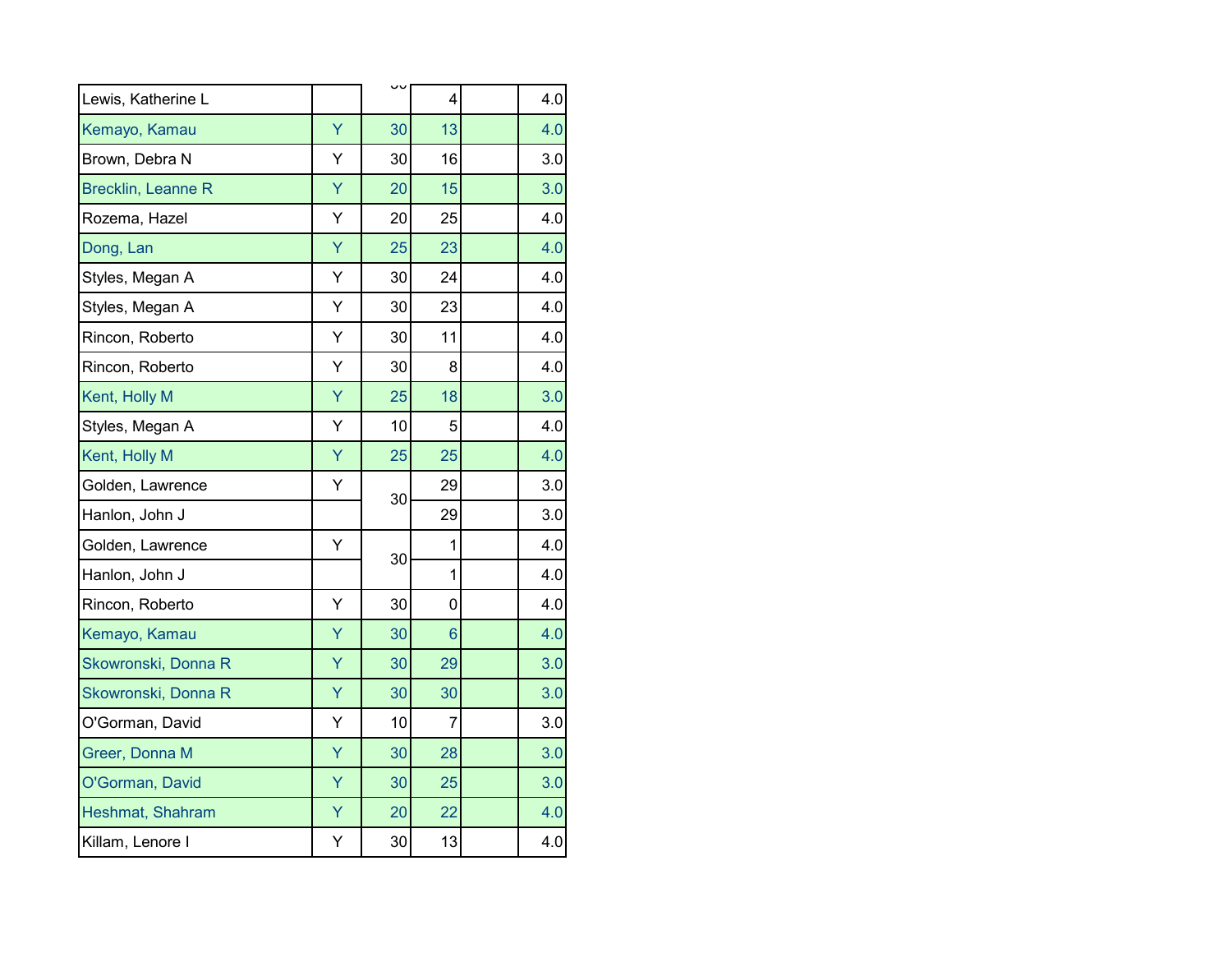| | | | | | |
|---|---|---|---|---|---|
| Lewis, Katherine L | | 30 | 4 | | 4.0 |
| Kemayo, Kamau | Y | 30 | 13 | | 4.0 |
| Brown, Debra N | Y | 30 | 16 | | 3.0 |
| Brecklin, Leanne R | Y | 20 | 15 | | 3.0 |
| Rozema, Hazel | Y | 20 | 25 | | 4.0 |
| Dong, Lan | Y | 25 | 23 | | 4.0 |
| Styles, Megan A | Y | 30 | 24 | | 4.0 |
| Styles, Megan A | Y | 30 | 23 | | 4.0 |
| Rincon, Roberto | Y | 30 | 11 | | 4.0 |
| Rincon, Roberto | Y | 30 | 8 | | 4.0 |
| Kent, Holly M | Y | 25 | 18 | | 3.0 |
| Styles, Megan A | Y | 10 | 5 | | 4.0 |
| Kent, Holly M | Y | 25 | 25 | | 4.0 |
| Golden, Lawrence | Y | 30 | 29 | | 3.0 |
| Hanlon, John J | | | 29 | | 3.0 |
| Golden, Lawrence | Y | 30 | 1 | | 4.0 |
| Hanlon, John J | | | 1 | | 4.0 |
| Rincon, Roberto | Y | 30 | 0 | | 4.0 |
| Kemayo, Kamau | Y | 30 | 6 | | 4.0 |
| Skowronski, Donna R | Y | 30 | 29 | | 3.0 |
| Skowronski, Donna R | Y | 30 | 30 | | 3.0 |
| O'Gorman, David | Y | 10 | 7 | | 3.0 |
| Greer, Donna M | Y | 30 | 28 | | 3.0 |
| O'Gorman, David | Y | 30 | 25 | | 3.0 |
| Heshmat, Shahram | Y | 20 | 22 | | 4.0 |
| Killam, Lenore I | Y | 30 | 13 | | 4.0 |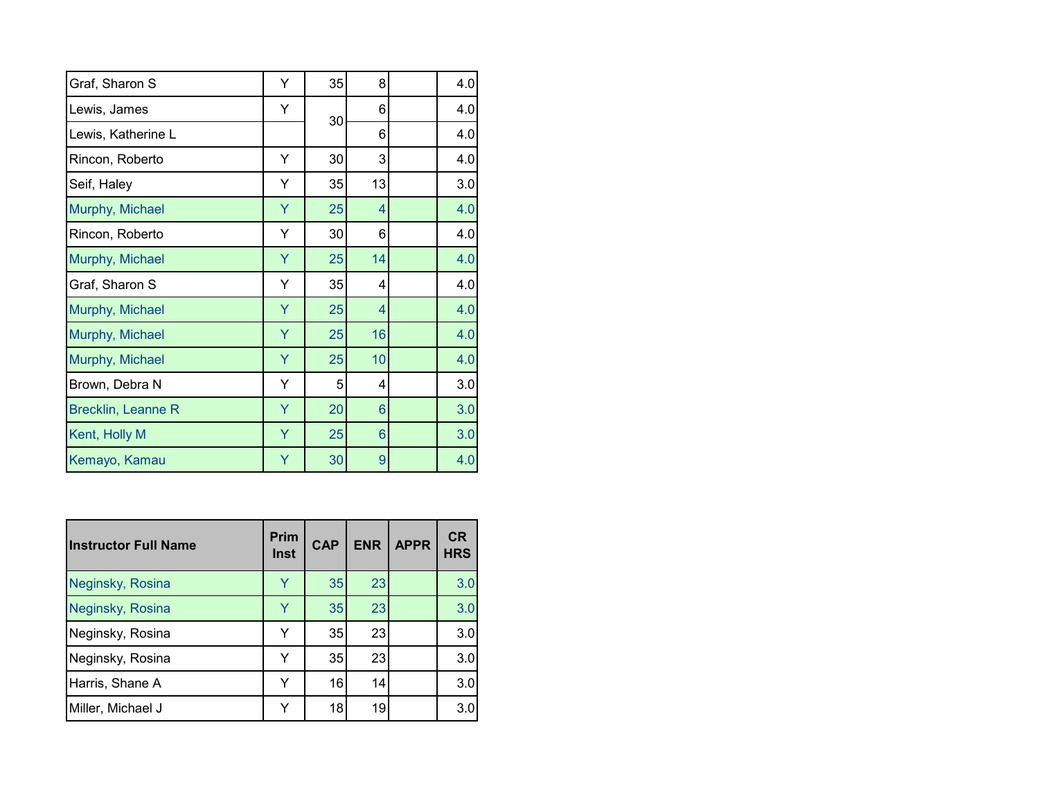| Instructor Full Name | Prim Inst | CAP | ENR | APPR | CR HRS |
|---|---|---|---|---|---|
| Graf, Sharon S | Y | 35 | 8 | | 4.0 |
| Lewis, James | Y | 30 | 6 | | 4.0 |
| Lewis, Katherine L | | | 6 | | 4.0 |
| Rincon, Roberto | Y | 30 | 3 | | 4.0 |
| Seif, Haley | Y | 35 | 13 | | 3.0 |
| Murphy, Michael | Y | 25 | 4 | | 4.0 |
| Rincon, Roberto | Y | 30 | 6 | | 4.0 |
| Murphy, Michael | Y | 25 | 14 | | 4.0 |
| Graf, Sharon S | Y | 35 | 4 | | 4.0 |
| Murphy, Michael | Y | 25 | 4 | | 4.0 |
| Murphy, Michael | Y | 25 | 16 | | 4.0 |
| Murphy, Michael | Y | 25 | 10 | | 4.0 |
| Brown, Debra N | Y | 5 | 4 | | 3.0 |
| Brecklin, Leanne R | Y | 20 | 6 | | 3.0 |
| Kent, Holly M | Y | 25 | 6 | | 3.0 |
| Kemayo, Kamau | Y | 30 | 9 | | 4.0 |

| Instructor Full Name | Prim Inst | CAP | ENR | APPR | CR HRS |
|---|---|---|---|---|---|
| Neginsky, Rosina | Y | 35 | 23 | | 3.0 |
| Neginsky, Rosina | Y | 35 | 23 | | 3.0 |
| Neginsky, Rosina | Y | 35 | 23 | | 3.0 |
| Neginsky, Rosina | Y | 35 | 23 | | 3.0 |
| Harris, Shane A | Y | 16 | 14 | | 3.0 |
| Miller, Michael J | Y | 18 | 19 | | 3.0 |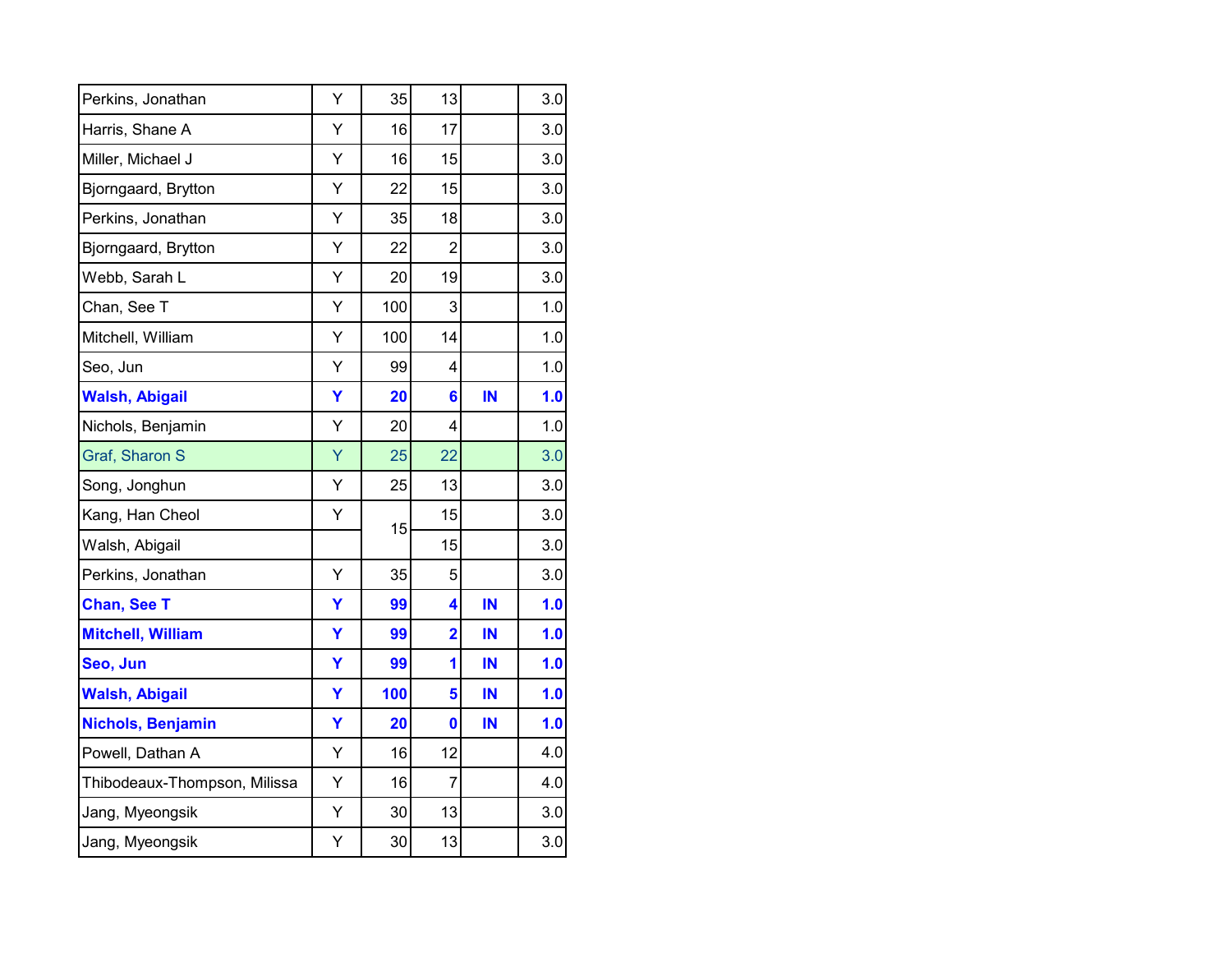| | | | | | |
|---|---|---|---|---|---|
| Perkins, Jonathan | Y | 35 | 13 | | 3.0 |
| Harris, Shane A | Y | 16 | 17 | | 3.0 |
| Miller, Michael J | Y | 16 | 15 | | 3.0 |
| Bjorngaard, Brytton | Y | 22 | 15 | | 3.0 |
| Perkins, Jonathan | Y | 35 | 18 | | 3.0 |
| Bjorngaard, Brytton | Y | 22 | 2 | | 3.0 |
| Webb, Sarah L | Y | 20 | 19 | | 3.0 |
| Chan, See T | Y | 100 | 3 | | 1.0 |
| Mitchell, William | Y | 100 | 14 | | 1.0 |
| Seo, Jun | Y | 99 | 4 | | 1.0 |
| **Walsh, Abigail** | **Y** | **20** | **6** | **IN** | **1.0** |
| Nichols, Benjamin | Y | 20 | 4 | | 1.0 |
| Graf, Sharon S | Y | 25 | 22 | | 3.0 |
| Song, Jonghun | Y | 25 | 13 | | 3.0 |
| Kang, Han Cheol | Y | 15 | 15 | | 3.0 |
| Walsh, Abigail | | | 15 | | 3.0 |
| Perkins, Jonathan | Y | 35 | 5 | | 3.0 |
| **Chan, See T** | **Y** | **99** | **4** | **IN** | **1.0** |
| **Mitchell, William** | **Y** | **99** | **2** | **IN** | **1.0** |
| **Seo, Jun** | **Y** | **99** | **1** | **IN** | **1.0** |
| **Walsh, Abigail** | **Y** | **100** | **5** | **IN** | **1.0** |
| **Nichols, Benjamin** | **Y** | **20** | **0** | **IN** | **1.0** |
| Powell, Dathan A | Y | 16 | 12 | | 4.0 |
| Thibodeaux-Thompson, Milissa | Y | 16 | 7 | | 4.0 |
| Jang, Myeongsik | Y | 30 | 13 | | 3.0 |
| Jang, Myeongsik | Y | 30 | 13 | | 3.0 |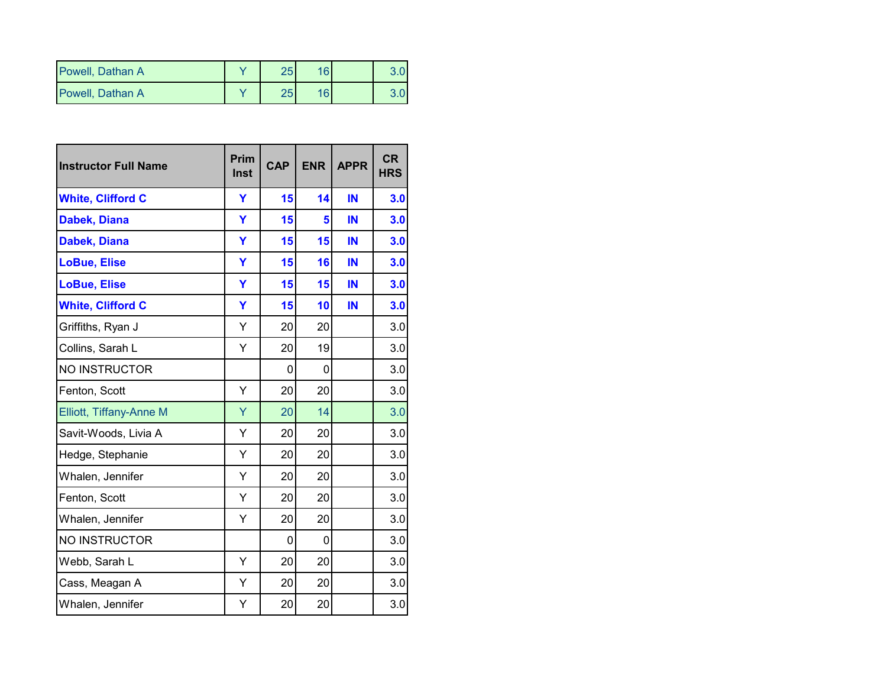| | | | | | |
|---|---|---|---|---|---|
| Powell, Dathan A | Y | 25 | 16 | | 3.0 |
| Powell, Dathan A | Y | 25 | 16 | | 3.0 |

| Instructor Full Name | Prim Inst | CAP | ENR | APPR | CR HRS |
|---|---|---|---|---|---|
| **White, Clifford C** | **Y** | **15** | **14** | **IN** | **3.0** |
| **Dabek, Diana** | **Y** | **15** | **5** | **IN** | **3.0** |
| **Dabek, Diana** | **Y** | **15** | **15** | **IN** | **3.0** |
| **LoBue, Elise** | **Y** | **15** | **16** | **IN** | **3.0** |
| **LoBue, Elise** | **Y** | **15** | **15** | **IN** | **3.0** |
| **White, Clifford C** | **Y** | **15** | **10** | **IN** | **3.0** |
| Griffiths, Ryan J | Y | 20 | 20 | | 3.0 |
| Collins, Sarah L | Y | 20 | 19 | | 3.0 |
| NO INSTRUCTOR | | 0 | 0 | | 3.0 |
| Fenton, Scott | Y | 20 | 20 | | 3.0 |
| Elliott, Tiffany-Anne M | Y | 20 | 14 | | 3.0 |
| Savit-Woods, Livia A | Y | 20 | 20 | | 3.0 |
| Hedge, Stephanie | Y | 20 | 20 | | 3.0 |
| Whalen, Jennifer | Y | 20 | 20 | | 3.0 |
| Fenton, Scott | Y | 20 | 20 | | 3.0 |
| Whalen, Jennifer | Y | 20 | 20 | | 3.0 |
| NO INSTRUCTOR | | 0 | 0 | | 3.0 |
| Webb, Sarah L | Y | 20 | 20 | | 3.0 |
| Cass, Meagan A | Y | 20 | 20 | | 3.0 |
| Whalen, Jennifer | Y | 20 | 20 | | 3.0 |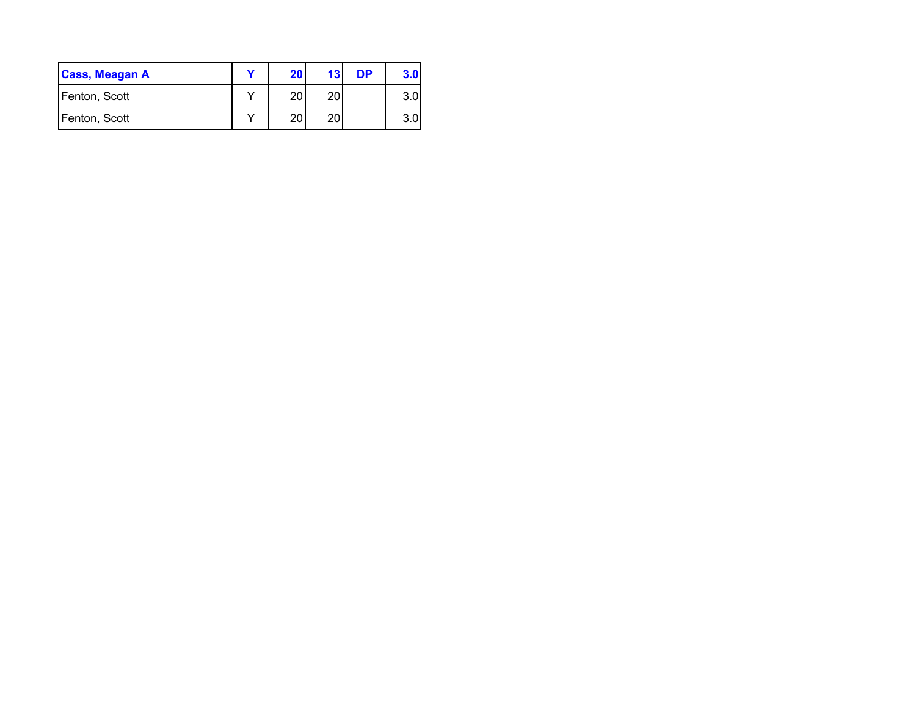| **Cass, Meagan A** | **Y** | **20** | **13** | **DP** | **3.0** |
| --- | --- | --- | --- | --- | --- |
| Fenton, Scott | Y | 20 | 20 | | 3.0 |
| Fenton, Scott | Y | 20 | 20 | | 3.0 |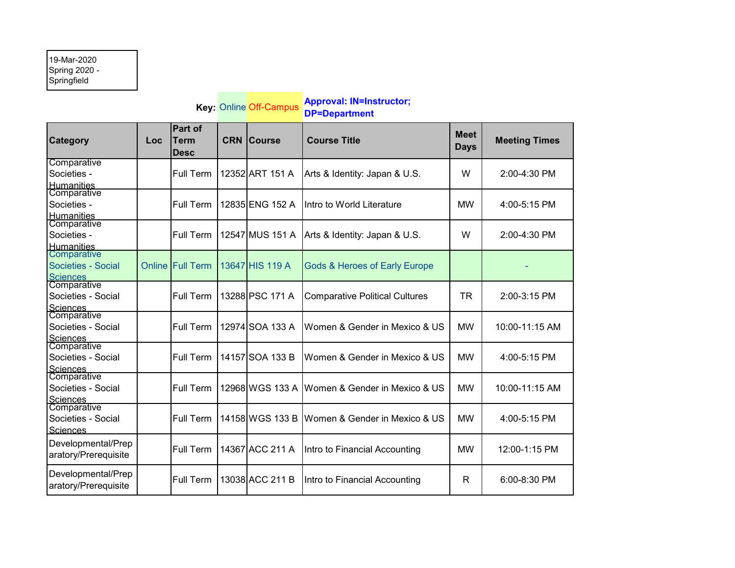19-Mar-2020
Spring 2020 -
Springfield

**Key:** Online Off-Campus **Approval: IN=Instructor; DP=Department**

| Category | Loc | Part of Term Desc | CRN | Course | Course Title | Meet Days | Meeting Times |
|---|---|---|---|---|---|---|---|
| Comparative Societies - Humanities | | Full Term | 12352 | ART 151 A | Arts & Identity: Japan & U.S. | W | 2:00-4:30 PM |
| Comparative Societies - Humanities | | Full Term | 12835 | ENG 152 A | Intro to World Literature | MW | 4:00-5:15 PM |
| Comparative Societies - Humanities | | Full Term | 12547 | MUS 151 A | Arts & Identity: Japan & U.S. | W | 2:00-4:30 PM |
| Comparative Societies - Social Sciences | Online | Full Term | 13647 | HIS 119 A | Gods & Heroes of Early Europe | | - |
| Comparative Societies - Social Sciences | | Full Term | 13288 | PSC 171 A | Comparative Political Cultures | TR | 2:00-3:15 PM |
| Comparative Societies - Social Sciences | | Full Term | 12974 | SOA 133 A | Women & Gender in Mexico & US | MW | 10:00-11:15 AM |
| Comparative Societies - Social Sciences | | Full Term | 14157 | SOA 133 B | Women & Gender in Mexico & US | MW | 4:00-5:15 PM |
| Comparative Societies - Social Sciences | | Full Term | 12968 | WGS 133 A | Women & Gender in Mexico & US | MW | 10:00-11:15 AM |
| Comparative Societies - Social Sciences | | Full Term | 14158 | WGS 133 B | Women & Gender in Mexico & US | MW | 4:00-5:15 PM |
| Developmental/Preparatory/Prerequisite | | Full Term | 14367 | ACC 211 A | Intro to Financial Accounting | MW | 12:00-1:15 PM |
| Developmental/Preparatory/Prerequisite | | Full Term | 13038 | ACC 211 B | Intro to Financial Accounting | R | 6:00-8:30 PM |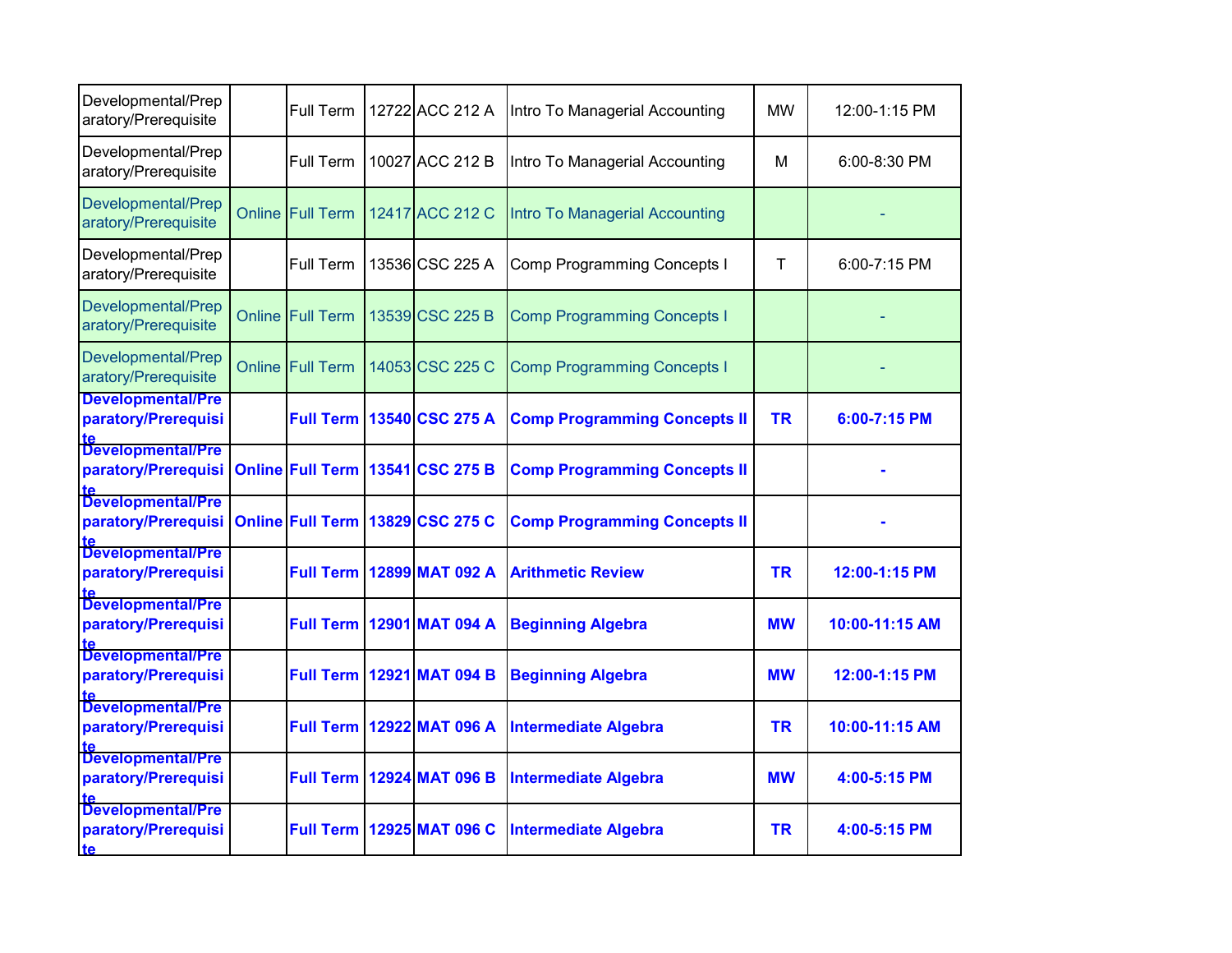| | | | | | | | |
|---|---|---|---|---|---|---|---|
| Developmental/Preparatory/Prerequisite | | Full Term | 12722 | ACC 212 A | Intro To Managerial Accounting | MW | 12:00-1:15 PM |
| Developmental/Preparatory/Prerequisite | | Full Term | 10027 | ACC 212 B | Intro To Managerial Accounting | M | 6:00-8:30 PM |
| Developmental/Preparatory/Prerequisite | Online | Full Term | 12417 | ACC 212 C | Intro To Managerial Accounting | | - |
| Developmental/Preparatory/Prerequisite | | Full Term | 13536 | CSC 225 A | Comp Programming Concepts I | T | 6:00-7:15 PM |
| Developmental/Preparatory/Prerequisite | Online | Full Term | 13539 | CSC 225 B | Comp Programming Concepts I | | - |
| Developmental/Preparatory/Prerequisite | Online | Full Term | 14053 | CSC 225 C | Comp Programming Concepts I | | - |
| **Developmental/Preparatory/Prerequisite** | | **Full Term** | **13540** | **CSC 275 A** | **Comp Programming Concepts II** | **TR** | **6:00-7:15 PM** |
| **Developmental/Preparatory/Prerequisite** | **Online** | **Full Term** | **13541** | **CSC 275 B** | **Comp Programming Concepts II** | | **-** |
| **Developmental/Preparatory/Prerequisite** | **Online** | **Full Term** | **13829** | **CSC 275 C** | **Comp Programming Concepts II** | | **-** |
| **Developmental/Preparatory/Prerequisite** | | **Full Term** | **12899** | **MAT 092 A** | **Arithmetic Review** | **TR** | **12:00-1:15 PM** |
| **Developmental/Preparatory/Prerequisite** | | **Full Term** | **12901** | **MAT 094 A** | **Beginning Algebra** | **MW** | **10:00-11:15 AM** |
| **Developmental/Preparatory/Prerequisite** | | **Full Term** | **12921** | **MAT 094 B** | **Beginning Algebra** | **MW** | **12:00-1:15 PM** |
| **Developmental/Preparatory/Prerequisite** | | **Full Term** | **12922** | **MAT 096 A** | **Intermediate Algebra** | **TR** | **10:00-11:15 AM** |
| **Developmental/Preparatory/Prerequisite** | | **Full Term** | **12924** | **MAT 096 B** | **Intermediate Algebra** | **MW** | **4:00-5:15 PM** |
| **Developmental/Preparatory/Prerequisite** | | **Full Term** | **12925** | **MAT 096 C** | **Intermediate Algebra** | **TR** | **4:00-5:15 PM** |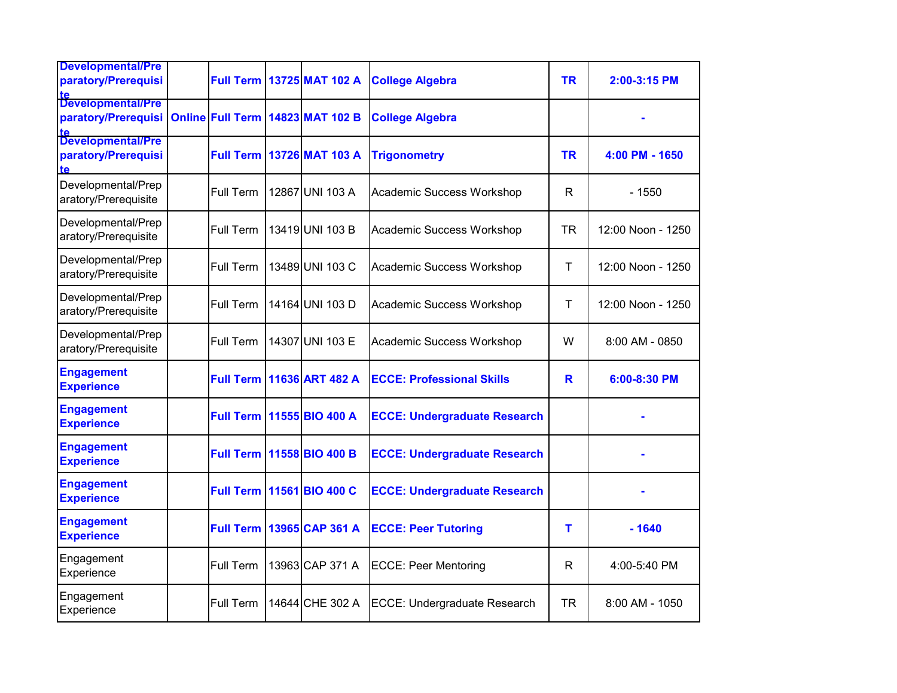| | | | | | | | |
|---|---|---|---|---|---|---|---|
| **Developmental/Preparatory/Prerequisite** | | **Full Term** | **13725** | **MAT 102 A** | **College Algebra** | **TR** | **2:00-3:15 PM** |
| **Developmental/Preparatory/Prerequisite** | **Online** | **Full Term** | **14823** | **MAT 102 B** | **College Algebra** | | **-** |
| **Developmental/Preparatory/Prerequisite** | | **Full Term** | **13726** | **MAT 103 A** | **Trigonometry** | **TR** | **4:00 PM - 1650** |
| Developmental/Preparatory/Prerequisite | | Full Term | 12867 | UNI 103 A | Academic Success Workshop | R | - 1550 |
| Developmental/Preparatory/Prerequisite | | Full Term | 13419 | UNI 103 B | Academic Success Workshop | TR | 12:00 Noon - 1250 |
| Developmental/Preparatory/Prerequisite | | Full Term | 13489 | UNI 103 C | Academic Success Workshop | T | 12:00 Noon - 1250 |
| Developmental/Preparatory/Prerequisite | | Full Term | 14164 | UNI 103 D | Academic Success Workshop | T | 12:00 Noon - 1250 |
| Developmental/Preparatory/Prerequisite | | Full Term | 14307 | UNI 103 E | Academic Success Workshop | W | 8:00 AM - 0850 |
| **Engagement Experience** | | **Full Term** | **11636** | **ART 482 A** | **ECCE: Professional Skills** | **R** | **6:00-8:30 PM** |
| **Engagement Experience** | | **Full Term** | **11555** | **BIO 400 A** | **ECCE: Undergraduate Research** | | **-** |
| **Engagement Experience** | | **Full Term** | **11558** | **BIO 400 B** | **ECCE: Undergraduate Research** | | **-** |
| **Engagement Experience** | | **Full Term** | **11561** | **BIO 400 C** | **ECCE: Undergraduate Research** | | **-** |
| **Engagement Experience** | | **Full Term** | **13965** | **CAP 361 A** | **ECCE: Peer Tutoring** | **T** | **- 1640** |
| Engagement Experience | | Full Term | 13963 | CAP 371 A | ECCE: Peer Mentoring | R | 4:00-5:40 PM |
| Engagement Experience | | Full Term | 14644 | CHE 302 A | ECCE: Undergraduate Research | TR | 8:00 AM - 1050 |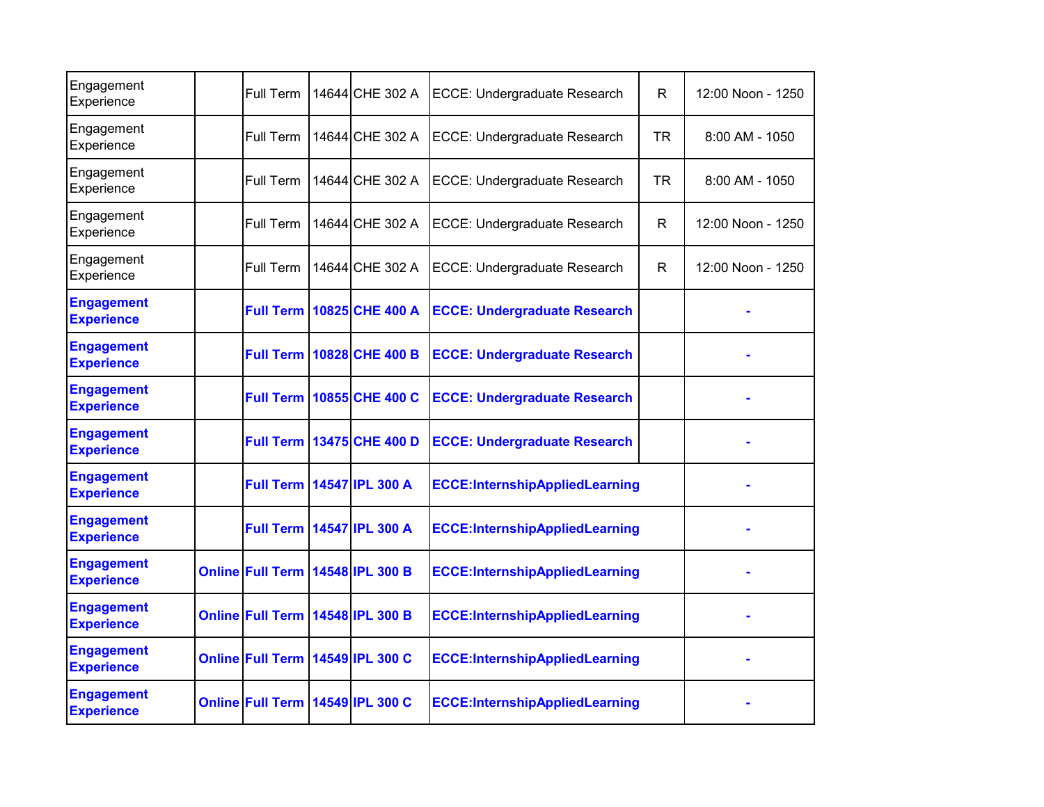| | | | | | | | |
|---|---|---|---|---|---|---|---|
| Engagement Experience | | Full Term | 14644 | CHE 302 A | ECCE: Undergraduate Research | R | 12:00 Noon - 1250 |
| Engagement Experience | | Full Term | 14644 | CHE 302 A | ECCE: Undergraduate Research | TR | 8:00 AM - 1050 |
| Engagement Experience | | Full Term | 14644 | CHE 302 A | ECCE: Undergraduate Research | TR | 8:00 AM - 1050 |
| Engagement Experience | | Full Term | 14644 | CHE 302 A | ECCE: Undergraduate Research | R | 12:00 Noon - 1250 |
| Engagement Experience | | Full Term | 14644 | CHE 302 A | ECCE: Undergraduate Research | R | 12:00 Noon - 1250 |
| **Engagement Experience** | | **Full Term** | **10825** | **CHE 400 A** | **ECCE: Undergraduate Research** | | **-** |
| **Engagement Experience** | | **Full Term** | **10828** | **CHE 400 B** | **ECCE: Undergraduate Research** | | **-** |
| **Engagement Experience** | | **Full Term** | **10855** | **CHE 400 C** | **ECCE: Undergraduate Research** | | **-** |
| **Engagement Experience** | | **Full Term** | **13475** | **CHE 400 D** | **ECCE: Undergraduate Research** | | **-** |
| **Engagement Experience** | | **Full Term** | **14547** | **IPL 300 A** | **ECCE:InternshipAppliedLearning** | | **-** |
| **Engagement Experience** | | **Full Term** | **14547** | **IPL 300 A** | **ECCE:InternshipAppliedLearning** | | **-** |
| **Engagement Experience** | **Online** | **Full Term** | **14548** | **IPL 300 B** | **ECCE:InternshipAppliedLearning** | | **-** |
| **Engagement Experience** | **Online** | **Full Term** | **14548** | **IPL 300 B** | **ECCE:InternshipAppliedLearning** | | **-** |
| **Engagement Experience** | **Online** | **Full Term** | **14549** | **IPL 300 C** | **ECCE:InternshipAppliedLearning** | | **-** |
| **Engagement Experience** | **Online** | **Full Term** | **14549** | **IPL 300 C** | **ECCE:InternshipAppliedLearning** | | **-** |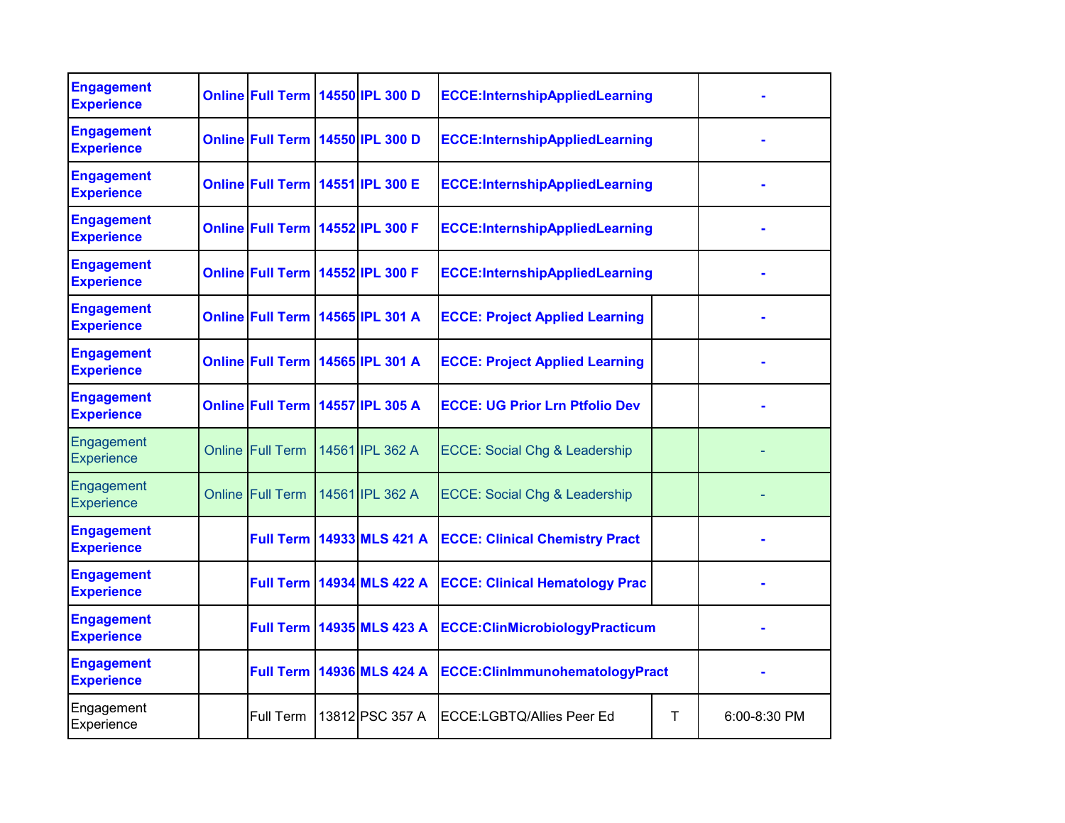| | | | | | | | |
|---|---|---|---|---|---|---|---|
| **Engagement Experience** | **Online** | **Full Term** | **14550** | **IPL 300 D** | **ECCE:InternshipAppliedLearning** | | **-** |
| **Engagement Experience** | **Online** | **Full Term** | **14550** | **IPL 300 D** | **ECCE:InternshipAppliedLearning** | | **-** |
| **Engagement Experience** | **Online** | **Full Term** | **14551** | **IPL 300 E** | **ECCE:InternshipAppliedLearning** | | **-** |
| **Engagement Experience** | **Online** | **Full Term** | **14552** | **IPL 300 F** | **ECCE:InternshipAppliedLearning** | | **-** |
| **Engagement Experience** | **Online** | **Full Term** | **14552** | **IPL 300 F** | **ECCE:InternshipAppliedLearning** | | **-** |
| **Engagement Experience** | **Online** | **Full Term** | **14565** | **IPL 301 A** | **ECCE: Project Applied Learning** | | **-** |
| **Engagement Experience** | **Online** | **Full Term** | **14565** | **IPL 301 A** | **ECCE: Project Applied Learning** | | **-** |
| **Engagement Experience** | **Online** | **Full Term** | **14557** | **IPL 305 A** | **ECCE: UG Prior Lrn Ptfolio Dev** | | **-** |
| Engagement Experience | Online | Full Term | 14561 | IPL 362 A | ECCE: Social Chg & Leadership | | - |
| Engagement Experience | Online | Full Term | 14561 | IPL 362 A | ECCE: Social Chg & Leadership | | - |
| **Engagement Experience** | | **Full Term** | **14933** | **MLS 421 A** | **ECCE: Clinical Chemistry Pract** | | **-** |
| **Engagement Experience** | | **Full Term** | **14934** | **MLS 422 A** | **ECCE: Clinical Hematology Prac** | | **-** |
| **Engagement Experience** | | **Full Term** | **14935** | **MLS 423 A** | **ECCE:ClinMicrobiologyPracticum** | | **-** |
| **Engagement Experience** | | **Full Term** | **14936** | **MLS 424 A** | **ECCE:ClinImmunohematologyPract** | | **-** |
| Engagement Experience | | Full Term | 13812 | PSC 357 A | ECCE:LGBTQ/Allies Peer Ed | T | 6:00-8:30 PM |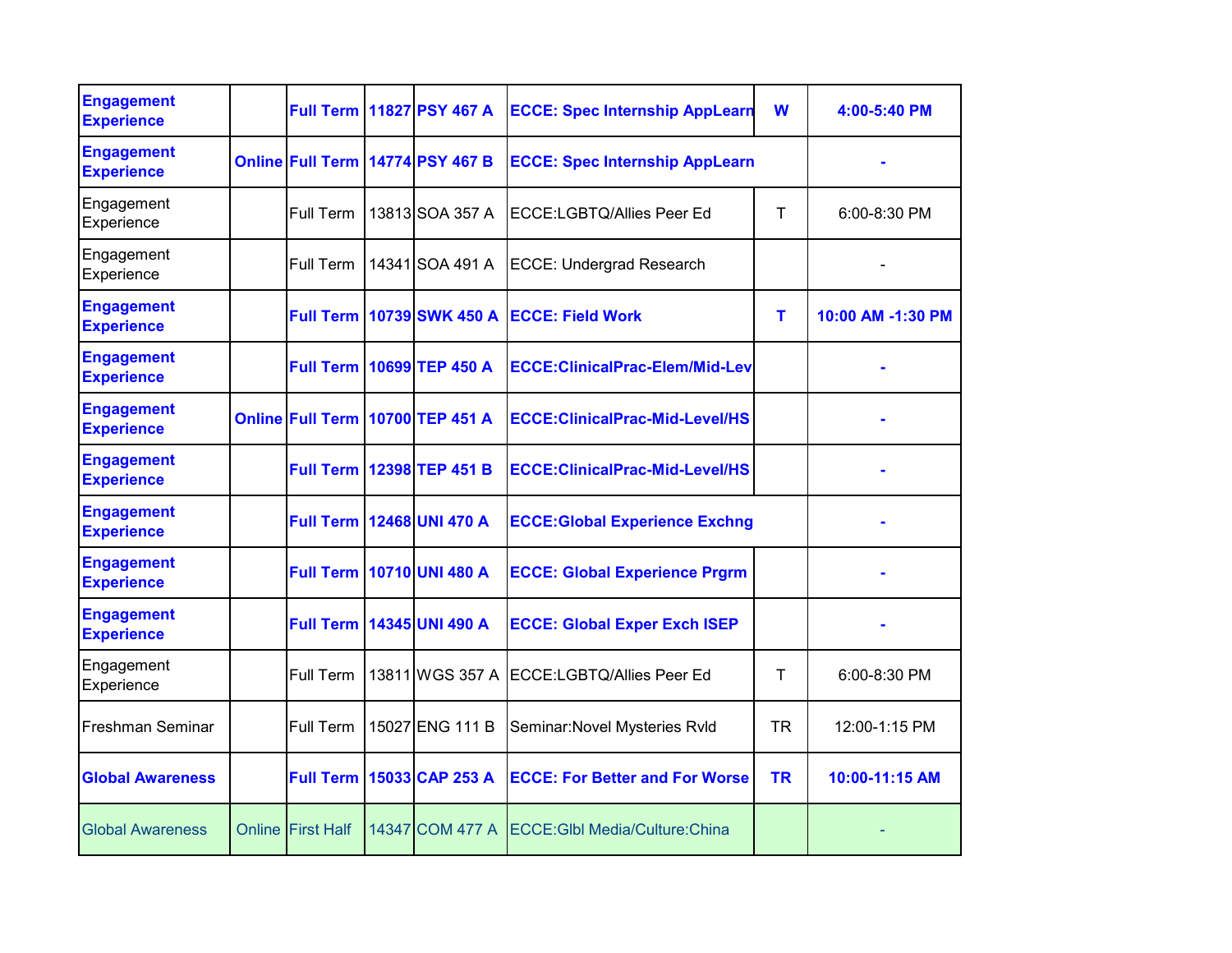| Engagement Experience | | Full Term | 11827 | PSY 467 A | ECCE: Spec Internship AppLearn | W | 4:00-5:40 PM |
|---|---|---|---|---|---|---|---|
| Engagement Experience | Online | Full Term | 14774 | PSY 467 B | ECCE: Spec Internship AppLearn | | - |
| Engagement Experience | | Full Term | 13813 | SOA 357 A | ECCE:LGBTQ/Allies Peer Ed | T | 6:00-8:30 PM |
| Engagement Experience | | Full Term | 14341 | SOA 491 A | ECCE: Undergrad Research | | - |
| Engagement Experience | | Full Term | 10739 | SWK 450 A | ECCE: Field Work | T | 10:00 AM -1:30 PM |
| Engagement Experience | | Full Term | 10699 | TEP 450 A | ECCE:ClinicalPrac-Elem/Mid-Lev | | - |
| Engagement Experience | Online | Full Term | 10700 | TEP 451 A | ECCE:ClinicalPrac-Mid-Level/HS | | - |
| Engagement Experience | | Full Term | 12398 | TEP 451 B | ECCE:ClinicalPrac-Mid-Level/HS | | - |
| Engagement Experience | | Full Term | 12468 | UNI 470 A | ECCE:Global Experience Exchng | | - |
| Engagement Experience | | Full Term | 10710 | UNI 480 A | ECCE: Global Experience Prgrm | | - |
| Engagement Experience | | Full Term | 14345 | UNI 490 A | ECCE: Global Exper Exch ISEP | | - |
| Engagement Experience | | Full Term | 13811 | WGS 357 A | ECCE:LGBTQ/Allies Peer Ed | T | 6:00-8:30 PM |
| Freshman Seminar | | Full Term | 15027 | ENG 111 B | Seminar:Novel Mysteries Rvld | TR | 12:00-1:15 PM |
| Global Awareness | | Full Term | 15033 | CAP 253 A | ECCE: For Better and For Worse | TR | 10:00-11:15 AM |
| Global Awareness | Online | First Half | 14347 | COM 477 A | ECCE:Glbl Media/Culture:China | | - |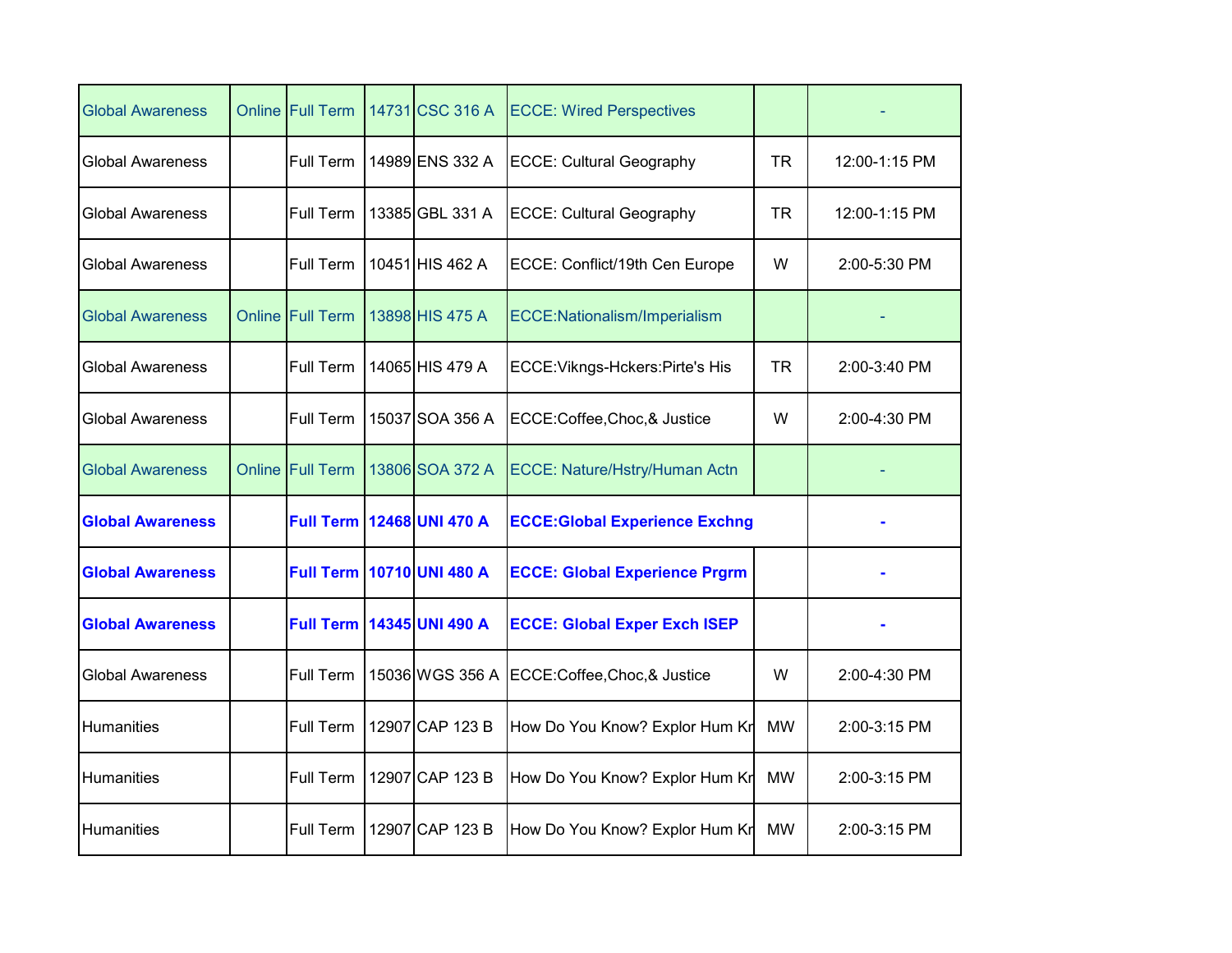| | | | | | | | |
|---|---|---|---|---|---|---|---|
| Global Awareness | Online | Full Term | 14731 | CSC 316 A | ECCE: Wired Perspectives | | - |
| Global Awareness | | Full Term | 14989 | ENS 332 A | ECCE: Cultural Geography | TR | 12:00-1:15 PM |
| Global Awareness | | Full Term | 13385 | GBL 331 A | ECCE: Cultural Geography | TR | 12:00-1:15 PM |
| Global Awareness | | Full Term | 10451 | HIS 462 A | ECCE: Conflict/19th Cen Europe | W | 2:00-5:30 PM |
| Global Awareness | Online | Full Term | 13898 | HIS 475 A | ECCE:Nationalism/Imperialism | | - |
| Global Awareness | | Full Term | 14065 | HIS 479 A | ECCE:Vikngs-Hckers:Pirte's His | TR | 2:00-3:40 PM |
| Global Awareness | | Full Term | 15037 | SOA 356 A | ECCE:Coffee,Choc,& Justice | W | 2:00-4:30 PM |
| Global Awareness | Online | Full Term | 13806 | SOA 372 A | ECCE: Nature/Hstry/Human Actn | | - |
| **Global Awareness** | | **Full Term** | **12468** | **UNI 470 A** | **ECCE:Global Experience Exchng** | | **-** |
| **Global Awareness** | | **Full Term** | **10710** | **UNI 480 A** | **ECCE: Global Experience Prgrm** | | **-** |
| **Global Awareness** | | **Full Term** | **14345** | **UNI 490 A** | **ECCE: Global Exper Exch ISEP** | | **-** |
| Global Awareness | | Full Term | 15036 | WGS 356 A | ECCE:Coffee,Choc,& Justice | W | 2:00-4:30 PM |
| Humanities | | Full Term | 12907 | CAP 123 B | How Do You Know? Explor Hum Kn | MW | 2:00-3:15 PM |
| Humanities | | Full Term | 12907 | CAP 123 B | How Do You Know? Explor Hum Kn | MW | 2:00-3:15 PM |
| Humanities | | Full Term | 12907 | CAP 123 B | How Do You Know? Explor Hum Kn | MW | 2:00-3:15 PM |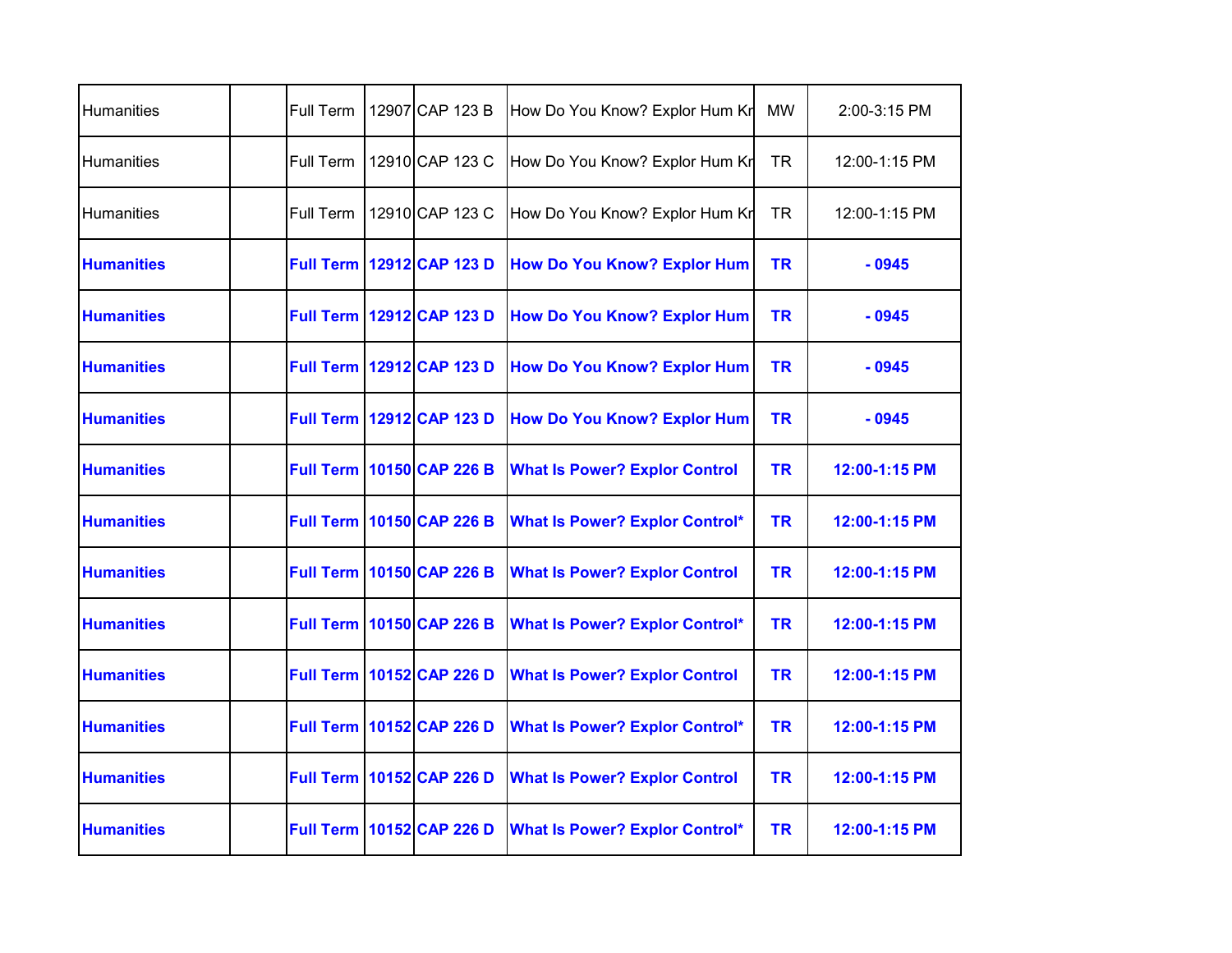| | | | | | | | |
|---|---|---|---|---|---|---|---|
| Humanities | | Full Term | 12907 | CAP 123 B | How Do You Know? Explor Hum Kn | MW | 2:00-3:15 PM |
| Humanities | | Full Term | 12910 | CAP 123 C | How Do You Know? Explor Hum Kn | TR | 12:00-1:15 PM |
| Humanities | | Full Term | 12910 | CAP 123 C | How Do You Know? Explor Hum Kn | TR | 12:00-1:15 PM |
| **Humanities** | | **Full Term** | **12912** | **CAP 123 D** | **How Do You Know? Explor Hum** | **TR** | **- 0945** |
| **Humanities** | | **Full Term** | **12912** | **CAP 123 D** | **How Do You Know? Explor Hum** | **TR** | **- 0945** |
| **Humanities** | | **Full Term** | **12912** | **CAP 123 D** | **How Do You Know? Explor Hum** | **TR** | **- 0945** |
| **Humanities** | | **Full Term** | **12912** | **CAP 123 D** | **How Do You Know? Explor Hum** | **TR** | **- 0945** |
| **Humanities** | | **Full Term** | **10150** | **CAP 226 B** | **What Is Power? Explor Control** | **TR** | **12:00-1:15 PM** |
| **Humanities** | | **Full Term** | **10150** | **CAP 226 B** | **What Is Power? Explor Control*** | **TR** | **12:00-1:15 PM** |
| **Humanities** | | **Full Term** | **10150** | **CAP 226 B** | **What Is Power? Explor Control** | **TR** | **12:00-1:15 PM** |
| **Humanities** | | **Full Term** | **10150** | **CAP 226 B** | **What Is Power? Explor Control*** | **TR** | **12:00-1:15 PM** |
| **Humanities** | | **Full Term** | **10152** | **CAP 226 D** | **What Is Power? Explor Control** | **TR** | **12:00-1:15 PM** |
| **Humanities** | | **Full Term** | **10152** | **CAP 226 D** | **What Is Power? Explor Control*** | **TR** | **12:00-1:15 PM** |
| **Humanities** | | **Full Term** | **10152** | **CAP 226 D** | **What Is Power? Explor Control** | **TR** | **12:00-1:15 PM** |
| **Humanities** | | **Full Term** | **10152** | **CAP 226 D** | **What Is Power? Explor Control*** | **TR** | **12:00-1:15 PM** |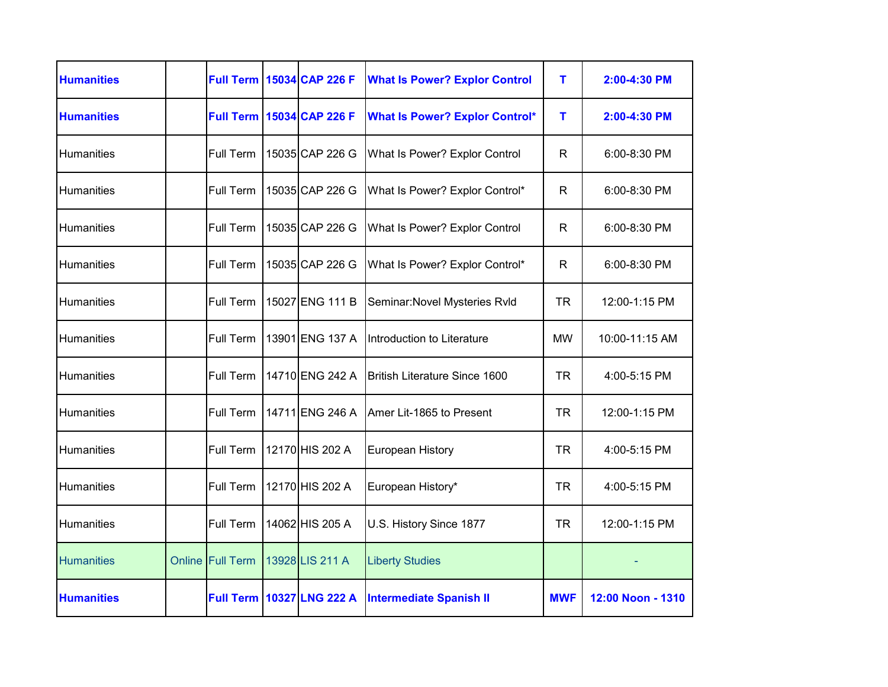| | | | | | | | |
|---|---|---|---|---|---|---|---|
| **Humanities** | | **Full Term** | **15034** | **CAP 226 F** | **What Is Power? Explor Control** | **T** | **2:00-4:30 PM** |
| **Humanities** | | **Full Term** | **15034** | **CAP 226 F** | **What Is Power? Explor Control*** | **T** | **2:00-4:30 PM** |
| Humanities | | Full Term | 15035 | CAP 226 G | What Is Power? Explor Control | R | 6:00-8:30 PM |
| Humanities | | Full Term | 15035 | CAP 226 G | What Is Power? Explor Control* | R | 6:00-8:30 PM |
| Humanities | | Full Term | 15035 | CAP 226 G | What Is Power? Explor Control | R | 6:00-8:30 PM |
| Humanities | | Full Term | 15035 | CAP 226 G | What Is Power? Explor Control* | R | 6:00-8:30 PM |
| Humanities | | Full Term | 15027 | ENG 111 B | Seminar:Novel Mysteries Rvld | TR | 12:00-1:15 PM |
| Humanities | | Full Term | 13901 | ENG 137 A | Introduction to Literature | MW | 10:00-11:15 AM |
| Humanities | | Full Term | 14710 | ENG 242 A | British Literature Since 1600 | TR | 4:00-5:15 PM |
| Humanities | | Full Term | 14711 | ENG 246 A | Amer Lit-1865 to Present | TR | 12:00-1:15 PM |
| Humanities | | Full Term | 12170 | HIS 202 A | European History | TR | 4:00-5:15 PM |
| Humanities | | Full Term | 12170 | HIS 202 A | European History* | TR | 4:00-5:15 PM |
| Humanities | | Full Term | 14062 | HIS 205 A | U.S. History Since 1877 | TR | 12:00-1:15 PM |
| Humanities | Online | Full Term | 13928 | LIS 211 A | Liberty Studies | | - |
| **Humanities** | | **Full Term** | **10327** | **LNG 222 A** | **Intermediate Spanish II** | **MWF** | **12:00 Noon - 1310** |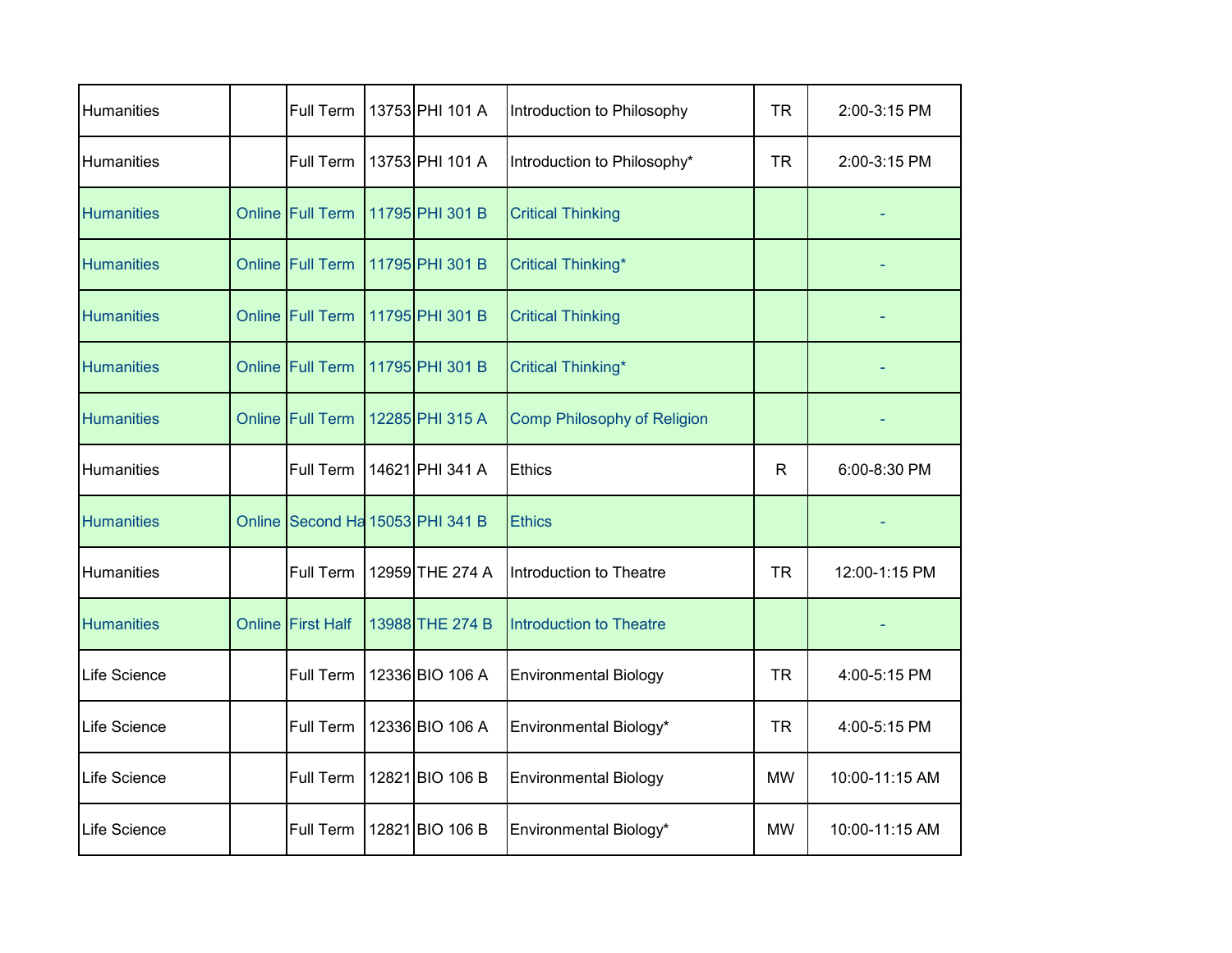| | | | | | | | |
|---|---|---|---|---|---|---|---|
| Humanities | | Full Term | 13753 | PHI 101 A | Introduction to Philosophy | TR | 2:00-3:15 PM |
| Humanities | | Full Term | 13753 | PHI 101 A | Introduction to Philosophy* | TR | 2:00-3:15 PM |
| Humanities | Online | Full Term | 11795 | PHI 301 B | Critical Thinking | | - |
| Humanities | Online | Full Term | 11795 | PHI 301 B | Critical Thinking* | | - |
| Humanities | Online | Full Term | 11795 | PHI 301 B | Critical Thinking | | - |
| Humanities | Online | Full Term | 11795 | PHI 301 B | Critical Thinking* | | - |
| Humanities | Online | Full Term | 12285 | PHI 315 A | Comp Philosophy of Religion | | - |
| Humanities | | Full Term | 14621 | PHI 341 A | Ethics | R | 6:00-8:30 PM |
| Humanities | Online | Second Ha | 15053 | PHI 341 B | Ethics | | - |
| Humanities | | Full Term | 12959 | THE 274 A | Introduction to Theatre | TR | 12:00-1:15 PM |
| Humanities | Online | First Half | 13988 | THE 274 B | Introduction to Theatre | | - |
| Life Science | | Full Term | 12336 | BIO 106 A | Environmental Biology | TR | 4:00-5:15 PM |
| Life Science | | Full Term | 12336 | BIO 106 A | Environmental Biology* | TR | 4:00-5:15 PM |
| Life Science | | Full Term | 12821 | BIO 106 B | Environmental Biology | MW | 10:00-11:15 AM |
| Life Science | | Full Term | 12821 | BIO 106 B | Environmental Biology* | MW | 10:00-11:15 AM |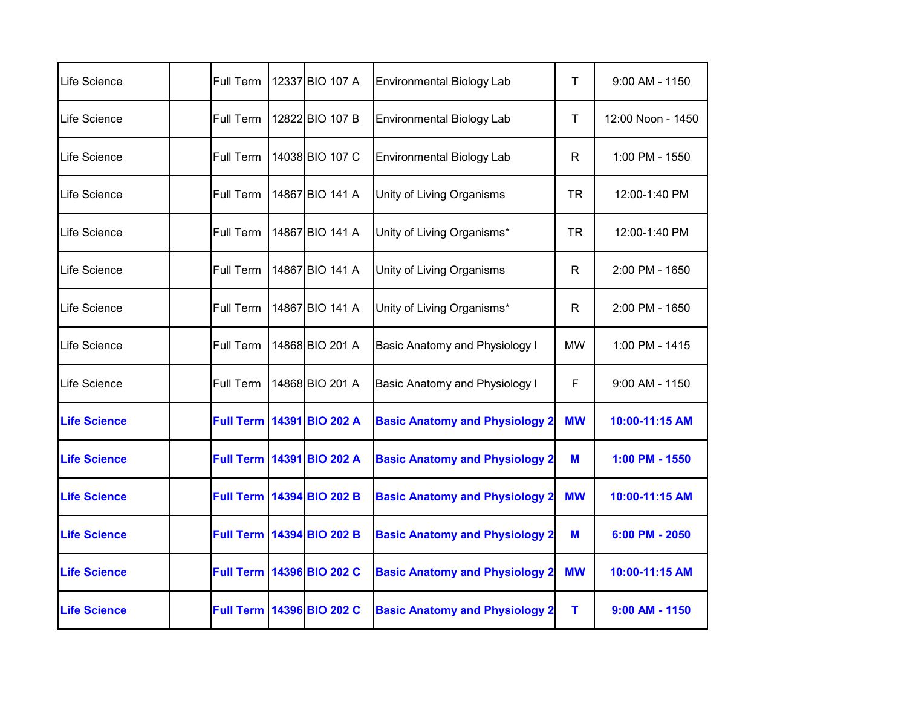| Life Science | | Full Term | 12337 | BIO 107 A | Environmental Biology Lab | T | 9:00 AM - 1150 |
|---|---|---|---|---|---|---|---|
| Life Science | | Full Term | 12822 | BIO 107 B | Environmental Biology Lab | T | 12:00 Noon - 1450 |
| Life Science | | Full Term | 14038 | BIO 107 C | Environmental Biology Lab | R | 1:00 PM - 1550 |
| Life Science | | Full Term | 14867 | BIO 141 A | Unity of Living Organisms | TR | 12:00-1:40 PM |
| Life Science | | Full Term | 14867 | BIO 141 A | Unity of Living Organisms* | TR | 12:00-1:40 PM |
| Life Science | | Full Term | 14867 | BIO 141 A | Unity of Living Organisms | R | 2:00 PM - 1650 |
| Life Science | | Full Term | 14867 | BIO 141 A | Unity of Living Organisms* | R | 2:00 PM - 1650 |
| Life Science | | Full Term | 14868 | BIO 201 A | Basic Anatomy and Physiology I | MW | 1:00 PM - 1415 |
| Life Science | | Full Term | 14868 | BIO 201 A | Basic Anatomy and Physiology I | F | 9:00 AM - 1150 |
| **Life Science** | | **Full Term** | **14391** | **BIO 202 A** | **Basic Anatomy and Physiology 2** | **MW** | **10:00-11:15 AM** |
| **Life Science** | | **Full Term** | **14391** | **BIO 202 A** | **Basic Anatomy and Physiology 2** | **M** | **1:00 PM - 1550** |
| **Life Science** | | **Full Term** | **14394** | **BIO 202 B** | **Basic Anatomy and Physiology 2** | **MW** | **10:00-11:15 AM** |
| **Life Science** | | **Full Term** | **14394** | **BIO 202 B** | **Basic Anatomy and Physiology 2** | **M** | **6:00 PM - 2050** |
| **Life Science** | | **Full Term** | **14396** | **BIO 202 C** | **Basic Anatomy and Physiology 2** | **MW** | **10:00-11:15 AM** |
| **Life Science** | | **Full Term** | **14396** | **BIO 202 C** | **Basic Anatomy and Physiology 2** | **T** | **9:00 AM - 1150** |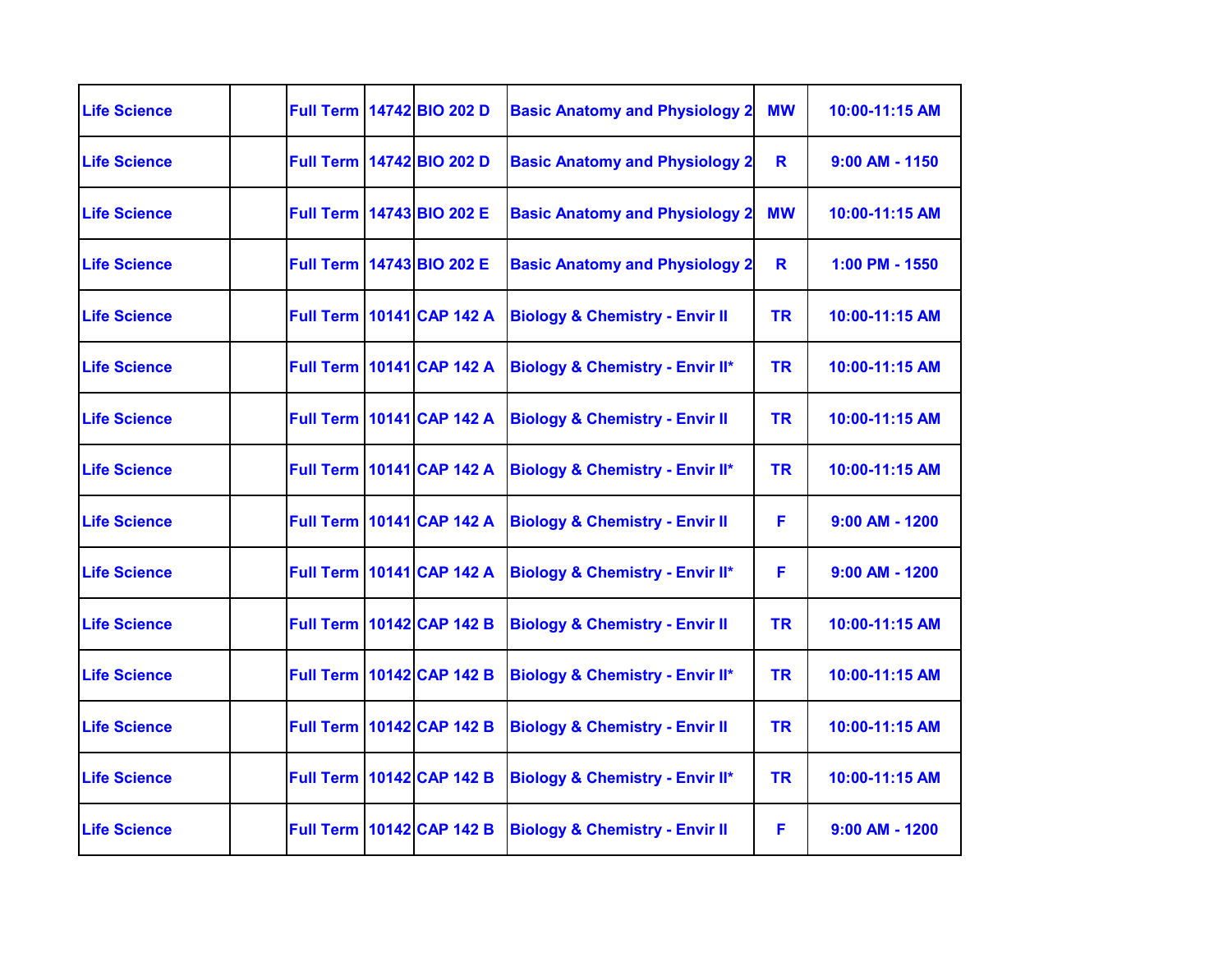| Life Science | | Full Term | 14742 | BIO 202 D | Basic Anatomy and Physiology 2 | MW | 10:00-11:15 AM |
|---|---|---|---|---|---|---|---|
| Life Science | | Full Term | 14742 | BIO 202 D | Basic Anatomy and Physiology 2 | R | 9:00 AM - 1150 |
| Life Science | | Full Term | 14743 | BIO 202 E | Basic Anatomy and Physiology 2 | MW | 10:00-11:15 AM |
| Life Science | | Full Term | 14743 | BIO 202 E | Basic Anatomy and Physiology 2 | R | 1:00 PM - 1550 |
| Life Science | | Full Term | 10141 | CAP 142 A | Biology & Chemistry - Envir II | TR | 10:00-11:15 AM |
| Life Science | | Full Term | 10141 | CAP 142 A | Biology & Chemistry - Envir II* | TR | 10:00-11:15 AM |
| Life Science | | Full Term | 10141 | CAP 142 A | Biology & Chemistry - Envir II | TR | 10:00-11:15 AM |
| Life Science | | Full Term | 10141 | CAP 142 A | Biology & Chemistry - Envir II* | TR | 10:00-11:15 AM |
| Life Science | | Full Term | 10141 | CAP 142 A | Biology & Chemistry - Envir II | F | 9:00 AM - 1200 |
| Life Science | | Full Term | 10141 | CAP 142 A | Biology & Chemistry - Envir II* | F | 9:00 AM - 1200 |
| Life Science | | Full Term | 10142 | CAP 142 B | Biology & Chemistry - Envir II | TR | 10:00-11:15 AM |
| Life Science | | Full Term | 10142 | CAP 142 B | Biology & Chemistry - Envir II* | TR | 10:00-11:15 AM |
| Life Science | | Full Term | 10142 | CAP 142 B | Biology & Chemistry - Envir II | TR | 10:00-11:15 AM |
| Life Science | | Full Term | 10142 | CAP 142 B | Biology & Chemistry - Envir II* | TR | 10:00-11:15 AM |
| Life Science | | Full Term | 10142 | CAP 142 B | Biology & Chemistry - Envir II | F | 9:00 AM - 1200 |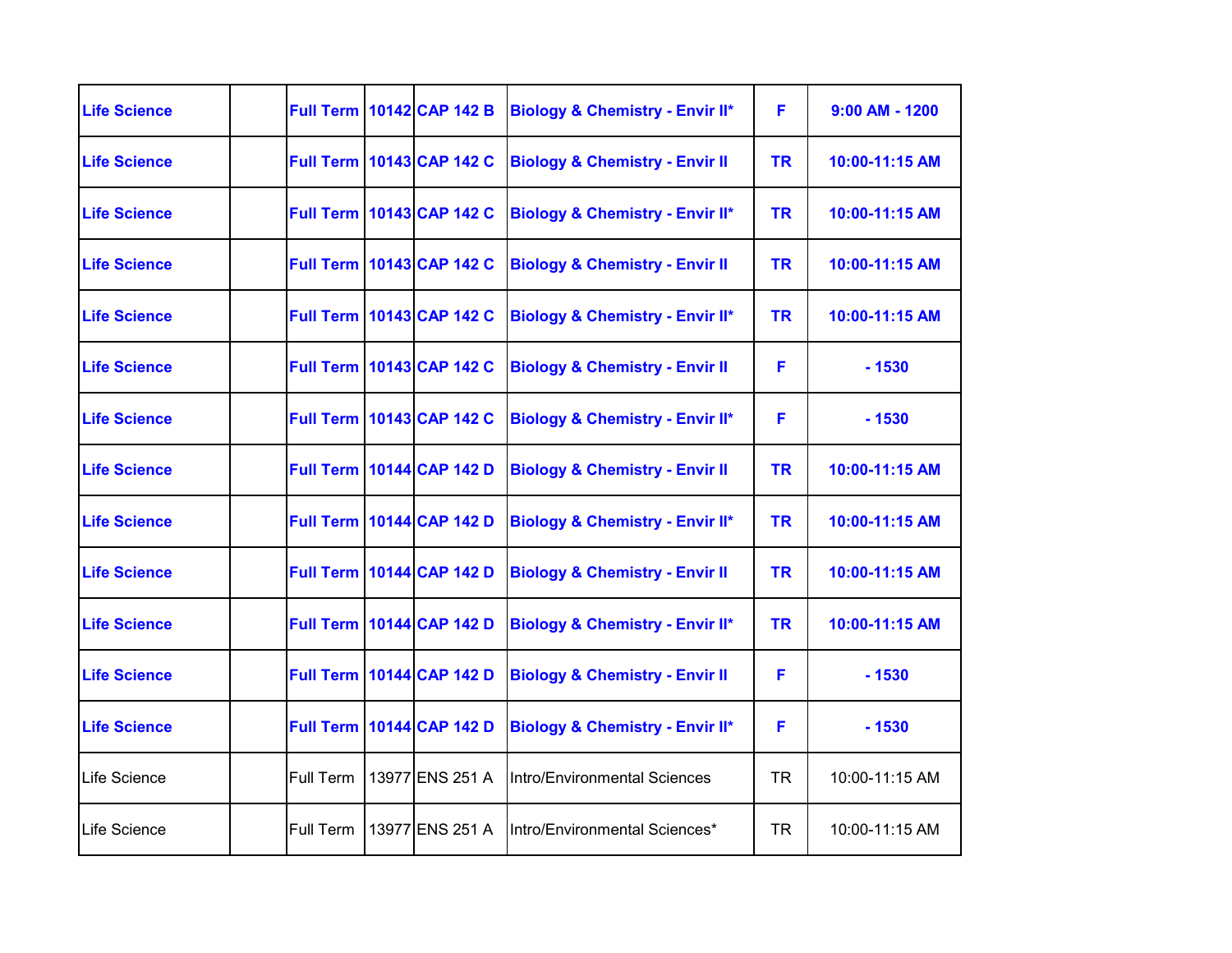| Life Science | | Full Term | 10142 | CAP 142 B | Biology & Chemistry - Envir II* | F | 9:00 AM - 1200 |
|---|---|---|---|---|---|---|---|
| Life Science | | Full Term | 10143 | CAP 142 C | Biology & Chemistry - Envir II | TR | 10:00-11:15 AM |
| Life Science | | Full Term | 10143 | CAP 142 C | Biology & Chemistry - Envir II* | TR | 10:00-11:15 AM |
| Life Science | | Full Term | 10143 | CAP 142 C | Biology & Chemistry - Envir II | TR | 10:00-11:15 AM |
| Life Science | | Full Term | 10143 | CAP 142 C | Biology & Chemistry - Envir II* | TR | 10:00-11:15 AM |
| Life Science | | Full Term | 10143 | CAP 142 C | Biology & Chemistry - Envir II | F | - 1530 |
| Life Science | | Full Term | 10143 | CAP 142 C | Biology & Chemistry - Envir II* | F | - 1530 |
| Life Science | | Full Term | 10144 | CAP 142 D | Biology & Chemistry - Envir II | TR | 10:00-11:15 AM |
| Life Science | | Full Term | 10144 | CAP 142 D | Biology & Chemistry - Envir II* | TR | 10:00-11:15 AM |
| Life Science | | Full Term | 10144 | CAP 142 D | Biology & Chemistry - Envir II | TR | 10:00-11:15 AM |
| Life Science | | Full Term | 10144 | CAP 142 D | Biology & Chemistry - Envir II* | TR | 10:00-11:15 AM |
| Life Science | | Full Term | 10144 | CAP 142 D | Biology & Chemistry - Envir II | F | - 1530 |
| Life Science | | Full Term | 10144 | CAP 142 D | Biology & Chemistry - Envir II* | F | - 1530 |
| Life Science | | Full Term | 13977 | ENS 251 A | Intro/Environmental Sciences | TR | 10:00-11:15 AM |
| Life Science | | Full Term | 13977 | ENS 251 A | Intro/Environmental Sciences* | TR | 10:00-11:15 AM |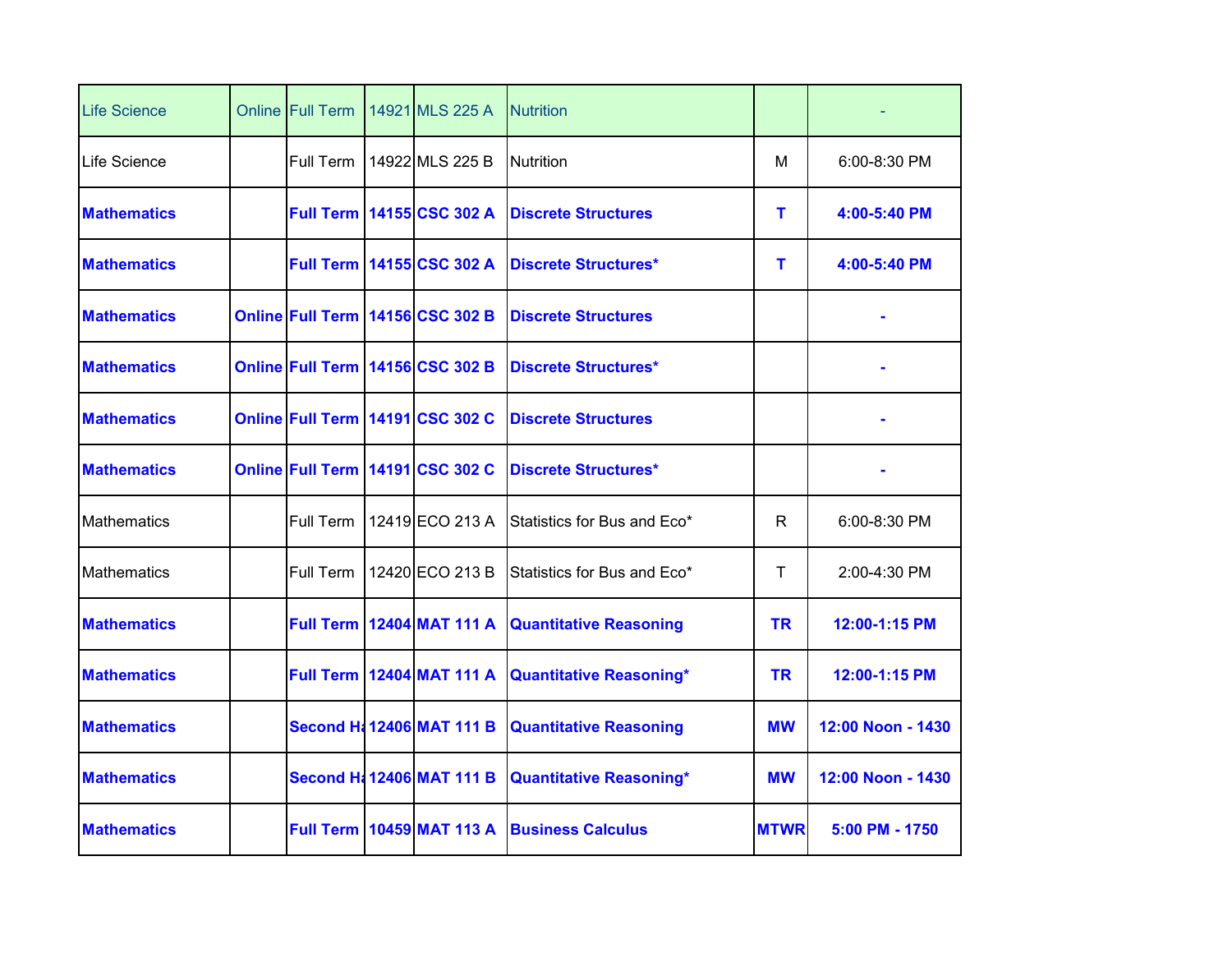| | | | | | | | |
|---|---|---|---|---|---|---|---|
| Life Science | Online | Full Term | 14921 | MLS 225 A | Nutrition | | - |
| Life Science | | Full Term | 14922 | MLS 225 B | Nutrition | M | 6:00-8:30 PM |
| **Mathematics** | | **Full Term** | **14155** | **CSC 302 A** | **Discrete Structures** | **T** | **4:00-5:40 PM** |
| **Mathematics** | | **Full Term** | **14155** | **CSC 302 A** | **Discrete Structures*** | **T** | **4:00-5:40 PM** |
| **Mathematics** | **Online** | **Full Term** | **14156** | **CSC 302 B** | **Discrete Structures** | | **-** |
| **Mathematics** | **Online** | **Full Term** | **14156** | **CSC 302 B** | **Discrete Structures*** | | **-** |
| **Mathematics** | **Online** | **Full Term** | **14191** | **CSC 302 C** | **Discrete Structures** | | **-** |
| **Mathematics** | **Online** | **Full Term** | **14191** | **CSC 302 C** | **Discrete Structures*** | | **-** |
| Mathematics | | Full Term | 12419 | ECO 213 A | Statistics for Bus and Eco* | R | 6:00-8:30 PM |
| Mathematics | | Full Term | 12420 | ECO 213 B | Statistics for Bus and Eco* | T | 2:00-4:30 PM |
| **Mathematics** | | **Full Term** | **12404** | **MAT 111 A** | **Quantitative Reasoning** | **TR** | **12:00-1:15 PM** |
| **Mathematics** | | **Full Term** | **12404** | **MAT 111 A** | **Quantitative Reasoning*** | **TR** | **12:00-1:15 PM** |
| **Mathematics** | | **Second Ha** | **12406** | **MAT 111 B** | **Quantitative Reasoning** | **MW** | **12:00 Noon - 1430** |
| **Mathematics** | | **Second Ha** | **12406** | **MAT 111 B** | **Quantitative Reasoning*** | **MW** | **12:00 Noon - 1430** |
| **Mathematics** | | **Full Term** | **10459** | **MAT 113 A** | **Business Calculus** | **MTWR** | **5:00 PM - 1750** |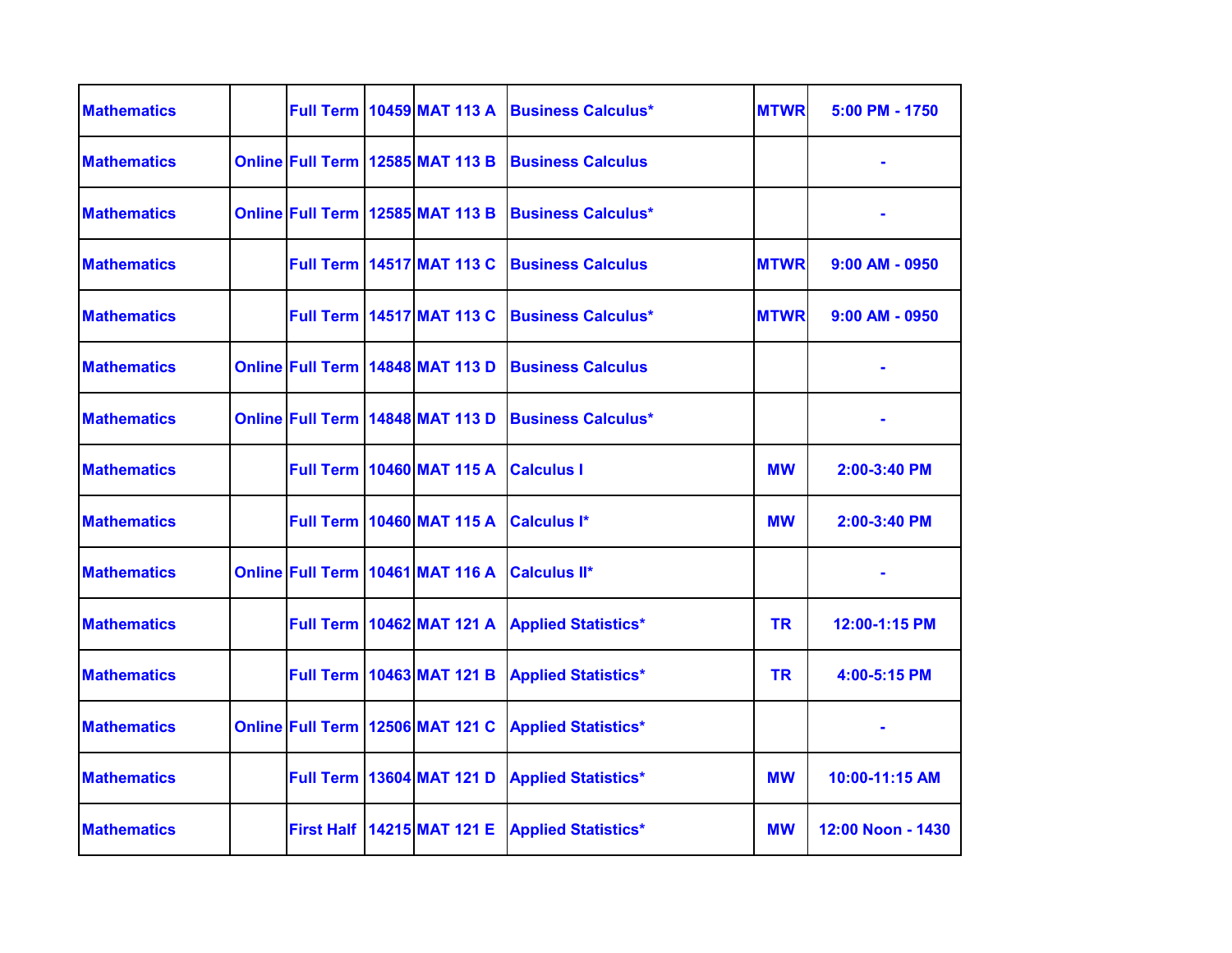| Mathematics | | Full Term | 10459 | MAT 113 A | Business Calculus* | MTWR | 5:00 PM - 1750 |
|---|---|---|---|---|---|---|---|
| Mathematics | Online | Full Term | 12585 | MAT 113 B | Business Calculus | | - |
| Mathematics | Online | Full Term | 12585 | MAT 113 B | Business Calculus* | | - |
| Mathematics | | Full Term | 14517 | MAT 113 C | Business Calculus | MTWR | 9:00 AM - 0950 |
| Mathematics | | Full Term | 14517 | MAT 113 C | Business Calculus* | MTWR | 9:00 AM - 0950 |
| Mathematics | Online | Full Term | 14848 | MAT 113 D | Business Calculus | | - |
| Mathematics | Online | Full Term | 14848 | MAT 113 D | Business Calculus* | | - |
| Mathematics | | Full Term | 10460 | MAT 115 A | Calculus I | MW | 2:00-3:40 PM |
| Mathematics | | Full Term | 10460 | MAT 115 A | Calculus I* | MW | 2:00-3:40 PM |
| Mathematics | Online | Full Term | 10461 | MAT 116 A | Calculus II* | | - |
| Mathematics | | Full Term | 10462 | MAT 121 A | Applied Statistics* | TR | 12:00-1:15 PM |
| Mathematics | | Full Term | 10463 | MAT 121 B | Applied Statistics* | TR | 4:00-5:15 PM |
| Mathematics | Online | Full Term | 12506 | MAT 121 C | Applied Statistics* | | - |
| Mathematics | | Full Term | 13604 | MAT 121 D | Applied Statistics* | MW | 10:00-11:15 AM |
| Mathematics | | First Half | 14215 | MAT 121 E | Applied Statistics* | MW | 12:00 Noon - 1430 |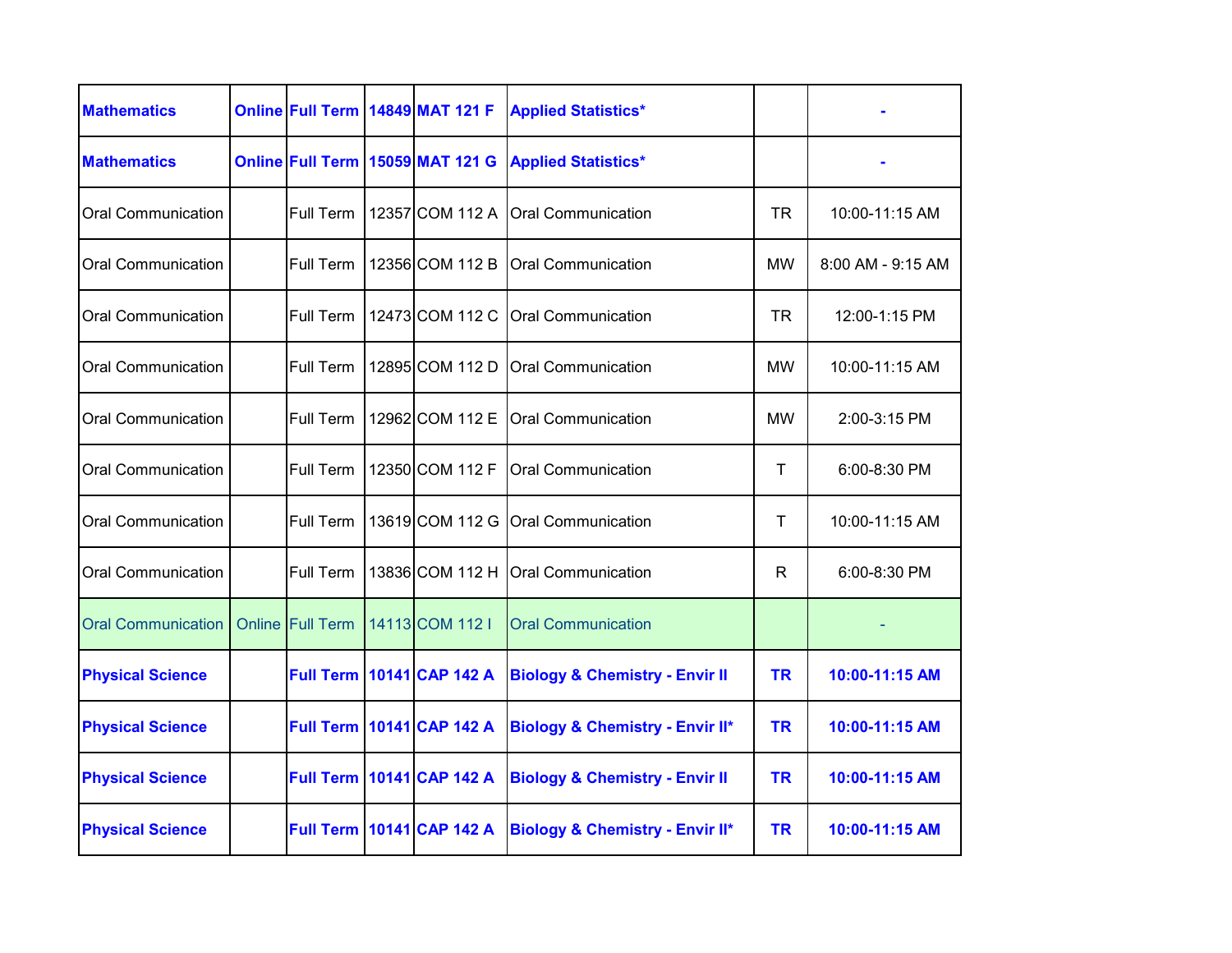| Mathematics | Online | Full Term | 14849 | MAT 121 F | Applied Statistics* | | - |
|---|---|---|---|---|---|---|---|
| Mathematics | Online | Full Term | 15059 | MAT 121 G | Applied Statistics* | | - |
| Oral Communication | | Full Term | 12357 | COM 112 A | Oral Communication | TR | 10:00-11:15 AM |
| Oral Communication | | Full Term | 12356 | COM 112 B | Oral Communication | MW | 8:00 AM - 9:15 AM |
| Oral Communication | | Full Term | 12473 | COM 112 C | Oral Communication | TR | 12:00-1:15 PM |
| Oral Communication | | Full Term | 12895 | COM 112 D | Oral Communication | MW | 10:00-11:15 AM |
| Oral Communication | | Full Term | 12962 | COM 112 E | Oral Communication | MW | 2:00-3:15 PM |
| Oral Communication | | Full Term | 12350 | COM 112 F | Oral Communication | T | 6:00-8:30 PM |
| Oral Communication | | Full Term | 13619 | COM 112 G | Oral Communication | T | 10:00-11:15 AM |
| Oral Communication | | Full Term | 13836 | COM 112 H | Oral Communication | R | 6:00-8:30 PM |
| Oral Communication | Online | Full Term | 14113 | COM 112 I | Oral Communication | | - |
| Physical Science | | Full Term | 10141 | CAP 142 A | Biology & Chemistry - Envir II | TR | 10:00-11:15 AM |
| Physical Science | | Full Term | 10141 | CAP 142 A | Biology & Chemistry - Envir II* | TR | 10:00-11:15 AM |
| Physical Science | | Full Term | 10141 | CAP 142 A | Biology & Chemistry - Envir II | TR | 10:00-11:15 AM |
| Physical Science | | Full Term | 10141 | CAP 142 A | Biology & Chemistry - Envir II* | TR | 10:00-11:15 AM |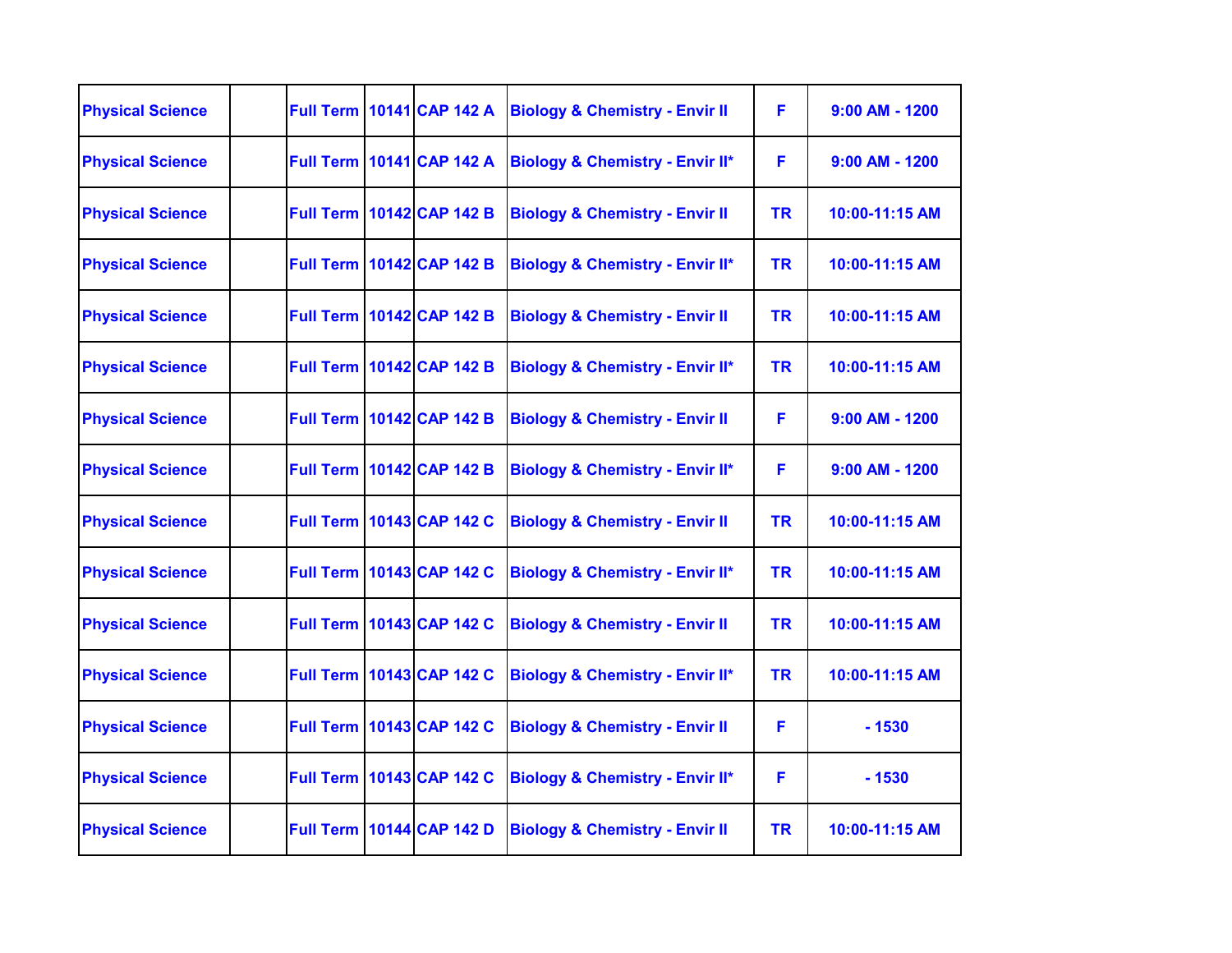| | | | | | | | |
|---|---|---|---|---|---|---|---|
| Physical Science | | Full Term | 10141 | CAP 142 A | Biology & Chemistry - Envir II | F | 9:00 AM - 1200 |
| Physical Science | | Full Term | 10141 | CAP 142 A | Biology & Chemistry - Envir II* | F | 9:00 AM - 1200 |
| Physical Science | | Full Term | 10142 | CAP 142 B | Biology & Chemistry - Envir II | TR | 10:00-11:15 AM |
| Physical Science | | Full Term | 10142 | CAP 142 B | Biology & Chemistry - Envir II* | TR | 10:00-11:15 AM |
| Physical Science | | Full Term | 10142 | CAP 142 B | Biology & Chemistry - Envir II | TR | 10:00-11:15 AM |
| Physical Science | | Full Term | 10142 | CAP 142 B | Biology & Chemistry - Envir II* | TR | 10:00-11:15 AM |
| Physical Science | | Full Term | 10142 | CAP 142 B | Biology & Chemistry - Envir II | F | 9:00 AM - 1200 |
| Physical Science | | Full Term | 10142 | CAP 142 B | Biology & Chemistry - Envir II* | F | 9:00 AM - 1200 |
| Physical Science | | Full Term | 10143 | CAP 142 C | Biology & Chemistry - Envir II | TR | 10:00-11:15 AM |
| Physical Science | | Full Term | 10143 | CAP 142 C | Biology & Chemistry - Envir II* | TR | 10:00-11:15 AM |
| Physical Science | | Full Term | 10143 | CAP 142 C | Biology & Chemistry - Envir II | TR | 10:00-11:15 AM |
| Physical Science | | Full Term | 10143 | CAP 142 C | Biology & Chemistry - Envir II* | TR | 10:00-11:15 AM |
| Physical Science | | Full Term | 10143 | CAP 142 C | Biology & Chemistry - Envir II | F | - 1530 |
| Physical Science | | Full Term | 10143 | CAP 142 C | Biology & Chemistry - Envir II* | F | - 1530 |
| Physical Science | | Full Term | 10144 | CAP 142 D | Biology & Chemistry - Envir II | TR | 10:00-11:15 AM |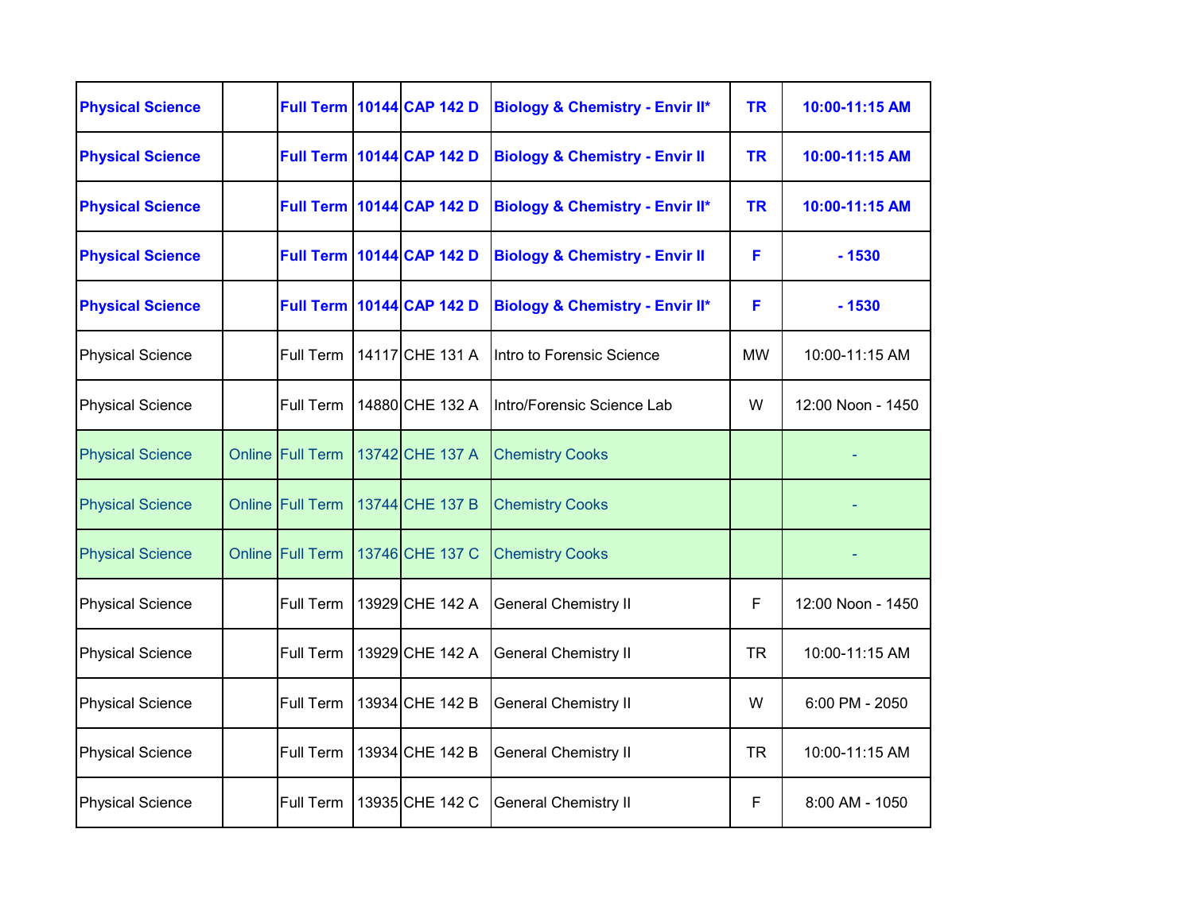| | | | | | | | |
|---|---|---|---|---|---|---|---|
| **Physical Science** | | **Full Term** | **10144** | **CAP 142 D** | **Biology & Chemistry - Envir II*** | **TR** | **10:00-11:15 AM** |
| **Physical Science** | | **Full Term** | **10144** | **CAP 142 D** | **Biology & Chemistry - Envir II** | **TR** | **10:00-11:15 AM** |
| **Physical Science** | | **Full Term** | **10144** | **CAP 142 D** | **Biology & Chemistry - Envir II*** | **TR** | **10:00-11:15 AM** |
| **Physical Science** | | **Full Term** | **10144** | **CAP 142 D** | **Biology & Chemistry - Envir II** | **F** | **- 1530** |
| **Physical Science** | | **Full Term** | **10144** | **CAP 142 D** | **Biology & Chemistry - Envir II*** | **F** | **- 1530** |
| Physical Science | | Full Term | 14117 | CHE 131 A | Intro to Forensic Science | MW | 10:00-11:15 AM |
| Physical Science | | Full Term | 14880 | CHE 132 A | Intro/Forensic Science Lab | W | 12:00 Noon - 1450 |
| Physical Science | Online | Full Term | 13742 | CHE 137 A | Chemistry Cooks | | - |
| Physical Science | Online | Full Term | 13744 | CHE 137 B | Chemistry Cooks | | - |
| Physical Science | Online | Full Term | 13746 | CHE 137 C | Chemistry Cooks | | - |
| Physical Science | | Full Term | 13929 | CHE 142 A | General Chemistry II | F | 12:00 Noon - 1450 |
| Physical Science | | Full Term | 13929 | CHE 142 A | General Chemistry II | TR | 10:00-11:15 AM |
| Physical Science | | Full Term | 13934 | CHE 142 B | General Chemistry II | W | 6:00 PM - 2050 |
| Physical Science | | Full Term | 13934 | CHE 142 B | General Chemistry II | TR | 10:00-11:15 AM |
| Physical Science | | Full Term | 13935 | CHE 142 C | General Chemistry II | F | 8:00 AM - 1050 |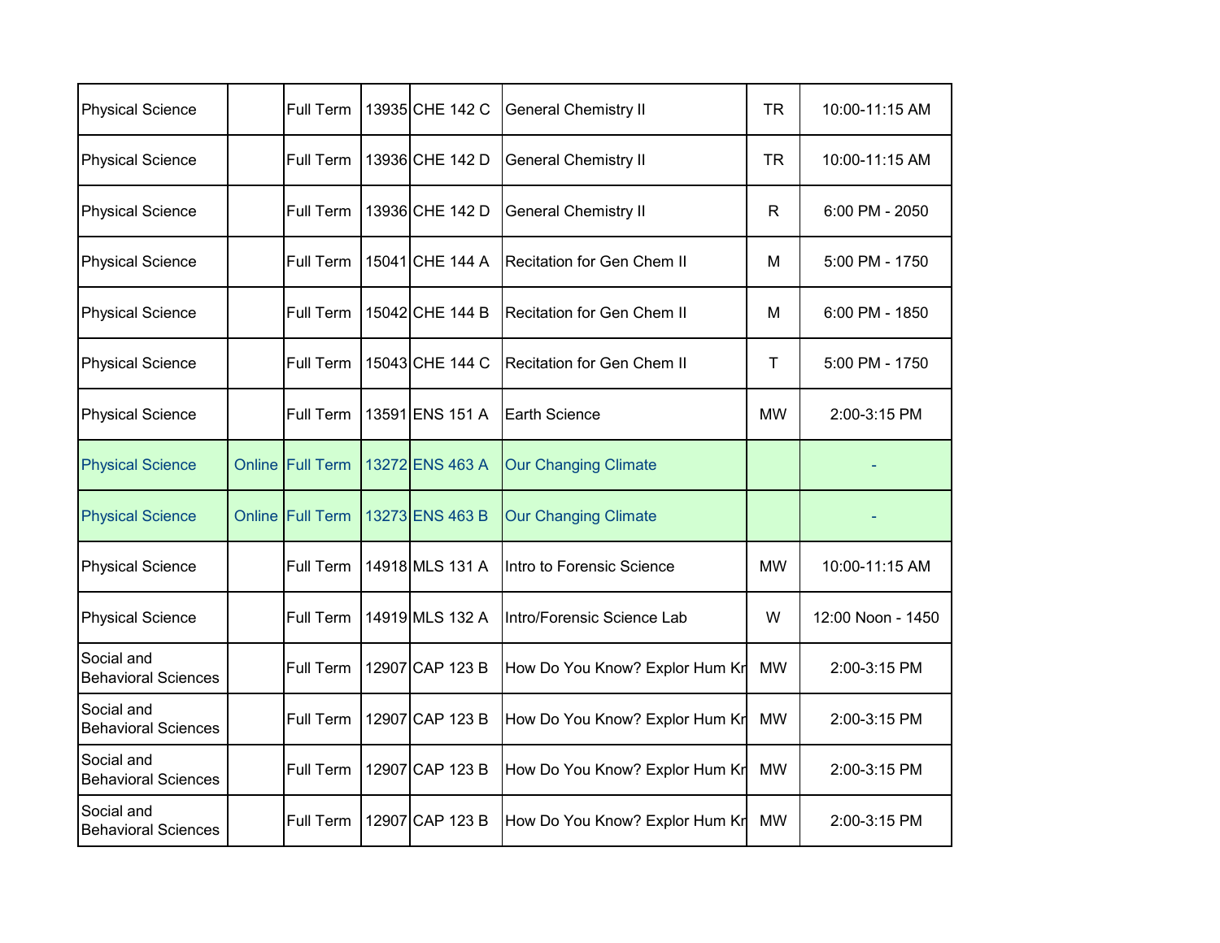| | | | | | | | |
|---|---|---|---|---|---|---|---|
| Physical Science | | Full Term | 13935 | CHE 142 C | General Chemistry II | TR | 10:00-11:15 AM |
| Physical Science | | Full Term | 13936 | CHE 142 D | General Chemistry II | TR | 10:00-11:15 AM |
| Physical Science | | Full Term | 13936 | CHE 142 D | General Chemistry II | R | 6:00 PM - 2050 |
| Physical Science | | Full Term | 15041 | CHE 144 A | Recitation for Gen Chem II | M | 5:00 PM - 1750 |
| Physical Science | | Full Term | 15042 | CHE 144 B | Recitation for Gen Chem II | M | 6:00 PM - 1850 |
| Physical Science | | Full Term | 15043 | CHE 144 C | Recitation for Gen Chem II | T | 5:00 PM - 1750 |
| Physical Science | | Full Term | 13591 | ENS 151 A | Earth Science | MW | 2:00-3:15 PM |
| Physical Science | Online | Full Term | 13272 | ENS 463 A | Our Changing Climate | | - |
| Physical Science | Online | Full Term | 13273 | ENS 463 B | Our Changing Climate | | - |
| Physical Science | | Full Term | 14918 | MLS 131 A | Intro to Forensic Science | MW | 10:00-11:15 AM |
| Physical Science | | Full Term | 14919 | MLS 132 A | Intro/Forensic Science Lab | W | 12:00 Noon - 1450 |
| Social and Behavioral Sciences | | Full Term | 12907 | CAP 123 B | How Do You Know? Explor Hum Kr | MW | 2:00-3:15 PM |
| Social and Behavioral Sciences | | Full Term | 12907 | CAP 123 B | How Do You Know? Explor Hum Kr | MW | 2:00-3:15 PM |
| Social and Behavioral Sciences | | Full Term | 12907 | CAP 123 B | How Do You Know? Explor Hum Kr | MW | 2:00-3:15 PM |
| Social and Behavioral Sciences | | Full Term | 12907 | CAP 123 B | How Do You Know? Explor Hum Kr | MW | 2:00-3:15 PM |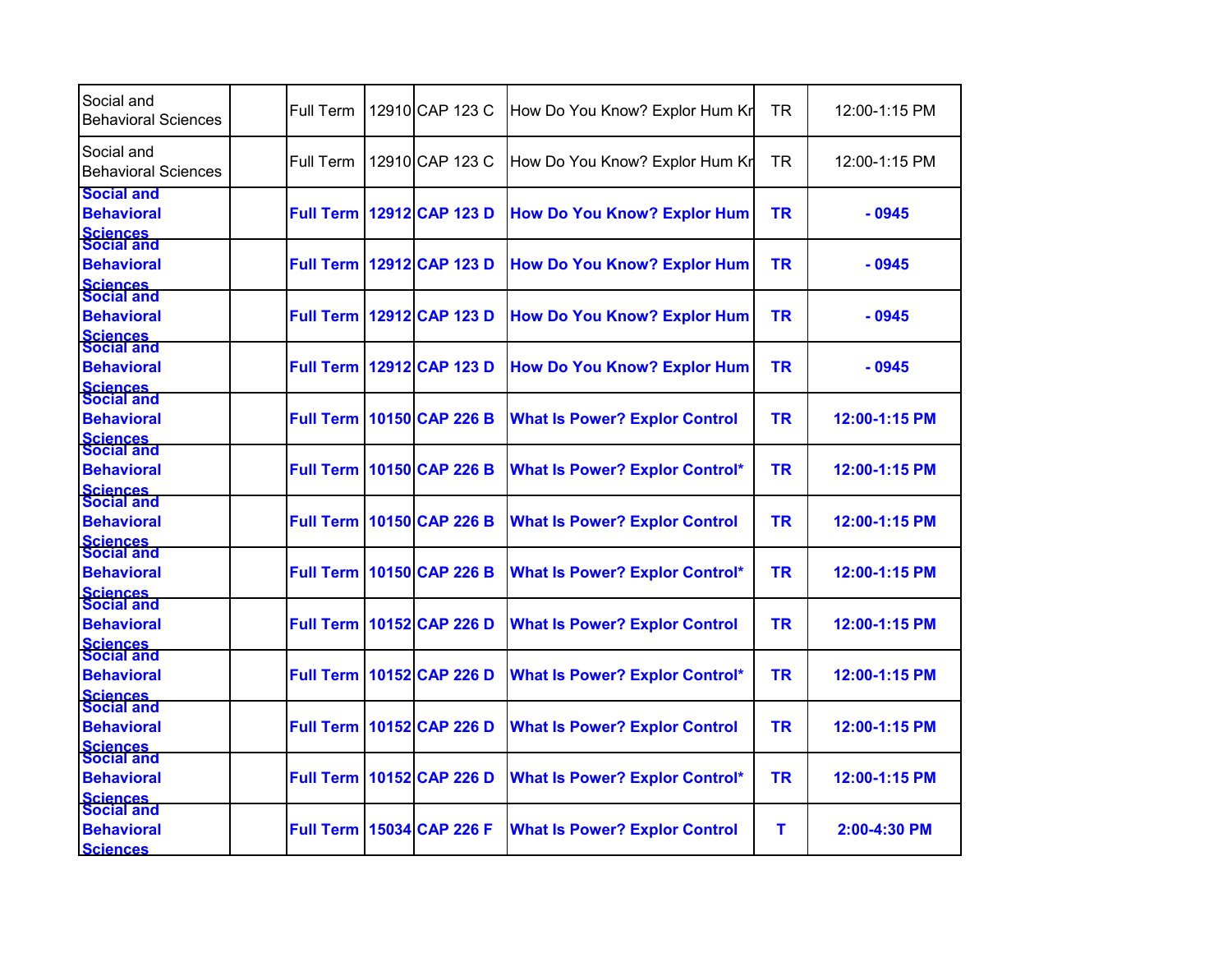| Social and Behavioral Sciences | | Full Term | 12910 | CAP 123 C | How Do You Know? Explor Hum Kn | TR | 12:00-1:15 PM |
|---|---|---|---|---|---|---|---|
| Social and Behavioral Sciences | | Full Term | 12910 | CAP 123 C | How Do You Know? Explor Hum Kn | TR | 12:00-1:15 PM |
| **Social and Behavioral Sciences** | | **Full Term** | **12912** | **CAP 123 D** | **How Do You Know? Explor Hum** | **TR** | **- 0945** |
| **Social and Behavioral Sciences** | | **Full Term** | **12912** | **CAP 123 D** | **How Do You Know? Explor Hum** | **TR** | **- 0945** |
| **Social and Behavioral Sciences** | | **Full Term** | **12912** | **CAP 123 D** | **How Do You Know? Explor Hum** | **TR** | **- 0945** |
| **Social and Behavioral Sciences** | | **Full Term** | **12912** | **CAP 123 D** | **How Do You Know? Explor Hum** | **TR** | **- 0945** |
| **Social and Behavioral Sciences** | | **Full Term** | **10150** | **CAP 226 B** | **What Is Power? Explor Control** | **TR** | **12:00-1:15 PM** |
| **Social and Behavioral Sciences** | | **Full Term** | **10150** | **CAP 226 B** | **What Is Power? Explor Control*** | **TR** | **12:00-1:15 PM** |
| **Social and Behavioral Sciences** | | **Full Term** | **10150** | **CAP 226 B** | **What Is Power? Explor Control** | **TR** | **12:00-1:15 PM** |
| **Social and Behavioral Sciences** | | **Full Term** | **10150** | **CAP 226 B** | **What Is Power? Explor Control*** | **TR** | **12:00-1:15 PM** |
| **Social and Behavioral Sciences** | | **Full Term** | **10152** | **CAP 226 D** | **What Is Power? Explor Control** | **TR** | **12:00-1:15 PM** |
| **Social and Behavioral Sciences** | | **Full Term** | **10152** | **CAP 226 D** | **What Is Power? Explor Control*** | **TR** | **12:00-1:15 PM** |
| **Social and Behavioral Sciences** | | **Full Term** | **10152** | **CAP 226 D** | **What Is Power? Explor Control** | **TR** | **12:00-1:15 PM** |
| **Social and Behavioral Sciences** | | **Full Term** | **10152** | **CAP 226 D** | **What Is Power? Explor Control*** | **TR** | **12:00-1:15 PM** |
| **Social and Behavioral Sciences** | | **Full Term** | **15034** | **CAP 226 F** | **What Is Power? Explor Control** | **T** | **2:00-4:30 PM** |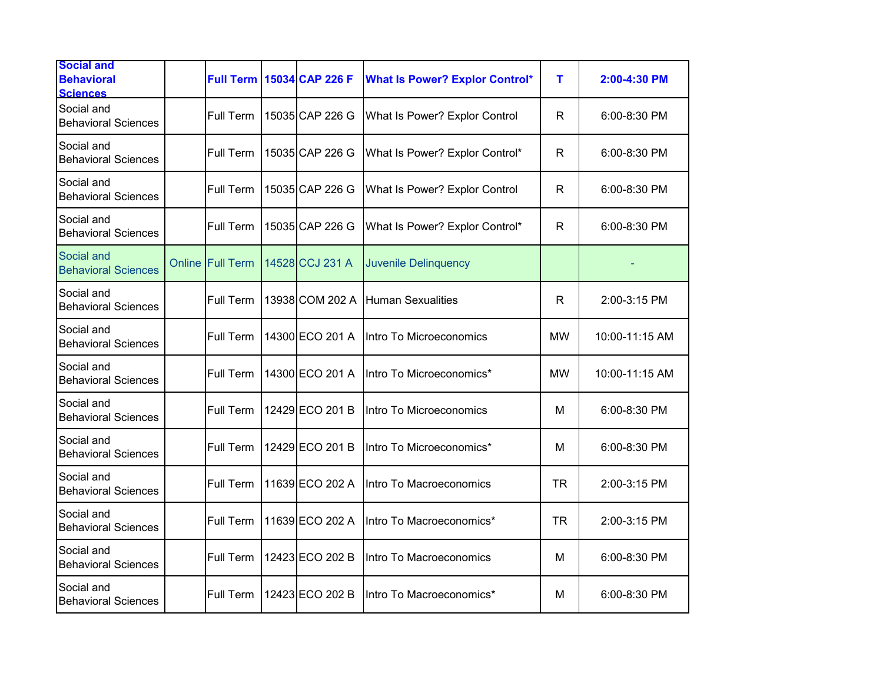| Social and Behavioral Sciences | | Full Term | 15034 | CAP 226 F | What Is Power? Explor Control* | T | 2:00-4:30 PM |
|---|---|---|---|---|---|---|---|
| Social and Behavioral Sciences | | Full Term | 15035 | CAP 226 G | What Is Power? Explor Control | R | 6:00-8:30 PM |
| Social and Behavioral Sciences | | Full Term | 15035 | CAP 226 G | What Is Power? Explor Control* | R | 6:00-8:30 PM |
| Social and Behavioral Sciences | | Full Term | 15035 | CAP 226 G | What Is Power? Explor Control | R | 6:00-8:30 PM |
| Social and Behavioral Sciences | | Full Term | 15035 | CAP 226 G | What Is Power? Explor Control* | R | 6:00-8:30 PM |
| Social and Behavioral Sciences | Online | Full Term | 14528 | CCJ 231 A | Juvenile Delinquency | | - |
| Social and Behavioral Sciences | | Full Term | 13938 | COM 202 A | Human Sexualities | R | 2:00-3:15 PM |
| Social and Behavioral Sciences | | Full Term | 14300 | ECO 201 A | Intro To Microeconomics | MW | 10:00-11:15 AM |
| Social and Behavioral Sciences | | Full Term | 14300 | ECO 201 A | Intro To Microeconomics* | MW | 10:00-11:15 AM |
| Social and Behavioral Sciences | | Full Term | 12429 | ECO 201 B | Intro To Microeconomics | M | 6:00-8:30 PM |
| Social and Behavioral Sciences | | Full Term | 12429 | ECO 201 B | Intro To Microeconomics* | M | 6:00-8:30 PM |
| Social and Behavioral Sciences | | Full Term | 11639 | ECO 202 A | Intro To Macroeconomics | TR | 2:00-3:15 PM |
| Social and Behavioral Sciences | | Full Term | 11639 | ECO 202 A | Intro To Macroeconomics* | TR | 2:00-3:15 PM |
| Social and Behavioral Sciences | | Full Term | 12423 | ECO 202 B | Intro To Macroeconomics | M | 6:00-8:30 PM |
| Social and Behavioral Sciences | | Full Term | 12423 | ECO 202 B | Intro To Macroeconomics* | M | 6:00-8:30 PM |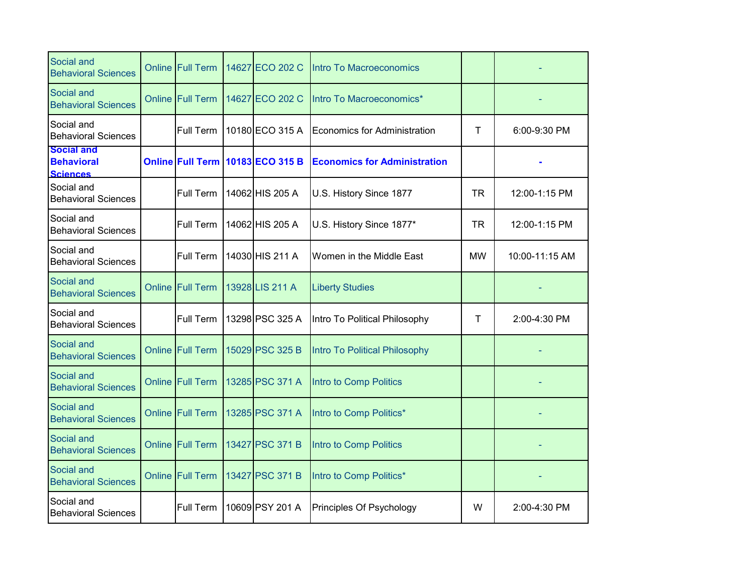| | | | | | | | |
|---|---|---|---|---|---|---|---|
| Social and Behavioral Sciences | Online | Full Term | 14627 | ECO 202 C | Intro To Macroeconomics | | - |
| Social and Behavioral Sciences | Online | Full Term | 14627 | ECO 202 C | Intro To Macroeconomics* | | - |
| Social and Behavioral Sciences | | Full Term | 10180 | ECO 315 A | Economics for Administration | T | 6:00-9:30 PM |
| **Social and Behavioral Sciences** | **Online** | **Full Term** | **10183** | **ECO 315 B** | **Economics for Administration** | | **-** |
| Social and Behavioral Sciences | | Full Term | 14062 | HIS 205 A | U.S. History Since 1877 | TR | 12:00-1:15 PM |
| Social and Behavioral Sciences | | Full Term | 14062 | HIS 205 A | U.S. History Since 1877* | TR | 12:00-1:15 PM |
| Social and Behavioral Sciences | | Full Term | 14030 | HIS 211 A | Women in the Middle East | MW | 10:00-11:15 AM |
| Social and Behavioral Sciences | Online | Full Term | 13928 | LIS 211 A | Liberty Studies | | - |
| Social and Behavioral Sciences | | Full Term | 13298 | PSC 325 A | Intro To Political Philosophy | T | 2:00-4:30 PM |
| Social and Behavioral Sciences | Online | Full Term | 15029 | PSC 325 B | Intro To Political Philosophy | | - |
| Social and Behavioral Sciences | Online | Full Term | 13285 | PSC 371 A | Intro to Comp Politics | | - |
| Social and Behavioral Sciences | Online | Full Term | 13285 | PSC 371 A | Intro to Comp Politics* | | - |
| Social and Behavioral Sciences | Online | Full Term | 13427 | PSC 371 B | Intro to Comp Politics | | - |
| Social and Behavioral Sciences | Online | Full Term | 13427 | PSC 371 B | Intro to Comp Politics* | | - |
| Social and Behavioral Sciences | | Full Term | 10609 | PSY 201 A | Principles Of Psychology | W | 2:00-4:30 PM |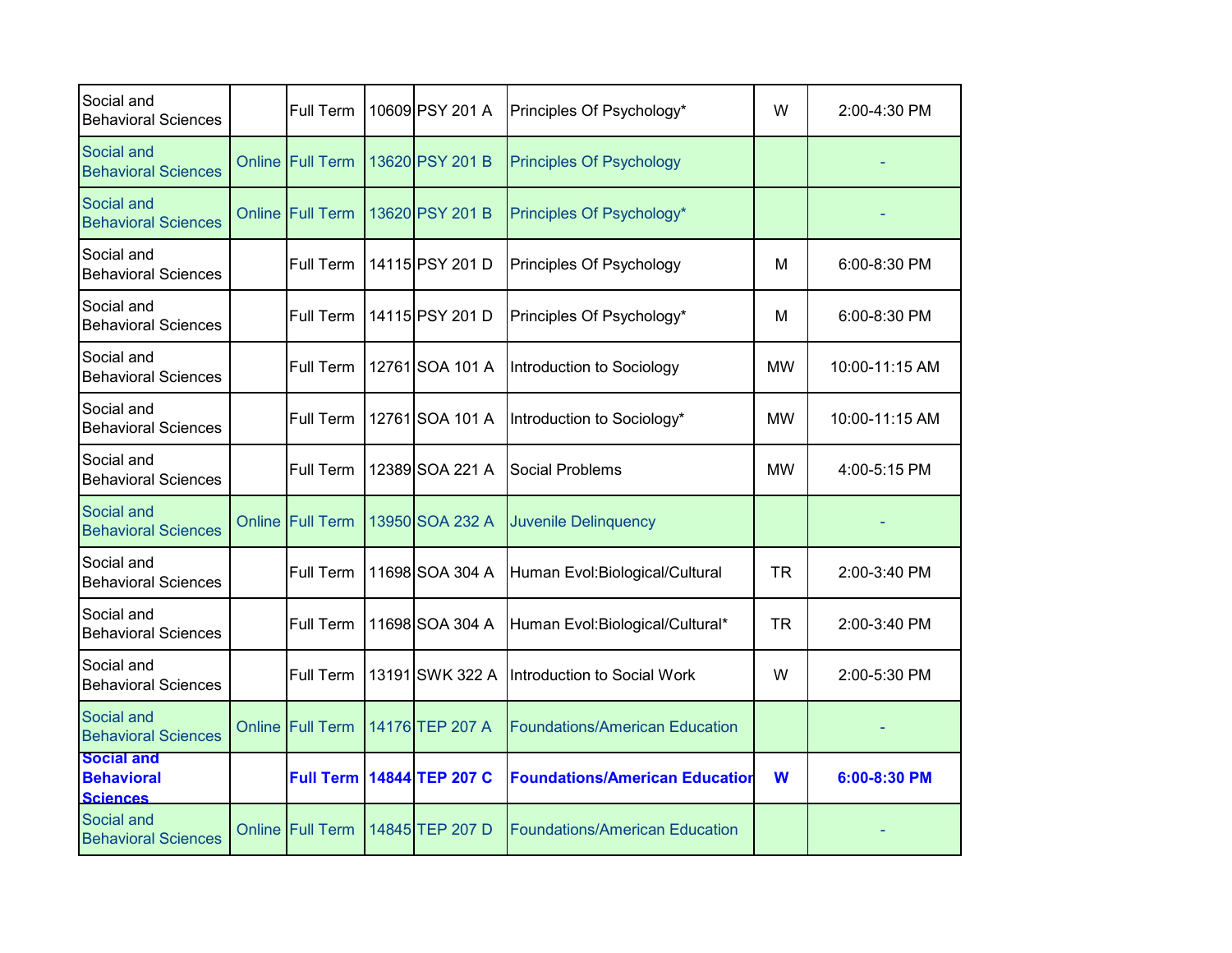| | | | | | | | |
|---|---|---|---|---|---|---|---|
| Social and Behavioral Sciences | | Full Term | 10609 | PSY 201 A | Principles Of Psychology* | W | 2:00-4:30 PM |
| Social and Behavioral Sciences | Online | Full Term | 13620 | PSY 201 B | Principles Of Psychology | | - |
| Social and Behavioral Sciences | Online | Full Term | 13620 | PSY 201 B | Principles Of Psychology* | | - |
| Social and Behavioral Sciences | | Full Term | 14115 | PSY 201 D | Principles Of Psychology | M | 6:00-8:30 PM |
| Social and Behavioral Sciences | | Full Term | 14115 | PSY 201 D | Principles Of Psychology* | M | 6:00-8:30 PM |
| Social and Behavioral Sciences | | Full Term | 12761 | SOA 101 A | Introduction to Sociology | MW | 10:00-11:15 AM |
| Social and Behavioral Sciences | | Full Term | 12761 | SOA 101 A | Introduction to Sociology* | MW | 10:00-11:15 AM |
| Social and Behavioral Sciences | | Full Term | 12389 | SOA 221 A | Social Problems | MW | 4:00-5:15 PM |
| Social and Behavioral Sciences | Online | Full Term | 13950 | SOA 232 A | Juvenile Delinquency | | - |
| Social and Behavioral Sciences | | Full Term | 11698 | SOA 304 A | Human Evol:Biological/Cultural | TR | 2:00-3:40 PM |
| Social and Behavioral Sciences | | Full Term | 11698 | SOA 304 A | Human Evol:Biological/Cultural* | TR | 2:00-3:40 PM |
| Social and Behavioral Sciences | | Full Term | 13191 | SWK 322 A | Introduction to Social Work | W | 2:00-5:30 PM |
| Social and Behavioral Sciences | Online | Full Term | 14176 | TEP 207 A | Foundations/American Education | | - |
| **Social and Behavioral Sciences** | | **Full Term** | **14844** | **TEP 207 C** | **Foundations/American Education** | **W** | **6:00-8:30 PM** |
| Social and Behavioral Sciences | Online | Full Term | 14845 | TEP 207 D | Foundations/American Education | | - |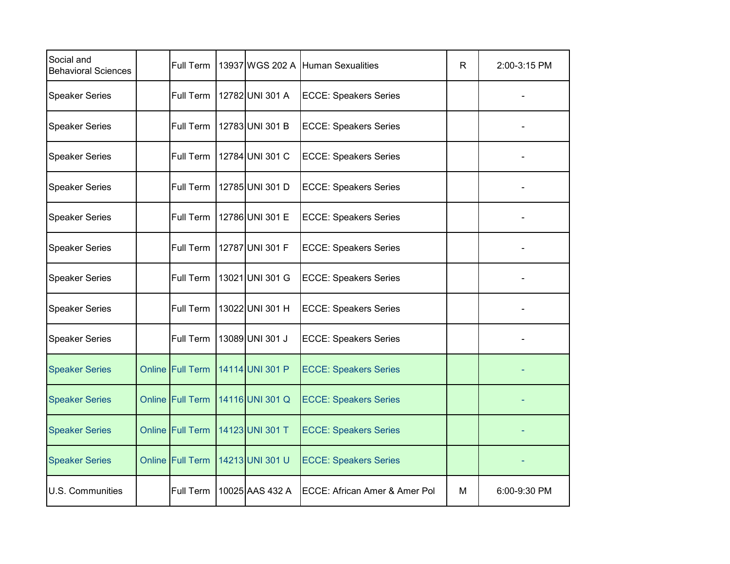| | | | | | | | |
|---|---|---|---|---|---|---|---|
| Social and Behavioral Sciences | | Full Term | 13937 | WGS 202 A | Human Sexualities | R | 2:00-3:15 PM |
| Speaker Series | | Full Term | 12782 | UNI 301 A | ECCE: Speakers Series | | - |
| Speaker Series | | Full Term | 12783 | UNI 301 B | ECCE: Speakers Series | | - |
| Speaker Series | | Full Term | 12784 | UNI 301 C | ECCE: Speakers Series | | - |
| Speaker Series | | Full Term | 12785 | UNI 301 D | ECCE: Speakers Series | | - |
| Speaker Series | | Full Term | 12786 | UNI 301 E | ECCE: Speakers Series | | - |
| Speaker Series | | Full Term | 12787 | UNI 301 F | ECCE: Speakers Series | | - |
| Speaker Series | | Full Term | 13021 | UNI 301 G | ECCE: Speakers Series | | - |
| Speaker Series | | Full Term | 13022 | UNI 301 H | ECCE: Speakers Series | | - |
| Speaker Series | | Full Term | 13089 | UNI 301 J | ECCE: Speakers Series | | - |
| Speaker Series | Online | Full Term | 14114 | UNI 301 P | ECCE: Speakers Series | | - |
| Speaker Series | Online | Full Term | 14116 | UNI 301 Q | ECCE: Speakers Series | | - |
| Speaker Series | Online | Full Term | 14123 | UNI 301 T | ECCE: Speakers Series | | - |
| Speaker Series | Online | Full Term | 14213 | UNI 301 U | ECCE: Speakers Series | | - |
| U.S. Communities | | Full Term | 10025 | AAS 432 A | ECCE: African Amer & Amer Pol | M | 6:00-9:30 PM |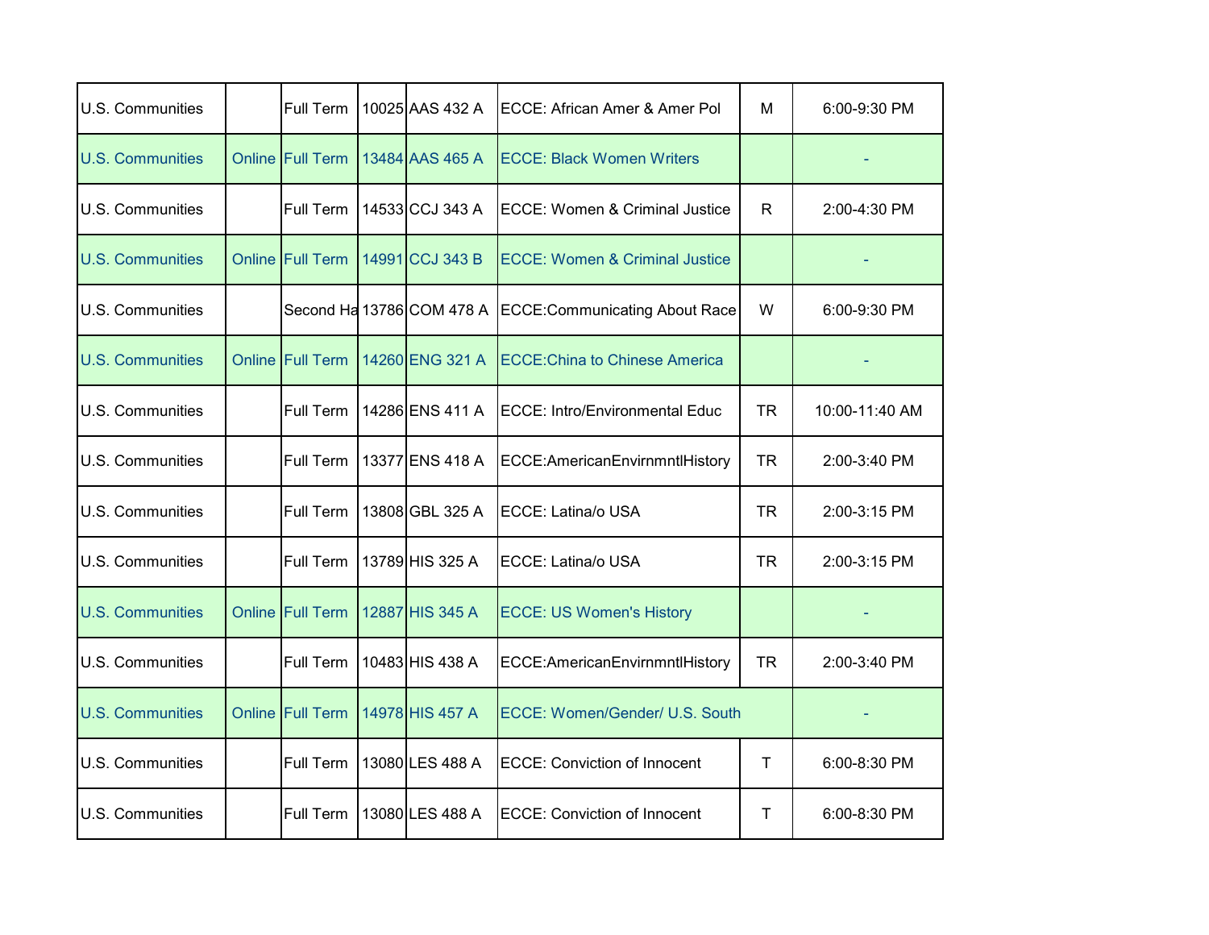| | | | | | | | |
|---|---|---|---|---|---|---|---|
| U.S. Communities | | Full Term | 10025 | AAS 432 A | ECCE: African Amer & Amer Pol | M | 6:00-9:30 PM |
| U.S. Communities | Online | Full Term | 13484 | AAS 465 A | ECCE: Black Women Writers | | - |
| U.S. Communities | | Full Term | 14533 | CCJ 343 A | ECCE: Women & Criminal Justice | R | 2:00-4:30 PM |
| U.S. Communities | Online | Full Term | 14991 | CCJ 343 B | ECCE: Women & Criminal Justice | | - |
| U.S. Communities | | Second Ha | 13786 | COM 478 A | ECCE:Communicating About Race | W | 6:00-9:30 PM |
| U.S. Communities | Online | Full Term | 14260 | ENG 321 A | ECCE:China to Chinese America | | - |
| U.S. Communities | | Full Term | 14286 | ENS 411 A | ECCE: Intro/Environmental Educ | TR | 10:00-11:40 AM |
| U.S. Communities | | Full Term | 13377 | ENS 418 A | ECCE:AmericanEnvirnmntlHistory | TR | 2:00-3:40 PM |
| U.S. Communities | | Full Term | 13808 | GBL 325 A | ECCE: Latina/o USA | TR | 2:00-3:15 PM |
| U.S. Communities | | Full Term | 13789 | HIS 325 A | ECCE: Latina/o USA | TR | 2:00-3:15 PM |
| U.S. Communities | Online | Full Term | 12887 | HIS 345 A | ECCE: US Women's History | | - |
| U.S. Communities | | Full Term | 10483 | HIS 438 A | ECCE:AmericanEnvirnmntlHistory | TR | 2:00-3:40 PM |
| U.S. Communities | Online | Full Term | 14978 | HIS 457 A | ECCE: Women/Gender/ U.S. South | | - |
| U.S. Communities | | Full Term | 13080 | LES 488 A | ECCE: Conviction of Innocent | T | 6:00-8:30 PM |
| U.S. Communities | | Full Term | 13080 | LES 488 A | ECCE: Conviction of Innocent | T | 6:00-8:30 PM |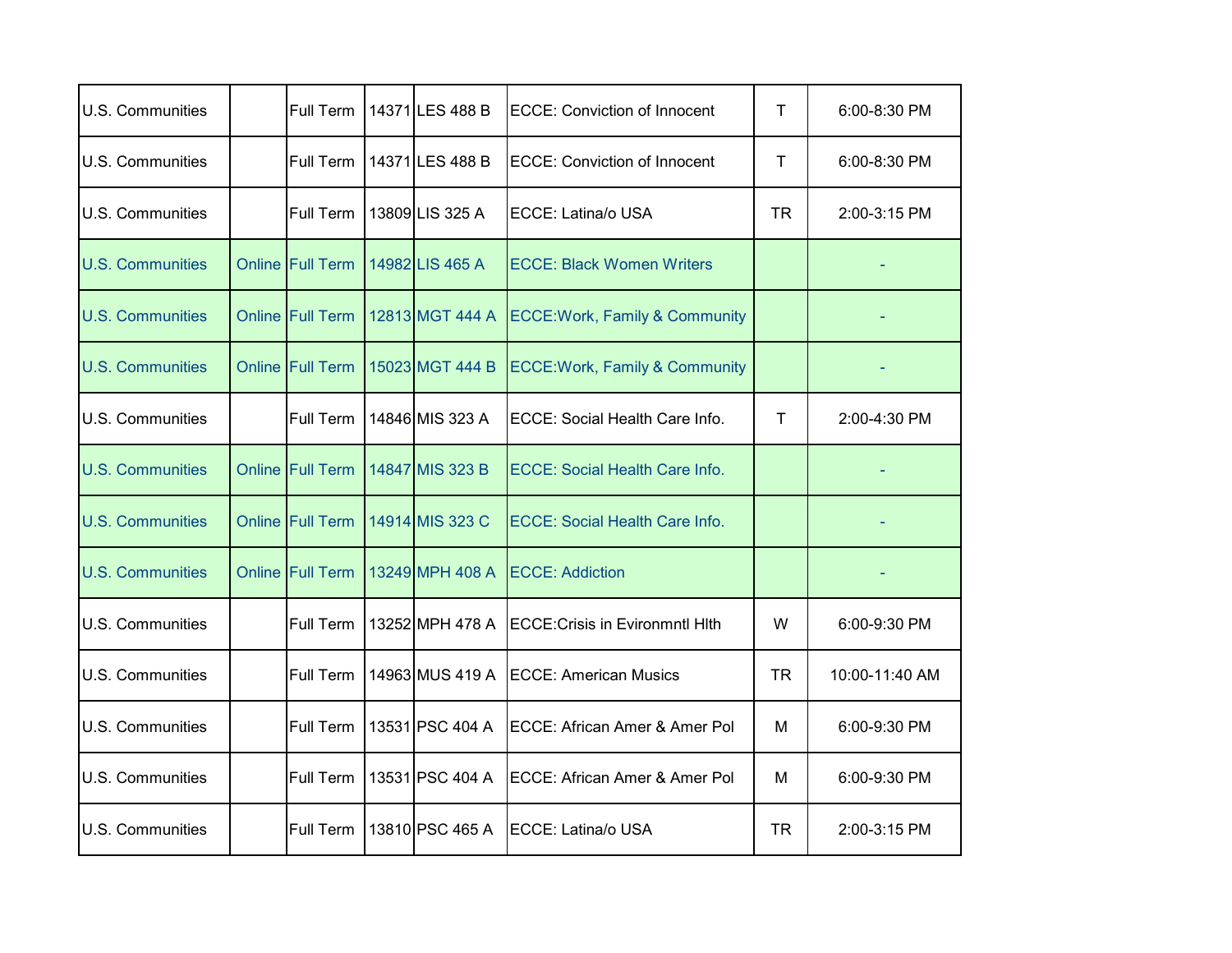| U.S. Communities | | Full Term | 14371 | LES 488 B | ECCE: Conviction of Innocent | T | 6:00-8:30 PM |
|---|---|---|---|---|---|---|---|
| U.S. Communities | | Full Term | 14371 | LES 488 B | ECCE: Conviction of Innocent | T | 6:00-8:30 PM |
| U.S. Communities | | Full Term | 13809 | LIS 325 A | ECCE: Latina/o USA | TR | 2:00-3:15 PM |
| U.S. Communities | Online | Full Term | 14982 | LIS 465 A | ECCE: Black Women Writers | | - |
| U.S. Communities | Online | Full Term | 12813 | MGT 444 A | ECCE:Work, Family & Community | | - |
| U.S. Communities | Online | Full Term | 15023 | MGT 444 B | ECCE:Work, Family & Community | | - |
| U.S. Communities | | Full Term | 14846 | MIS 323 A | ECCE: Social Health Care Info. | T | 2:00-4:30 PM |
| U.S. Communities | Online | Full Term | 14847 | MIS 323 B | ECCE: Social Health Care Info. | | - |
| U.S. Communities | Online | Full Term | 14914 | MIS 323 C | ECCE: Social Health Care Info. | | - |
| U.S. Communities | Online | Full Term | 13249 | MPH 408 A | ECCE: Addiction | | - |
| U.S. Communities | | Full Term | 13252 | MPH 478 A | ECCE:Crisis in Evironmntl Hlth | W | 6:00-9:30 PM |
| U.S. Communities | | Full Term | 14963 | MUS 419 A | ECCE: American Musics | TR | 10:00-11:40 AM |
| U.S. Communities | | Full Term | 13531 | PSC 404 A | ECCE: African Amer & Amer Pol | M | 6:00-9:30 PM |
| U.S. Communities | | Full Term | 13531 | PSC 404 A | ECCE: African Amer & Amer Pol | M | 6:00-9:30 PM |
| U.S. Communities | | Full Term | 13810 | PSC 465 A | ECCE: Latina/o USA | TR | 2:00-3:15 PM |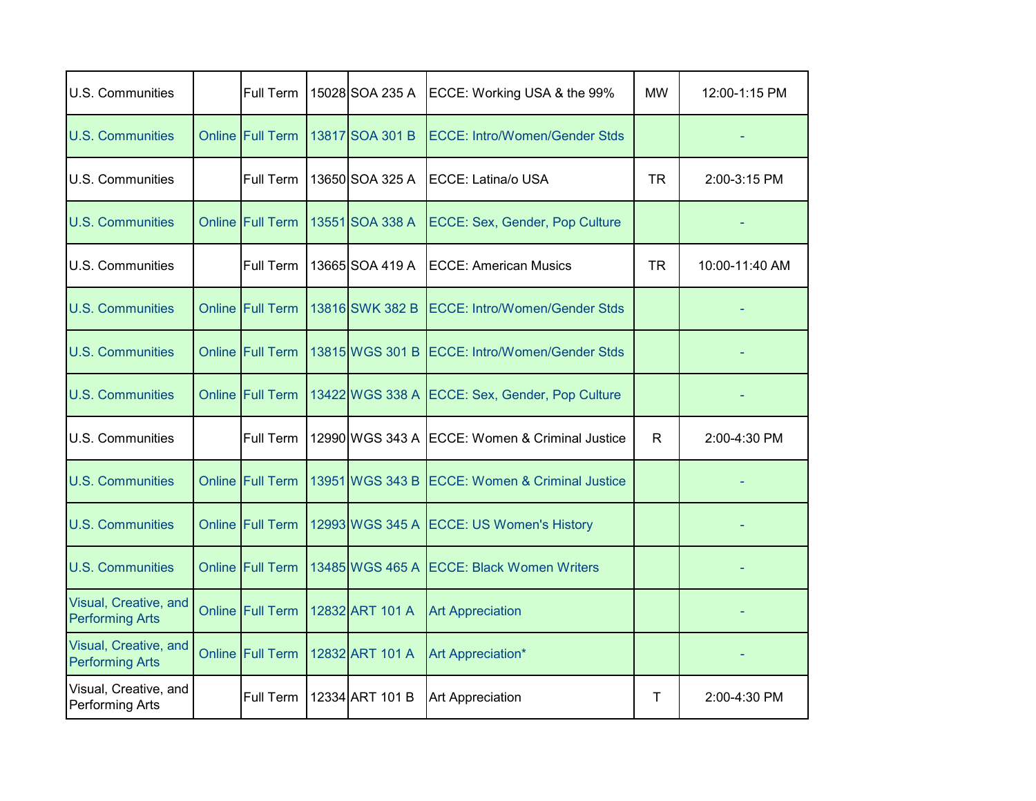| | | | | | | | |
|---|---|---|---|---|---|---|---|
| U.S. Communities | | Full Term | 15028 | SOA 235 A | ECCE: Working USA & the 99% | MW | 12:00-1:15 PM |
| U.S. Communities | Online | Full Term | 13817 | SOA 301 B | ECCE: Intro/Women/Gender Stds | | - |
| U.S. Communities | | Full Term | 13650 | SOA 325 A | ECCE: Latina/o USA | TR | 2:00-3:15 PM |
| U.S. Communities | Online | Full Term | 13551 | SOA 338 A | ECCE: Sex, Gender, Pop Culture | | - |
| U.S. Communities | | Full Term | 13665 | SOA 419 A | ECCE: American Musics | TR | 10:00-11:40 AM |
| U.S. Communities | Online | Full Term | 13816 | SWK 382 B | ECCE: Intro/Women/Gender Stds | | - |
| U.S. Communities | Online | Full Term | 13815 | WGS 301 B | ECCE: Intro/Women/Gender Stds | | - |
| U.S. Communities | Online | Full Term | 13422 | WGS 338 A | ECCE: Sex, Gender, Pop Culture | | - |
| U.S. Communities | | Full Term | 12990 | WGS 343 A | ECCE: Women & Criminal Justice | R | 2:00-4:30 PM |
| U.S. Communities | Online | Full Term | 13951 | WGS 343 B | ECCE: Women & Criminal Justice | | - |
| U.S. Communities | Online | Full Term | 12993 | WGS 345 A | ECCE: US Women's History | | - |
| U.S. Communities | Online | Full Term | 13485 | WGS 465 A | ECCE: Black Women Writers | | - |
| Visual, Creative, and Performing Arts | Online | Full Term | 12832 | ART 101 A | Art Appreciation | | - |
| Visual, Creative, and Performing Arts | Online | Full Term | 12832 | ART 101 A | Art Appreciation* | | - |
| Visual, Creative, and Performing Arts | | Full Term | 12334 | ART 101 B | Art Appreciation | T | 2:00-4:30 PM |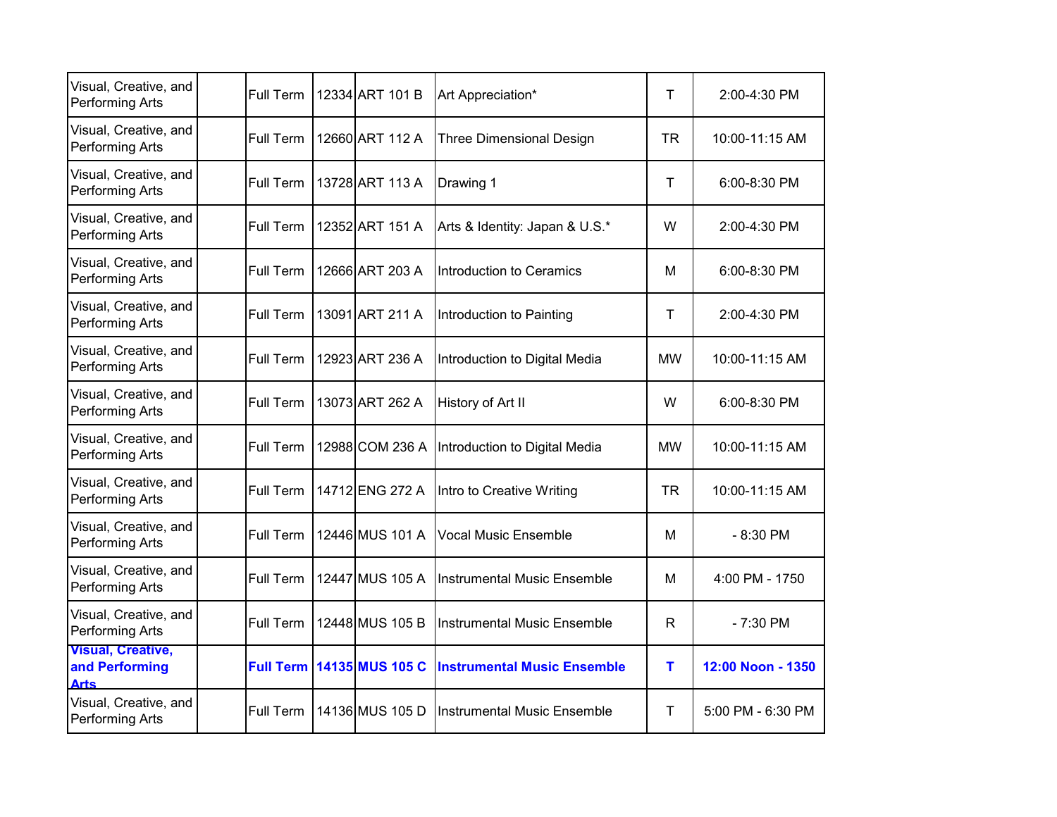| Visual, Creative, and Performing Arts | | Full Term | 12334 | ART 101 B | Art Appreciation* | T | 2:00-4:30 PM |
|---|---|---|---|---|---|---|---|
| Visual, Creative, and Performing Arts | | Full Term | 12660 | ART 112 A | Three Dimensional Design | TR | 10:00-11:15 AM |
| Visual, Creative, and Performing Arts | | Full Term | 13728 | ART 113 A | Drawing 1 | T | 6:00-8:30 PM |
| Visual, Creative, and Performing Arts | | Full Term | 12352 | ART 151 A | Arts & Identity: Japan & U.S.* | W | 2:00-4:30 PM |
| Visual, Creative, and Performing Arts | | Full Term | 12666 | ART 203 A | Introduction to Ceramics | M | 6:00-8:30 PM |
| Visual, Creative, and Performing Arts | | Full Term | 13091 | ART 211 A | Introduction to Painting | T | 2:00-4:30 PM |
| Visual, Creative, and Performing Arts | | Full Term | 12923 | ART 236 A | Introduction to Digital Media | MW | 10:00-11:15 AM |
| Visual, Creative, and Performing Arts | | Full Term | 13073 | ART 262 A | History of Art II | W | 6:00-8:30 PM |
| Visual, Creative, and Performing Arts | | Full Term | 12988 | COM 236 A | Introduction to Digital Media | MW | 10:00-11:15 AM |
| Visual, Creative, and Performing Arts | | Full Term | 14712 | ENG 272 A | Intro to Creative Writing | TR | 10:00-11:15 AM |
| Visual, Creative, and Performing Arts | | Full Term | 12446 | MUS 101 A | Vocal Music Ensemble | M | - 8:30 PM |
| Visual, Creative, and Performing Arts | | Full Term | 12447 | MUS 105 A | Instrumental Music Ensemble | M | 4:00 PM - 1750 |
| Visual, Creative, and Performing Arts | | Full Term | 12448 | MUS 105 B | Instrumental Music Ensemble | R | - 7:30 PM |
| **Visual, Creative, and Performing Arts** | | **Full Term** | **14135** | **MUS 105 C** | **Instrumental Music Ensemble** | **T** | **12:00 Noon - 1350** |
| Visual, Creative, and Performing Arts | | Full Term | 14136 | MUS 105 D | Instrumental Music Ensemble | T | 5:00 PM - 6:30 PM |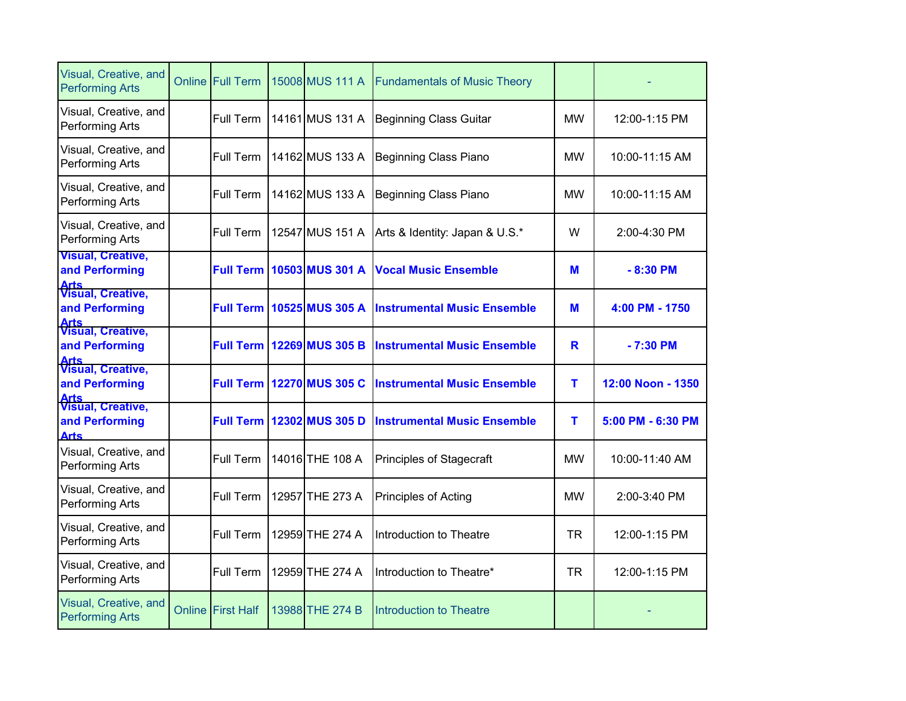| | | | | | | | |
|---|---|---|---|---|---|---|---|
| Visual, Creative, and Performing Arts | Online | Full Term | 15008 | MUS 111 A | Fundamentals of Music Theory | | - |
| Visual, Creative, and Performing Arts | | Full Term | 14161 | MUS 131 A | Beginning Class Guitar | MW | 12:00-1:15 PM |
| Visual, Creative, and Performing Arts | | Full Term | 14162 | MUS 133 A | Beginning Class Piano | MW | 10:00-11:15 AM |
| Visual, Creative, and Performing Arts | | Full Term | 14162 | MUS 133 A | Beginning Class Piano | MW | 10:00-11:15 AM |
| Visual, Creative, and Performing Arts | | Full Term | 12547 | MUS 151 A | Arts & Identity: Japan & U.S.* | W | 2:00-4:30 PM |
| **Visual, Creative, and Performing Arts** | | **Full Term** | **10503** | **MUS 301 A** | **Vocal Music Ensemble** | **M** | **- 8:30 PM** |
| **Visual, Creative, and Performing Arts** | | **Full Term** | **10525** | **MUS 305 A** | **Instrumental Music Ensemble** | **M** | **4:00 PM - 1750** |
| **Visual, Creative, and Performing Arts** | | **Full Term** | **12269** | **MUS 305 B** | **Instrumental Music Ensemble** | **R** | **- 7:30 PM** |
| **Visual, Creative, and Performing Arts** | | **Full Term** | **12270** | **MUS 305 C** | **Instrumental Music Ensemble** | **T** | **12:00 Noon - 1350** |
| **Visual, Creative, and Performing Arts** | | **Full Term** | **12302** | **MUS 305 D** | **Instrumental Music Ensemble** | **T** | **5:00 PM - 6:30 PM** |
| Visual, Creative, and Performing Arts | | Full Term | 14016 | THE 108 A | Principles of Stagecraft | MW | 10:00-11:40 AM |
| Visual, Creative, and Performing Arts | | Full Term | 12957 | THE 273 A | Principles of Acting | MW | 2:00-3:40 PM |
| Visual, Creative, and Performing Arts | | Full Term | 12959 | THE 274 A | Introduction to Theatre | TR | 12:00-1:15 PM |
| Visual, Creative, and Performing Arts | | Full Term | 12959 | THE 274 A | Introduction to Theatre* | TR | 12:00-1:15 PM |
| Visual, Creative, and Performing Arts | Online | First Half | 13988 | THE 274 B | Introduction to Theatre | | - |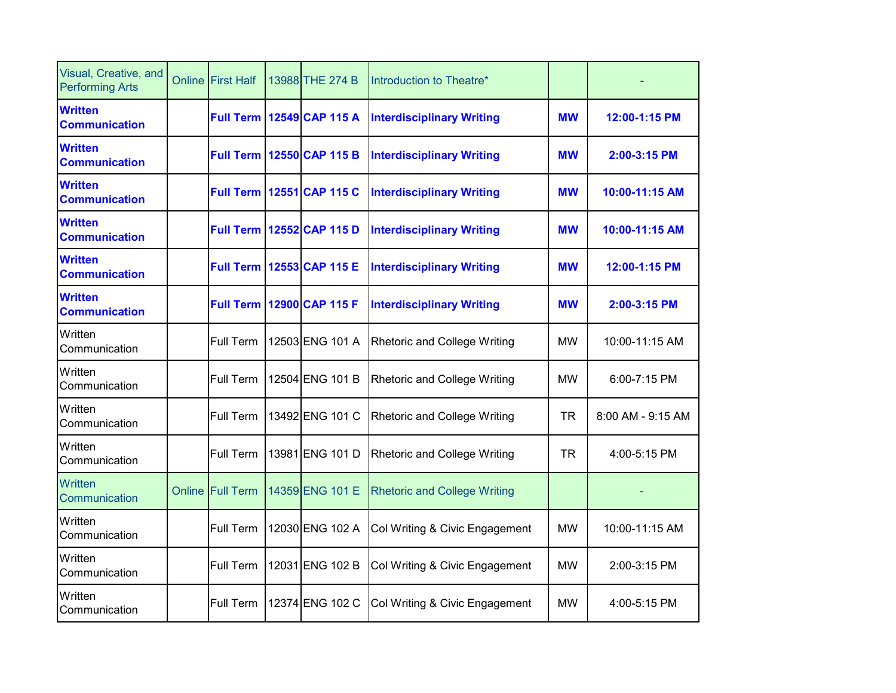| | | | | | | | |
|---|---|---|---|---|---|---|---|
| Visual, Creative, and Performing Arts | Online | First Half | 13988 | THE 274 B | Introduction to Theatre* | | - |
| **Written Communication** | | **Full Term** | **12549** | **CAP 115 A** | **Interdisciplinary Writing** | **MW** | **12:00-1:15 PM** |
| **Written Communication** | | **Full Term** | **12550** | **CAP 115 B** | **Interdisciplinary Writing** | **MW** | **2:00-3:15 PM** |
| **Written Communication** | | **Full Term** | **12551** | **CAP 115 C** | **Interdisciplinary Writing** | **MW** | **10:00-11:15 AM** |
| **Written Communication** | | **Full Term** | **12552** | **CAP 115 D** | **Interdisciplinary Writing** | **MW** | **10:00-11:15 AM** |
| **Written Communication** | | **Full Term** | **12553** | **CAP 115 E** | **Interdisciplinary Writing** | **MW** | **12:00-1:15 PM** |
| **Written Communication** | | **Full Term** | **12900** | **CAP 115 F** | **Interdisciplinary Writing** | **MW** | **2:00-3:15 PM** |
| Written Communication | | Full Term | 12503 | ENG 101 A | Rhetoric and College Writing | MW | 10:00-11:15 AM |
| Written Communication | | Full Term | 12504 | ENG 101 B | Rhetoric and College Writing | MW | 6:00-7:15 PM |
| Written Communication | | Full Term | 13492 | ENG 101 C | Rhetoric and College Writing | TR | 8:00 AM - 9:15 AM |
| Written Communication | | Full Term | 13981 | ENG 101 D | Rhetoric and College Writing | TR | 4:00-5:15 PM |
| Written Communication | Online | Full Term | 14359 | ENG 101 E | Rhetoric and College Writing | | - |
| Written Communication | | Full Term | 12030 | ENG 102 A | Col Writing & Civic Engagement | MW | 10:00-11:15 AM |
| Written Communication | | Full Term | 12031 | ENG 102 B | Col Writing & Civic Engagement | MW | 2:00-3:15 PM |
| Written Communication | | Full Term | 12374 | ENG 102 C | Col Writing & Civic Engagement | MW | 4:00-5:15 PM |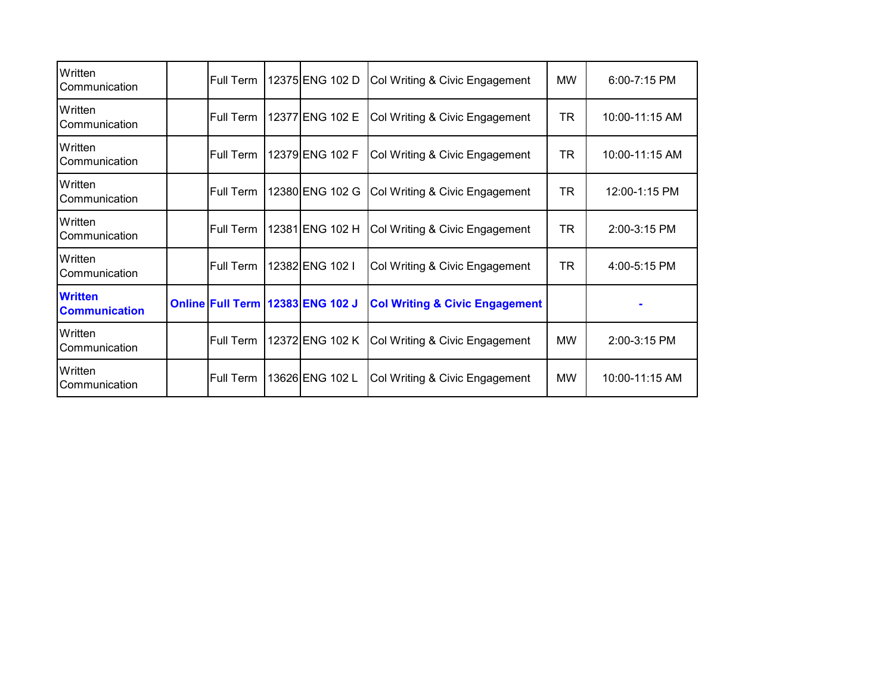| | | | | | | | |
|---|---|---|---|---|---|---|---|
| Written Communication | | Full Term | 12375 | ENG 102 D | Col Writing & Civic Engagement | MW | 6:00-7:15 PM |
| Written Communication | | Full Term | 12377 | ENG 102 E | Col Writing & Civic Engagement | TR | 10:00-11:15 AM |
| Written Communication | | Full Term | 12379 | ENG 102 F | Col Writing & Civic Engagement | TR | 10:00-11:15 AM |
| Written Communication | | Full Term | 12380 | ENG 102 G | Col Writing & Civic Engagement | TR | 12:00-1:15 PM |
| Written Communication | | Full Term | 12381 | ENG 102 H | Col Writing & Civic Engagement | TR | 2:00-3:15 PM |
| Written Communication | | Full Term | 12382 | ENG 102 I | Col Writing & Civic Engagement | TR | 4:00-5:15 PM |
| **Written Communication** | **Online** | **Full Term** | **12383** | **ENG 102 J** | **Col Writing & Civic Engagement** | | **-** |
| Written Communication | | Full Term | 12372 | ENG 102 K | Col Writing & Civic Engagement | MW | 2:00-3:15 PM |
| Written Communication | | Full Term | 13626 | ENG 102 L | Col Writing & Civic Engagement | MW | 10:00-11:15 AM |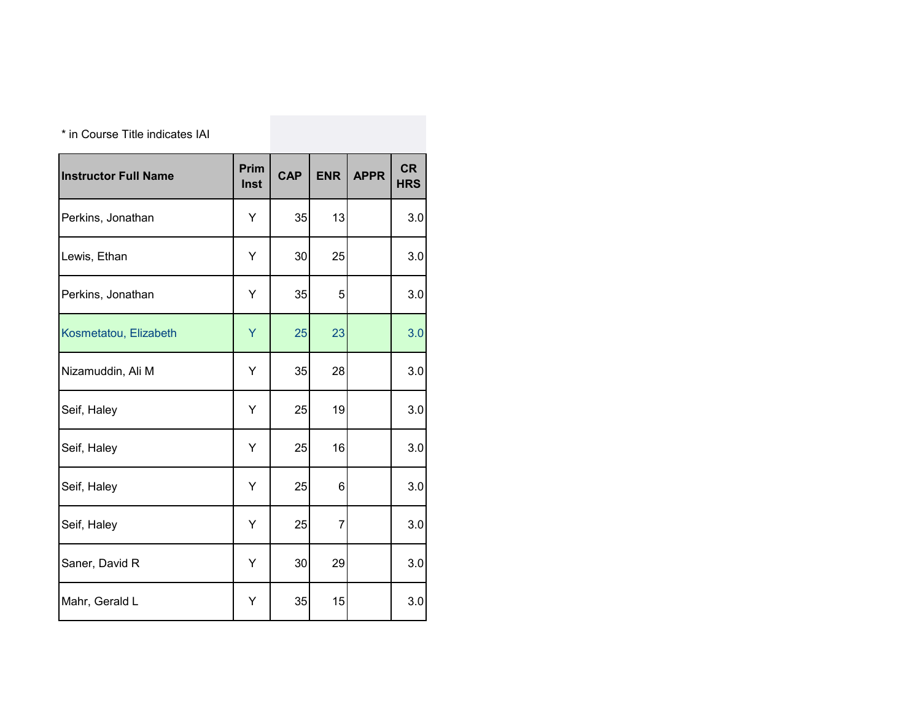* in Course Title indicates IAI

| Instructor Full Name | Prim Inst | CAP | ENR | APPR | CR HRS |
|---|---|---|---|---|---|
| Perkins, Jonathan | Y | 35 | 13 | | 3.0 |
| Lewis, Ethan | Y | 30 | 25 | | 3.0 |
| Perkins, Jonathan | Y | 35 | 5 | | 3.0 |
| Kosmetatou, Elizabeth | Y | 25 | 23 | | 3.0 |
| Nizamuddin, Ali M | Y | 35 | 28 | | 3.0 |
| Seif, Haley | Y | 25 | 19 | | 3.0 |
| Seif, Haley | Y | 25 | 16 | | 3.0 |
| Seif, Haley | Y | 25 | 6 | | 3.0 |
| Seif, Haley | Y | 25 | 7 | | 3.0 |
| Saner, David R | Y | 30 | 29 | | 3.0 |
| Mahr, Gerald L | Y | 35 | 15 | | 3.0 |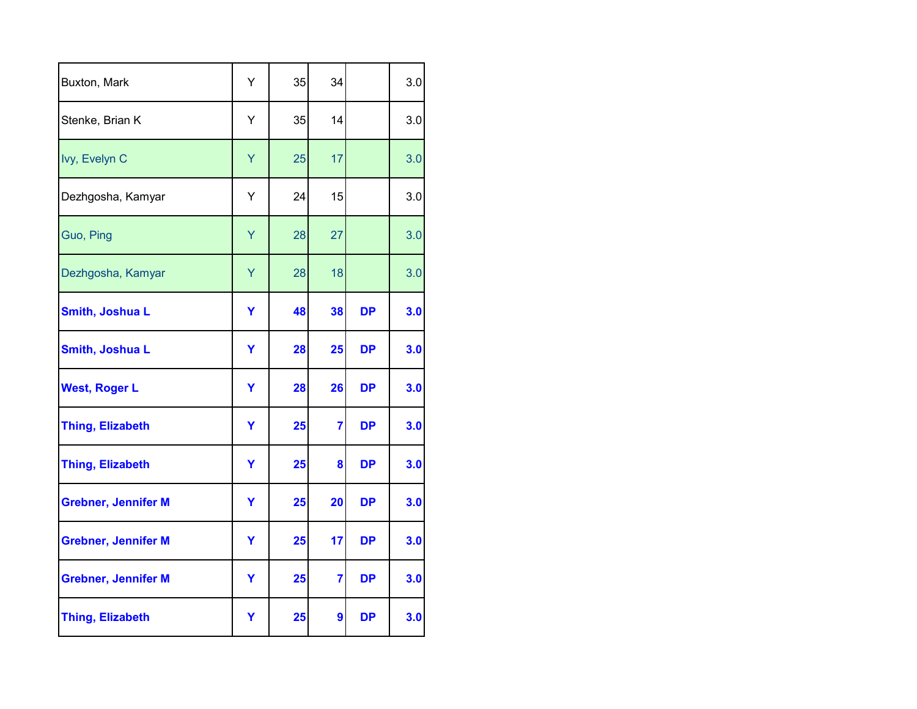| | | | | | |
|---|---|---|---|---|---|
| Buxton, Mark | Y | 35 | 34 | | 3.0 |
| Stenke, Brian K | Y | 35 | 14 | | 3.0 |
| Ivy, Evelyn C | Y | 25 | 17 | | 3.0 |
| Dezhgosha, Kamyar | Y | 24 | 15 | | 3.0 |
| Guo, Ping | Y | 28 | 27 | | 3.0 |
| Dezhgosha, Kamyar | Y | 28 | 18 | | 3.0 |
| **Smith, Joshua L** | **Y** | **48** | **38** | **DP** | **3.0** |
| **Smith, Joshua L** | **Y** | **28** | **25** | **DP** | **3.0** |
| **West, Roger L** | **Y** | **28** | **26** | **DP** | **3.0** |
| **Thing, Elizabeth** | **Y** | **25** | **7** | **DP** | **3.0** |
| **Thing, Elizabeth** | **Y** | **25** | **8** | **DP** | **3.0** |
| **Grebner, Jennifer M** | **Y** | **25** | **20** | **DP** | **3.0** |
| **Grebner, Jennifer M** | **Y** | **25** | **17** | **DP** | **3.0** |
| **Grebner, Jennifer M** | **Y** | **25** | **7** | **DP** | **3.0** |
| **Thing, Elizabeth** | **Y** | **25** | **9** | **DP** | **3.0** |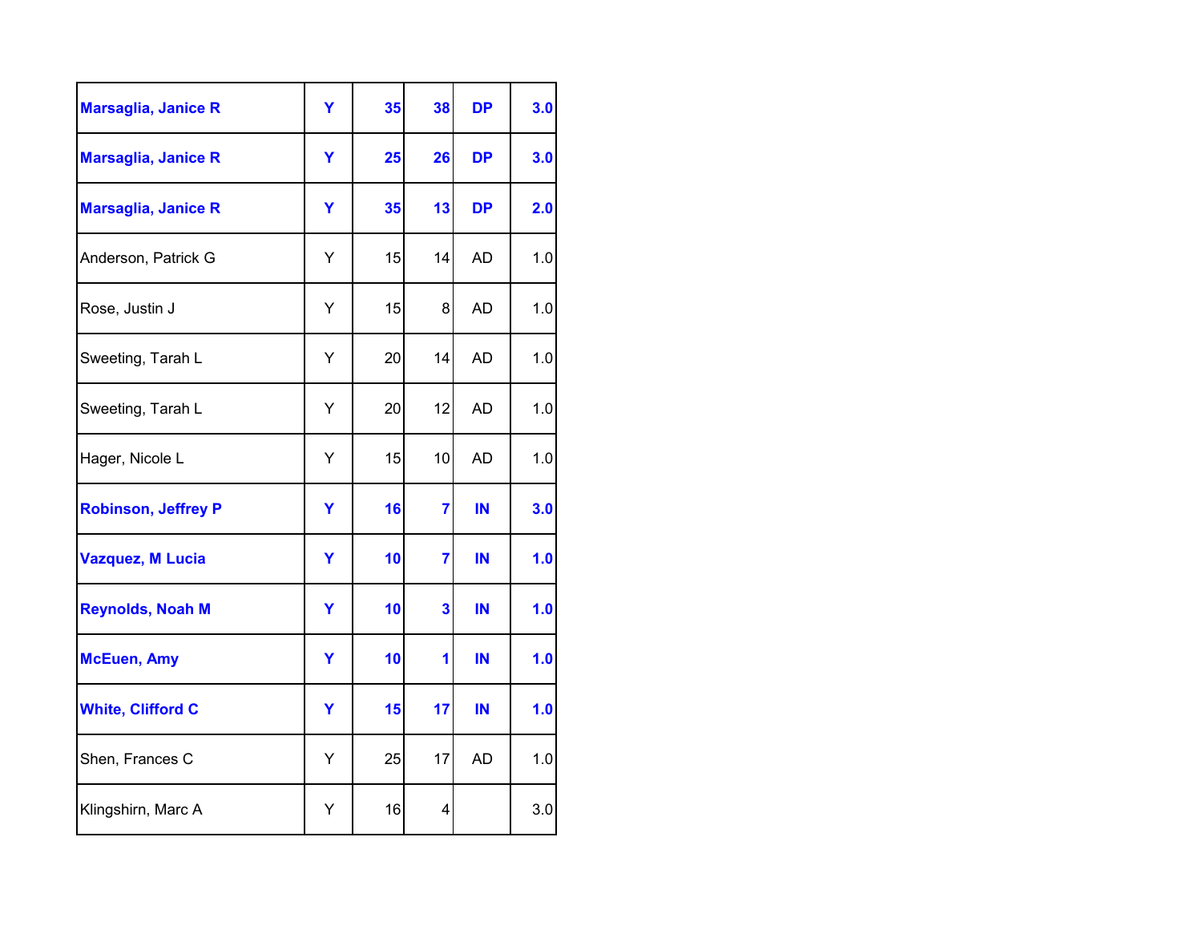| | | | | | |
|---|---|---|---|---|---|
| **Marsaglia, Janice R** | **Y** | **35** | **38** | **DP** | **3.0** |
| **Marsaglia, Janice R** | **Y** | **25** | **26** | **DP** | **3.0** |
| **Marsaglia, Janice R** | **Y** | **35** | **13** | **DP** | **2.0** |
| Anderson, Patrick G | Y | 15 | 14 | AD | 1.0 |
| Rose, Justin J | Y | 15 | 8 | AD | 1.0 |
| Sweeting, Tarah L | Y | 20 | 14 | AD | 1.0 |
| Sweeting, Tarah L | Y | 20 | 12 | AD | 1.0 |
| Hager, Nicole L | Y | 15 | 10 | AD | 1.0 |
| **Robinson, Jeffrey P** | **Y** | **16** | **7** | **IN** | **3.0** |
| **Vazquez, M Lucia** | **Y** | **10** | **7** | **IN** | **1.0** |
| **Reynolds, Noah M** | **Y** | **10** | **3** | **IN** | **1.0** |
| **McEuen, Amy** | **Y** | **10** | **1** | **IN** | **1.0** |
| **White, Clifford C** | **Y** | **15** | **17** | **IN** | **1.0** |
| Shen, Frances C | Y | 25 | 17 | AD | 1.0 |
| Klingshirn, Marc A | Y | 16 | 4 | | 3.0 |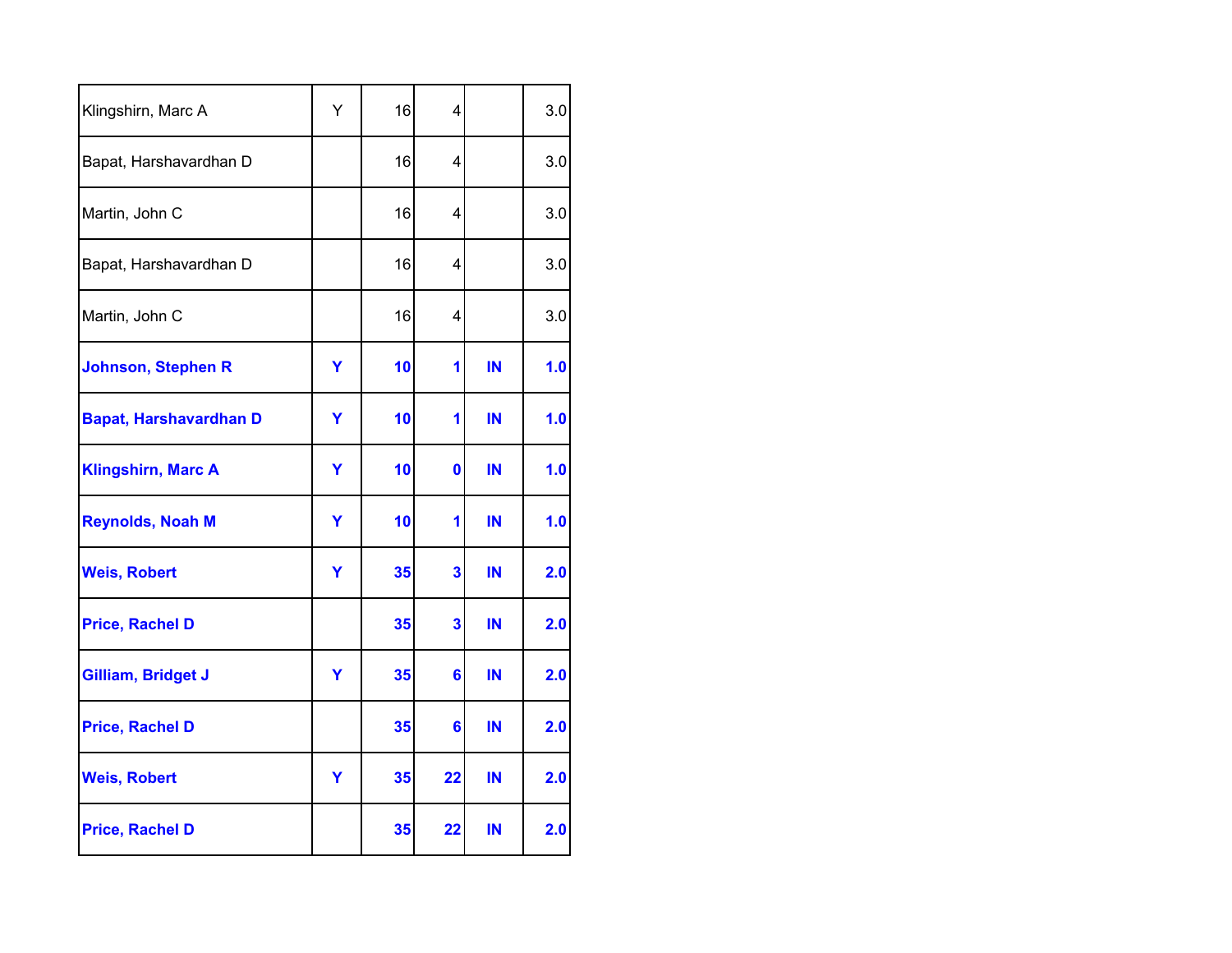| | | | | | |
|---|---|---|---|---|---|
| Klingshirn, Marc A | Y | 16 | 4 | | 3.0 |
| Bapat, Harshavardhan D | | 16 | 4 | | 3.0 |
| Martin, John C | | 16 | 4 | | 3.0 |
| Bapat, Harshavardhan D | | 16 | 4 | | 3.0 |
| Martin, John C | | 16 | 4 | | 3.0 |
| **Johnson, Stephen R** | **Y** | **10** | **1** | **IN** | **1.0** |
| **Bapat, Harshavardhan D** | **Y** | **10** | **1** | **IN** | **1.0** |
| **Klingshirn, Marc A** | **Y** | **10** | **0** | **IN** | **1.0** |
| **Reynolds, Noah M** | **Y** | **10** | **1** | **IN** | **1.0** |
| **Weis, Robert** | **Y** | **35** | **3** | **IN** | **2.0** |
| **Price, Rachel D** | | **35** | **3** | **IN** | **2.0** |
| **Gilliam, Bridget J** | **Y** | **35** | **6** | **IN** | **2.0** |
| **Price, Rachel D** | | **35** | **6** | **IN** | **2.0** |
| **Weis, Robert** | **Y** | **35** | **22** | **IN** | **2.0** |
| **Price, Rachel D** | | **35** | **22** | **IN** | **2.0** |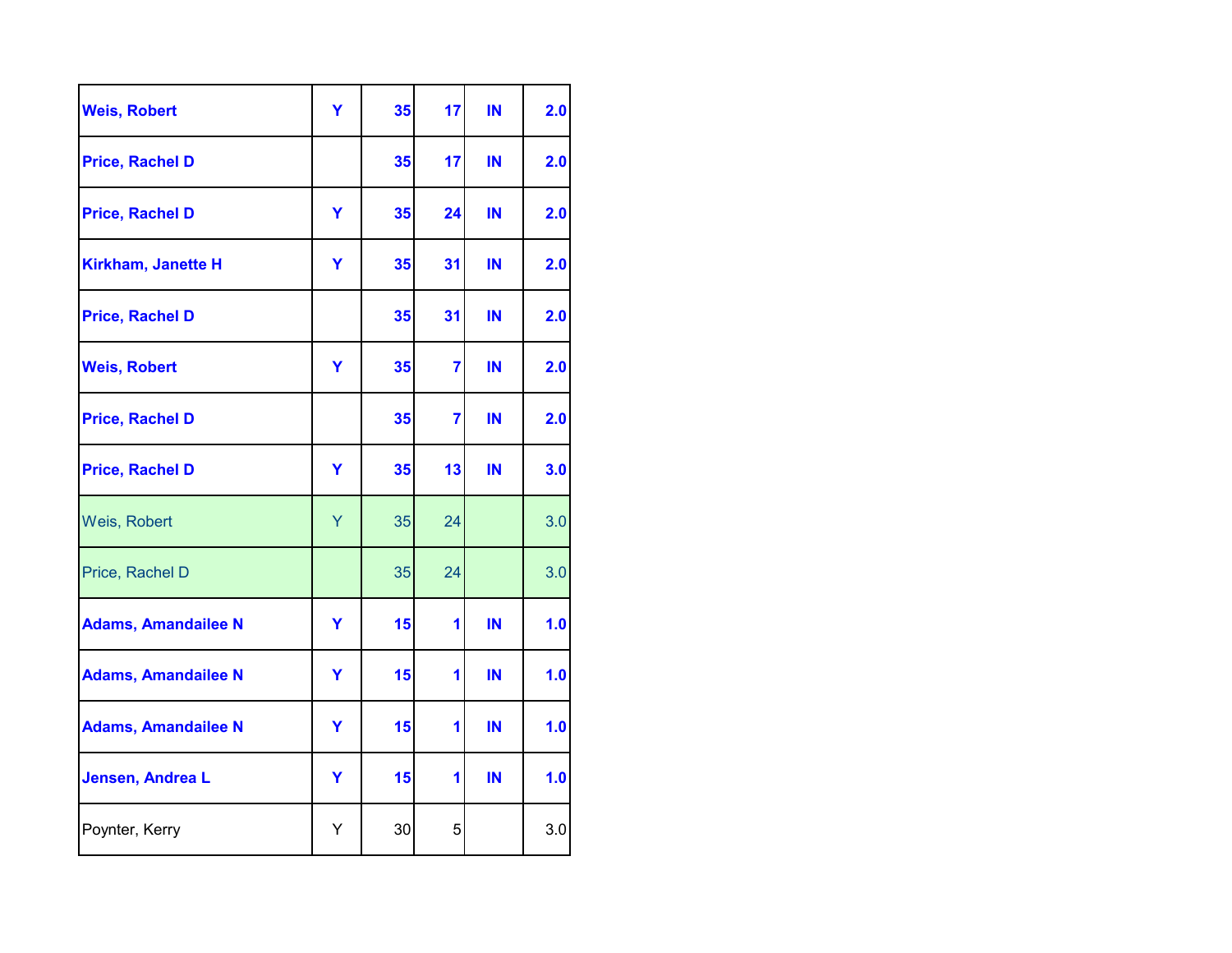| | | | | | |
|---|---|---|---|---|---|
| **Weis, Robert** | **Y** | **35** | **17** | **IN** | **2.0** |
| **Price, Rachel D** | | **35** | **17** | **IN** | **2.0** |
| **Price, Rachel D** | **Y** | **35** | **24** | **IN** | **2.0** |
| **Kirkham, Janette H** | **Y** | **35** | **31** | **IN** | **2.0** |
| **Price, Rachel D** | | **35** | **31** | **IN** | **2.0** |
| **Weis, Robert** | **Y** | **35** | **7** | **IN** | **2.0** |
| **Price, Rachel D** | | **35** | **7** | **IN** | **2.0** |
| **Price, Rachel D** | **Y** | **35** | **13** | **IN** | **3.0** |
| Weis, Robert | Y | 35 | 24 | | 3.0 |
| Price, Rachel D | | 35 | 24 | | 3.0 |
| **Adams, Amandailee N** | **Y** | **15** | **1** | **IN** | **1.0** |
| **Adams, Amandailee N** | **Y** | **15** | **1** | **IN** | **1.0** |
| **Adams, Amandailee N** | **Y** | **15** | **1** | **IN** | **1.0** |
| **Jensen, Andrea L** | **Y** | **15** | **1** | **IN** | **1.0** |
| Poynter, Kerry | Y | 30 | 5 | | 3.0 |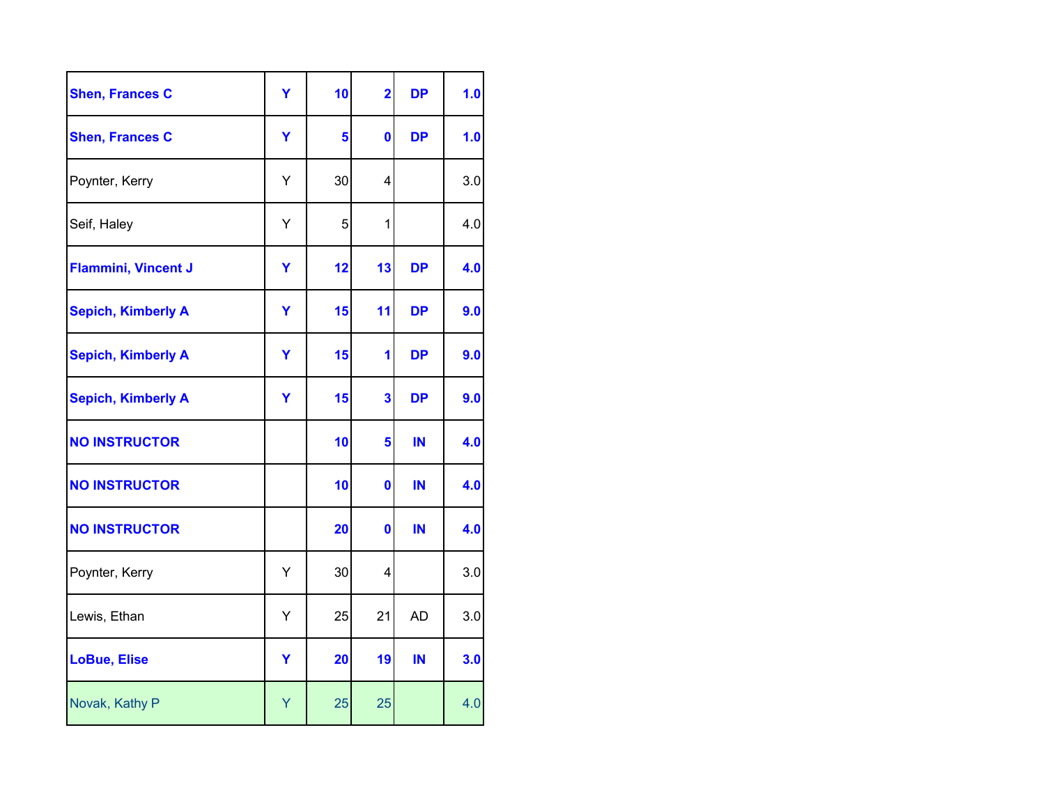| | | | | | |
|---|---|---|---|---|---|
| **Shen, Frances C** | **Y** | **10** | **2** | **DP** | **1.0** |
| **Shen, Frances C** | **Y** | **5** | **0** | **DP** | **1.0** |
| Poynter, Kerry | Y | 30 | 4 | | 3.0 |
| Seif, Haley | Y | 5 | 1 | | 4.0 |
| **Flammini, Vincent J** | **Y** | **12** | **13** | **DP** | **4.0** |
| **Sepich, Kimberly A** | **Y** | **15** | **11** | **DP** | **9.0** |
| **Sepich, Kimberly A** | **Y** | **15** | **1** | **DP** | **9.0** |
| **Sepich, Kimberly A** | **Y** | **15** | **3** | **DP** | **9.0** |
| **NO INSTRUCTOR** | | **10** | **5** | **IN** | **4.0** |
| **NO INSTRUCTOR** | | **10** | **0** | **IN** | **4.0** |
| **NO INSTRUCTOR** | | **20** | **0** | **IN** | **4.0** |
| Poynter, Kerry | Y | 30 | 4 | | 3.0 |
| Lewis, Ethan | Y | 25 | 21 | AD | 3.0 |
| **LoBue, Elise** | **Y** | **20** | **19** | **IN** | **3.0** |
| Novak, Kathy P | Y | 25 | 25 | | 4.0 |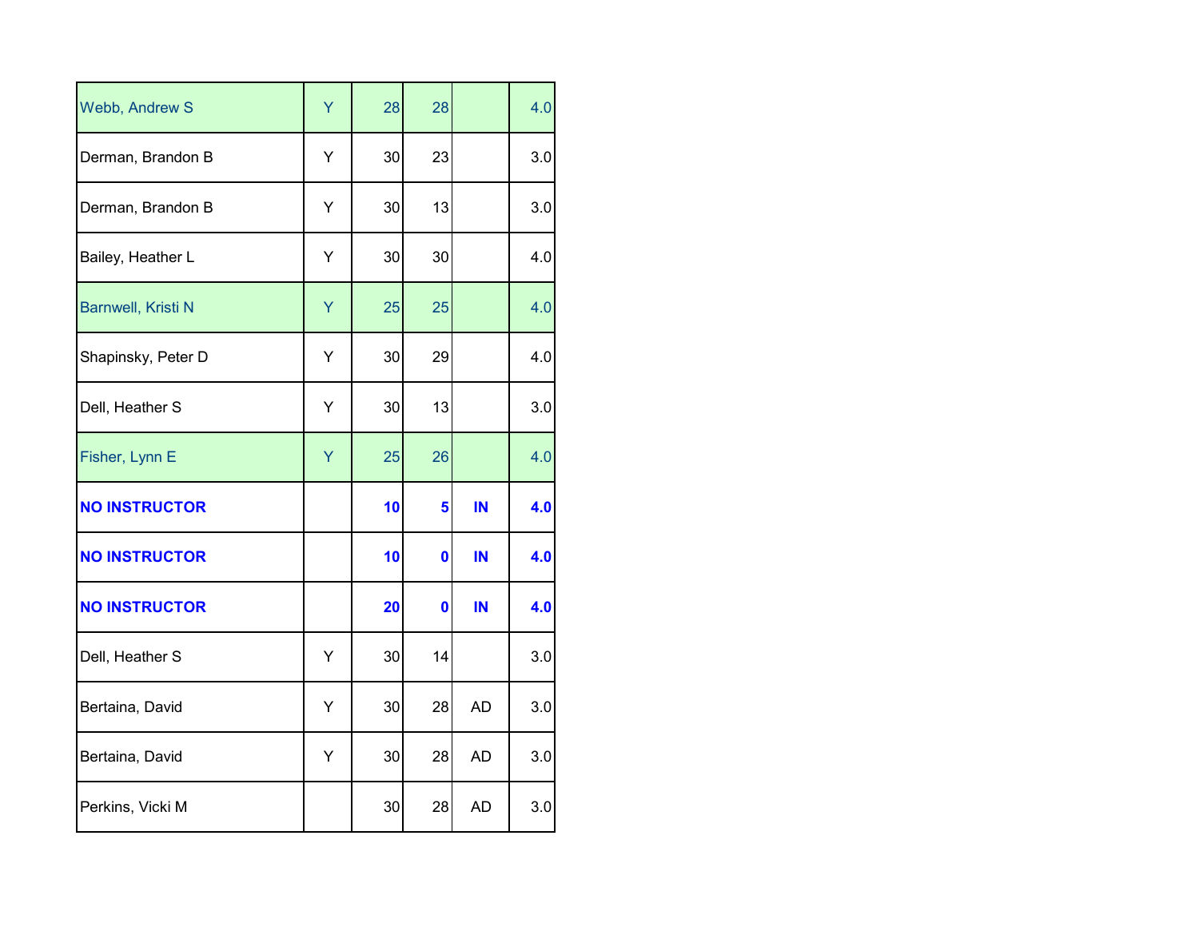| | | | | | |
|---|---|---|---|---|---|
| Webb, Andrew S | Y | 28 | 28 | | 4.0 |
| Derman, Brandon B | Y | 30 | 23 | | 3.0 |
| Derman, Brandon B | Y | 30 | 13 | | 3.0 |
| Bailey, Heather L | Y | 30 | 30 | | 4.0 |
| Barnwell, Kristi N | Y | 25 | 25 | | 4.0 |
| Shapinsky, Peter D | Y | 30 | 29 | | 4.0 |
| Dell, Heather S | Y | 30 | 13 | | 3.0 |
| Fisher, Lynn E | Y | 25 | 26 | | 4.0 |
| **NO INSTRUCTOR** | | **10** | **5** | **IN** | **4.0** |
| **NO INSTRUCTOR** | | **10** | **0** | **IN** | **4.0** |
| **NO INSTRUCTOR** | | **20** | **0** | **IN** | **4.0** |
| Dell, Heather S | Y | 30 | 14 | | 3.0 |
| Bertaina, David | Y | 30 | 28 | AD | 3.0 |
| Bertaina, David | Y | 30 | 28 | AD | 3.0 |
| Perkins, Vicki M | | 30 | 28 | AD | 3.0 |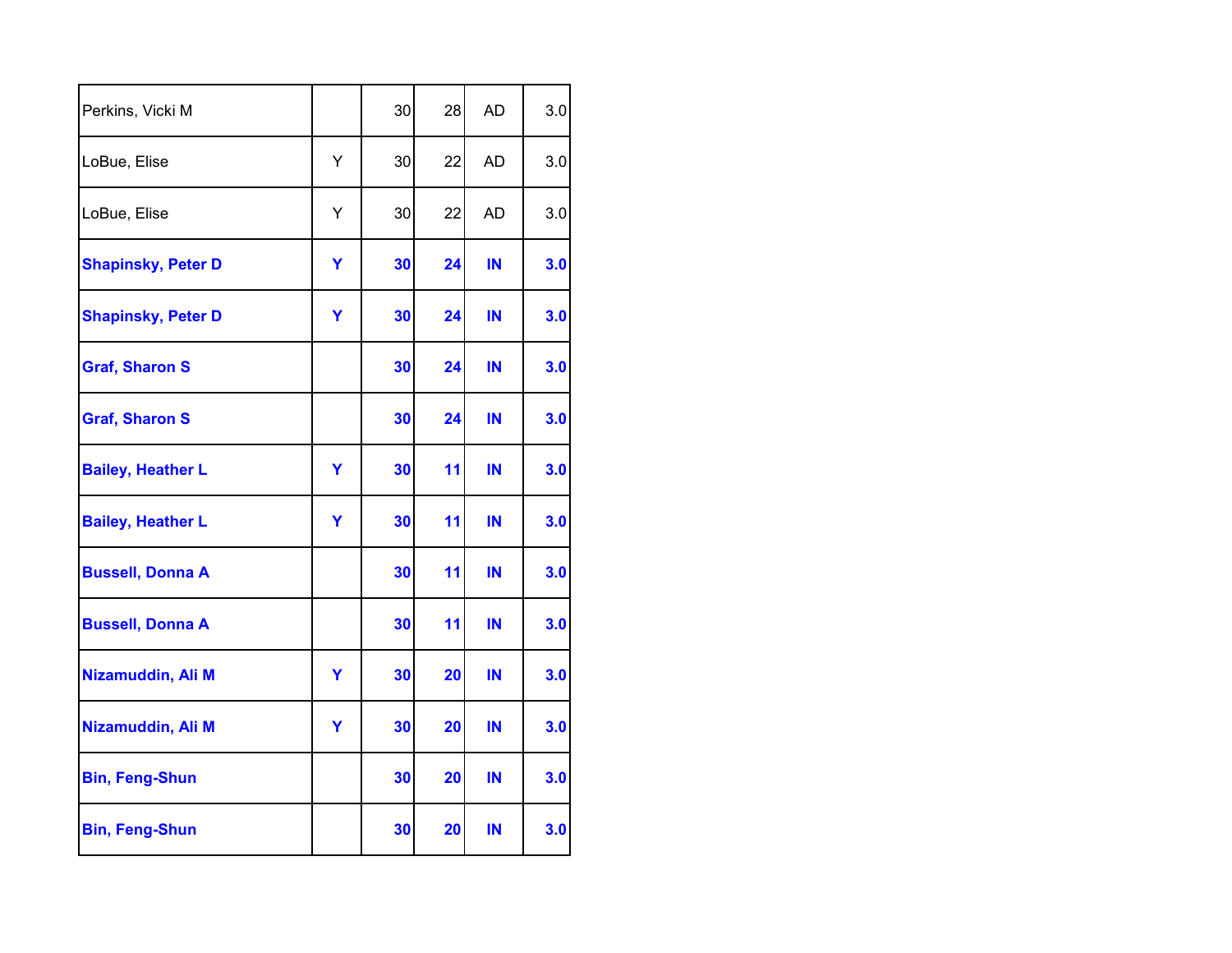| | | | | | |
|---|---|---|---|---|---|
| Perkins, Vicki M | | 30 | 28 | AD | 3.0 |
| LoBue, Elise | Y | 30 | 22 | AD | 3.0 |
| LoBue, Elise | Y | 30 | 22 | AD | 3.0 |
| **Shapinsky, Peter D** | **Y** | **30** | **24** | **IN** | **3.0** |
| **Shapinsky, Peter D** | **Y** | **30** | **24** | **IN** | **3.0** |
| **Graf, Sharon S** | | **30** | **24** | **IN** | **3.0** |
| **Graf, Sharon S** | | **30** | **24** | **IN** | **3.0** |
| **Bailey, Heather L** | **Y** | **30** | **11** | **IN** | **3.0** |
| **Bailey, Heather L** | **Y** | **30** | **11** | **IN** | **3.0** |
| **Bussell, Donna A** | | **30** | **11** | **IN** | **3.0** |
| **Bussell, Donna A** | | **30** | **11** | **IN** | **3.0** |
| **Nizamuddin, Ali M** | **Y** | **30** | **20** | **IN** | **3.0** |
| **Nizamuddin, Ali M** | **Y** | **30** | **20** | **IN** | **3.0** |
| **Bin, Feng-Shun** | | **30** | **20** | **IN** | **3.0** |
| **Bin, Feng-Shun** | | **30** | **20** | **IN** | **3.0** |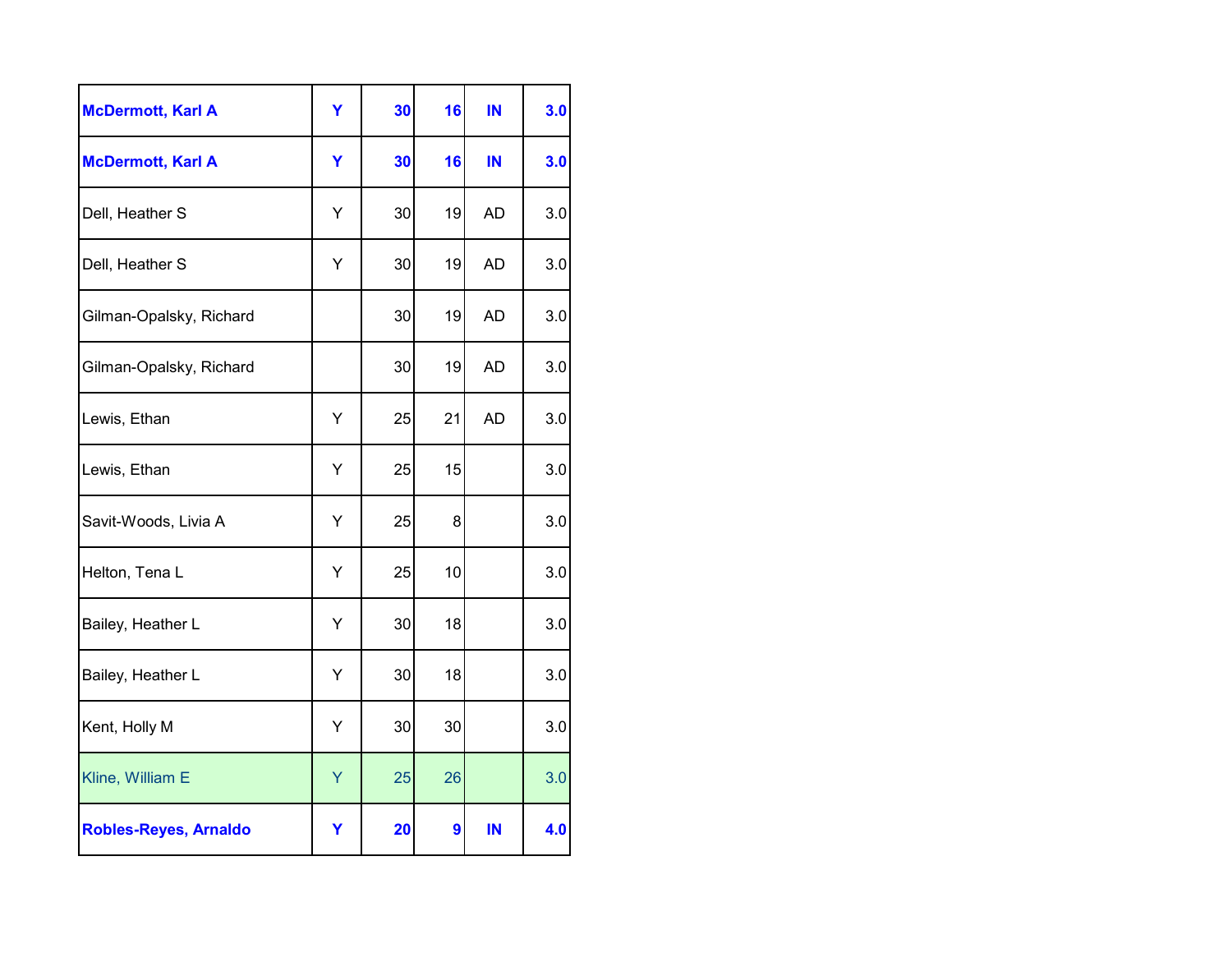| | | | | | |
|---|---|---|---|---|---|
| **McDermott, Karl A** | **Y** | **30** | **16** | **IN** | **3.0** |
| **McDermott, Karl A** | **Y** | **30** | **16** | **IN** | **3.0** |
| Dell, Heather S | Y | 30 | 19 | AD | 3.0 |
| Dell, Heather S | Y | 30 | 19 | AD | 3.0 |
| Gilman-Opalsky, Richard | | 30 | 19 | AD | 3.0 |
| Gilman-Opalsky, Richard | | 30 | 19 | AD | 3.0 |
| Lewis, Ethan | Y | 25 | 21 | AD | 3.0 |
| Lewis, Ethan | Y | 25 | 15 | | 3.0 |
| Savit-Woods, Livia A | Y | 25 | 8 | | 3.0 |
| Helton, Tena L | Y | 25 | 10 | | 3.0 |
| Bailey, Heather L | Y | 30 | 18 | | 3.0 |
| Bailey, Heather L | Y | 30 | 18 | | 3.0 |
| Kent, Holly M | Y | 30 | 30 | | 3.0 |
| Kline, William E | Y | 25 | 26 | | 3.0 |
| **Robles-Reyes, Arnaldo** | **Y** | **20** | **9** | **IN** | **4.0** |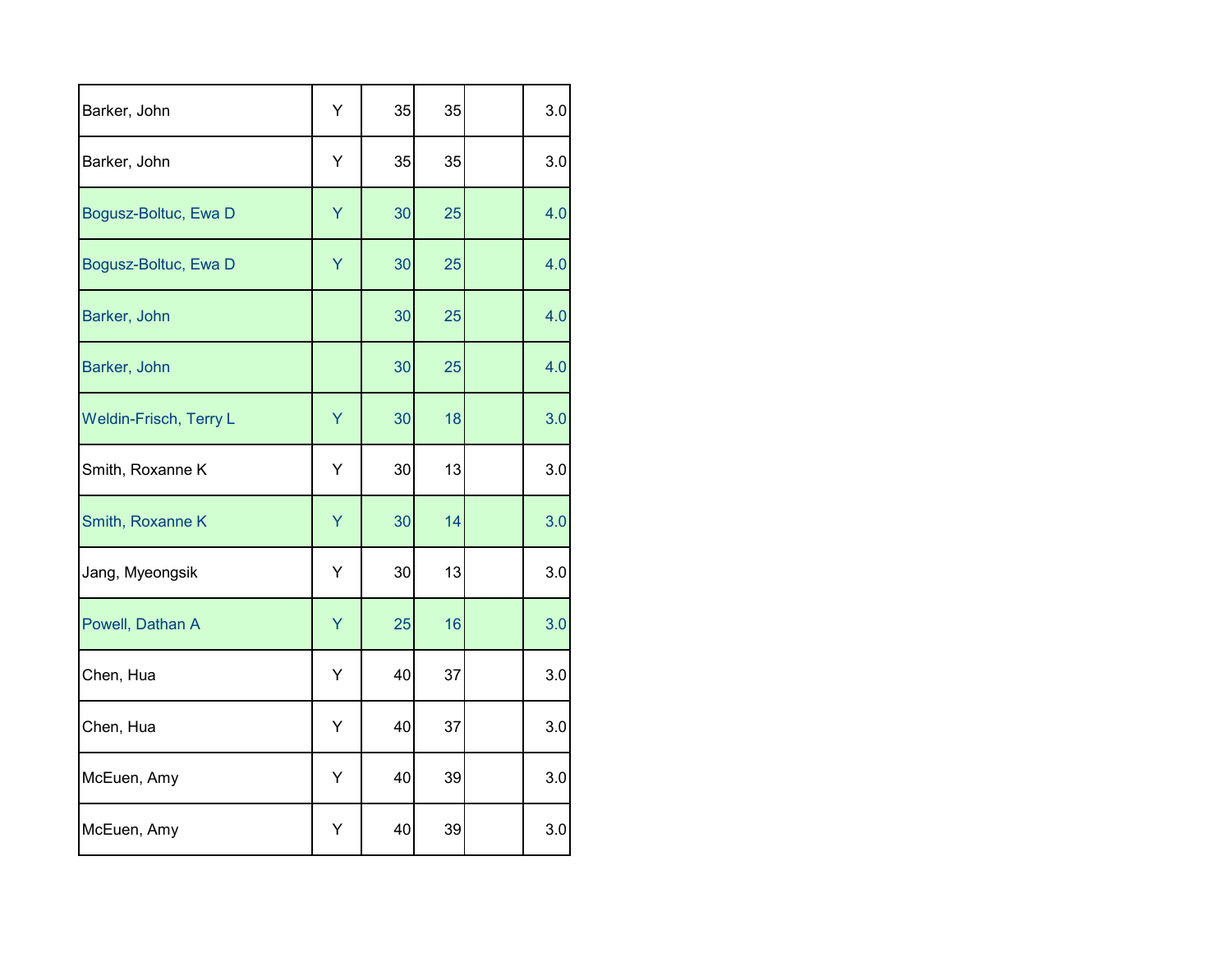| | | | | | |
|---|---|---|---|---|---|
| Barker, John | Y | 35 | 35 | | 3.0 |
| Barker, John | Y | 35 | 35 | | 3.0 |
| Bogusz-Boltuc, Ewa D | Y | 30 | 25 | | 4.0 |
| Bogusz-Boltuc, Ewa D | Y | 30 | 25 | | 4.0 |
| Barker, John | | 30 | 25 | | 4.0 |
| Barker, John | | 30 | 25 | | 4.0 |
| Weldin-Frisch, Terry L | Y | 30 | 18 | | 3.0 |
| Smith, Roxanne K | Y | 30 | 13 | | 3.0 |
| Smith, Roxanne K | Y | 30 | 14 | | 3.0 |
| Jang, Myeongsik | Y | 30 | 13 | | 3.0 |
| Powell, Dathan A | Y | 25 | 16 | | 3.0 |
| Chen, Hua | Y | 40 | 37 | | 3.0 |
| Chen, Hua | Y | 40 | 37 | | 3.0 |
| McEuen, Amy | Y | 40 | 39 | | 3.0 |
| McEuen, Amy | Y | 40 | 39 | | 3.0 |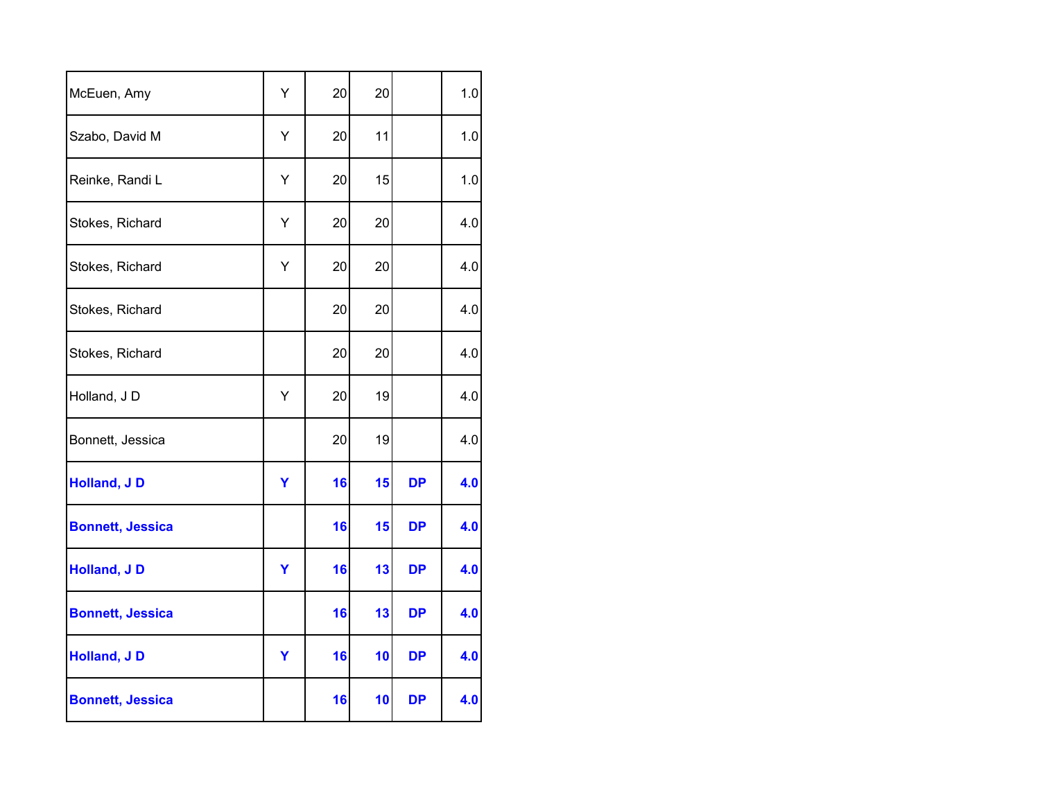| | | | | | |
|---|---|---|---|---|---|
| McEuen, Amy | Y | 20 | 20 | | 1.0 |
| Szabo, David M | Y | 20 | 11 | | 1.0 |
| Reinke, Randi L | Y | 20 | 15 | | 1.0 |
| Stokes, Richard | Y | 20 | 20 | | 4.0 |
| Stokes, Richard | Y | 20 | 20 | | 4.0 |
| Stokes, Richard | | 20 | 20 | | 4.0 |
| Stokes, Richard | | 20 | 20 | | 4.0 |
| Holland, J D | Y | 20 | 19 | | 4.0 |
| Bonnett, Jessica | | 20 | 19 | | 4.0 |
| **Holland, J D** | **Y** | **16** | **15** | **DP** | **4.0** |
| **Bonnett, Jessica** | | **16** | **15** | **DP** | **4.0** |
| **Holland, J D** | **Y** | **16** | **13** | **DP** | **4.0** |
| **Bonnett, Jessica** | | **16** | **13** | **DP** | **4.0** |
| **Holland, J D** | **Y** | **16** | **10** | **DP** | **4.0** |
| **Bonnett, Jessica** | | **16** | **10** | **DP** | **4.0** |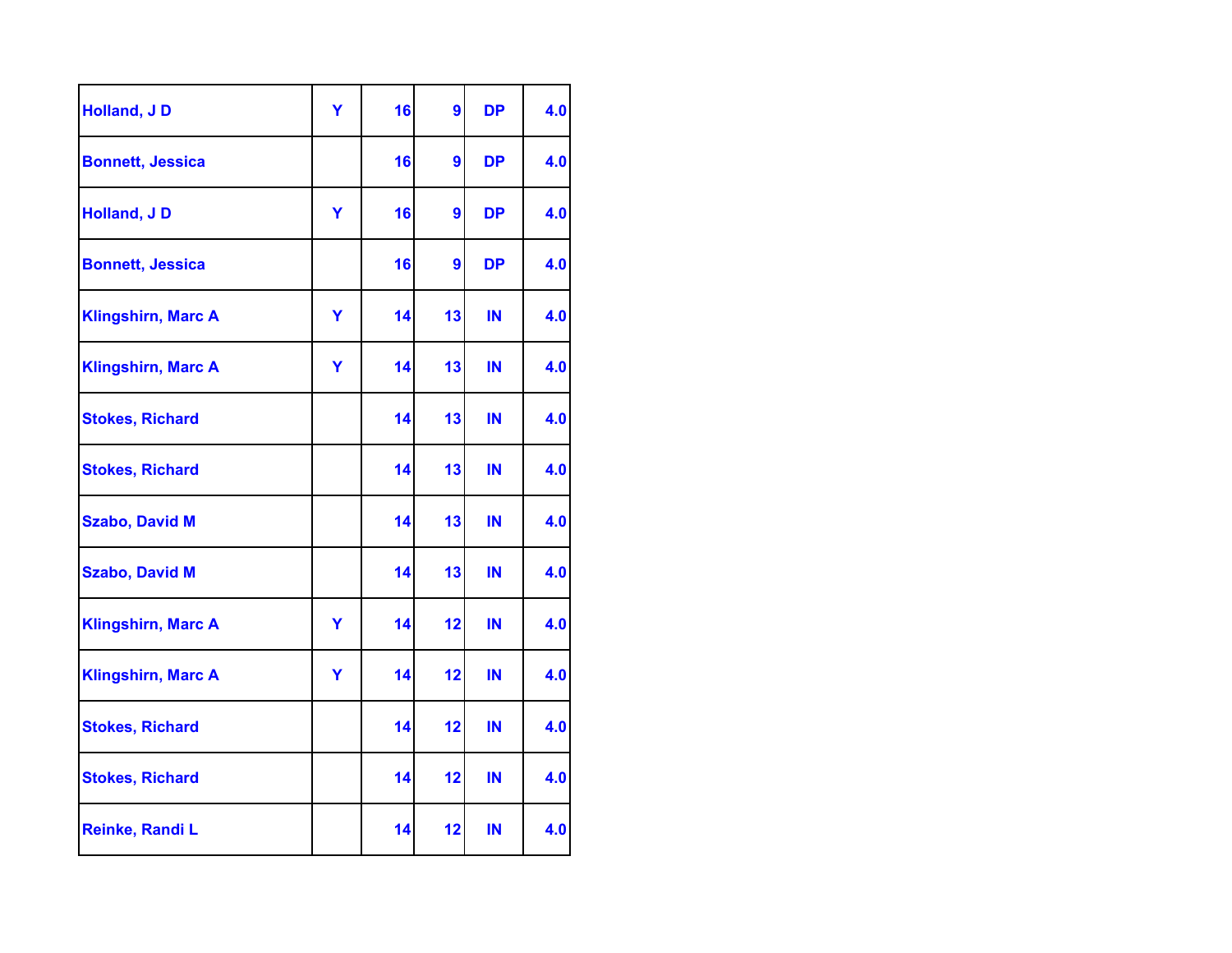| | | | | | |
|---|---|---|---|---|---|
| Holland, J D | Y | 16 | 9 | DP | 4.0 |
| Bonnett, Jessica | | 16 | 9 | DP | 4.0 |
| Holland, J D | Y | 16 | 9 | DP | 4.0 |
| Bonnett, Jessica | | 16 | 9 | DP | 4.0 |
| Klingshirn, Marc A | Y | 14 | 13 | IN | 4.0 |
| Klingshirn, Marc A | Y | 14 | 13 | IN | 4.0 |
| Stokes, Richard | | 14 | 13 | IN | 4.0 |
| Stokes, Richard | | 14 | 13 | IN | 4.0 |
| Szabo, David M | | 14 | 13 | IN | 4.0 |
| Szabo, David M | | 14 | 13 | IN | 4.0 |
| Klingshirn, Marc A | Y | 14 | 12 | IN | 4.0 |
| Klingshirn, Marc A | Y | 14 | 12 | IN | 4.0 |
| Stokes, Richard | | 14 | 12 | IN | 4.0 |
| Stokes, Richard | | 14 | 12 | IN | 4.0 |
| Reinke, Randi L | | 14 | 12 | IN | 4.0 |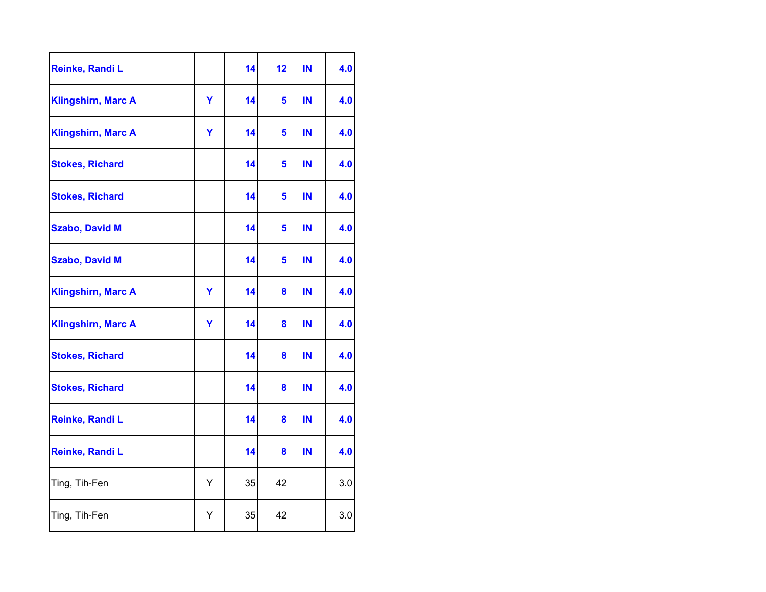| | | | | | |
|---|---|---|---|---|---|
| **Reinke, Randi L** | | **14** | **12** | **IN** | **4.0** |
| **Klingshirn, Marc A** | **Y** | **14** | **5** | **IN** | **4.0** |
| **Klingshirn, Marc A** | **Y** | **14** | **5** | **IN** | **4.0** |
| **Stokes, Richard** | | **14** | **5** | **IN** | **4.0** |
| **Stokes, Richard** | | **14** | **5** | **IN** | **4.0** |
| **Szabo, David M** | | **14** | **5** | **IN** | **4.0** |
| **Szabo, David M** | | **14** | **5** | **IN** | **4.0** |
| **Klingshirn, Marc A** | **Y** | **14** | **8** | **IN** | **4.0** |
| **Klingshirn, Marc A** | **Y** | **14** | **8** | **IN** | **4.0** |
| **Stokes, Richard** | | **14** | **8** | **IN** | **4.0** |
| **Stokes, Richard** | | **14** | **8** | **IN** | **4.0** |
| **Reinke, Randi L** | | **14** | **8** | **IN** | **4.0** |
| **Reinke, Randi L** | | **14** | **8** | **IN** | **4.0** |
| Ting, Tih-Fen | Y | 35 | 42 | | 3.0 |
| Ting, Tih-Fen | Y | 35 | 42 | | 3.0 |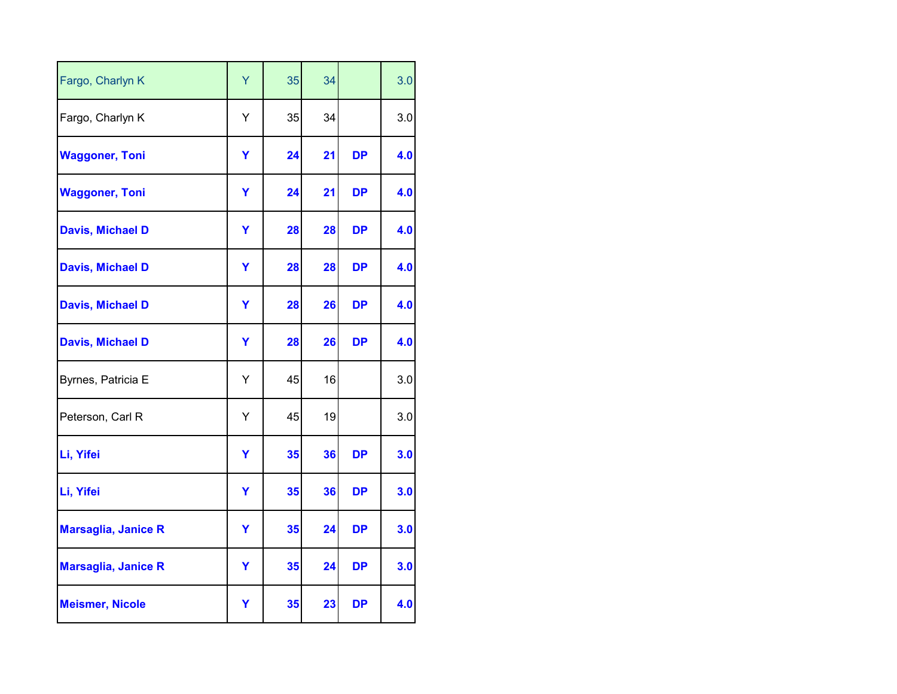| | | | | | |
|---|---|---|---|---|---|
| Fargo, Charlyn K | Y | 35 | 34 | | 3.0 |
| Fargo, Charlyn K | Y | 35 | 34 | | 3.0 |
| **Waggoner, Toni** | **Y** | **24** | **21** | **DP** | **4.0** |
| **Waggoner, Toni** | **Y** | **24** | **21** | **DP** | **4.0** |
| **Davis, Michael D** | **Y** | **28** | **28** | **DP** | **4.0** |
| **Davis, Michael D** | **Y** | **28** | **28** | **DP** | **4.0** |
| **Davis, Michael D** | **Y** | **28** | **26** | **DP** | **4.0** |
| **Davis, Michael D** | **Y** | **28** | **26** | **DP** | **4.0** |
| Byrnes, Patricia E | Y | 45 | 16 | | 3.0 |
| Peterson, Carl R | Y | 45 | 19 | | 3.0 |
| **Li, Yifei** | **Y** | **35** | **36** | **DP** | **3.0** |
| **Li, Yifei** | **Y** | **35** | **36** | **DP** | **3.0** |
| **Marsaglia, Janice R** | **Y** | **35** | **24** | **DP** | **3.0** |
| **Marsaglia, Janice R** | **Y** | **35** | **24** | **DP** | **3.0** |
| **Meismer, Nicole** | **Y** | **35** | **23** | **DP** | **4.0** |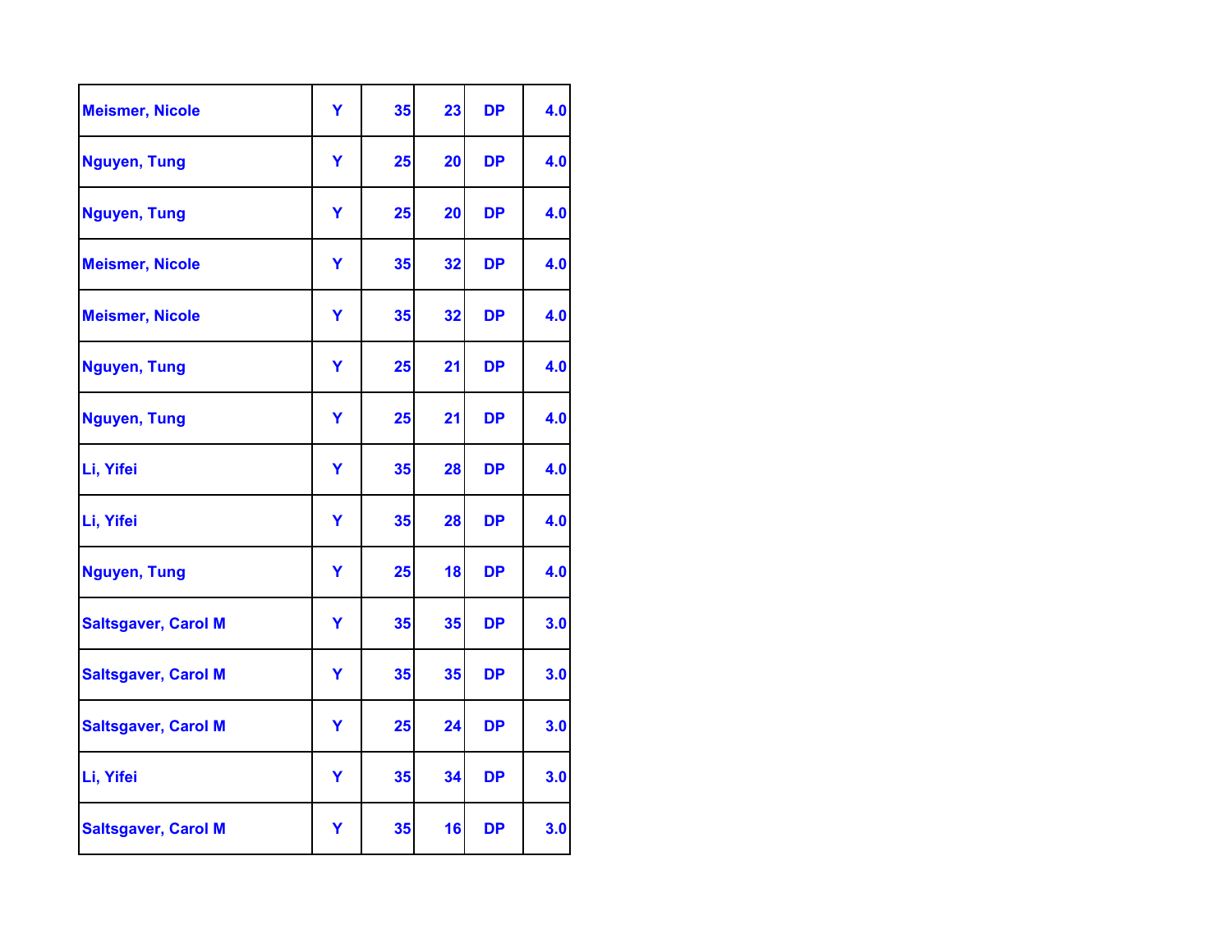| | | | | | |
|---|---|---|---|---|---|
| **Meismer, Nicole** | **Y** | **35** | **23** | **DP** | **4.0** |
| **Nguyen, Tung** | **Y** | **25** | **20** | **DP** | **4.0** |
| **Nguyen, Tung** | **Y** | **25** | **20** | **DP** | **4.0** |
| **Meismer, Nicole** | **Y** | **35** | **32** | **DP** | **4.0** |
| **Meismer, Nicole** | **Y** | **35** | **32** | **DP** | **4.0** |
| **Nguyen, Tung** | **Y** | **25** | **21** | **DP** | **4.0** |
| **Nguyen, Tung** | **Y** | **25** | **21** | **DP** | **4.0** |
| **Li, Yifei** | **Y** | **35** | **28** | **DP** | **4.0** |
| **Li, Yifei** | **Y** | **35** | **28** | **DP** | **4.0** |
| **Nguyen, Tung** | **Y** | **25** | **18** | **DP** | **4.0** |
| **Saltsgaver, Carol M** | **Y** | **35** | **35** | **DP** | **3.0** |
| **Saltsgaver, Carol M** | **Y** | **35** | **35** | **DP** | **3.0** |
| **Saltsgaver, Carol M** | **Y** | **25** | **24** | **DP** | **3.0** |
| **Li, Yifei** | **Y** | **35** | **34** | **DP** | **3.0** |
| **Saltsgaver, Carol M** | **Y** | **35** | **16** | **DP** | **3.0** |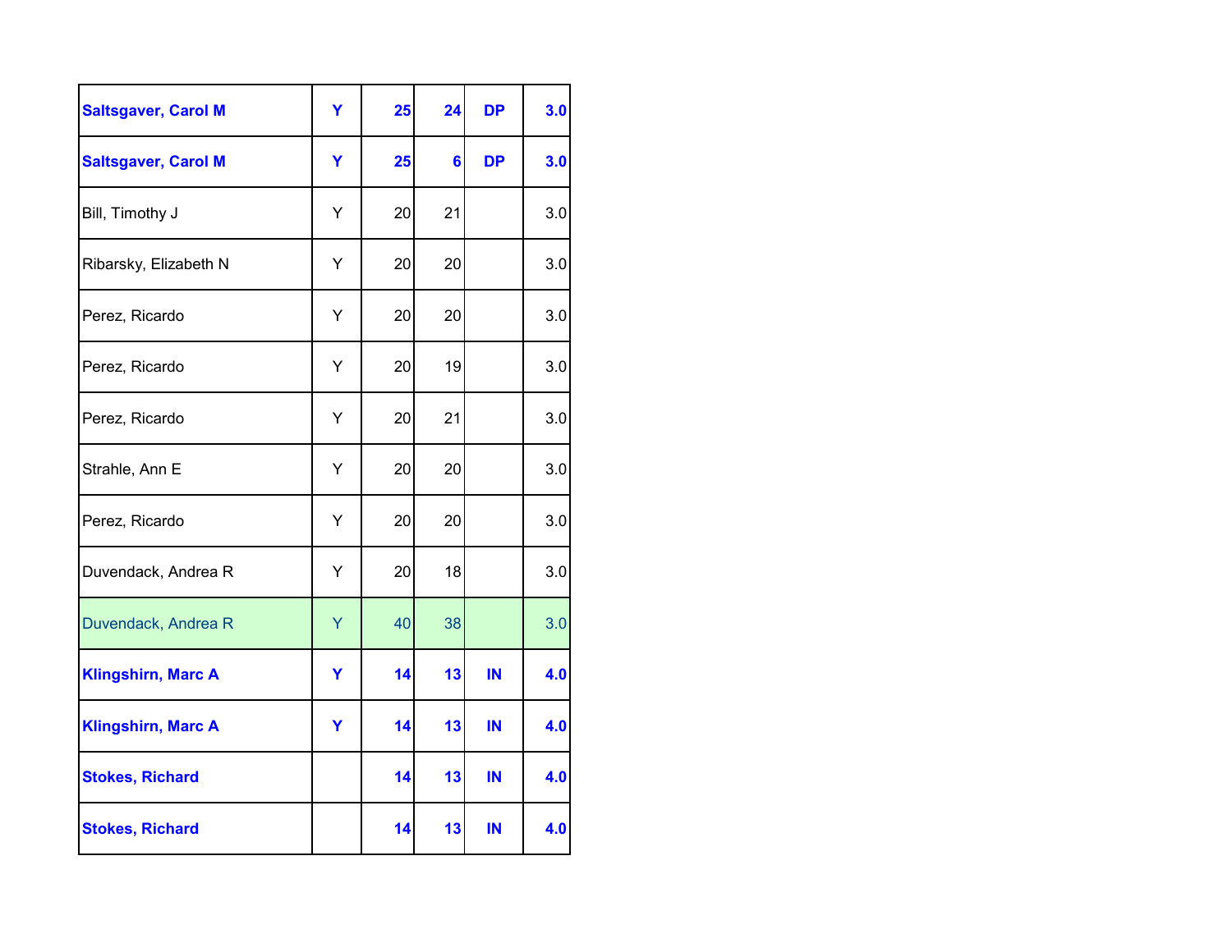| | | | | | |
|---|---|---|---|---|---|
| **Saltsgaver, Carol M** | **Y** | **25** | **24** | **DP** | **3.0** |
| **Saltsgaver, Carol M** | **Y** | **25** | **6** | **DP** | **3.0** |
| Bill, Timothy J | Y | 20 | 21 | | 3.0 |
| Ribarsky, Elizabeth N | Y | 20 | 20 | | 3.0 |
| Perez, Ricardo | Y | 20 | 20 | | 3.0 |
| Perez, Ricardo | Y | 20 | 19 | | 3.0 |
| Perez, Ricardo | Y | 20 | 21 | | 3.0 |
| Strahle, Ann E | Y | 20 | 20 | | 3.0 |
| Perez, Ricardo | Y | 20 | 20 | | 3.0 |
| Duvendack, Andrea R | Y | 20 | 18 | | 3.0 |
| Duvendack, Andrea R | Y | 40 | 38 | | 3.0 |
| **Klingshirn, Marc A** | **Y** | **14** | **13** | **IN** | **4.0** |
| **Klingshirn, Marc A** | **Y** | **14** | **13** | **IN** | **4.0** |
| **Stokes, Richard** | | **14** | **13** | **IN** | **4.0** |
| **Stokes, Richard** | | **14** | **13** | **IN** | **4.0** |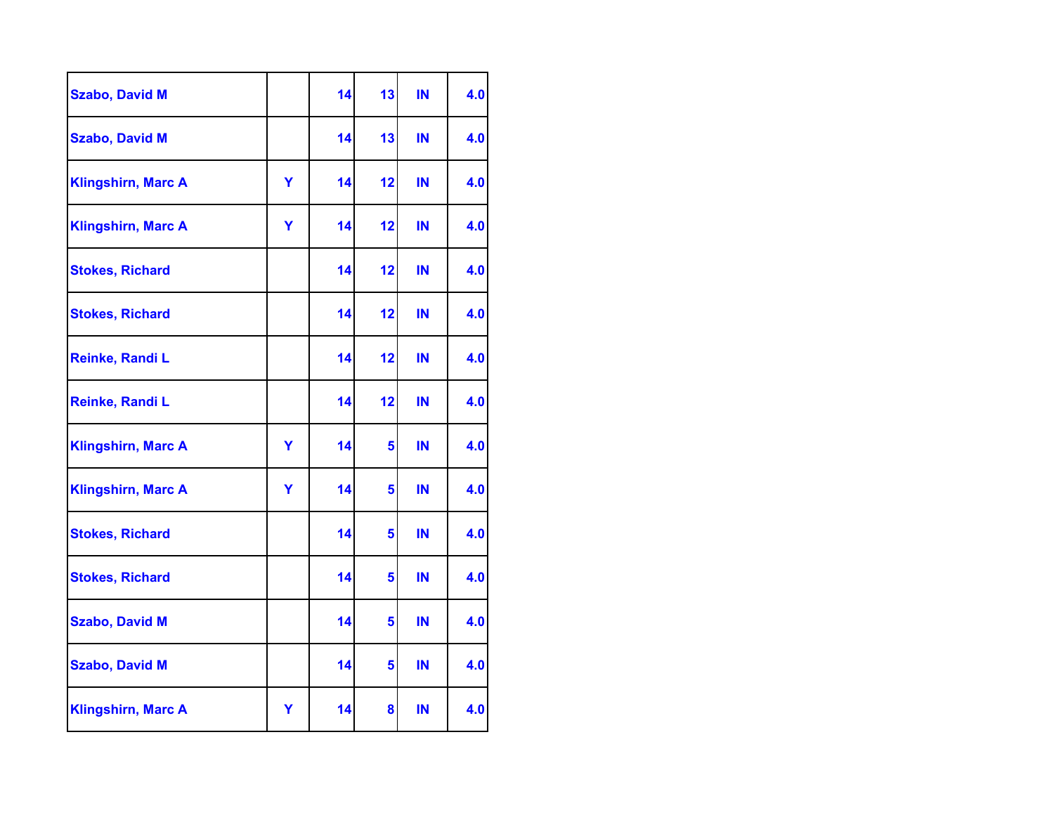| | | | | | |
|---|---|---|---|---|---|
| Szabo, David M | | 14 | 13 | IN | 4.0 |
| Szabo, David M | | 14 | 13 | IN | 4.0 |
| Klingshirn, Marc A | Y | 14 | 12 | IN | 4.0 |
| Klingshirn, Marc A | Y | 14 | 12 | IN | 4.0 |
| Stokes, Richard | | 14 | 12 | IN | 4.0 |
| Stokes, Richard | | 14 | 12 | IN | 4.0 |
| Reinke, Randi L | | 14 | 12 | IN | 4.0 |
| Reinke, Randi L | | 14 | 12 | IN | 4.0 |
| Klingshirn, Marc A | Y | 14 | 5 | IN | 4.0 |
| Klingshirn, Marc A | Y | 14 | 5 | IN | 4.0 |
| Stokes, Richard | | 14 | 5 | IN | 4.0 |
| Stokes, Richard | | 14 | 5 | IN | 4.0 |
| Szabo, David M | | 14 | 5 | IN | 4.0 |
| Szabo, David M | | 14 | 5 | IN | 4.0 |
| Klingshirn, Marc A | Y | 14 | 8 | IN | 4.0 |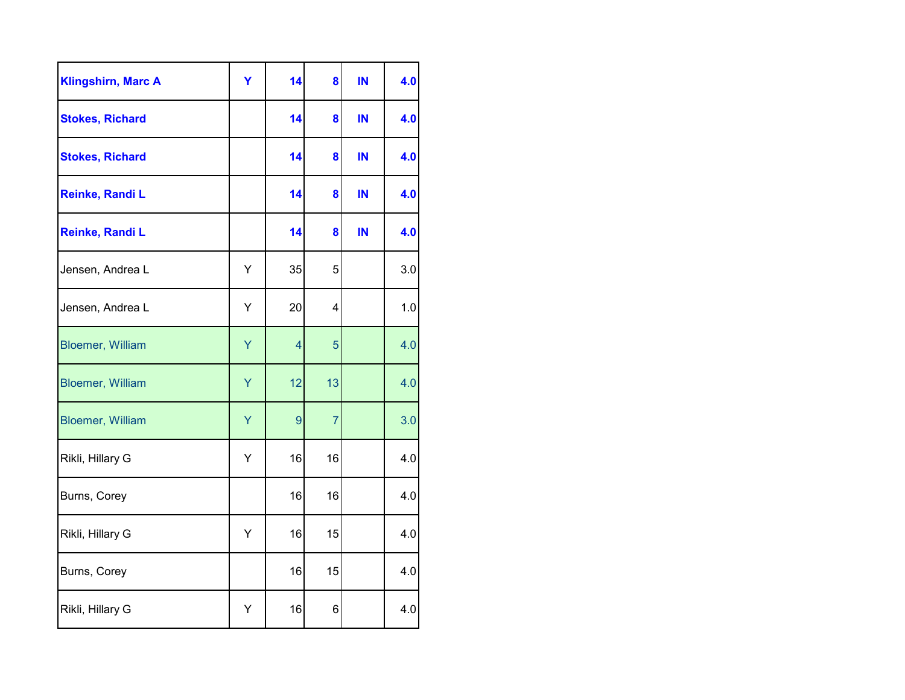| | | | | | |
|---|---|---|---|---|---|
| **Klingshirn, Marc A** | **Y** | **14** | **8** | **IN** | **4.0** |
| **Stokes, Richard** | | **14** | **8** | **IN** | **4.0** |
| **Stokes, Richard** | | **14** | **8** | **IN** | **4.0** |
| **Reinke, Randi L** | | **14** | **8** | **IN** | **4.0** |
| **Reinke, Randi L** | | **14** | **8** | **IN** | **4.0** |
| Jensen, Andrea L | Y | 35 | 5 | | 3.0 |
| Jensen, Andrea L | Y | 20 | 4 | | 1.0 |
| Bloemer, William | Y | 4 | 5 | | 4.0 |
| Bloemer, William | Y | 12 | 13 | | 4.0 |
| Bloemer, William | Y | 9 | 7 | | 3.0 |
| Rikli, Hillary G | Y | 16 | 16 | | 4.0 |
| Burns, Corey | | 16 | 16 | | 4.0 |
| Rikli, Hillary G | Y | 16 | 15 | | 4.0 |
| Burns, Corey | | 16 | 15 | | 4.0 |
| Rikli, Hillary G | Y | 16 | 6 | | 4.0 |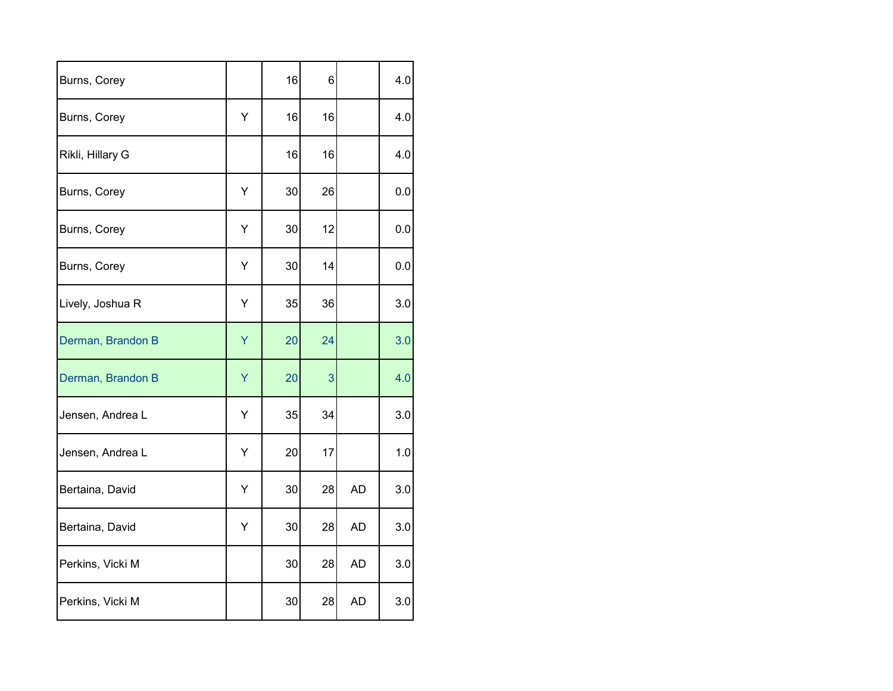| | | | | | |
|---|---|---|---|---|---|
| Burns, Corey | | 16 | 6 | | 4.0 |
| Burns, Corey | Y | 16 | 16 | | 4.0 |
| Rikli, Hillary G | | 16 | 16 | | 4.0 |
| Burns, Corey | Y | 30 | 26 | | 0.0 |
| Burns, Corey | Y | 30 | 12 | | 0.0 |
| Burns, Corey | Y | 30 | 14 | | 0.0 |
| Lively, Joshua R | Y | 35 | 36 | | 3.0 |
| Derman, Brandon B | Y | 20 | 24 | | 3.0 |
| Derman, Brandon B | Y | 20 | 3 | | 4.0 |
| Jensen, Andrea L | Y | 35 | 34 | | 3.0 |
| Jensen, Andrea L | Y | 20 | 17 | | 1.0 |
| Bertaina, David | Y | 30 | 28 | AD | 3.0 |
| Bertaina, David | Y | 30 | 28 | AD | 3.0 |
| Perkins, Vicki M | | 30 | 28 | AD | 3.0 |
| Perkins, Vicki M | | 30 | 28 | AD | 3.0 |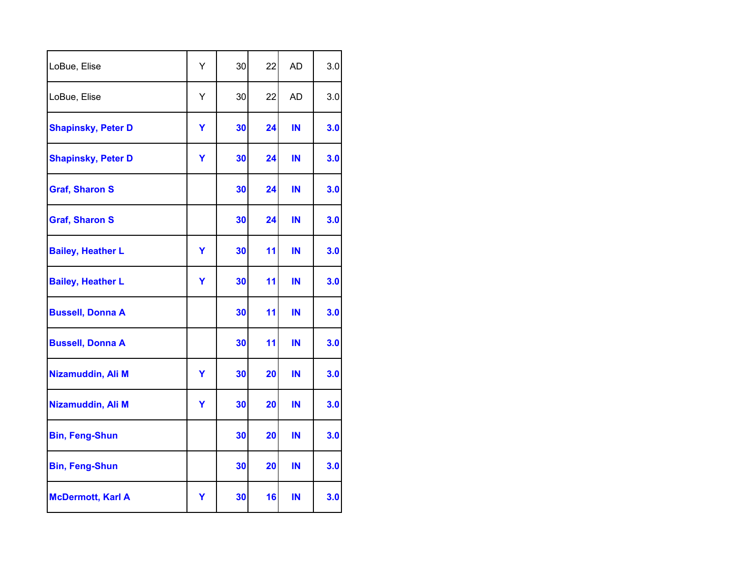| | | | | | |
|---|---|---|---|---|---|
| LoBue, Elise | Y | 30 | 22 | AD | 3.0 |
| LoBue, Elise | Y | 30 | 22 | AD | 3.0 |
| **Shapinsky, Peter D** | **Y** | **30** | **24** | **IN** | **3.0** |
| **Shapinsky, Peter D** | **Y** | **30** | **24** | **IN** | **3.0** |
| **Graf, Sharon S** | | **30** | **24** | **IN** | **3.0** |
| **Graf, Sharon S** | | **30** | **24** | **IN** | **3.0** |
| **Bailey, Heather L** | **Y** | **30** | **11** | **IN** | **3.0** |
| **Bailey, Heather L** | **Y** | **30** | **11** | **IN** | **3.0** |
| **Bussell, Donna A** | | **30** | **11** | **IN** | **3.0** |
| **Bussell, Donna A** | | **30** | **11** | **IN** | **3.0** |
| **Nizamuddin, Ali M** | **Y** | **30** | **20** | **IN** | **3.0** |
| **Nizamuddin, Ali M** | **Y** | **30** | **20** | **IN** | **3.0** |
| **Bin, Feng-Shun** | | **30** | **20** | **IN** | **3.0** |
| **Bin, Feng-Shun** | | **30** | **20** | **IN** | **3.0** |
| **McDermott, Karl A** | **Y** | **30** | **16** | **IN** | **3.0** |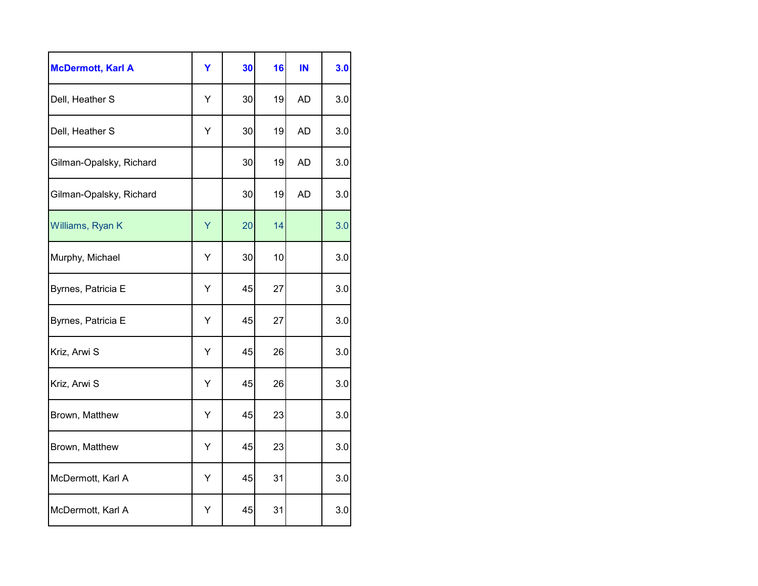| **McDermott, Karl A** | **Y** | **30** | **16** | **IN** | **3.0** |
|---|---|---|---|---|---|
| Dell, Heather S | Y | 30 | 19 | AD | 3.0 |
| Dell, Heather S | Y | 30 | 19 | AD | 3.0 |
| Gilman-Opalsky, Richard | | 30 | 19 | AD | 3.0 |
| Gilman-Opalsky, Richard | | 30 | 19 | AD | 3.0 |
| Williams, Ryan K | Y | 20 | 14 | | 3.0 |
| Murphy, Michael | Y | 30 | 10 | | 3.0 |
| Byrnes, Patricia E | Y | 45 | 27 | | 3.0 |
| Byrnes, Patricia E | Y | 45 | 27 | | 3.0 |
| Kriz, Arwi S | Y | 45 | 26 | | 3.0 |
| Kriz, Arwi S | Y | 45 | 26 | | 3.0 |
| Brown, Matthew | Y | 45 | 23 | | 3.0 |
| Brown, Matthew | Y | 45 | 23 | | 3.0 |
| McDermott, Karl A | Y | 45 | 31 | | 3.0 |
| McDermott, Karl A | Y | 45 | 31 | | 3.0 |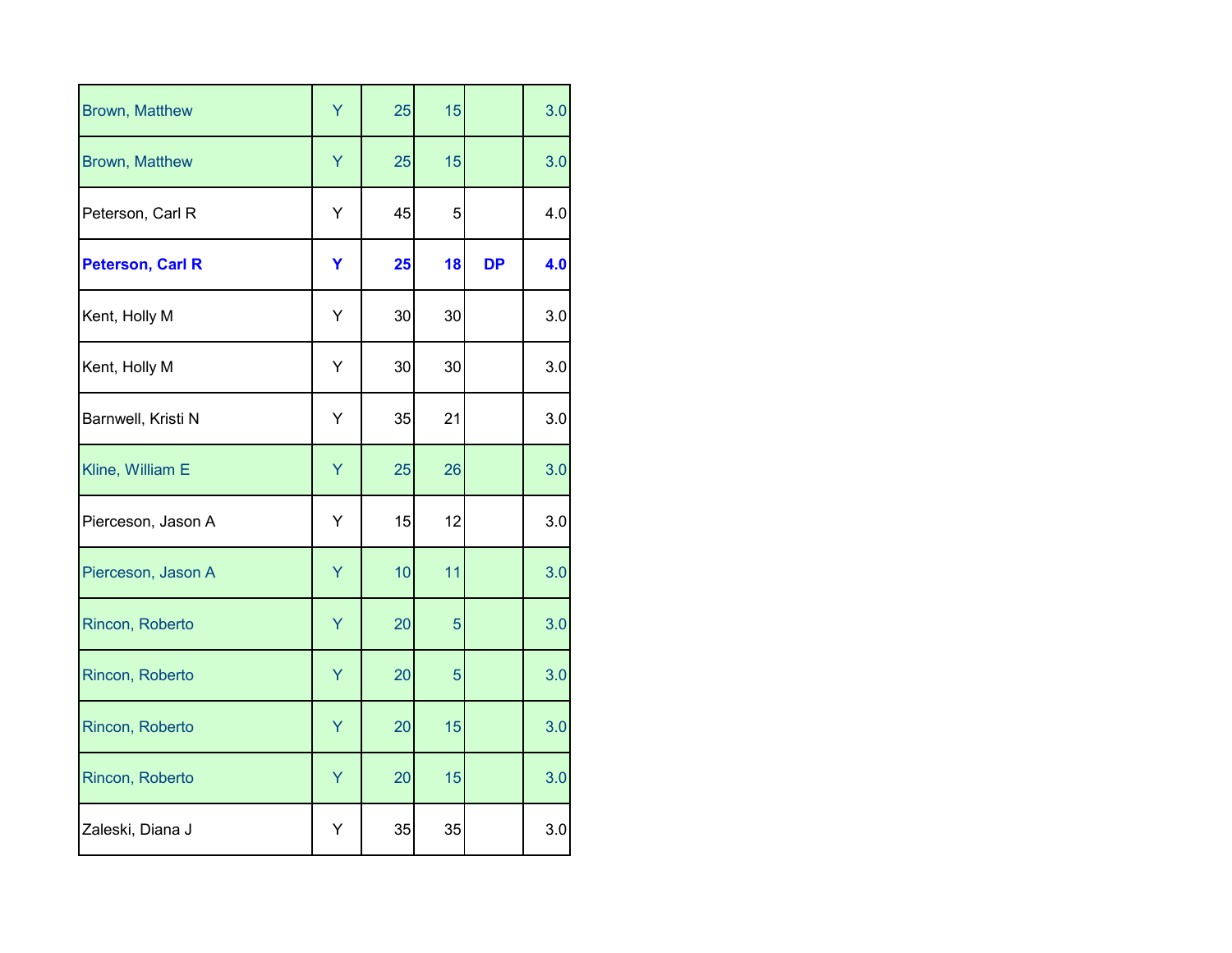| | | | | | |
|---|---|---|---|---|---|
| Brown, Matthew | Y | 25 | 15 | | 3.0 |
| Brown, Matthew | Y | 25 | 15 | | 3.0 |
| Peterson, Carl R | Y | 45 | 5 | | 4.0 |
| **Peterson, Carl R** | **Y** | **25** | **18** | **DP** | **4.0** |
| Kent, Holly M | Y | 30 | 30 | | 3.0 |
| Kent, Holly M | Y | 30 | 30 | | 3.0 |
| Barnwell, Kristi N | Y | 35 | 21 | | 3.0 |
| Kline, William E | Y | 25 | 26 | | 3.0 |
| Pierceson, Jason A | Y | 15 | 12 | | 3.0 |
| Pierceson, Jason A | Y | 10 | 11 | | 3.0 |
| Rincon, Roberto | Y | 20 | 5 | | 3.0 |
| Rincon, Roberto | Y | 20 | 5 | | 3.0 |
| Rincon, Roberto | Y | 20 | 15 | | 3.0 |
| Rincon, Roberto | Y | 20 | 15 | | 3.0 |
| Zaleski, Diana J | Y | 35 | 35 | | 3.0 |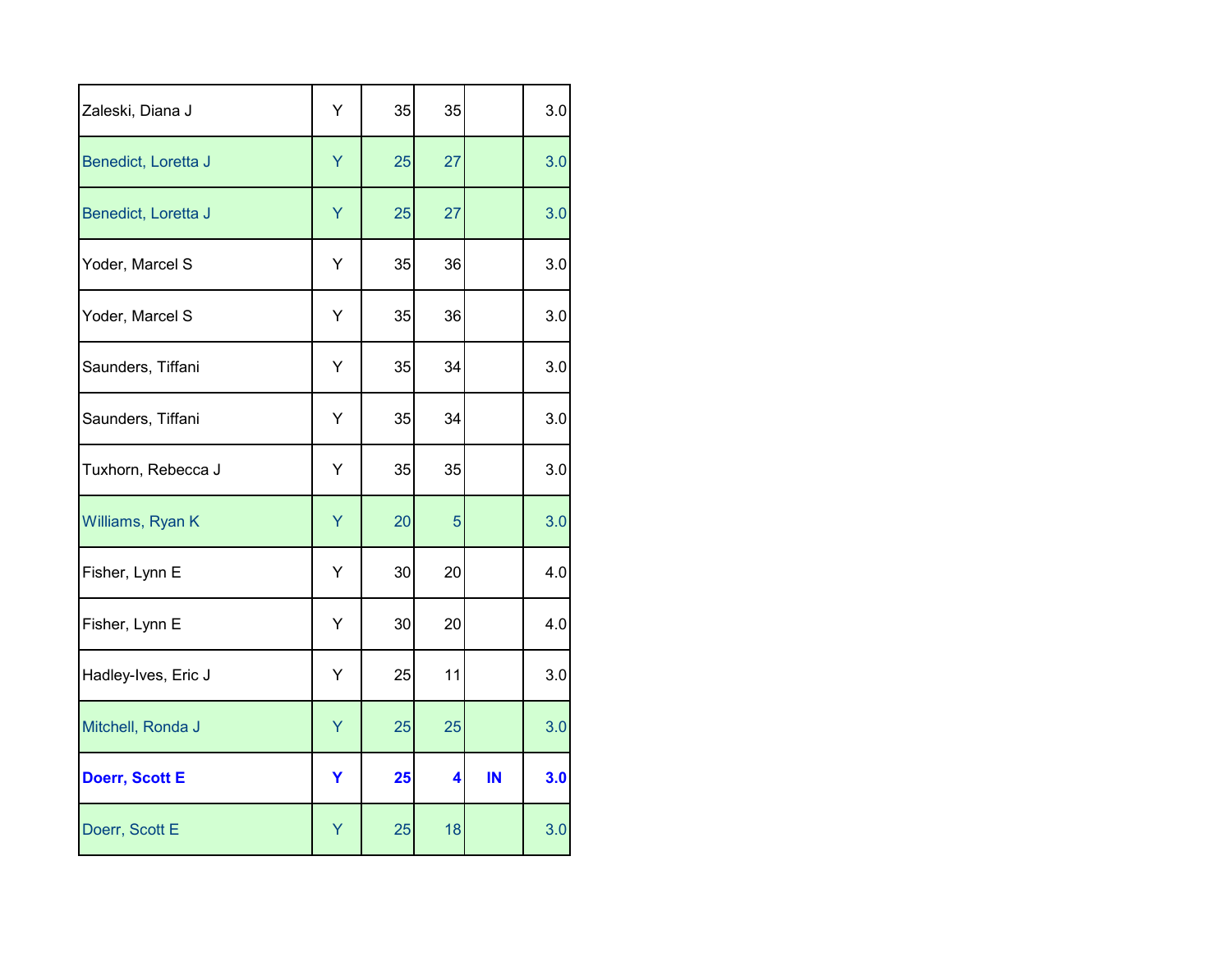| | | | | | |
|---|---|---|---|---|---|
| Zaleski, Diana J | Y | 35 | 35 | | 3.0 |
| Benedict, Loretta J | Y | 25 | 27 | | 3.0 |
| Benedict, Loretta J | Y | 25 | 27 | | 3.0 |
| Yoder, Marcel S | Y | 35 | 36 | | 3.0 |
| Yoder, Marcel S | Y | 35 | 36 | | 3.0 |
| Saunders, Tiffani | Y | 35 | 34 | | 3.0 |
| Saunders, Tiffani | Y | 35 | 34 | | 3.0 |
| Tuxhorn, Rebecca J | Y | 35 | 35 | | 3.0 |
| Williams, Ryan K | Y | 20 | 5 | | 3.0 |
| Fisher, Lynn E | Y | 30 | 20 | | 4.0 |
| Fisher, Lynn E | Y | 30 | 20 | | 4.0 |
| Hadley-Ives, Eric J | Y | 25 | 11 | | 3.0 |
| Mitchell, Ronda J | Y | 25 | 25 | | 3.0 |
| **Doerr, Scott E** | **Y** | **25** | **4** | **IN** | **3.0** |
| Doerr, Scott E | Y | 25 | 18 | | 3.0 |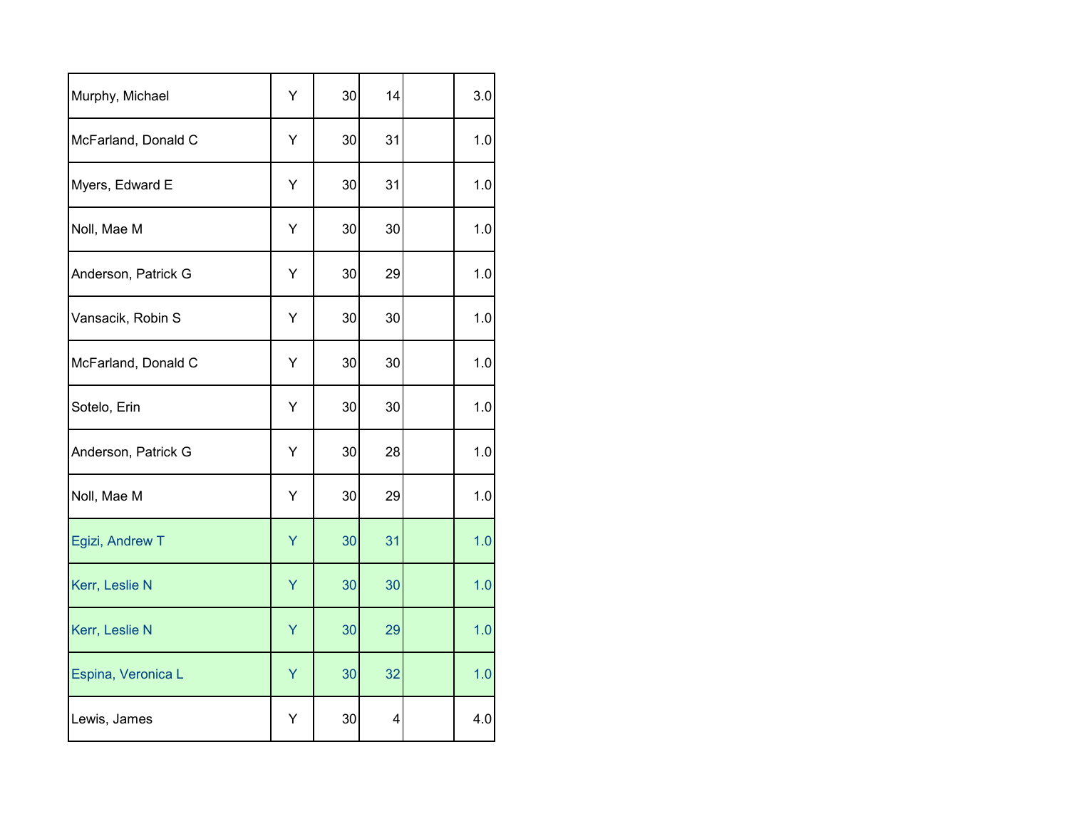| | | | | | |
|---|---|---|---|---|---|
| Murphy, Michael | Y | 30 | 14 | | 3.0 |
| McFarland, Donald C | Y | 30 | 31 | | 1.0 |
| Myers, Edward E | Y | 30 | 31 | | 1.0 |
| Noll, Mae M | Y | 30 | 30 | | 1.0 |
| Anderson, Patrick G | Y | 30 | 29 | | 1.0 |
| Vansacik, Robin S | Y | 30 | 30 | | 1.0 |
| McFarland, Donald C | Y | 30 | 30 | | 1.0 |
| Sotelo, Erin | Y | 30 | 30 | | 1.0 |
| Anderson, Patrick G | Y | 30 | 28 | | 1.0 |
| Noll, Mae M | Y | 30 | 29 | | 1.0 |
| Egizi, Andrew T | Y | 30 | 31 | | 1.0 |
| Kerr, Leslie N | Y | 30 | 30 | | 1.0 |
| Kerr, Leslie N | Y | 30 | 29 | | 1.0 |
| Espina, Veronica L | Y | 30 | 32 | | 1.0 |
| Lewis, James | Y | 30 | 4 | | 4.0 |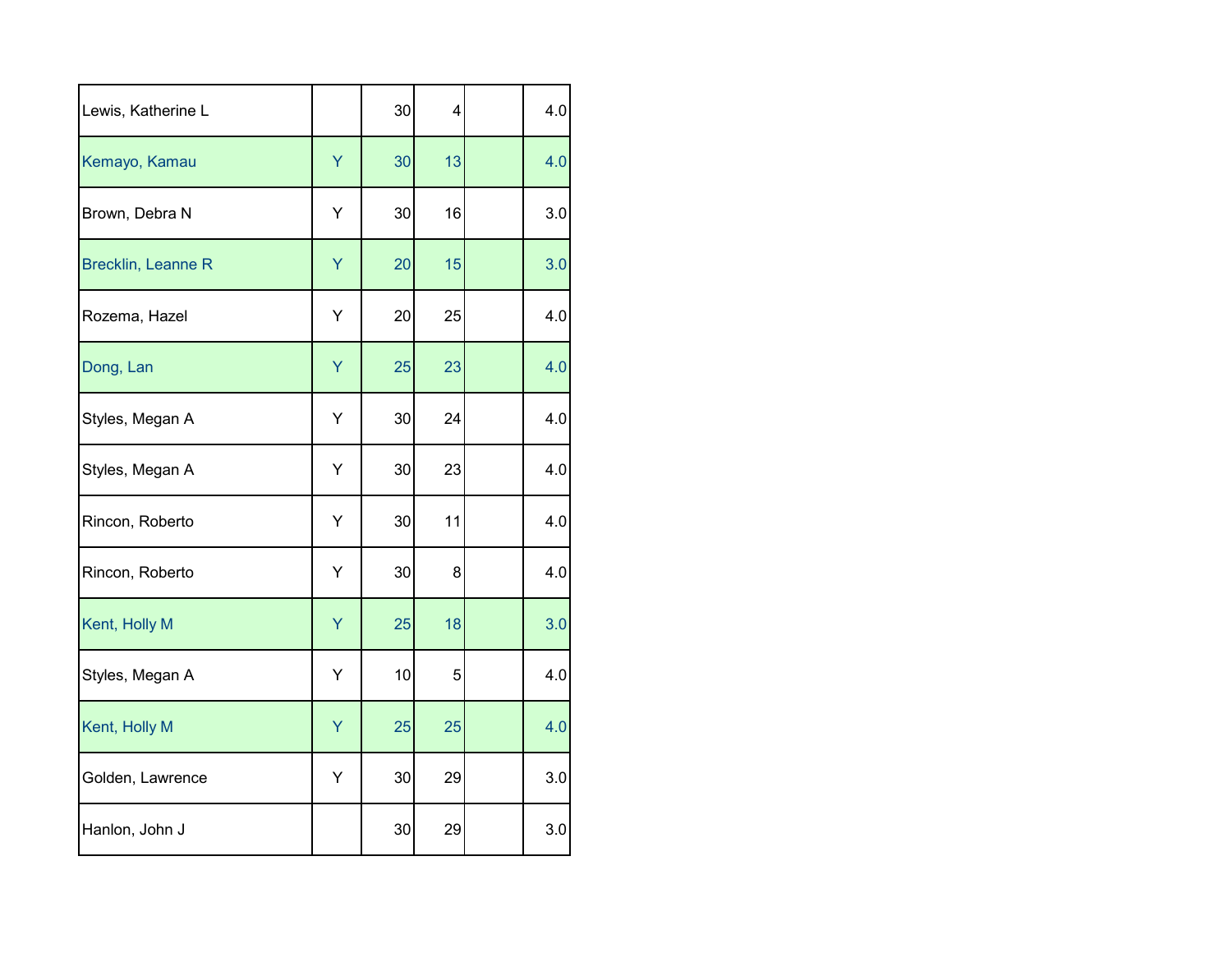| | | | | | |
|---|---|---|---|---|---|
| Lewis, Katherine L | | 30 | 4 | | 4.0 |
| Kemayo, Kamau | Y | 30 | 13 | | 4.0 |
| Brown, Debra N | Y | 30 | 16 | | 3.0 |
| Brecklin, Leanne R | Y | 20 | 15 | | 3.0 |
| Rozema, Hazel | Y | 20 | 25 | | 4.0 |
| Dong, Lan | Y | 25 | 23 | | 4.0 |
| Styles, Megan A | Y | 30 | 24 | | 4.0 |
| Styles, Megan A | Y | 30 | 23 | | 4.0 |
| Rincon, Roberto | Y | 30 | 11 | | 4.0 |
| Rincon, Roberto | Y | 30 | 8 | | 4.0 |
| Kent, Holly M | Y | 25 | 18 | | 3.0 |
| Styles, Megan A | Y | 10 | 5 | | 4.0 |
| Kent, Holly M | Y | 25 | 25 | | 4.0 |
| Golden, Lawrence | Y | 30 | 29 | | 3.0 |
| Hanlon, John J | | 30 | 29 | | 3.0 |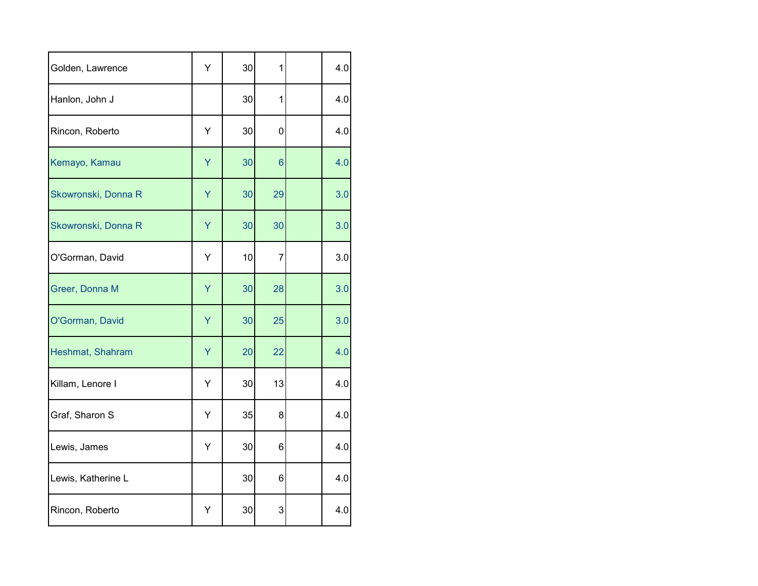| | | | | | |
|---|---|---|---|---|---|
| Golden, Lawrence | Y | 30 | 1 | | 4.0 |
| Hanlon, John J | | 30 | 1 | | 4.0 |
| Rincon, Roberto | Y | 30 | 0 | | 4.0 |
| Kemayo, Kamau | Y | 30 | 6 | | 4.0 |
| Skowronski, Donna R | Y | 30 | 29 | | 3.0 |
| Skowronski, Donna R | Y | 30 | 30 | | 3.0 |
| O'Gorman, David | Y | 10 | 7 | | 3.0 |
| Greer, Donna M | Y | 30 | 28 | | 3.0 |
| O'Gorman, David | Y | 30 | 25 | | 3.0 |
| Heshmat, Shahram | Y | 20 | 22 | | 4.0 |
| Killam, Lenore I | Y | 30 | 13 | | 4.0 |
| Graf, Sharon S | Y | 35 | 8 | | 4.0 |
| Lewis, James | Y | 30 | 6 | | 4.0 |
| Lewis, Katherine L | | 30 | 6 | | 4.0 |
| Rincon, Roberto | Y | 30 | 3 | | 4.0 |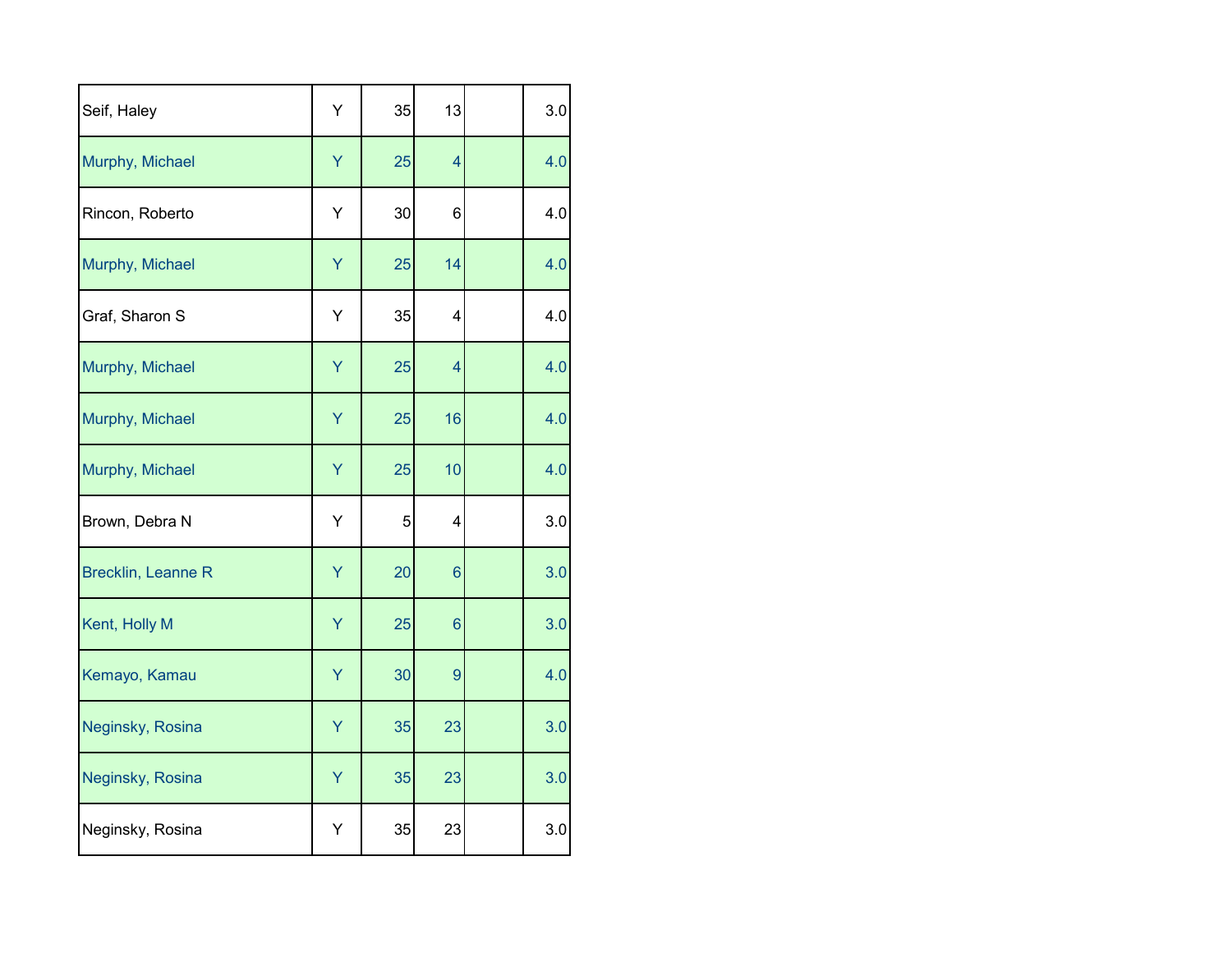| | | | | | |
|---|---|---|---|---|---|
| Seif, Haley | Y | 35 | 13 | | 3.0 |
| Murphy, Michael | Y | 25 | 4 | | 4.0 |
| Rincon, Roberto | Y | 30 | 6 | | 4.0 |
| Murphy, Michael | Y | 25 | 14 | | 4.0 |
| Graf, Sharon S | Y | 35 | 4 | | 4.0 |
| Murphy, Michael | Y | 25 | 4 | | 4.0 |
| Murphy, Michael | Y | 25 | 16 | | 4.0 |
| Murphy, Michael | Y | 25 | 10 | | 4.0 |
| Brown, Debra N | Y | 5 | 4 | | 3.0 |
| Brecklin, Leanne R | Y | 20 | 6 | | 3.0 |
| Kent, Holly M | Y | 25 | 6 | | 3.0 |
| Kemayo, Kamau | Y | 30 | 9 | | 4.0 |
| Neginsky, Rosina | Y | 35 | 23 | | 3.0 |
| Neginsky, Rosina | Y | 35 | 23 | | 3.0 |
| Neginsky, Rosina | Y | 35 | 23 | | 3.0 |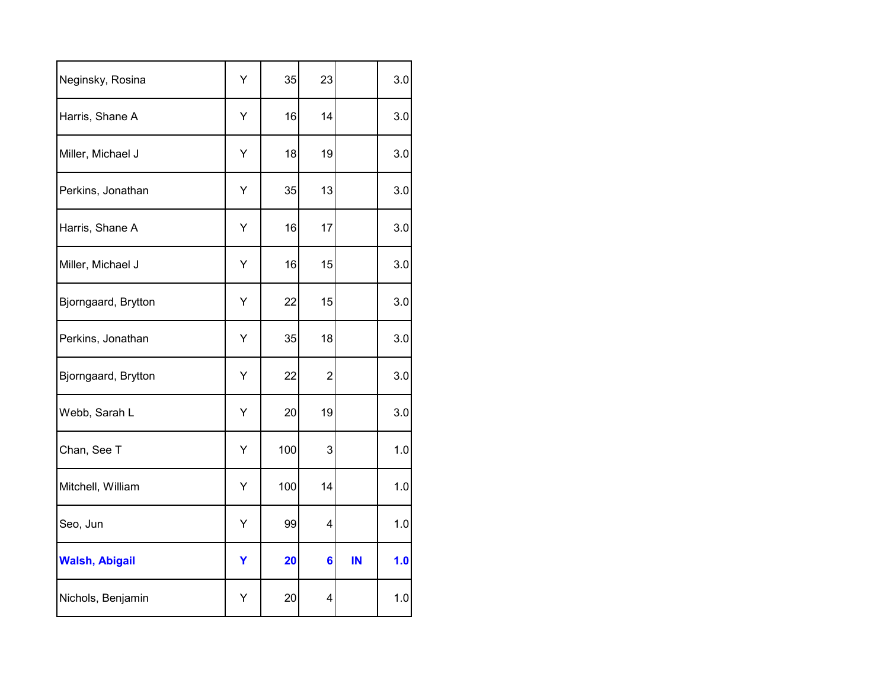| | | | | | |
|---|---|---|---|---|---|
| Neginsky, Rosina | Y | 35 | 23 | | 3.0 |
| Harris, Shane A | Y | 16 | 14 | | 3.0 |
| Miller, Michael J | Y | 18 | 19 | | 3.0 |
| Perkins, Jonathan | Y | 35 | 13 | | 3.0 |
| Harris, Shane A | Y | 16 | 17 | | 3.0 |
| Miller, Michael J | Y | 16 | 15 | | 3.0 |
| Bjorngaard, Brytton | Y | 22 | 15 | | 3.0 |
| Perkins, Jonathan | Y | 35 | 18 | | 3.0 |
| Bjorngaard, Brytton | Y | 22 | 2 | | 3.0 |
| Webb, Sarah L | Y | 20 | 19 | | 3.0 |
| Chan, See T | Y | 100 | 3 | | 1.0 |
| Mitchell, William | Y | 100 | 14 | | 1.0 |
| Seo, Jun | Y | 99 | 4 | | 1.0 |
| **Walsh, Abigail** | **Y** | **20** | **6** | **IN** | **1.0** |
| Nichols, Benjamin | Y | 20 | 4 | | 1.0 |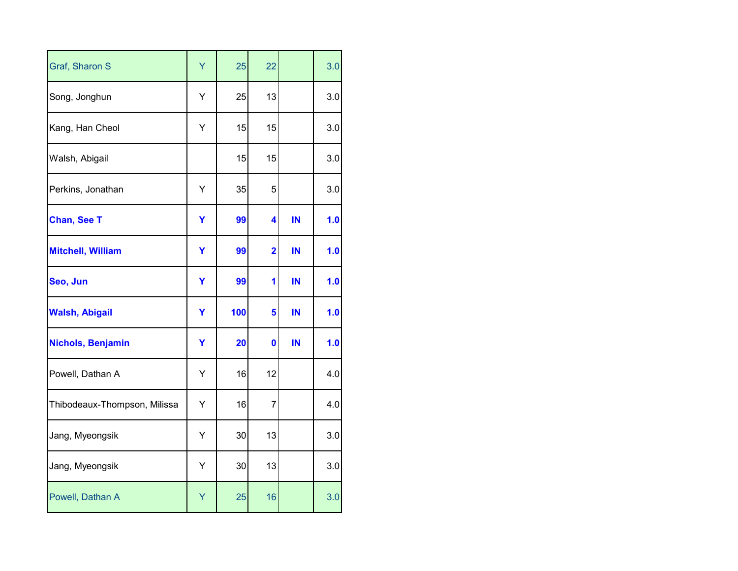|  |  |  |  |  |  |
|---|---|---|---|---|---|
| Graf, Sharon S | Y | 25 | 22 |  | 3.0 |
| Song, Jonghun | Y | 25 | 13 |  | 3.0 |
| Kang, Han Cheol | Y | 15 | 15 |  | 3.0 |
| Walsh, Abigail |  | 15 | 15 |  | 3.0 |
| Perkins, Jonathan | Y | 35 | 5 |  | 3.0 |
| **Chan, See T** | **Y** | **99** | **4** | **IN** | **1.0** |
| **Mitchell, William** | **Y** | **99** | **2** | **IN** | **1.0** |
| **Seo, Jun** | **Y** | **99** | **1** | **IN** | **1.0** |
| **Walsh, Abigail** | **Y** | **100** | **5** | **IN** | **1.0** |
| **Nichols, Benjamin** | **Y** | **20** | **0** | **IN** | **1.0** |
| Powell, Dathan A | Y | 16 | 12 |  | 4.0 |
| Thibodeaux-Thompson, Milissa | Y | 16 | 7 |  | 4.0 |
| Jang, Myeongsik | Y | 30 | 13 |  | 3.0 |
| Jang, Myeongsik | Y | 30 | 13 |  | 3.0 |
| Powell, Dathan A | Y | 25 | 16 |  | 3.0 |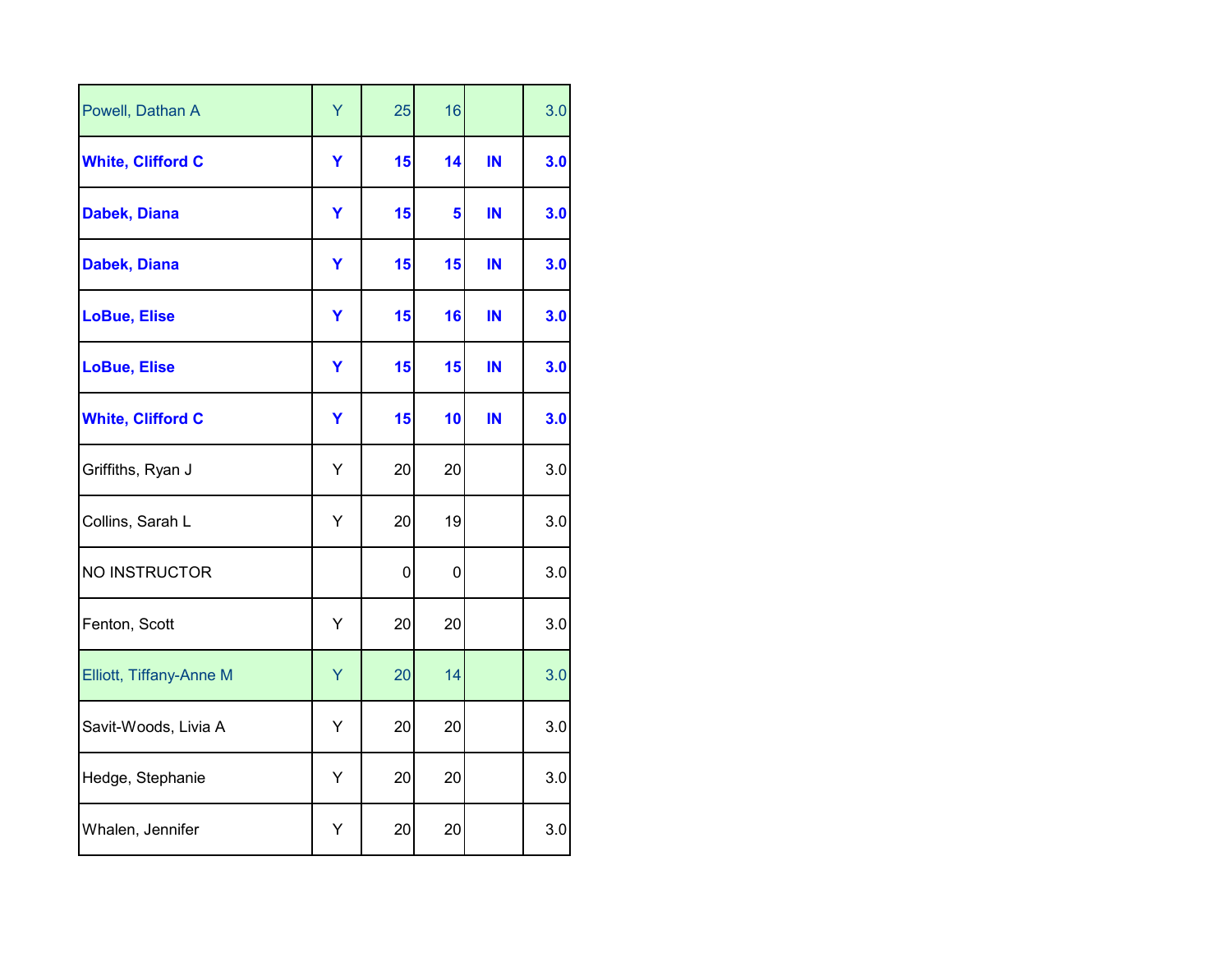| | | | | | |
|---|---|---|---|---|---|
| Powell, Dathan A | Y | 25 | 16 | | 3.0 |
| **White, Clifford C** | **Y** | **15** | **14** | **IN** | **3.0** |
| **Dabek, Diana** | **Y** | **15** | **5** | **IN** | **3.0** |
| **Dabek, Diana** | **Y** | **15** | **15** | **IN** | **3.0** |
| **LoBue, Elise** | **Y** | **15** | **16** | **IN** | **3.0** |
| **LoBue, Elise** | **Y** | **15** | **15** | **IN** | **3.0** |
| **White, Clifford C** | **Y** | **15** | **10** | **IN** | **3.0** |
| Griffiths, Ryan J | Y | 20 | 20 | | 3.0 |
| Collins, Sarah L | Y | 20 | 19 | | 3.0 |
| NO INSTRUCTOR | | 0 | 0 | | 3.0 |
| Fenton, Scott | Y | 20 | 20 | | 3.0 |
| Elliott, Tiffany-Anne M | Y | 20 | 14 | | 3.0 |
| Savit-Woods, Livia A | Y | 20 | 20 | | 3.0 |
| Hedge, Stephanie | Y | 20 | 20 | | 3.0 |
| Whalen, Jennifer | Y | 20 | 20 | | 3.0 |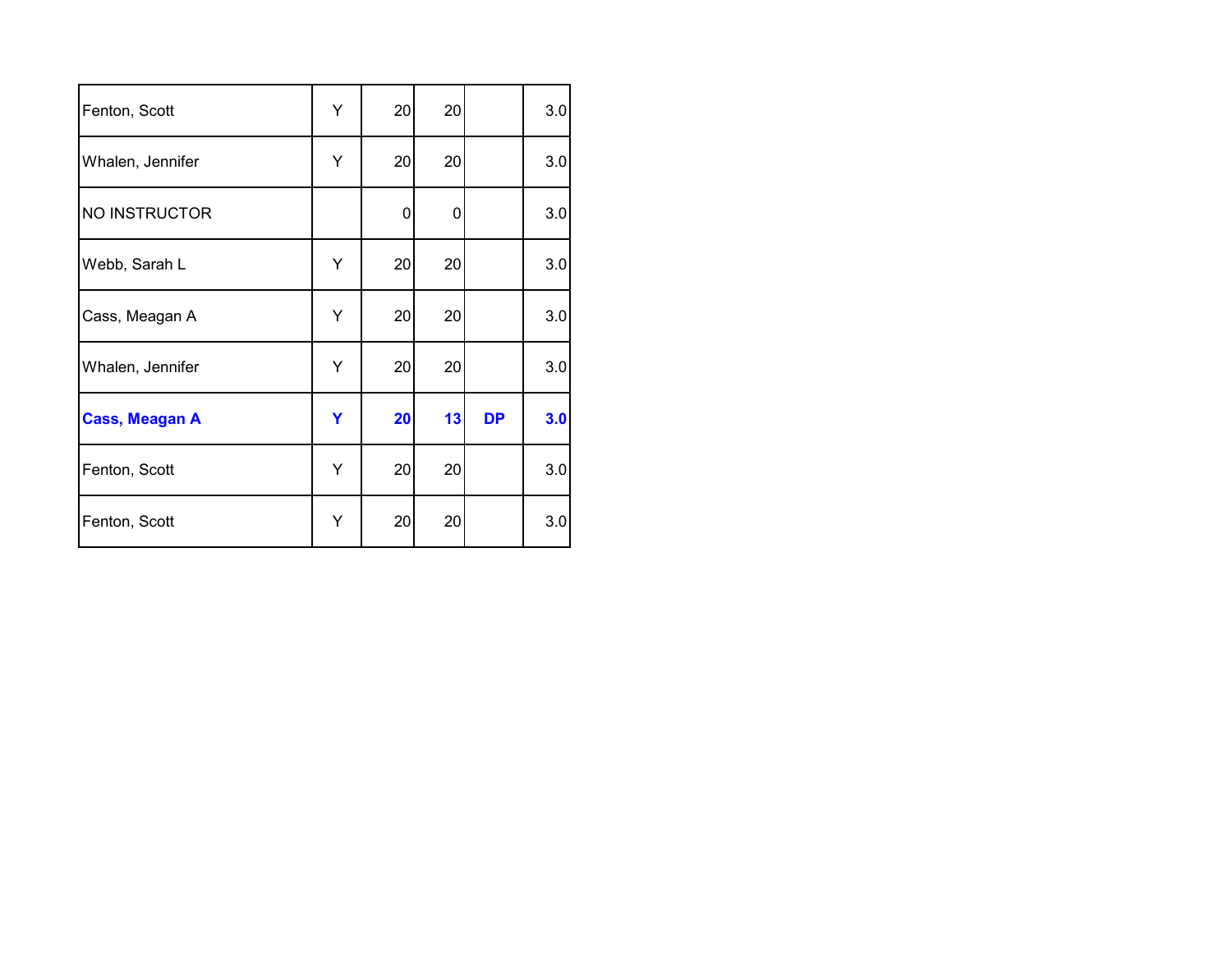| | | | | | |
|---|---|---|---|---|---|
| Fenton, Scott | Y | 20 | 20 | | 3.0 |
| Whalen, Jennifer | Y | 20 | 20 | | 3.0 |
| NO INSTRUCTOR | | 0 | 0 | | 3.0 |
| Webb, Sarah L | Y | 20 | 20 | | 3.0 |
| Cass, Meagan A | Y | 20 | 20 | | 3.0 |
| Whalen, Jennifer | Y | 20 | 20 | | 3.0 |
| **Cass, Meagan A** | **Y** | **20** | **13** | **DP** | **3.0** |
| Fenton, Scott | Y | 20 | 20 | | 3.0 |
| Fenton, Scott | Y | 20 | 20 | | 3.0 |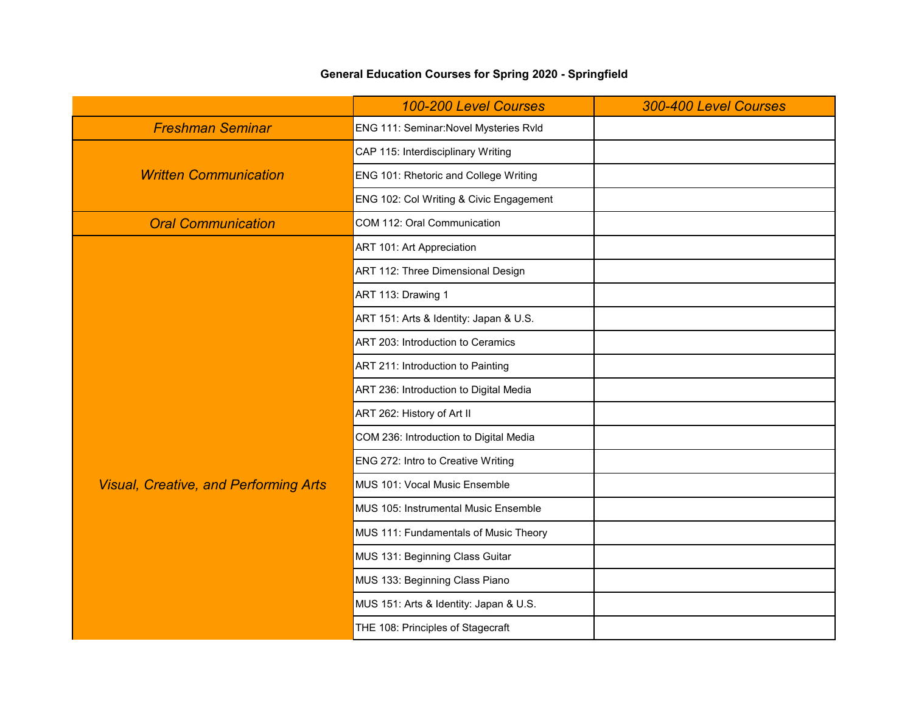## General Education Courses for Spring 2020 - Springfield

| | 100-200 Level Courses | 300-400 Level Courses |
|---|---|---|
| Freshman Seminar | ENG 111: Seminar:Novel Mysteries Rvld | |
| Written Communication | CAP 115: Interdisciplinary Writing | |
| | ENG 101: Rhetoric and College Writing | |
| | ENG 102: Col Writing & Civic Engagement | |
| Oral Communication | COM 112: Oral Communication | |
| Visual, Creative, and Performing Arts | ART 101: Art Appreciation | |
| | ART 112: Three Dimensional Design | |
| | ART 113: Drawing 1 | |
| | ART 151: Arts & Identity: Japan & U.S. | |
| | ART 203: Introduction to Ceramics | |
| | ART 211: Introduction to Painting | |
| | ART 236: Introduction to Digital Media | |
| | ART 262: History of Art II | |
| | COM 236: Introduction to Digital Media | |
| | ENG 272: Intro to Creative Writing | |
| | MUS 101: Vocal Music Ensemble | |
| | MUS 105: Instrumental Music Ensemble | |
| | MUS 111: Fundamentals of Music Theory | |
| | MUS 131: Beginning Class Guitar | |
| | MUS 133: Beginning Class Piano | |
| | MUS 151: Arts & Identity: Japan & U.S. | |
| | THE 108: Principles of Stagecraft | |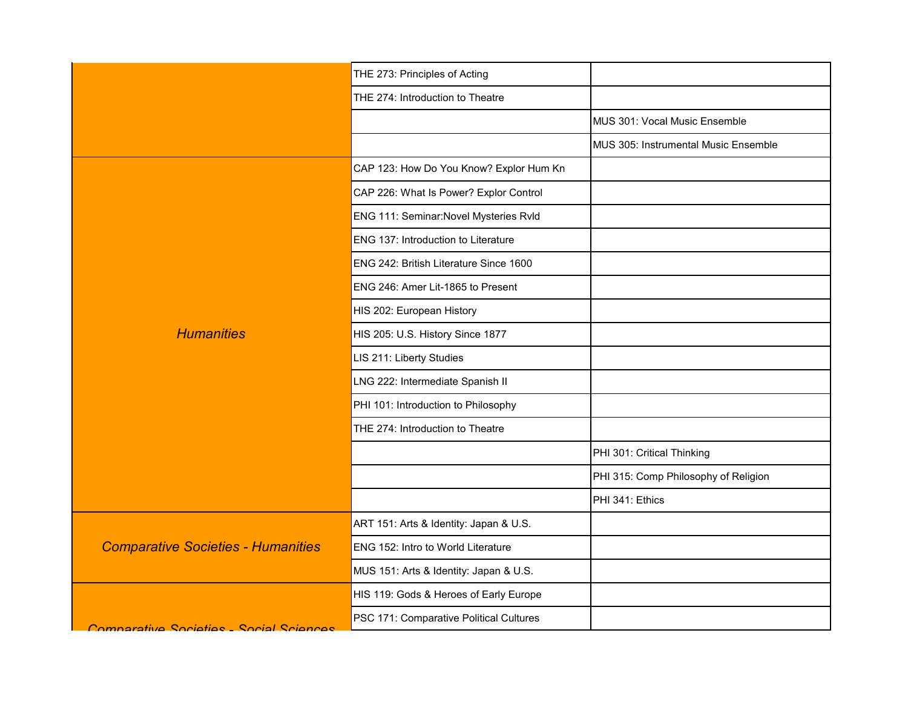| | | |
|---|---|---|
| | THE 273: Principles of Acting | |
| | THE 274: Introduction to Theatre | |
| | | MUS 301: Vocal Music Ensemble |
| | | MUS 305: Instrumental Music Ensemble |
| *Humanities* | CAP 123: How Do You Know? Explor Hum Kn | |
| | CAP 226: What Is Power? Explor Control | |
| | ENG 111: Seminar:Novel Mysteries Rvld | |
| | ENG 137: Introduction to Literature | |
| | ENG 242: British Literature Since 1600 | |
| | ENG 246: Amer Lit-1865 to Present | |
| | HIS 202: European History | |
| | HIS 205: U.S. History Since 1877 | |
| | LIS 211: Liberty Studies | |
| | LNG 222: Intermediate Spanish II | |
| | PHI 101: Introduction to Philosophy | |
| | THE 274: Introduction to Theatre | |
| | | PHI 301: Critical Thinking |
| | | PHI 315: Comp Philosophy of Religion |
| | | PHI 341: Ethics |
| *Comparative Societies - Humanities* | ART 151: Arts & Identity: Japan & U.S. | |
| | ENG 152: Intro to World Literature | |
| | MUS 151: Arts & Identity: Japan & U.S. | |
| *Comparative Societies - Social Sciences* | HIS 119: Gods & Heroes of Early Europe | |
| | PSC 171: Comparative Political Cultures | |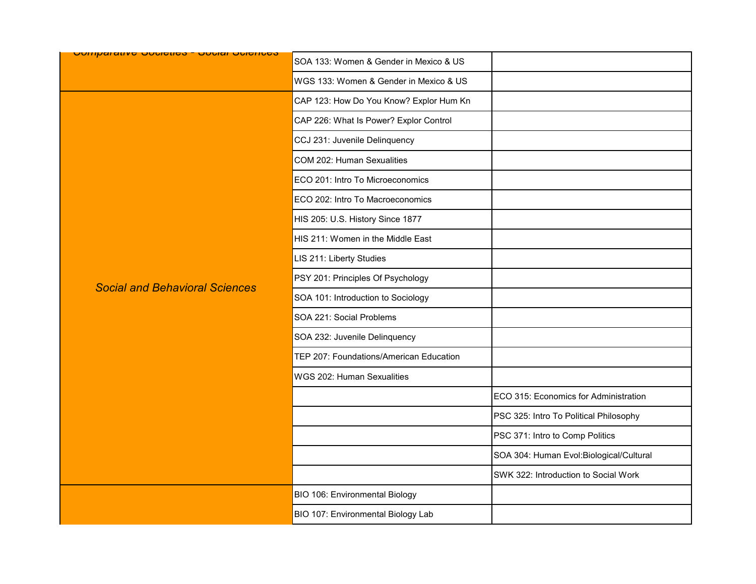| | | |
|---|---|---|
| *Comparative Societies - Social Sciences* | SOA 133: Women & Gender in Mexico & US | |
| | WGS 133: Women & Gender in Mexico & US | |
| *Social and Behavioral Sciences* | CAP 123: How Do You Know? Explor Hum Kn | |
| | CAP 226: What Is Power? Explor Control | |
| | CCJ 231: Juvenile Delinquency | |
| | COM 202: Human Sexualities | |
| | ECO 201: Intro To Microeconomics | |
| | ECO 202: Intro To Macroeconomics | |
| | HIS 205: U.S. History Since 1877 | |
| | HIS 211: Women in the Middle East | |
| | LIS 211: Liberty Studies | |
| | PSY 201: Principles Of Psychology | |
| | SOA 101: Introduction to Sociology | |
| | SOA 221: Social Problems | |
| | SOA 232: Juvenile Delinquency | |
| | TEP 207: Foundations/American Education | |
| | WGS 202: Human Sexualities | |
| | | ECO 315: Economics for Administration |
| | | PSC 325: Intro To Political Philosophy |
| | | PSC 371: Intro to Comp Politics |
| | | SOA 304: Human Evol:Biological/Cultural |
| | | SWK 322: Introduction to Social Work |
| | BIO 106: Environmental Biology | |
| | BIO 107: Environmental Biology Lab | |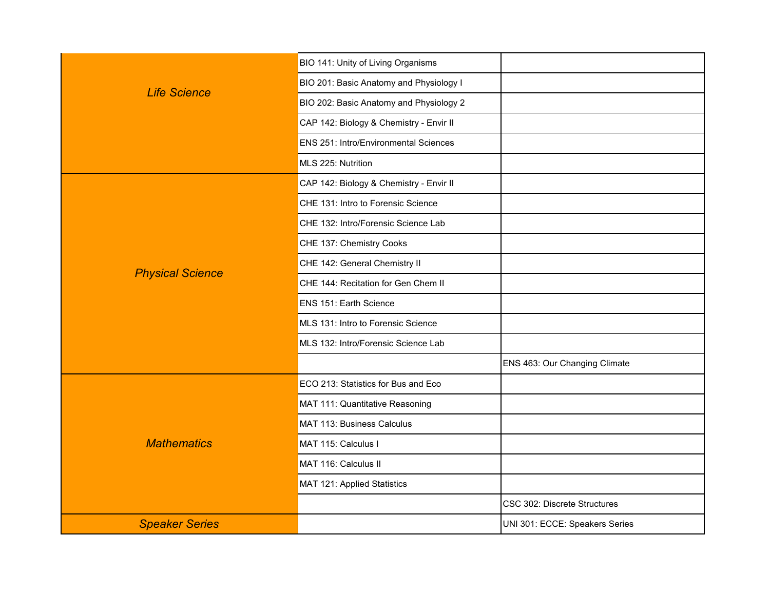| | | |
|---|---|---|
| *Life Science* | BIO 141: Unity of Living Organisms | |
| | BIO 201: Basic Anatomy and Physiology I | |
| | BIO 202: Basic Anatomy and Physiology 2 | |
| | CAP 142: Biology & Chemistry - Envir II | |
| | ENS 251: Intro/Environmental Sciences | |
| | MLS 225: Nutrition | |
| *Physical Science* | CAP 142: Biology & Chemistry - Envir II | |
| | CHE 131: Intro to Forensic Science | |
| | CHE 132: Intro/Forensic Science Lab | |
| | CHE 137: Chemistry Cooks | |
| | CHE 142: General Chemistry II | |
| | CHE 144: Recitation for Gen Chem II | |
| | ENS 151: Earth Science | |
| | MLS 131: Intro to Forensic Science | |
| | MLS 132: Intro/Forensic Science Lab | |
| | | ENS 463: Our Changing Climate |
| *Mathematics* | ECO 213: Statistics for Bus and Eco | |
| | MAT 111: Quantitative Reasoning | |
| | MAT 113: Business Calculus | |
| | MAT 115: Calculus I | |
| | MAT 116: Calculus II | |
| | MAT 121: Applied Statistics | |
| | | CSC 302: Discrete Structures |
| *Speaker Series* | | UNI 301: ECCE: Speakers Series |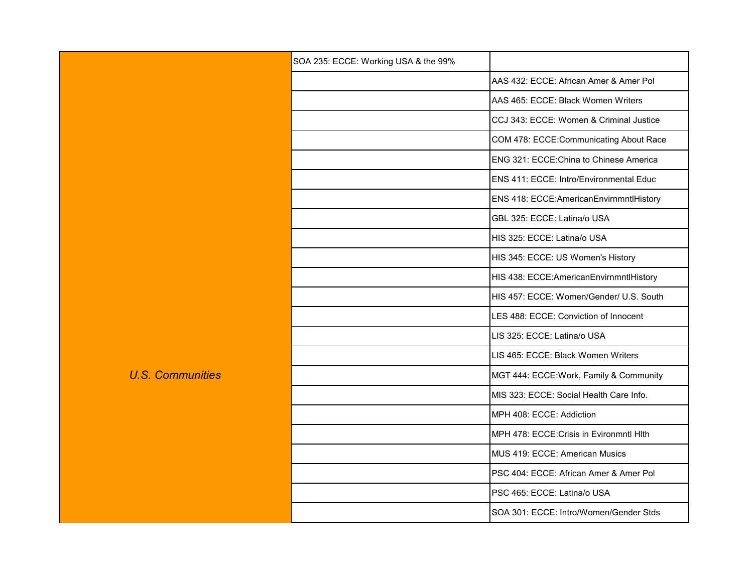| | | |
|---|---|---|
| *U.S. Communities* | SOA 235: ECCE: Working USA & the 99% | |
| | | AAS 432: ECCE: African Amer & Amer Pol |
| | | AAS 465: ECCE: Black Women Writers |
| | | CCJ 343: ECCE: Women & Criminal Justice |
| | | COM 478: ECCE:Communicating About Race |
| | | ENG 321: ECCE:China to Chinese America |
| | | ENS 411: ECCE: Intro/Environmental Educ |
| | | ENS 418: ECCE:AmericanEnvirnmntlHistory |
| | | GBL 325: ECCE: Latina/o USA |
| | | HIS 325: ECCE: Latina/o USA |
| | | HIS 345: ECCE: US Women's History |
| | | HIS 438: ECCE:AmericanEnvirnmntlHistory |
| | | HIS 457: ECCE: Women/Gender/ U.S. South |
| | | LES 488: ECCE: Conviction of Innocent |
| | | LIS 325: ECCE: Latina/o USA |
| | | LIS 465: ECCE: Black Women Writers |
| | | MGT 444: ECCE:Work, Family & Community |
| | | MIS 323: ECCE: Social Health Care Info. |
| | | MPH 408: ECCE: Addiction |
| | | MPH 478: ECCE:Crisis in Evironmntl Hlth |
| | | MUS 419: ECCE: American Musics |
| | | PSC 404: ECCE: African Amer & Amer Pol |
| | | PSC 465: ECCE: Latina/o USA |
| | | SOA 301: ECCE: Intro/Women/Gender Stds |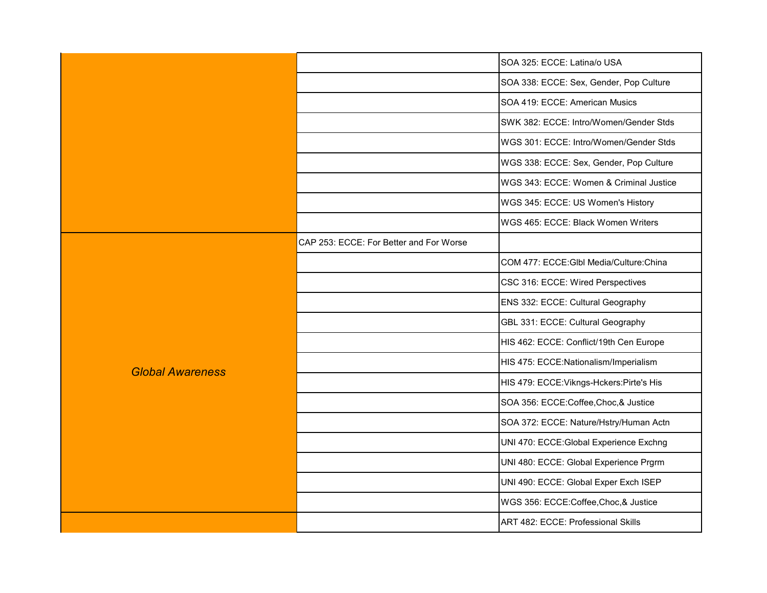| | | |
|---|---|---|
| | | SOA 325: ECCE: Latina/o USA |
| | | SOA 338: ECCE: Sex, Gender, Pop Culture |
| | | SOA 419: ECCE: American Musics |
| | | SWK 382: ECCE: Intro/Women/Gender Stds |
| | | WGS 301: ECCE: Intro/Women/Gender Stds |
| | | WGS 338: ECCE: Sex, Gender, Pop Culture |
| | | WGS 343: ECCE: Women & Criminal Justice |
| | | WGS 345: ECCE: US Women's History |
| | | WGS 465: ECCE: Black Women Writers |
| *Global Awareness* | CAP 253: ECCE: For Better and For Worse | |
| | | COM 477: ECCE:Glbl Media/Culture:China |
| | | CSC 316: ECCE: Wired Perspectives |
| | | ENS 332: ECCE: Cultural Geography |
| | | GBL 331: ECCE: Cultural Geography |
| | | HIS 462: ECCE: Conflict/19th Cen Europe |
| | | HIS 475: ECCE:Nationalism/Imperialism |
| | | HIS 479: ECCE:Vikngs-Hckers:Pirte's His |
| | | SOA 356: ECCE:Coffee,Choc,& Justice |
| | | SOA 372: ECCE: Nature/Hstry/Human Actn |
| | | UNI 470: ECCE:Global Experience Exchng |
| | | UNI 480: ECCE: Global Experience Prgrm |
| | | UNI 490: ECCE: Global Exper Exch ISEP |
| | | WGS 356: ECCE:Coffee,Choc,& Justice |
| | | ART 482: ECCE: Professional Skills |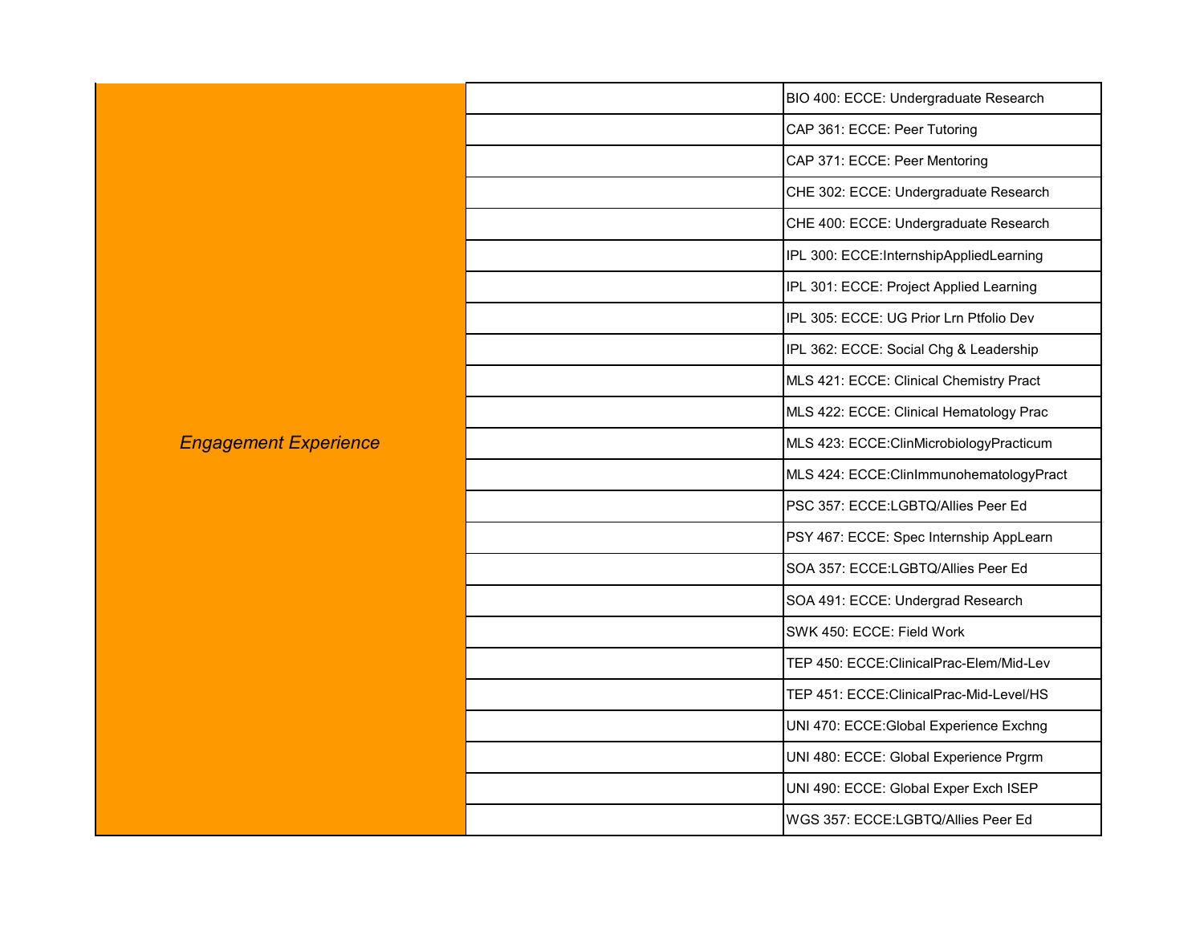| | | |
|---|---|---|
| *Engagement Experience* | | BIO 400: ECCE: Undergraduate Research |
| | | CAP 361: ECCE: Peer Tutoring |
| | | CAP 371: ECCE: Peer Mentoring |
| | | CHE 302: ECCE: Undergraduate Research |
| | | CHE 400: ECCE: Undergraduate Research |
| | | IPL 300: ECCE:InternshipAppliedLearning |
| | | IPL 301: ECCE: Project Applied Learning |
| | | IPL 305: ECCE: UG Prior Lrn Ptfolio Dev |
| | | IPL 362: ECCE: Social Chg & Leadership |
| | | MLS 421: ECCE: Clinical Chemistry Pract |
| | | MLS 422: ECCE: Clinical Hematology Prac |
| | | MLS 423: ECCE:ClinMicrobiologyPracticum |
| | | MLS 424: ECCE:ClinImmunohematologyPract |
| | | PSC 357: ECCE:LGBTQ/Allies Peer Ed |
| | | PSY 467: ECCE: Spec Internship AppLearn |
| | | SOA 357: ECCE:LGBTQ/Allies Peer Ed |
| | | SOA 491: ECCE: Undergrad Research |
| | | SWK 450: ECCE: Field Work |
| | | TEP 450: ECCE:ClinicalPrac-Elem/Mid-Lev |
| | | TEP 451: ECCE:ClinicalPrac-Mid-Level/HS |
| | | UNI 470: ECCE:Global Experience Exchng |
| | | UNI 480: ECCE: Global Experience Prgrm |
| | | UNI 490: ECCE: Global Exper Exch ISEP |
| | | WGS 357: ECCE:LGBTQ/Allies Peer Ed |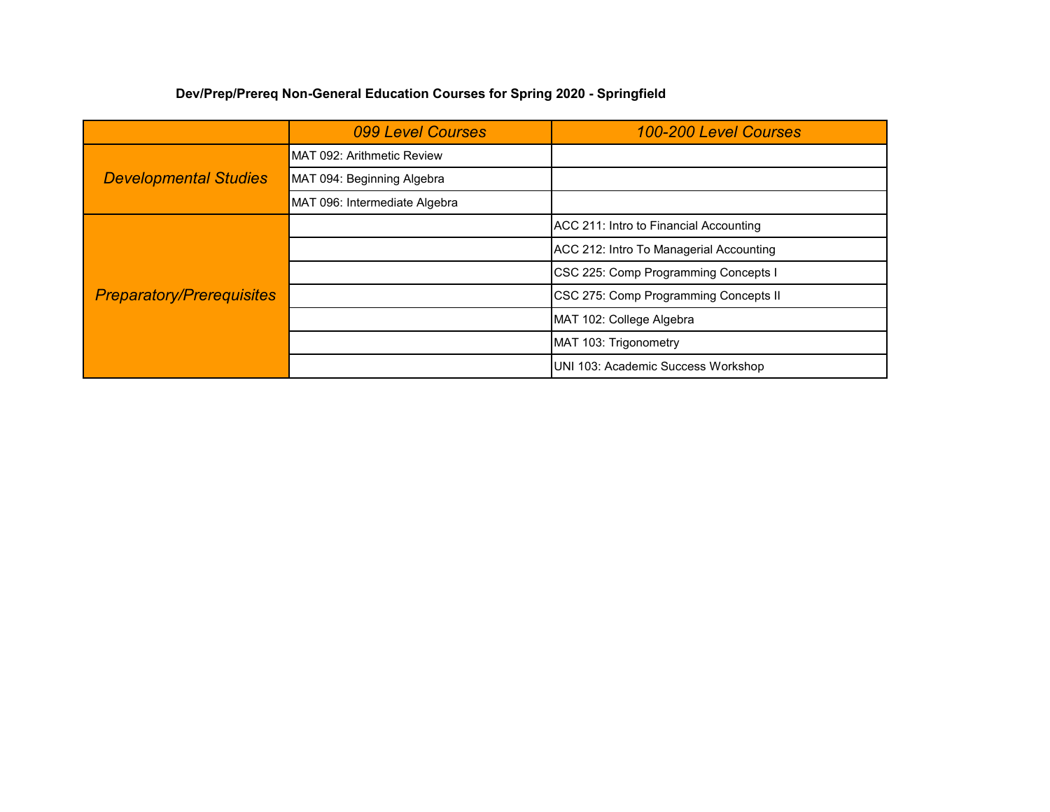**Dev/Prep/Prereq Non-General Education Courses for Spring 2020 - Springfield**

| | *099 Level Courses* | *100-200 Level Courses* |
|---|---|---|
| *Developmental Studies* | MAT 092: Arithmetic Review | |
| | MAT 094: Beginning Algebra | |
| | MAT 096: Intermediate Algebra | |
| *Preparatory/Prerequisites* | | ACC 211: Intro to Financial Accounting |
| | | ACC 212: Intro To Managerial Accounting |
| | | CSC 225: Comp Programming Concepts I |
| | | CSC 275: Comp Programming Concepts II |
| | | MAT 102: College Algebra |
| | | MAT 103: Trigonometry |
| | | UNI 103: Academic Success Workshop |